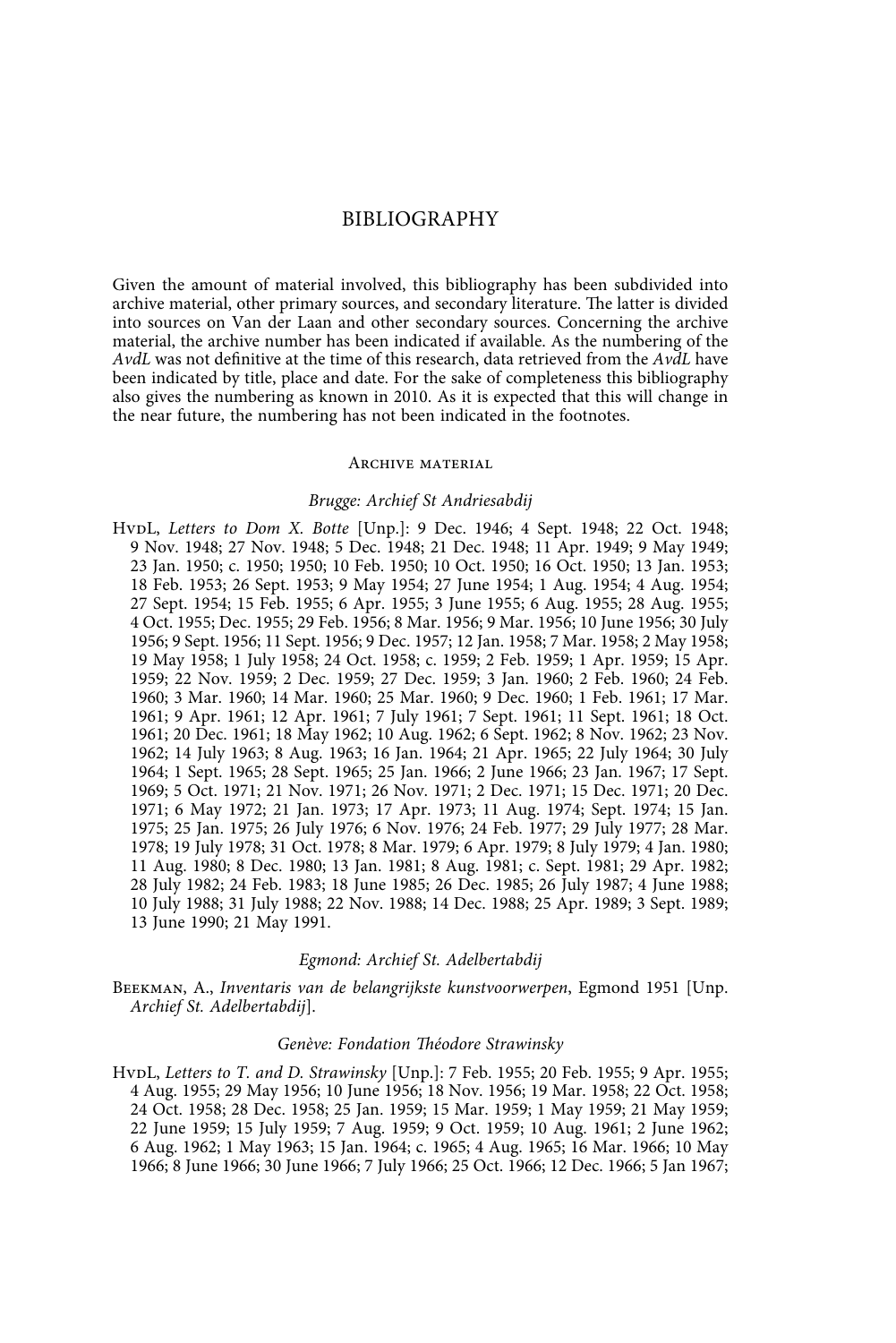# BIBLIOGRAPHY

Given the amount of material involved, this bibliography has been subdivided into archive material, other primary sources, and secondary literature. The latter is divided into sources on Van der Laan and other secondary sources. Concerning the archive material, the archive number has been indicated if available. As the numbering of the *AvdL* was not definitive at the time of this research, data retrieved from the *AvdL* have been indicated by title, place and date. For the sake of completeness this bibliography also gives the numbering as known in 2010. As it is expected that this will change in the near future, the numbering has not been indicated in the footnotes.

## Archive material

### *Brugge: Archief St Andriesabdij*

HvdL, *Letters to Dom X. Botte* [Unp.]: 9 Dec. 1946; 4 Sept. 1948; 22 Oct. 1948; 9 Nov. 1948; 27 Nov. 1948; 5 Dec. 1948; 21 Dec. 1948; 11 Apr. 1949; 9 May 1949; 23 Jan. 1950; c. 1950; 1950; 10 Feb. 1950; 10 Oct. 1950; 16 Oct. 1950; 13 Jan. 1953; 18 Feb. 1953; 26 Sept. 1953; 9 May 1954; 27 June 1954; 1 Aug. 1954; 4 Aug. 1954; 27 Sept. 1954; 15 Feb. 1955; 6 Apr. 1955; 3 June 1955; 6 Aug. 1955; 28 Aug. 1955; 4 Oct. 1955; Dec. 1955; 29 Feb. 1956; 8 Mar. 1956; 9 Mar. 1956; 10 June 1956; 30 July 1956; 9 Sept. 1956; 11 Sept. 1956; 9 Dec. 1957; 12 Jan. 1958; 7 Mar. 1958; 2 May 1958; 19 May 1958; 1 July 1958; 24 Oct. 1958; c. 1959; 2 Feb. 1959; 1 Apr. 1959; 15 Apr. 1959; 22 Nov. 1959; 2 Dec. 1959; 27 Dec. 1959; 3 Jan. 1960; 2 Feb. 1960; 24 Feb. 1960; 3 Mar. 1960; 14 Mar. 1960; 25 Mar. 1960; 9 Dec. 1960; 1 Feb. 1961; 17 Mar. 1961; 9 Apr. 1961; 12 Apr. 1961; 7 July 1961; 7 Sept. 1961; 11 Sept. 1961; 18 Oct. 1961; 20 Dec. 1961; 18 May 1962; 10 Aug. 1962; 6 Sept. 1962; 8 Nov. 1962; 23 Nov. 1962; 14 July 1963; 8 Aug. 1963; 16 Jan. 1964; 21 Apr. 1965; 22 July 1964; 30 July 1964; 1 Sept. 1965; 28 Sept. 1965; 25 Jan. 1966; 2 June 1966; 23 Jan. 1967; 17 Sept. 1969; 5 Oct. 1971; 21 Nov. 1971; 26 Nov. 1971; 2 Dec. 1971; 15 Dec. 1971; 20 Dec. 1971; 6 May 1972; 21 Jan. 1973; 17 Apr. 1973; 11 Aug. 1974; Sept. 1974; 15 Jan. 1975; 25 Jan. 1975; 26 July 1976; 6 Nov. 1976; 24 Feb. 1977; 29 July 1977; 28 Mar. 1978; 19 July 1978; 31 Oct. 1978; 8 Mar. 1979; 6 Apr. 1979; 8 July 1979; 4 Jan. 1980; 11 Aug. 1980; 8 Dec. 1980; 13 Jan. 1981; 8 Aug. 1981; c. Sept. 1981; 29 Apr. 1982; 28 July 1982; 24 Feb. 1983; 18 June 1985; 26 Dec. 1985; 26 July 1987; 4 June 1988; 10 July 1988; 31 July 1988; 22 Nov. 1988; 14 Dec. 1988; 25 Apr. 1989; 3 Sept. 1989; 13 June 1990; 21 May 1991.

### *Egmond: Archief St. Adelbertabdij*

Beekman, A., *Inventaris van de belangrijkste kunstvoorwerpen*, Egmond 1951 [Unp. *Archief St. Adelbertabdij*].

### *Genève: Fondation Théodore Strawinsky*

HvdL, *Letters to T. and D. Strawinsky* [Unp.]: 7 Feb. 1955; 20 Feb. 1955; 9 Apr. 1955; 4 Aug. 1955; 29 May 1956; 10 June 1956; 18 Nov. 1956; 19 Mar. 1958; 22 Oct. 1958; 24 Oct. 1958; 28 Dec. 1958; 25 Jan. 1959; 15 Mar. 1959; 1 May 1959; 21 May 1959; 22 June 1959; 15 July 1959; 7 Aug. 1959; 9 Oct. 1959; 10 Aug. 1961; 2 June 1962; 6 Aug. 1962; 1 May 1963; 15 Jan. 1964; c. 1965; 4 Aug. 1965; 16 Mar. 1966; 10 May 1966; 8 June 1966; 30 June 1966; 7 July 1966; 25 Oct. 1966; 12 Dec. 1966; 5 Jan 1967;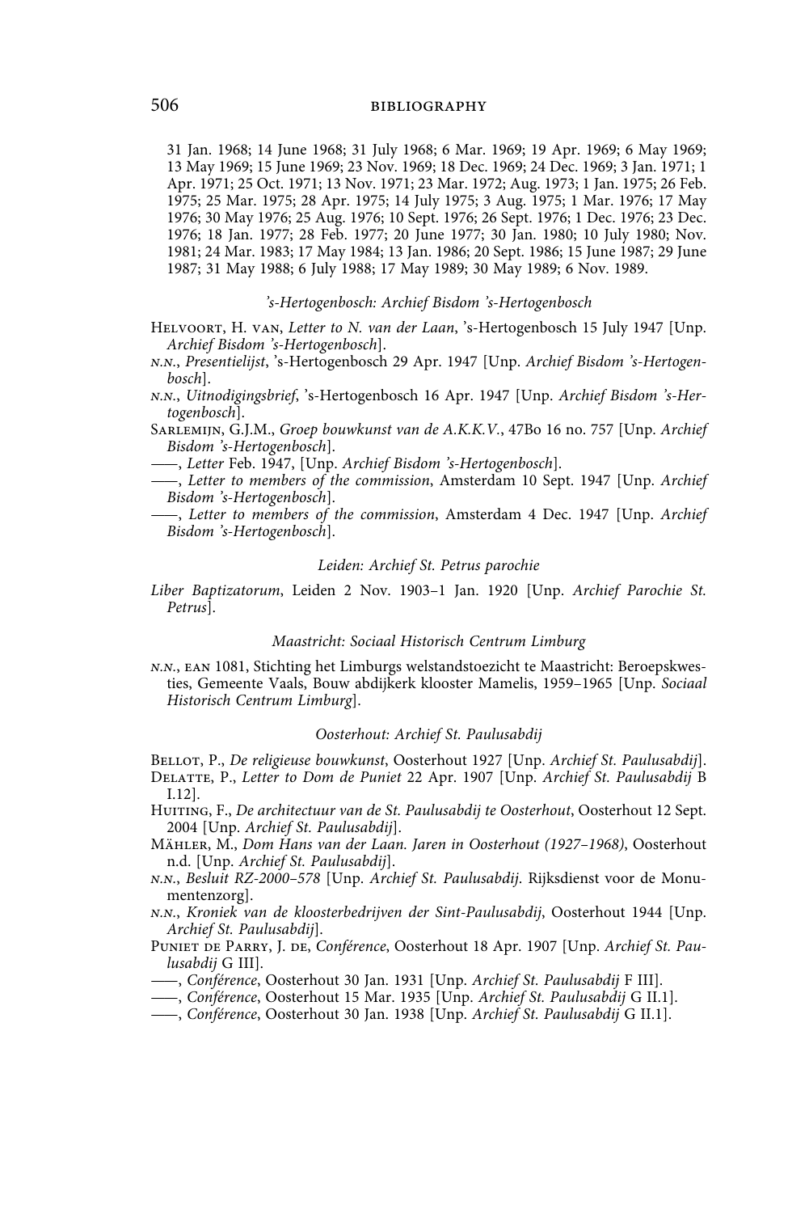31 Jan. 1968; 14 June 1968; 31 July 1968; 6 Mar. 1969; 19 Apr. 1969; 6 May 1969; 13 May 1969; 15 June 1969; 23 Nov. 1969; 18 Dec. 1969; 24 Dec. 1969; 3 Jan. 1971; 1 Apr. 1971; 25 Oct. 1971; 13 Nov. 1971; 23 Mar. 1972; Aug. 1973; 1 Jan. 1975; 26 Feb. 1975; 25 Mar. 1975; 28 Apr. 1975; 14 July 1975; 3 Aug. 1975; 1 Mar. 1976; 17 May 1976; 30 May 1976; 25 Aug. 1976; 10 Sept. 1976; 26 Sept. 1976; 1 Dec. 1976; 23 Dec. 1976; 18 Jan. 1977; 28 Feb. 1977; 20 June 1977; 30 Jan. 1980; 10 July 1980; Nov. 1981; 24 Mar. 1983; 17 May 1984; 13 Jan. 1986; 20 Sept. 1986; 15 June 1987; 29 June 1987; 31 May 1988; 6 July 1988; 17 May 1989; 30 May 1989; 6 Nov. 1989.

*'s-Hertogenbosch: Archief Bisdom 's-Hertogenbosch*

Helvoort, H. van, *Letter to N. van der Laan*, 's-Hertogenbosch 15 July 1947 [Unp. *Archief Bisdom 's-Hertogenbosch*].

*n.n.*, *Presentielijst*, 's-Hertogenbosch 29 Apr. 1947 [Unp. *Archief Bisdom 's-Hertogenbosch*].

*n.n.*, *Uitnodigingsbrief*, 's-Hertogenbosch 16 Apr. 1947 [Unp. *Archief Bisdom 's-Hertogenbosch*].

Sarlemijn, G.J.M., *Groep bouwkunst van de A.K.K.V.*, 47Bo 16 no. 757 [Unp. *Archief Bisdom 's-Hertogenbosch*].

——, *Letter* Feb. 1947, [Unp. *Archief Bisdom 's-Hertogenbosch*].

——, *Letter to members of the commission*, Amsterdam 10 Sept. 1947 [Unp. *Archief Bisdom 's-Hertogenbosch*].

——, *Letter to members of the commission*, Amsterdam 4 Dec. 1947 [Unp. *Archief Bisdom 's-Hertogenbosch*].

*Leiden: Archief St. Petrus parochie*

*Liber Baptizatorum*, Leiden 2 Nov. 1903–1 Jan. 1920 [Unp. *Archief Parochie St. Petrus*].

*Maastricht: Sociaal Historisch Centrum Limburg*

*n.n.*, ean 1081, Stichting het Limburgs welstandstoezicht te Maastricht: Beroepskwesties, Gemeente Vaals, Bouw abdijkerk klooster Mamelis, 1959–1965 [Unp. *Sociaal Historisch Centrum Limburg*].

*Oosterhout: Archief St. Paulusabdij*

Bellot, P., *De religieuse bouwkunst*, Oosterhout 1927 [Unp. *Archief St. Paulusabdij*].

Delatte, P., *Letter to Dom de Puniet* 22 Apr. 1907 [Unp. *Archief St. Paulusabdij* B I.12].

Huiting, F., *De architectuur van de St. Paulusabdij te Oosterhout*, Oosterhout 12 Sept. 2004 [Unp. *Archief St. Paulusabdij*].

Mähler, M., *Dom Hans van der Laan. Jaren in Oosterhout (1927–1968)*, Oosterhout n.d. [Unp. *Archief St. Paulusabdij*].

*n.n.*, *Besluit RZ-2000–578* [Unp. *Archief St. Paulusabdij*. Rijksdienst voor de Monumentenzorg].

*n.n.*, *Kroniek van de kloosterbedrijven der Sint-Paulusabdij*, Oosterhout 1944 [Unp. *Archief St. Paulusabdij*].

Puniet de Parry, J. de, *Conférence*, Oosterhout 18 Apr. 1907 [Unp. *Archief St. Paulusabdij* G III].

——, *Conférence*, Oosterhout 30 Jan. 1931 [Unp. *Archief St. Paulusabdij* F III].

——, *Conférence*, Oosterhout 15 Mar. 1935 [Unp. *Archief St. Paulusabdij* G II.1].

——, *Conférence*, Oosterhout 30 Jan. 1938 [Unp. *Archief St. Paulusabdij* G II.1].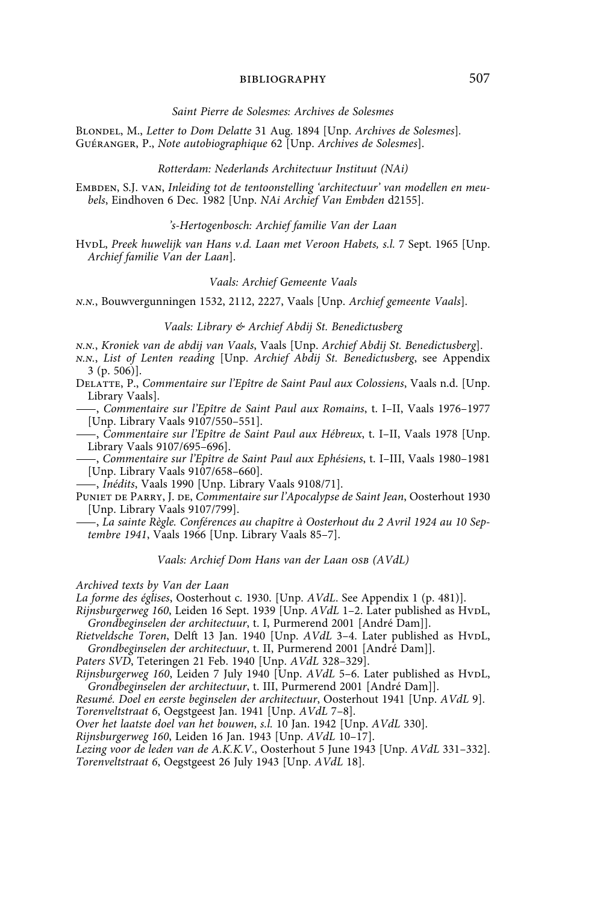*Saint Pierre de Solesmes: Archives de Solesmes*

Blondel, M., *Letter to Dom Delatte* 31 Aug. 1894 [Unp. *Archives de Solesmes*].
Guéranger, P., *Note autobiographique* 62 [Unp. *Archives de Solesmes*].

*Rotterdam: Nederlands Architectuur Instituut (NAi)*

Embden, S.J. van, *Inleiding tot de tentoonstelling 'architectuur' van modellen en meubels*, Eindhoven 6 Dec. 1982 [Unp. *NAi Archief Van Embden* d2155].

*'s-Hertogenbosch: Archief familie Van der Laan*

HvdL, *Preek huwelijk van Hans v.d. Laan met Veroon Habets, s.l.* 7 Sept. 1965 [Unp. *Archief familie Van der Laan*].

*Vaals: Archief Gemeente Vaals*

*n.n.*, Bouwvergunningen 1532, 2112, 2227, Vaals [Unp. *Archief gemeente Vaals*].

*Vaals: Library & Archief Abdij St. Benedictusberg*

*n.n.*, *Kroniek van de abdij van Vaals*, Vaals [Unp. *Archief Abdij St. Benedictusberg*].
*n.n.*, *List of Lenten reading* [Unp. *Archief Abdij St. Benedictusberg*, see Appendix 3 (p. 506)].
Delatte, P., *Commentaire sur l'Epître de Saint Paul aux Colossiens*, Vaals n.d. [Unp. Library Vaals].
——, *Commentaire sur l'Epître de Saint Paul aux Romains*, t. I–II, Vaals 1976–1977 [Unp. Library Vaals 9107/550–551].
——, *Commentaire sur l'Epître de Saint Paul aux Hébreux*, t. I–II, Vaals 1978 [Unp. Library Vaals 9107/695–696].
——, *Commentaire sur l'Epître de Saint Paul aux Ephésiens*, t. I–III, Vaals 1980–1981 [Unp. Library Vaals 9107/658–660].
——, *Inédits*, Vaals 1990 [Unp. Library Vaals 9108/71].
Puniet de Parry, J. de, *Commentaire sur l'Apocalypse de Saint Jean*, Oosterhout 1930 [Unp. Library Vaals 9107/799].
——, *La sainte Règle. Conférences au chapître à Oosterhout du 2 Avril 1924 au 10 Septembre 1941*, Vaals 1966 [Unp. Library Vaals 85–7].

*Vaals: Archief Dom Hans van der Laan osb (AVdL)*

*Archived texts by Van der Laan*

*La forme des églises*, Oosterhout c. 1930. [Unp. *AVdL*. See Appendix 1 (p. 481)].
*Rijnsburgerweg 160*, Leiden 16 Sept. 1939 [Unp. *AVdL* 1–2. Later published as HvdL, *Grondbeginselen der architectuur*, t. I, Purmerend 2001 [André Dam]].
*Rietveldsche Toren*, Delft 13 Jan. 1940 [Unp. *AVdL* 3–4. Later published as HvdL, *Grondbeginselen der architectuur*, t. II, Purmerend 2001 [André Dam]].
*Paters SVD*, Teteringen 21 Feb. 1940 [Unp. *AVdL* 328–329].
*Rijnsburgerweg 160*, Leiden 7 July 1940 [Unp. *AVdL* 5–6. Later published as HvdL, *Grondbeginselen der architectuur*, t. III, Purmerend 2001 [André Dam]].
*Resumé. Doel en eerste beginselen der architectuur*, Oosterhout 1941 [Unp. *AVdL* 9].
*Torenveltstraat 6*, Oegstgeest Jan. 1941 [Unp. *AVdL* 7–8].
*Over het laatste doel van het bouwen*, *s.l.* 10 Jan. 1942 [Unp. *AVdL* 330].
*Rijnsburgerweg 160*, Leiden 16 Jan. 1943 [Unp. *AVdL* 10–17].
*Lezing voor de leden van de A.K.K.V.*, Oosterhout 5 June 1943 [Unp. *AVdL* 331–332].
*Torenveltstraat 6*, Oegstgeest 26 July 1943 [Unp. *AVdL* 18].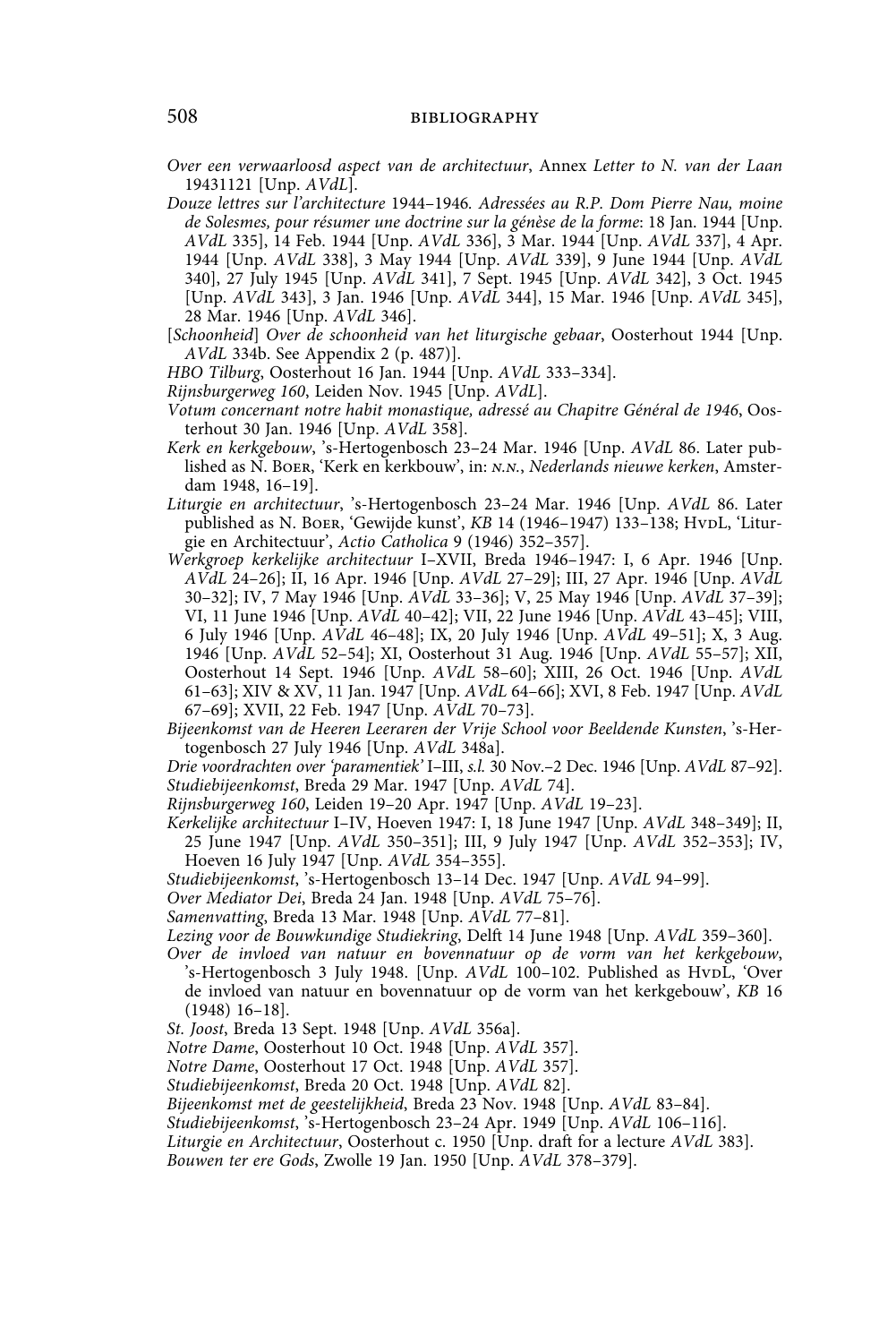*Over een verwaarloosd aspect van de architectuur*, Annex *Letter to N. van der Laan* 19431121 [Unp. *AVdL*].

*Douze lettres sur l'architecture* 1944–1946*. Adressées au R.P. Dom Pierre Nau, moine de Solesmes, pour résumer une doctrine sur la génèse de la forme*: 18 Jan. 1944 [Unp. *AVdL* 335], 14 Feb. 1944 [Unp. *AVdL* 336], 3 Mar. 1944 [Unp. *AVdL* 337], 4 Apr. 1944 [Unp. *AVdL* 338], 3 May 1944 [Unp. *AVdL* 339], 9 June 1944 [Unp. *AVdL* 340], 27 July 1945 [Unp. *AVdL* 341], 7 Sept. 1945 [Unp. *AVdL* 342], 3 Oct. 1945 [Unp. *AVdL* 343], 3 Jan. 1946 [Unp. *AVdL* 344], 15 Mar. 1946 [Unp. *AVdL* 345], 28 Mar. 1946 [Unp. *AVdL* 346].

[*Schoonheid*] *Over de schoonheid van het liturgische gebaar*, Oosterhout 1944 [Unp. *AVdL* 334b. See Appendix 2 (p. 487)].

*HBO Tilburg*, Oosterhout 16 Jan. 1944 [Unp. *AVdL* 333–334].

*Rijnsburgerweg 160*, Leiden Nov. 1945 [Unp. *AVdL*].

*Votum concernant notre habit monastique, adressé au Chapitre Général de 1946*, Oosterhout 30 Jan. 1946 [Unp. *AVdL* 358].

*Kerk en kerkgebouw*, 's-Hertogenbosch 23–24 Mar. 1946 [Unp. *AVdL* 86. Later published as N. Boer, 'Kerk en kerkbouw', in: *n.n.*, *Nederlands nieuwe kerken*, Amsterdam 1948, 16–19].

*Liturgie en architectuur*, 's-Hertogenbosch 23–24 Mar. 1946 [Unp. *AVdL* 86. Later published as N. Boer, 'Gewijde kunst', *KB* 14 (1946–1947) 133–138; HvdL, 'Liturgie en Architectuur', *Actio Catholica* 9 (1946) 352–357].

*Werkgroep kerkelijke architectuur* I–XVII, Breda 1946–1947: I, 6 Apr. 1946 [Unp. *AVdL* 24–26]; II, 16 Apr. 1946 [Unp. *AVdL* 27–29]; III, 27 Apr. 1946 [Unp. *AVdL* 30–32]; IV, 7 May 1946 [Unp. *AVdL* 33–36]; V, 25 May 1946 [Unp. *AVdL* 37–39]; VI, 11 June 1946 [Unp. *AVdL* 40–42]; VII, 22 June 1946 [Unp. *AVdL* 43–45]; VIII, 6 July 1946 [Unp. *AVdL* 46–48]; IX, 20 July 1946 [Unp. *AVdL* 49–51]; X, 3 Aug. 1946 [Unp. *AVdL* 52–54]; XI, Oosterhout 31 Aug. 1946 [Unp. *AVdL* 55–57]; XII, Oosterhout 14 Sept. 1946 [Unp. *AVdL* 58–60]; XIII, 26 Oct. 1946 [Unp. *AVdL* 61–63]; XIV & XV, 11 Jan. 1947 [Unp. *AVdL* 64–66]; XVI, 8 Feb. 1947 [Unp. *AVdL* 67–69]; XVII, 22 Feb. 1947 [Unp. *AVdL* 70–73].

*Bijeenkomst van de Heeren Leeraren der Vrije School voor Beeldende Kunsten*, 's-Hertogenbosch 27 July 1946 [Unp. *AVdL* 348a].

*Drie voordrachten over 'paramentiek'* I–III, *s.l.* 30 Nov.–2 Dec. 1946 [Unp. *AVdL* 87–92].

*Studiebijeenkomst*, Breda 29 Mar. 1947 [Unp. *AVdL* 74].

*Rijnsburgerweg 160*, Leiden 19–20 Apr. 1947 [Unp. *AVdL* 19–23].

*Kerkelijke architectuur* I–IV, Hoeven 1947: I, 18 June 1947 [Unp. *AVdL* 348–349]; II, 25 June 1947 [Unp. *AVdL* 350–351]; III, 9 July 1947 [Unp. *AVdL* 352–353]; IV, Hoeven 16 July 1947 [Unp. *AVdL* 354–355].

*Studiebijeenkomst*, 's-Hertogenbosch 13–14 Dec. 1947 [Unp. *AVdL* 94–99].

*Over Mediator Dei*, Breda 24 Jan. 1948 [Unp. *AVdL* 75–76].

*Samenvatting*, Breda 13 Mar. 1948 [Unp. *AVdL* 77–81].

*Lezing voor de Bouwkundige Studiekring*, Delft 14 June 1948 [Unp. *AVdL* 359–360].

*Over de invloed van natuur en bovennatuur op de vorm van het kerkgebouw*, 's-Hertogenbosch 3 July 1948. [Unp. *AVdL* 100–102. Published as HvdL, 'Over de invloed van natuur en bovennatuur op de vorm van het kerkgebouw', *KB* 16 (1948) 16–18].

*St. Joost*, Breda 13 Sept. 1948 [Unp. *AVdL* 356a].

*Notre Dame*, Oosterhout 10 Oct. 1948 [Unp. *AVdL* 357].

*Notre Dame*, Oosterhout 17 Oct. 1948 [Unp. *AVdL* 357].

*Studiebijeenkomst*, Breda 20 Oct. 1948 [Unp. *AVdL* 82].

*Bijeenkomst met de geestelijkheid*, Breda 23 Nov. 1948 [Unp. *AVdL* 83–84].

*Studiebijeenkomst*, 's-Hertogenbosch 23–24 Apr. 1949 [Unp. *AVdL* 106–116].

*Liturgie en Architectuur*, Oosterhout c. 1950 [Unp. draft for a lecture *AVdL* 383].

*Bouwen ter ere Gods*, Zwolle 19 Jan. 1950 [Unp. *AVdL* 378–379].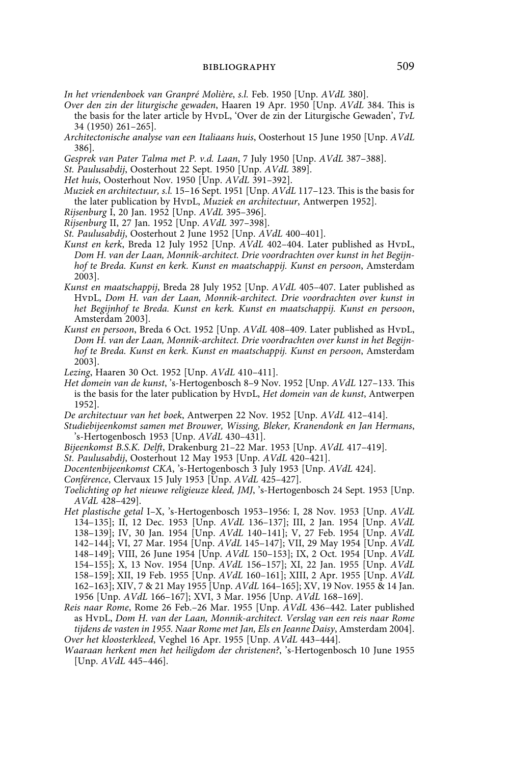*In het vriendenboek van Granpré Molière*, *s.l.* Feb. 1950 [Unp. *AVdL* 380].

*Over den zin der liturgische gewaden*, Haaren 19 Apr. 1950 [Unp. *AVdL* 384. This is the basis for the later article by HvdL, 'Over de zin der Liturgische Gewaden', *TvL* 34 (1950) 261–265].

*Architectonische analyse van een Italiaans huis*, Oosterhout 15 June 1950 [Unp. *AVdL* 386].

*Gesprek van Pater Talma met P. v.d. Laan*, 7 July 1950 [Unp. *AVdL* 387–388].

*St. Paulusabdij*, Oosterhout 22 Sept. 1950 [Unp. *AVdL* 389].

*Het huis*, Oosterhout Nov. 1950 [Unp. *AVdL* 391–392].

*Muziek en architectuur*, *s.l.* 15–16 Sept. 1951 [Unp. *AVdL* 117–123. This is the basis for the later publication by HvdL, *Muziek en architectuur*, Antwerpen 1952].

*Rijsenburg* I, 20 Jan. 1952 [Unp. *AVdL* 395–396].

*Rijsenburg* II, 27 Jan. 1952 [Unp. *AVdL* 397–398].

*St. Paulusabdij*, Oosterhout 2 June 1952 [Unp. *AVdL* 400–401].

*Kunst en kerk*, Breda 12 July 1952 [Unp. *AVdL* 402–404. Later published as HvdL, *Dom H. van der Laan, Monnik-architect. Drie voordrachten over kunst in het Begijnhof te Breda. Kunst en kerk. Kunst en maatschappij. Kunst en persoon*, Amsterdam 2003].

*Kunst en maatschappij*, Breda 28 July 1952 [Unp. *AVdL* 405–407. Later published as HvdL, *Dom H. van der Laan, Monnik-architect. Drie voordrachten over kunst in het Begijnhof te Breda. Kunst en kerk. Kunst en maatschappij. Kunst en persoon*, Amsterdam 2003].

*Kunst en persoon*, Breda 6 Oct. 1952 [Unp. *AVdL* 408–409. Later published as HvdL, *Dom H. van der Laan, Monnik-architect. Drie voordrachten over kunst in het Begijnhof te Breda. Kunst en kerk. Kunst en maatschappij. Kunst en persoon*, Amsterdam 2003].

*Lezing*, Haaren 30 Oct. 1952 [Unp. *AVdL* 410–411].

*Het domein van de kunst*, 's-Hertogenbosch 8–9 Nov. 1952 [Unp. *AVdL* 127–133. This is the basis for the later publication by HvdL, *Het domein van de kunst*, Antwerpen 1952].

*De architectuur van het boek*, Antwerpen 22 Nov. 1952 [Unp. *AVdL* 412–414].

*Studiebijeenkomst samen met Brouwer, Wissing, Bleker, Kranendonk en Jan Hermans*, 's-Hertogenbosch 1953 [Unp. *AVdL* 430–431].

*Bijeenkomst B.S.K. Delft*, Drakenburg 21–22 Mar. 1953 [Unp. *AVdL* 417–419].

*St. Paulusabdij*, Oosterhout 12 May 1953 [Unp. *AVdL* 420–421].

*Docentenbijeenkomst CKA*, 's-Hertogenbosch 3 July 1953 [Unp. *AVdL* 424].

*Conférence*, Clervaux 15 July 1953 [Unp. *AVdL* 425–427].

*Toelichting op het nieuwe religieuze kleed, JMJ*, 's-Hertogenbosch 24 Sept. 1953 [Unp. *AVdL* 428–429].

*Het plastische getal* I–X, 's-Hertogenbosch 1953–1956: I, 28 Nov. 1953 [Unp. *AVdL* 134–135]; II, 12 Dec. 1953 [Unp. *AVdL* 136–137]; III, 2 Jan. 1954 [Unp. *AVdL* 138–139]; IV, 30 Jan. 1954 [Unp. *AVdL* 140–141]; V, 27 Feb. 1954 [Unp. *AVdL* 142–144]; VI, 27 Mar. 1954 [Unp. *AVdL* 145–147]; VII, 29 May 1954 [Unp. *AVdL* 148–149]; VIII, 26 June 1954 [Unp. *AVdL* 150–153]; IX, 2 Oct. 1954 [Unp. *AVdL* 154–155]; X, 13 Nov. 1954 [Unp. *AVdL* 156–157]; XI, 22 Jan. 1955 [Unp. *AVdL* 158–159]; XII, 19 Feb. 1955 [Unp. *AVdL* 160–161]; XIII, 2 Apr. 1955 [Unp. *AVdL* 162–163]; XIV, 7 & 21 May 1955 [Unp. *AVdL* 164–165]; XV, 19 Nov. 1955 & 14 Jan. 1956 [Unp. *AVdL* 166–167]; XVI, 3 Mar. 1956 [Unp. *AVdL* 168–169].

*Reis naar Rome*, Rome 26 Feb.–26 Mar. 1955 [Unp. *AVdL* 436–442. Later published as HvdL, *Dom H. van der Laan, Monnik-architect. Verslag van een reis naar Rome tijdens de vasten in 1955. Naar Rome met Jan, Els en Jeanne Daisy*, Amsterdam 2004].

*Over het kloosterkleed*, Veghel 16 Apr. 1955 [Unp. *AVdL* 443–444].

*Waaraan herkent men het heiligdom der christenen?*, 's-Hertogenbosch 10 June 1955 [Unp. *AVdL* 445–446].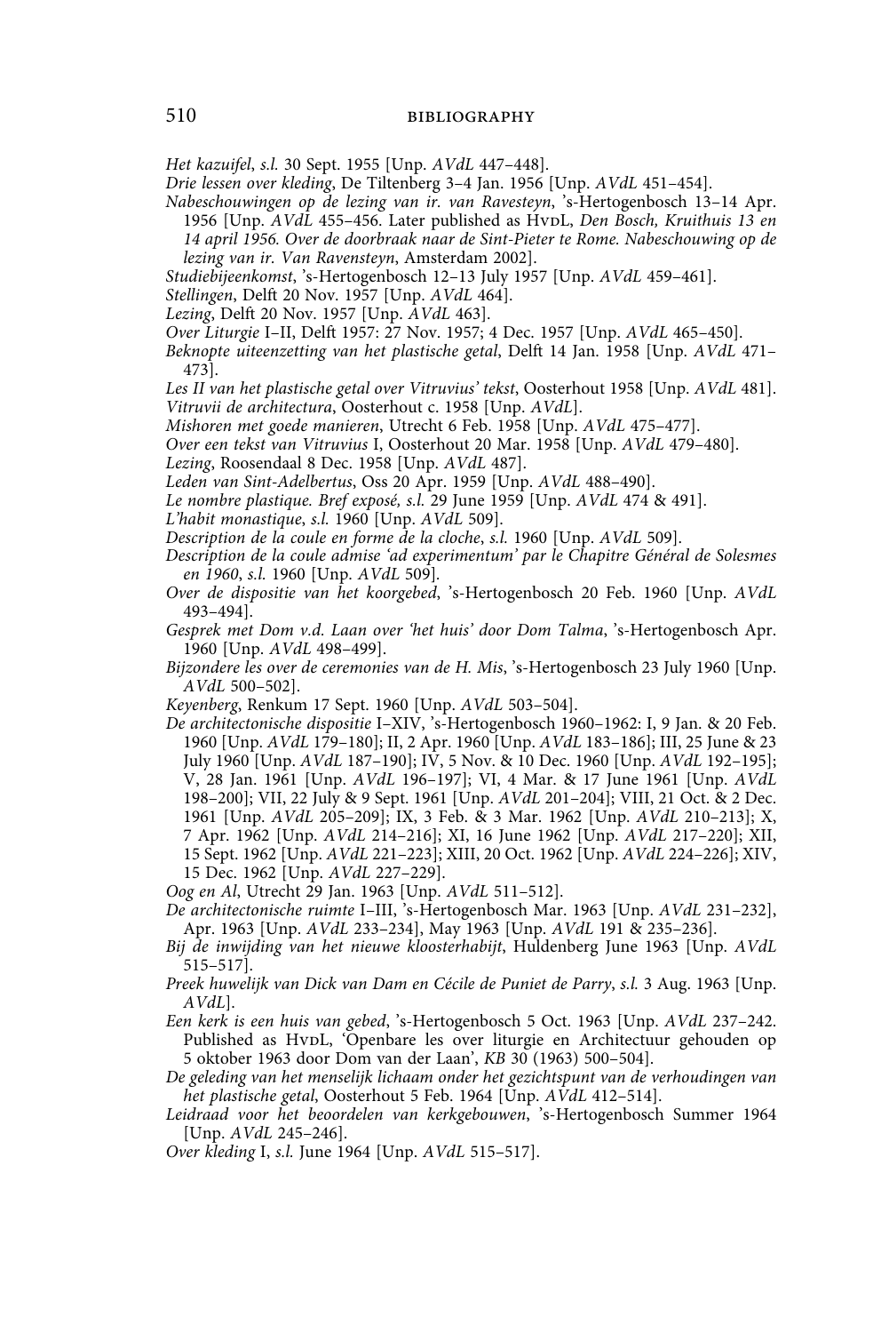*Het kazuifel*, *s.l.* 30 Sept. 1955 [Unp. *AVdL* 447–448].

*Drie lessen over kleding*, De Tiltenberg 3–4 Jan. 1956 [Unp. *AVdL* 451–454].

*Nabeschouwingen op de lezing van ir. van Ravesteyn*, 's-Hertogenbosch 13–14 Apr. 1956 [Unp. *AVdL* 455–456. Later published as HvdL, *Den Bosch, Kruithuis 13 en 14 april 1956. Over de doorbraak naar de Sint-Pieter te Rome. Nabeschouwing op de lezing van ir. Van Ravensteyn*, Amsterdam 2002].

*Studiebijeenkomst*, 's-Hertogenbosch 12–13 July 1957 [Unp. *AVdL* 459–461].

*Stellingen*, Delft 20 Nov. 1957 [Unp. *AVdL* 464].

*Lezing*, Delft 20 Nov. 1957 [Unp. *AVdL* 463].

*Over Liturgie* I–II, Delft 1957: 27 Nov. 1957; 4 Dec. 1957 [Unp. *AVdL* 465–450].

*Beknopte uiteenzetting van het plastische getal*, Delft 14 Jan. 1958 [Unp. *AVdL* 471–473].

*Les II van het plastische getal over Vitruvius' tekst*, Oosterhout 1958 [Unp. *AVdL* 481].

*Vitruvii de architectura*, Oosterhout c. 1958 [Unp. *AVdL*].

*Mishoren met goede manieren*, Utrecht 6 Feb. 1958 [Unp. *AVdL* 475–477].

*Over een tekst van Vitruvius* I, Oosterhout 20 Mar. 1958 [Unp. *AVdL* 479–480].

*Lezing*, Roosendaal 8 Dec. 1958 [Unp. *AVdL* 487].

*Leden van Sint-Adelbertus*, Oss 20 Apr. 1959 [Unp. *AVdL* 488–490].

*Le nombre plastique. Bref exposé, s.l.* 29 June 1959 [Unp. *AVdL* 474 & 491].

*L'habit monastique*, *s.l.* 1960 [Unp. *AVdL* 509].

*Description de la coule en forme de la cloche*, *s.l.* 1960 [Unp. *AVdL* 509].

*Description de la coule admise 'ad experimentum' par le Chapitre Général de Solesmes en 1960*, *s.l.* 1960 [Unp. *AVdL* 509].

*Over de dispositie van het koorgebed*, 's-Hertogenbosch 20 Feb. 1960 [Unp. *AVdL* 493–494].

*Gesprek met Dom v.d. Laan over 'het huis' door Dom Talma*, 's-Hertogenbosch Apr. 1960 [Unp. *AVdL* 498–499].

*Bijzondere les over de ceremonies van de H. Mis*, 's-Hertogenbosch 23 July 1960 [Unp. *AVdL* 500–502].

*Keyenberg*, Renkum 17 Sept. 1960 [Unp. *AVdL* 503–504].

*De architectonische dispositie* I–XIV, 's-Hertogenbosch 1960–1962: I, 9 Jan. & 20 Feb. 1960 [Unp. *AVdL* 179–180]; II, 2 Apr. 1960 [Unp. *AVdL* 183–186]; III, 25 June & 23 July 1960 [Unp. *AVdL* 187–190]; IV, 5 Nov. & 10 Dec. 1960 [Unp. *AVdL* 192–195]; V, 28 Jan. 1961 [Unp. *AVdL* 196–197]; VI, 4 Mar. & 17 June 1961 [Unp. *AVdL* 198–200]; VII, 22 July & 9 Sept. 1961 [Unp. *AVdL* 201–204]; VIII, 21 Oct. & 2 Dec. 1961 [Unp. *AVdL* 205–209]; IX, 3 Feb. & 3 Mar. 1962 [Unp. *AVdL* 210–213]; X, 7 Apr. 1962 [Unp. *AVdL* 214–216]; XI, 16 June 1962 [Unp. *AVdL* 217–220]; XII, 15 Sept. 1962 [Unp. *AVdL* 221–223]; XIII, 20 Oct. 1962 [Unp. *AVdL* 224–226]; XIV, 15 Dec. 1962 [Unp. *AVdL* 227–229].

*Oog en Al*, Utrecht 29 Jan. 1963 [Unp. *AVdL* 511–512].

*De architectonische ruimte* I–III, 's-Hertogenbosch Mar. 1963 [Unp. *AVdL* 231–232], Apr. 1963 [Unp. *AVdL* 233–234], May 1963 [Unp. *AVdL* 191 & 235–236].

*Bij de inwijding van het nieuwe kloosterhabijt*, Huldenberg June 1963 [Unp. *AVdL* 515–517].

*Preek huwelijk van Dick van Dam en Cécile de Puniet de Parry*, *s.l.* 3 Aug. 1963 [Unp. *AVdL*].

*Een kerk is een huis van gebed*, 's-Hertogenbosch 5 Oct. 1963 [Unp. *AVdL* 237–242. Published as HvdL, 'Openbare les over liturgie en Architectuur gehouden op 5 oktober 1963 door Dom van der Laan', *KB* 30 (1963) 500–504].

*De geleding van het menselijk lichaam onder het gezichtspunt van de verhoudingen van het plastische getal*, Oosterhout 5 Feb. 1964 [Unp. *AVdL* 412–514].

*Leidraad voor het beoordelen van kerkgebouwen*, 's-Hertogenbosch Summer 1964 [Unp. *AVdL* 245–246].

*Over kleding* I, *s.l.* June 1964 [Unp. *AVdL* 515–517].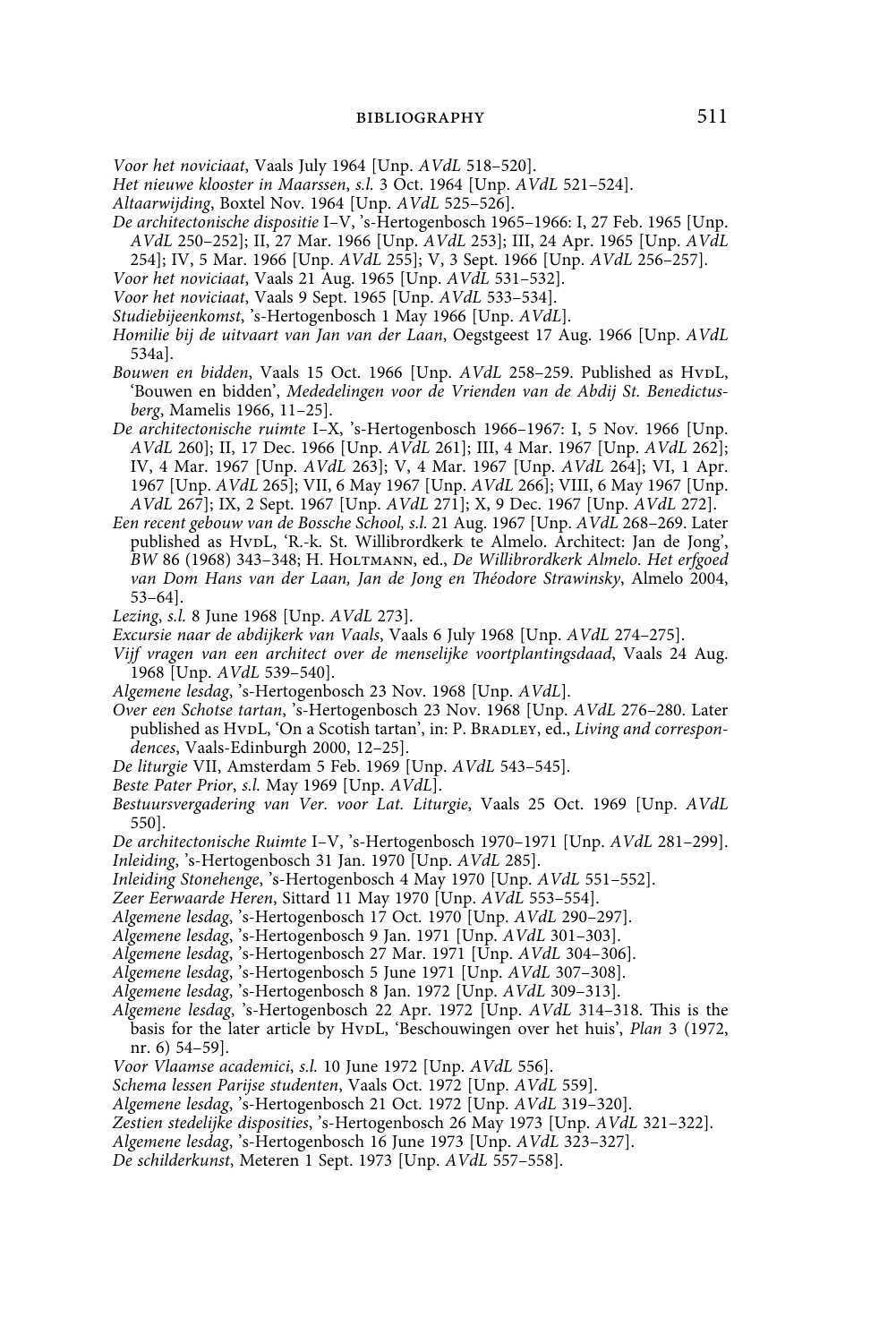*Voor het noviciaat*, Vaals July 1964 [Unp. *AVdL* 518–520].

*Het nieuwe klooster in Maarssen*, *s.l.* 3 Oct. 1964 [Unp. *AVdL* 521–524].

*Altaarwijding*, Boxtel Nov. 1964 [Unp. *AVdL* 525–526].

*De architectonische dispositie* I–V, 's-Hertogenbosch 1965–1966: I, 27 Feb. 1965 [Unp. *AVdL* 250–252]; II, 27 Mar. 1966 [Unp. *AVdL* 253]; III, 24 Apr. 1965 [Unp. *AVdL* 254]; IV, 5 Mar. 1966 [Unp. *AVdL* 255]; V, 3 Sept. 1966 [Unp. *AVdL* 256–257].

*Voor het noviciaat*, Vaals 21 Aug. 1965 [Unp. *AVdL* 531–532].

*Voor het noviciaat*, Vaals 9 Sept. 1965 [Unp. *AVdL* 533–534].

*Studiebijeenkomst*, 's-Hertogenbosch 1 May 1966 [Unp. *AVdL*].

*Homilie bij de uitvaart van Jan van der Laan*, Oegstgeest 17 Aug. 1966 [Unp. *AVdL* 534a].

*Bouwen en bidden*, Vaals 15 Oct. 1966 [Unp. *AVdL* 258–259. Published as HvdL, 'Bouwen en bidden', *Mededelingen voor de Vrienden van de Abdij St. Benedictusberg*, Mamelis 1966, 11–25].

*De architectonische ruimte* I–X, 's-Hertogenbosch 1966–1967: I, 5 Nov. 1966 [Unp. *AVdL* 260]; II, 17 Dec. 1966 [Unp. *AVdL* 261]; III, 4 Mar. 1967 [Unp. *AVdL* 262]; IV, 4 Mar. 1967 [Unp. *AVdL* 263]; V, 4 Mar. 1967 [Unp. *AVdL* 264]; VI, 1 Apr. 1967 [Unp. *AVdL* 265]; VII, 6 May 1967 [Unp. *AVdL* 266]; VIII, 6 May 1967 [Unp. *AVdL* 267]; IX, 2 Sept. 1967 [Unp. *AVdL* 271]; X, 9 Dec. 1967 [Unp. *AVdL* 272].

*Een recent gebouw van de Bossche School*, *s.l.* 21 Aug. 1967 [Unp. *AVdL* 268–269. Later published as HvdL, 'R.-k. St. Willibrordkerk te Almelo. Architect: Jan de Jong', *BW* 86 (1968) 343–348; H. Holtmann, ed., *De Willibrordkerk Almelo. Het erfgoed van Dom Hans van der Laan, Jan de Jong en Théodore Strawinsky*, Almelo 2004, 53–64].

*Lezing*, *s.l.* 8 June 1968 [Unp. *AVdL* 273].

*Excursie naar de abdijkerk van Vaals*, Vaals 6 July 1968 [Unp. *AVdL* 274–275].

*Vijf vragen van een architect over de menselijke voortplantingsdaad*, Vaals 24 Aug. 1968 [Unp. *AVdL* 539–540].

*Algemene lesdag*, 's-Hertogenbosch 23 Nov. 1968 [Unp. *AVdL*].

*Over een Schotse tartan*, 's-Hertogenbosch 23 Nov. 1968 [Unp. *AVdL* 276–280. Later published as HvdL, 'On a Scotish tartan', in: P. Bradley, ed., *Living and correspondences*, Vaals-Edinburgh 2000, 12–25].

*De liturgie* VII, Amsterdam 5 Feb. 1969 [Unp. *AVdL* 543–545].

*Beste Pater Prior*, *s.l.* May 1969 [Unp. *AVdL*].

*Bestuursvergadering van Ver. voor Lat. Liturgie*, Vaals 25 Oct. 1969 [Unp. *AVdL* 550].

*De architectonische Ruimte* I–V, 's-Hertogenbosch 1970–1971 [Unp. *AVdL* 281–299].

*Inleiding*, 's-Hertogenbosch 31 Jan. 1970 [Unp. *AVdL* 285].

*Inleiding Stonehenge*, 's-Hertogenbosch 4 May 1970 [Unp. *AVdL* 551–552].

*Zeer Eerwaarde Heren*, Sittard 11 May 1970 [Unp. *AVdL* 553–554].

*Algemene lesdag*, 's-Hertogenbosch 17 Oct. 1970 [Unp. *AVdL* 290–297].

*Algemene lesdag*, 's-Hertogenbosch 9 Jan. 1971 [Unp. *AVdL* 301–303].

*Algemene lesdag*, 's-Hertogenbosch 27 Mar. 1971 [Unp. *AVdL* 304–306].

*Algemene lesdag*, 's-Hertogenbosch 5 June 1971 [Unp. *AVdL* 307–308].

*Algemene lesdag*, 's-Hertogenbosch 8 Jan. 1972 [Unp. *AVdL* 309–313].

*Algemene lesdag*, 's-Hertogenbosch 22 Apr. 1972 [Unp. *AVdL* 314–318. This is the basis for the later article by HvdL, 'Beschouwingen over het huis', *Plan* 3 (1972, nr. 6) 54–59].

*Voor Vlaamse academici*, *s.l.* 10 June 1972 [Unp. *AVdL* 556].

*Schema lessen Parijse studenten*, Vaals Oct. 1972 [Unp. *AVdL* 559].

*Algemene lesdag*, 's-Hertogenbosch 21 Oct. 1972 [Unp. *AVdL* 319–320].

*Zestien stedelijke disposities*, 's-Hertogenbosch 26 May 1973 [Unp. *AVdL* 321–322].

*Algemene lesdag*, 's-Hertogenbosch 16 June 1973 [Unp. *AVdL* 323–327].

*De schilderkunst*, Meteren 1 Sept. 1973 [Unp. *AVdL* 557–558].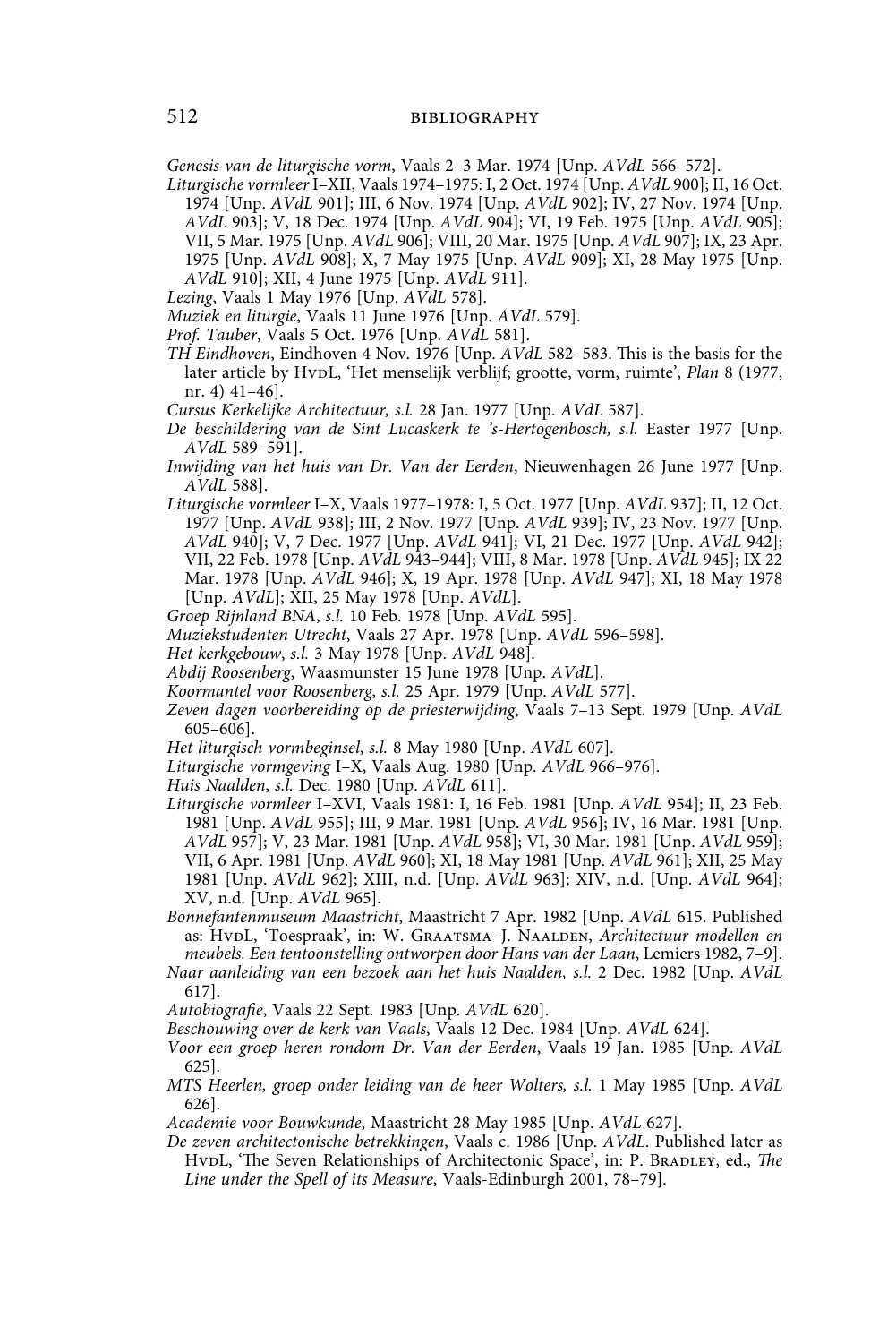*Genesis van de liturgische vorm*, Vaals 2–3 Mar. 1974 [Unp. *AVdL* 566–572].

*Liturgische vormleer* I–XII, Vaals 1974–1975: I, 2 Oct. 1974 [Unp. *AVdL* 900]; II, 16 Oct. 1974 [Unp. *AVdL* 901]; III, 6 Nov. 1974 [Unp. *AVdL* 902]; IV, 27 Nov. 1974 [Unp. *AVdL* 903]; V, 18 Dec. 1974 [Unp. *AVdL* 904]; VI, 19 Feb. 1975 [Unp. *AVdL* 905]; VII, 5 Mar. 1975 [Unp. *AVdL* 906]; VIII, 20 Mar. 1975 [Unp. *AVdL* 907]; IX, 23 Apr. 1975 [Unp. *AVdL* 908]; X, 7 May 1975 [Unp. *AVdL* 909]; XI, 28 May 1975 [Unp. *AVdL* 910]; XII, 4 June 1975 [Unp. *AVdL* 911].

*Lezing*, Vaals 1 May 1976 [Unp. *AVdL* 578].

*Muziek en liturgie*, Vaals 11 June 1976 [Unp. *AVdL* 579].

*Prof. Tauber*, Vaals 5 Oct. 1976 [Unp. *AVdL* 581].

*TH Eindhoven*, Eindhoven 4 Nov. 1976 [Unp. *AVdL* 582–583. This is the basis for the later article by HvdL, 'Het menselijk verblijf; grootte, vorm, ruimte', *Plan* 8 (1977, nr. 4) 41–46].

*Cursus Kerkelijke Architectuur, s.l.* 28 Jan. 1977 [Unp. *AVdL* 587].

*De beschildering van de Sint Lucaskerk te 's-Hertogenbosch, s.l.* Easter 1977 [Unp. *AVdL* 589–591].

*Inwijding van het huis van Dr. Van der Eerden*, Nieuwenhagen 26 June 1977 [Unp. *AVdL* 588].

*Liturgische vormleer* I–X, Vaals 1977–1978: I, 5 Oct. 1977 [Unp. *AVdL* 937]; II, 12 Oct. 1977 [Unp. *AVdL* 938]; III, 2 Nov. 1977 [Unp. *AVdL* 939]; IV, 23 Nov. 1977 [Unp. *AVdL* 940]; V, 7 Dec. 1977 [Unp. *AVdL* 941]; VI, 21 Dec. 1977 [Unp. *AVdL* 942]; VII, 22 Feb. 1978 [Unp. *AVdL* 943–944]; VIII, 8 Mar. 1978 [Unp. *AVdL* 945]; IX 22 Mar. 1978 [Unp. *AVdL* 946]; X, 19 Apr. 1978 [Unp. *AVdL* 947]; XI, 18 May 1978 [Unp. *AVdL*]; XII, 25 May 1978 [Unp. *AVdL*].

*Groep Rijnland BNA, s.l.* 10 Feb. 1978 [Unp. *AVdL* 595].

*Muziekstudenten Utrecht*, Vaals 27 Apr. 1978 [Unp. *AVdL* 596–598].

*Het kerkgebouw, s.l.* 3 May 1978 [Unp. *AVdL* 948].

*Abdij Roosenberg*, Waasmunster 15 June 1978 [Unp. *AVdL*].

*Koormantel voor Roosenberg, s.l.* 25 Apr. 1979 [Unp. *AVdL* 577].

*Zeven dagen voorbereiding op de priesterwijding*, Vaals 7–13 Sept. 1979 [Unp. *AVdL* 605–606].

*Het liturgisch vormbeginsel, s.l.* 8 May 1980 [Unp. *AVdL* 607].

*Liturgische vormgeving* I–X, Vaals Aug. 1980 [Unp. *AVdL* 966–976].

*Huis Naalden, s.l.* Dec. 1980 [Unp. *AVdL* 611].

*Liturgische vormleer* I–XVI, Vaals 1981: I, 16 Feb. 1981 [Unp. *AVdL* 954]; II, 23 Feb. 1981 [Unp. *AVdL* 955]; III, 9 Mar. 1981 [Unp. *AVdL* 956]; IV, 16 Mar. 1981 [Unp. *AVdL* 957]; V, 23 Mar. 1981 [Unp. *AVdL* 958]; VI, 30 Mar. 1981 [Unp. *AVdL* 959]; VII, 6 Apr. 1981 [Unp. *AVdL* 960]; XI, 18 May 1981 [Unp. *AVdL* 961]; XII, 25 May 1981 [Unp. *AVdL* 962]; XIII, n.d. [Unp. *AVdL* 963]; XIV, n.d. [Unp. *AVdL* 964]; XV, n.d. [Unp. *AVdL* 965].

*Bonnefantenmuseum Maastricht*, Maastricht 7 Apr. 1982 [Unp. *AVdL* 615. Published as: HvdL, 'Toespraak', in: W. Graatsma–J. Naalden, *Architectuur modellen en meubels. Een tentoonstelling ontworpen door Hans van der Laan*, Lemiers 1982, 7–9].

*Naar aanleiding van een bezoek aan het huis Naalden, s.l.* 2 Dec. 1982 [Unp. *AVdL* 617].

*Autobiografie*, Vaals 22 Sept. 1983 [Unp. *AVdL* 620].

*Beschouwing over de kerk van Vaals*, Vaals 12 Dec. 1984 [Unp. *AVdL* 624].

*Voor een groep heren rondom Dr. Van der Eerden*, Vaals 19 Jan. 1985 [Unp. *AVdL* 625].

*MTS Heerlen, groep onder leiding van de heer Wolters, s.l.* 1 May 1985 [Unp. *AVdL* 626].

*Academie voor Bouwkunde*, Maastricht 28 May 1985 [Unp. *AVdL* 627].

*De zeven architectonische betrekkingen*, Vaals c. 1986 [Unp. *AVdL*. Published later as HvdL, 'The Seven Relationships of Architectonic Space', in: P. Bradley, ed., *The Line under the Spell of its Measure*, Vaals-Edinburgh 2001, 78–79].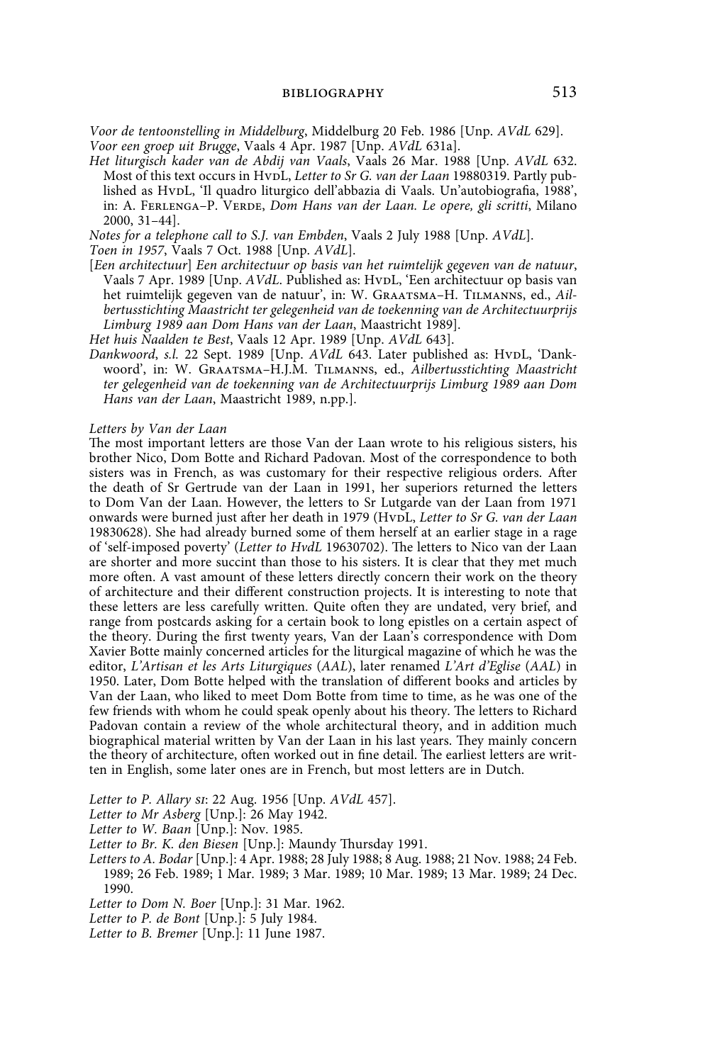*Voor de tentoonstelling in Middelburg*, Middelburg 20 Feb. 1986 [Unp. *AVdL* 629].

*Voor een groep uit Brugge*, Vaals 4 Apr. 1987 [Unp. *AVdL* 631a].

*Het liturgisch kader van de Abdij van Vaals*, Vaals 26 Mar. 1988 [Unp. *AVdL* 632. Most of this text occurs in HvdL, *Letter to Sr G. van der Laan* 19880319. Partly published as HvdL, 'Il quadro liturgico dell'abbazia di Vaals. Un'autobiografia, 1988', in: A. Ferlenga–P. Verde, *Dom Hans van der Laan. Le opere, gli scritti*, Milano 2000, 31–44].

*Notes for a telephone call to S.J. van Embden*, Vaals 2 July 1988 [Unp. *AVdL*].

*Toen in 1957*, Vaals 7 Oct. 1988 [Unp. *AVdL*].

[*Een architectuur*] *Een architectuur op basis van het ruimtelijk gegeven van de natuur*, Vaals 7 Apr. 1989 [Unp. *AVdL*. Published as: HvdL, 'Een architectuur op basis van het ruimtelijk gegeven van de natuur', in: W. Graatsma–H. Tilmanns, ed., *Ailbertusstichting Maastricht ter gelegenheid van de toekenning van de Architectuurprijs Limburg 1989 aan Dom Hans van der Laan*, Maastricht 1989].

*Het huis Naalden te Best*, Vaals 12 Apr. 1989 [Unp. *AVdL* 643].

*Dankwoord*, *s.l.* 22 Sept. 1989 [Unp. *AVdL* 643. Later published as: HvdL, 'Dankwoord', in: W. Graatsma–H.J.M. Tilmanns, ed., *Ailbertusstichting Maastricht ter gelegenheid van de toekenning van de Architectuurprijs Limburg 1989 aan Dom Hans van der Laan*, Maastricht 1989, n.pp.].

*Letters by Van der Laan*

The most important letters are those Van der Laan wrote to his religious sisters, his brother Nico, Dom Botte and Richard Padovan. Most of the correspondence to both sisters was in French, as was customary for their respective religious orders. After the death of Sr Gertrude van der Laan in 1991, her superiors returned the letters to Dom Van der Laan. However, the letters to Sr Lutgarde van der Laan from 1971 onwards were burned just after her death in 1979 (HvdL, *Letter to Sr G. van der Laan* 19830628). She had already burned some of them herself at an earlier stage in a rage of 'self-imposed poverty' (*Letter to HvdL* 19630702). The letters to Nico van der Laan are shorter and more succint than those to his sisters. It is clear that they met much more often. A vast amount of these letters directly concern their work on the theory of architecture and their different construction projects. It is interesting to note that these letters are less carefully written. Quite often they are undated, very brief, and range from postcards asking for a certain book to long epistles on a certain aspect of the theory. During the first twenty years, Van der Laan's correspondence with Dom Xavier Botte mainly concerned articles for the liturgical magazine of which he was the editor, *L'Artisan et les Arts Liturgiques* (*AAL*), later renamed *L'Art d'Eglise* (*AAL*) in 1950. Later, Dom Botte helped with the translation of different books and articles by Van der Laan, who liked to meet Dom Botte from time to time, as he was one of the few friends with whom he could speak openly about his theory. The letters to Richard Padovan contain a review of the whole architectural theory, and in addition much biographical material written by Van der Laan in his last years. They mainly concern the theory of architecture, often worked out in fine detail. The earliest letters are written in English, some later ones are in French, but most letters are in Dutch.

*Letter to P. Allary SJ*: 22 Aug. 1956 [Unp. *AVdL* 457].

*Letter to Mr Asberg* [Unp.]: 26 May 1942.

*Letter to W. Baan* [Unp.]: Nov. 1985.

*Letter to Br. K. den Biesen* [Unp.]: Maundy Thursday 1991.

*Letters to A. Bodar* [Unp.]: 4 Apr. 1988; 28 July 1988; 8 Aug. 1988; 21 Nov. 1988; 24 Feb. 1989; 26 Feb. 1989; 1 Mar. 1989; 3 Mar. 1989; 10 Mar. 1989; 13 Mar. 1989; 24 Dec. 1990.

*Letter to Dom N. Boer* [Unp.]: 31 Mar. 1962.

*Letter to P. de Bont* [Unp.]: 5 July 1984.

*Letter to B. Bremer* [Unp.]: 11 June 1987.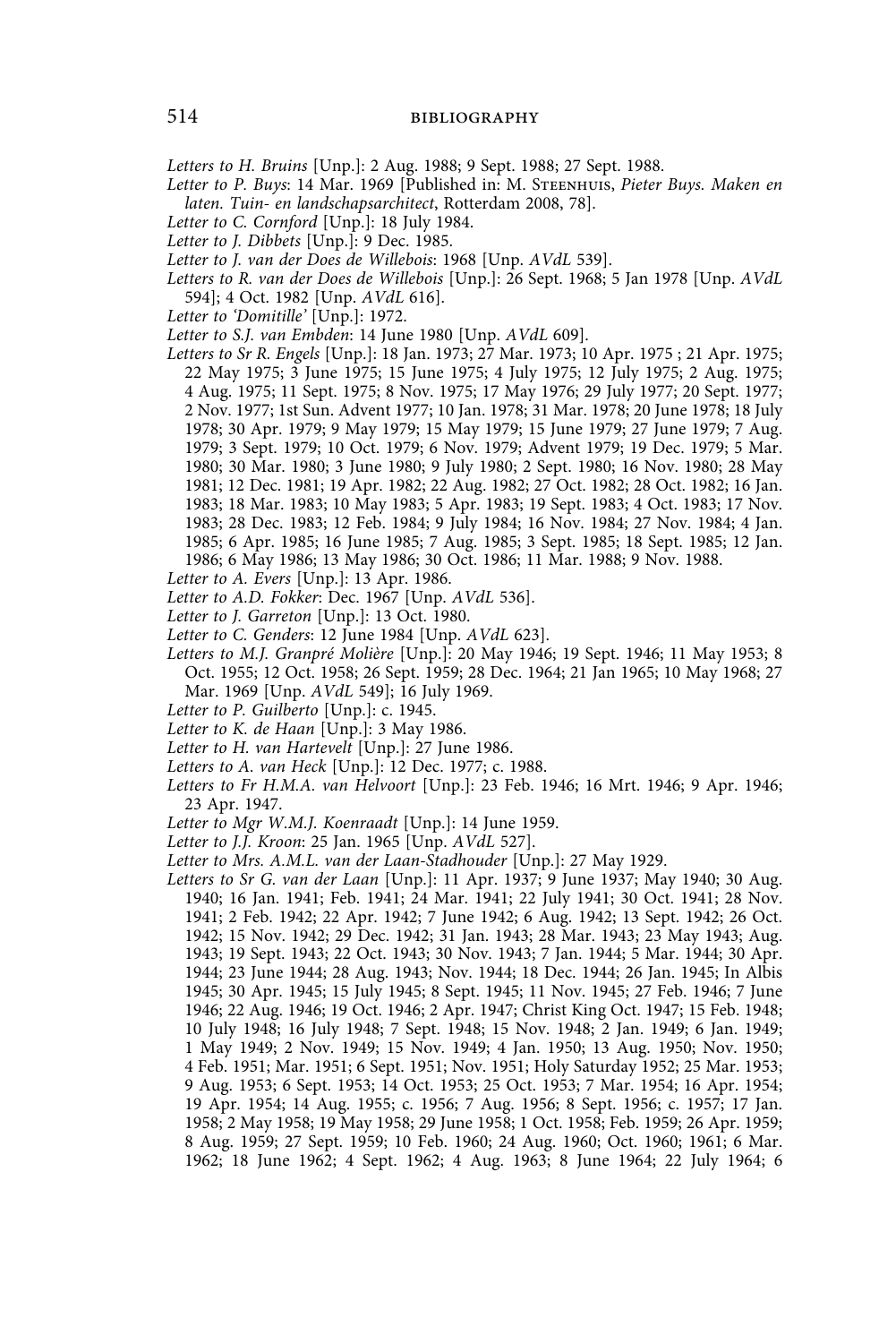*Letters to H. Bruins* [Unp.]: 2 Aug. 1988; 9 Sept. 1988; 27 Sept. 1988.

*Letter to P. Buys*: 14 Mar. 1969 [Published in: M. Steenhuis, *Pieter Buys. Maken en laten. Tuin- en landschapsarchitect*, Rotterdam 2008, 78].

*Letter to C. Cornford* [Unp.]: 18 July 1984.

*Letter to J. Dibbets* [Unp.]: 9 Dec. 1985.

*Letter to J. van der Does de Willebois*: 1968 [Unp. *AVdL* 539].

*Letters to R. van der Does de Willebois* [Unp.]: 26 Sept. 1968; 5 Jan 1978 [Unp. *AVdL* 594]; 4 Oct. 1982 [Unp. *AVdL* 616].

*Letter to 'Domitille'* [Unp.]: 1972.

*Letter to S.J. van Embden*: 14 June 1980 [Unp. *AVdL* 609].

*Letters to Sr R. Engels* [Unp.]: 18 Jan. 1973; 27 Mar. 1973; 10 Apr. 1975 ; 21 Apr. 1975; 22 May 1975; 3 June 1975; 15 June 1975; 4 July 1975; 12 July 1975; 2 Aug. 1975; 4 Aug. 1975; 11 Sept. 1975; 8 Nov. 1975; 17 May 1976; 29 July 1977; 20 Sept. 1977; 2 Nov. 1977; 1st Sun. Advent 1977; 10 Jan. 1978; 31 Mar. 1978; 20 June 1978; 18 July 1978; 30 Apr. 1979; 9 May 1979; 15 May 1979; 15 June 1979; 27 June 1979; 7 Aug. 1979; 3 Sept. 1979; 10 Oct. 1979; 6 Nov. 1979; Advent 1979; 19 Dec. 1979; 5 Mar. 1980; 30 Mar. 1980; 3 June 1980; 9 July 1980; 2 Sept. 1980; 16 Nov. 1980; 28 May 1981; 12 Dec. 1981; 19 Apr. 1982; 22 Aug. 1982; 27 Oct. 1982; 28 Oct. 1982; 16 Jan. 1983; 18 Mar. 1983; 10 May 1983; 5 Apr. 1983; 19 Sept. 1983; 4 Oct. 1983; 17 Nov. 1983; 28 Dec. 1983; 12 Feb. 1984; 9 July 1984; 16 Nov. 1984; 27 Nov. 1984; 4 Jan. 1985; 6 Apr. 1985; 16 June 1985; 7 Aug. 1985; 3 Sept. 1985; 18 Sept. 1985; 12 Jan. 1986; 6 May 1986; 13 May 1986; 30 Oct. 1986; 11 Mar. 1988; 9 Nov. 1988.

*Letter to A. Evers* [Unp.]: 13 Apr. 1986.

*Letter to A.D. Fokker*: Dec. 1967 [Unp. *AVdL* 536].

*Letter to J. Garreton* [Unp.]: 13 Oct. 1980.

*Letter to C. Genders*: 12 June 1984 [Unp. *AVdL* 623].

*Letters to M.J. Granpré Molière* [Unp.]: 20 May 1946; 19 Sept. 1946; 11 May 1953; 8 Oct. 1955; 12 Oct. 1958; 26 Sept. 1959; 28 Dec. 1964; 21 Jan 1965; 10 May 1968; 27 Mar. 1969 [Unp. *AVdL* 549]; 16 July 1969.

*Letter to P. Guilberto* [Unp.]: c. 1945.

*Letter to K. de Haan* [Unp.]: 3 May 1986.

*Letter to H. van Hartevelt* [Unp.]: 27 June 1986.

*Letters to A. van Heck* [Unp.]: 12 Dec. 1977; c. 1988.

*Letters to Fr H.M.A. van Helvoort* [Unp.]: 23 Feb. 1946; 16 Mrt. 1946; 9 Apr. 1946; 23 Apr. 1947.

*Letter to Mgr W.M.J. Koenraadt* [Unp.]: 14 June 1959.

*Letter to J.J. Kroon*: 25 Jan. 1965 [Unp. *AVdL* 527].

*Letter to Mrs. A.M.L. van der Laan-Stadhouder* [Unp.]: 27 May 1929.

*Letters to Sr G. van der Laan* [Unp.]: 11 Apr. 1937; 9 June 1937; May 1940; 30 Aug. 1940; 16 Jan. 1941; Feb. 1941; 24 Mar. 1941; 22 July 1941; 30 Oct. 1941; 28 Nov. 1941; 2 Feb. 1942; 22 Apr. 1942; 7 June 1942; 6 Aug. 1942; 13 Sept. 1942; 26 Oct. 1942; 15 Nov. 1942; 29 Dec. 1942; 31 Jan. 1943; 28 Mar. 1943; 23 May 1943; Aug. 1943; 19 Sept. 1943; 22 Oct. 1943; 30 Nov. 1943; 7 Jan. 1944; 5 Mar. 1944; 30 Apr. 1944; 23 June 1944; 28 Aug. 1943; Nov. 1944; 18 Dec. 1944; 26 Jan. 1945; In Albis 1945; 30 Apr. 1945; 15 July 1945; 8 Sept. 1945; 11 Nov. 1945; 27 Feb. 1946; 7 June 1946; 22 Aug. 1946; 19 Oct. 1946; 2 Apr. 1947; Christ King Oct. 1947; 15 Feb. 1948; 10 July 1948; 16 July 1948; 7 Sept. 1948; 15 Nov. 1948; 2 Jan. 1949; 6 Jan. 1949; 1 May 1949; 2 Nov. 1949; 15 Nov. 1949; 4 Jan. 1950; 13 Aug. 1950; Nov. 1950; 4 Feb. 1951; Mar. 1951; 6 Sept. 1951; Nov. 1951; Holy Saturday 1952; 25 Mar. 1953; 9 Aug. 1953; 6 Sept. 1953; 14 Oct. 1953; 25 Oct. 1953; 7 Mar. 1954; 16 Apr. 1954; 19 Apr. 1954; 14 Aug. 1955; c. 1956; 7 Aug. 1956; 8 Sept. 1956; c. 1957; 17 Jan. 1958; 2 May 1958; 19 May 1958; 29 June 1958; 1 Oct. 1958; Feb. 1959; 26 Apr. 1959; 8 Aug. 1959; 27 Sept. 1959; 10 Feb. 1960; 24 Aug. 1960; Oct. 1960; 1961; 6 Mar. 1962; 18 June 1962; 4 Sept. 1962; 4 Aug. 1963; 8 June 1964; 22 July 1964; 6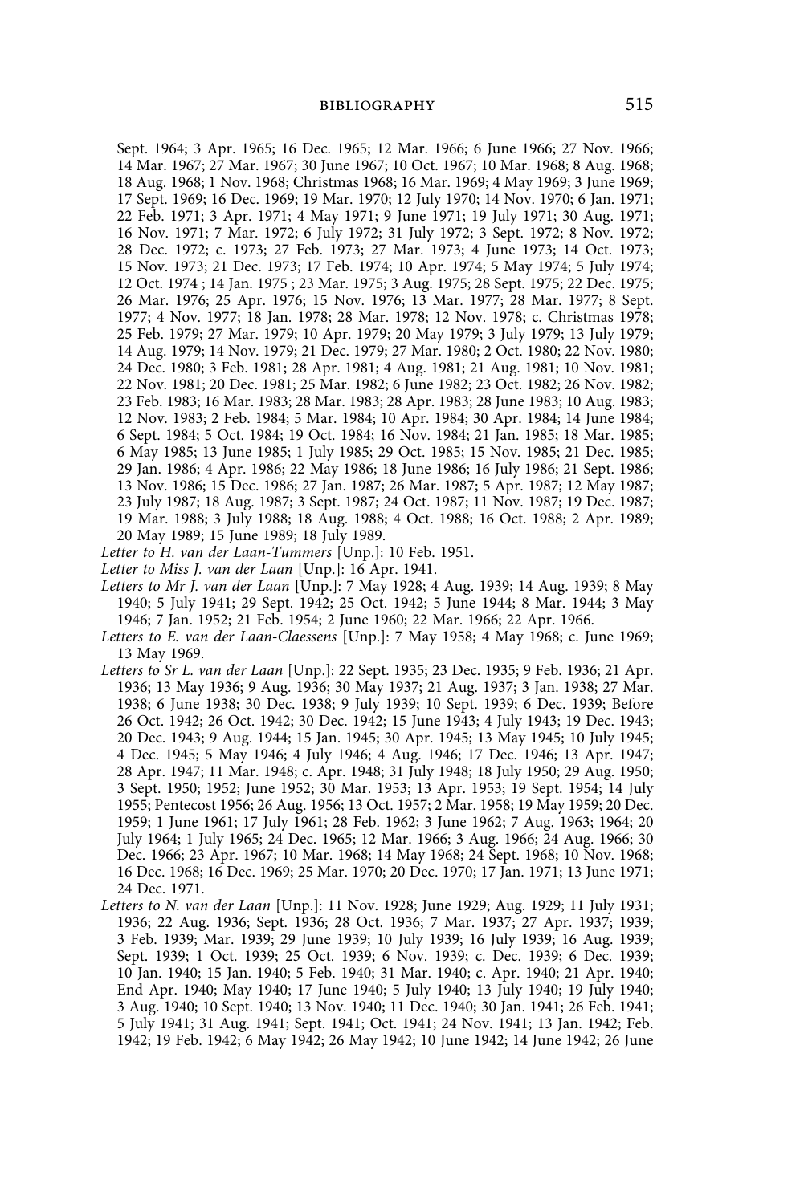Sept. 1964; 3 Apr. 1965; 16 Dec. 1965; 12 Mar. 1966; 6 June 1966; 27 Nov. 1966; 14 Mar. 1967; 27 Mar. 1967; 30 June 1967; 10 Oct. 1967; 10 Mar. 1968; 8 Aug. 1968; 18 Aug. 1968; 1 Nov. 1968; Christmas 1968; 16 Mar. 1969; 4 May 1969; 3 June 1969; 17 Sept. 1969; 16 Dec. 1969; 19 Mar. 1970; 12 July 1970; 14 Nov. 1970; 6 Jan. 1971; 22 Feb. 1971; 3 Apr. 1971; 4 May 1971; 9 June 1971; 19 July 1971; 30 Aug. 1971; 16 Nov. 1971; 7 Mar. 1972; 6 July 1972; 31 July 1972; 3 Sept. 1972; 8 Nov. 1972; 28 Dec. 1972; c. 1973; 27 Feb. 1973; 27 Mar. 1973; 4 June 1973; 14 Oct. 1973; 15 Nov. 1973; 21 Dec. 1973; 17 Feb. 1974; 10 Apr. 1974; 5 May 1974; 5 July 1974; 12 Oct. 1974 ; 14 Jan. 1975 ; 23 Mar. 1975; 3 Aug. 1975; 28 Sept. 1975; 22 Dec. 1975; 26 Mar. 1976; 25 Apr. 1976; 15 Nov. 1976; 13 Mar. 1977; 28 Mar. 1977; 8 Sept. 1977; 4 Nov. 1977; 18 Jan. 1978; 28 Mar. 1978; 12 Nov. 1978; c. Christmas 1978; 25 Feb. 1979; 27 Mar. 1979; 10 Apr. 1979; 20 May 1979; 3 July 1979; 13 July 1979; 14 Aug. 1979; 14 Nov. 1979; 21 Dec. 1979; 27 Mar. 1980; 2 Oct. 1980; 22 Nov. 1980; 24 Dec. 1980; 3 Feb. 1981; 28 Apr. 1981; 4 Aug. 1981; 21 Aug. 1981; 10 Nov. 1981; 22 Nov. 1981; 20 Dec. 1981; 25 Mar. 1982; 6 June 1982; 23 Oct. 1982; 26 Nov. 1982; 23 Feb. 1983; 16 Mar. 1983; 28 Mar. 1983; 28 Apr. 1983; 28 June 1983; 10 Aug. 1983; 12 Nov. 1983; 2 Feb. 1984; 5 Mar. 1984; 10 Apr. 1984; 30 Apr. 1984; 14 June 1984; 6 Sept. 1984; 5 Oct. 1984; 19 Oct. 1984; 16 Nov. 1984; 21 Jan. 1985; 18 Mar. 1985; 6 May 1985; 13 June 1985; 1 July 1985; 29 Oct. 1985; 15 Nov. 1985; 21 Dec. 1985; 29 Jan. 1986; 4 Apr. 1986; 22 May 1986; 18 June 1986; 16 July 1986; 21 Sept. 1986; 13 Nov. 1986; 15 Dec. 1986; 27 Jan. 1987; 26 Mar. 1987; 5 Apr. 1987; 12 May 1987; 23 July 1987; 18 Aug. 1987; 3 Sept. 1987; 24 Oct. 1987; 11 Nov. 1987; 19 Dec. 1987; 19 Mar. 1988; 3 July 1988; 18 Aug. 1988; 4 Oct. 1988; 16 Oct. 1988; 2 Apr. 1989; 20 May 1989; 15 June 1989; 18 July 1989.

*Letter to H. van der Laan-Tummers* [Unp.]: 10 Feb. 1951.

*Letter to Miss J. van der Laan* [Unp.]: 16 Apr. 1941.

*Letters to Mr J. van der Laan* [Unp.]: 7 May 1928; 4 Aug. 1939; 14 Aug. 1939; 8 May 1940; 5 July 1941; 29 Sept. 1942; 25 Oct. 1942; 5 June 1944; 8 Mar. 1944; 3 May 1946; 7 Jan. 1952; 21 Feb. 1954; 2 June 1960; 22 Mar. 1966; 22 Apr. 1966.

*Letters to E. van der Laan-Claessens* [Unp.]: 7 May 1958; 4 May 1968; c. June 1969; 13 May 1969.

*Letters to Sr L. van der Laan* [Unp.]: 22 Sept. 1935; 23 Dec. 1935; 9 Feb. 1936; 21 Apr. 1936; 13 May 1936; 9 Aug. 1936; 30 May 1937; 21 Aug. 1937; 3 Jan. 1938; 27 Mar. 1938; 6 June 1938; 30 Dec. 1938; 9 July 1939; 10 Sept. 1939; 6 Dec. 1939; Before 26 Oct. 1942; 26 Oct. 1942; 30 Dec. 1942; 15 June 1943; 4 July 1943; 19 Dec. 1943; 20 Dec. 1943; 9 Aug. 1944; 15 Jan. 1945; 30 Apr. 1945; 13 May 1945; 10 July 1945; 4 Dec. 1945; 5 May 1946; 4 July 1946; 4 Aug. 1946; 17 Dec. 1946; 13 Apr. 1947; 28 Apr. 1947; 11 Mar. 1948; c. Apr. 1948; 31 July 1948; 18 July 1950; 29 Aug. 1950; 3 Sept. 1950; 1952; June 1952; 30 Mar. 1953; 13 Apr. 1953; 19 Sept. 1954; 14 July 1955; Pentecost 1956; 26 Aug. 1956; 13 Oct. 1957; 2 Mar. 1958; 19 May 1959; 20 Dec. 1959; 1 June 1961; 17 July 1961; 28 Feb. 1962; 3 June 1962; 7 Aug. 1963; 1964; 20 July 1964; 1 July 1965; 24 Dec. 1965; 12 Mar. 1966; 3 Aug. 1966; 24 Aug. 1966; 30 Dec. 1966; 23 Apr. 1967; 10 Mar. 1968; 14 May 1968; 24 Sept. 1968; 10 Nov. 1968; 16 Dec. 1968; 16 Dec. 1969; 25 Mar. 1970; 20 Dec. 1970; 17 Jan. 1971; 13 June 1971; 24 Dec. 1971.

*Letters to N. van der Laan* [Unp.]: 11 Nov. 1928; June 1929; Aug. 1929; 11 July 1931; 1936; 22 Aug. 1936; Sept. 1936; 28 Oct. 1936; 7 Mar. 1937; 27 Apr. 1937; 1939; 3 Feb. 1939; Mar. 1939; 29 June 1939; 10 July 1939; 16 July 1939; 16 Aug. 1939; Sept. 1939; 1 Oct. 1939; 25 Oct. 1939; 6 Nov. 1939; c. Dec. 1939; 6 Dec. 1939; 10 Jan. 1940; 15 Jan. 1940; 5 Feb. 1940; 31 Mar. 1940; c. Apr. 1940; 21 Apr. 1940; End Apr. 1940; May 1940; 17 June 1940; 5 July 1940; 13 July 1940; 19 July 1940; 3 Aug. 1940; 10 Sept. 1940; 13 Nov. 1940; 11 Dec. 1940; 30 Jan. 1941; 26 Feb. 1941; 5 July 1941; 31 Aug. 1941; Sept. 1941; Oct. 1941; 24 Nov. 1941; 13 Jan. 1942; Feb. 1942; 19 Feb. 1942; 6 May 1942; 26 May 1942; 10 June 1942; 14 June 1942; 26 June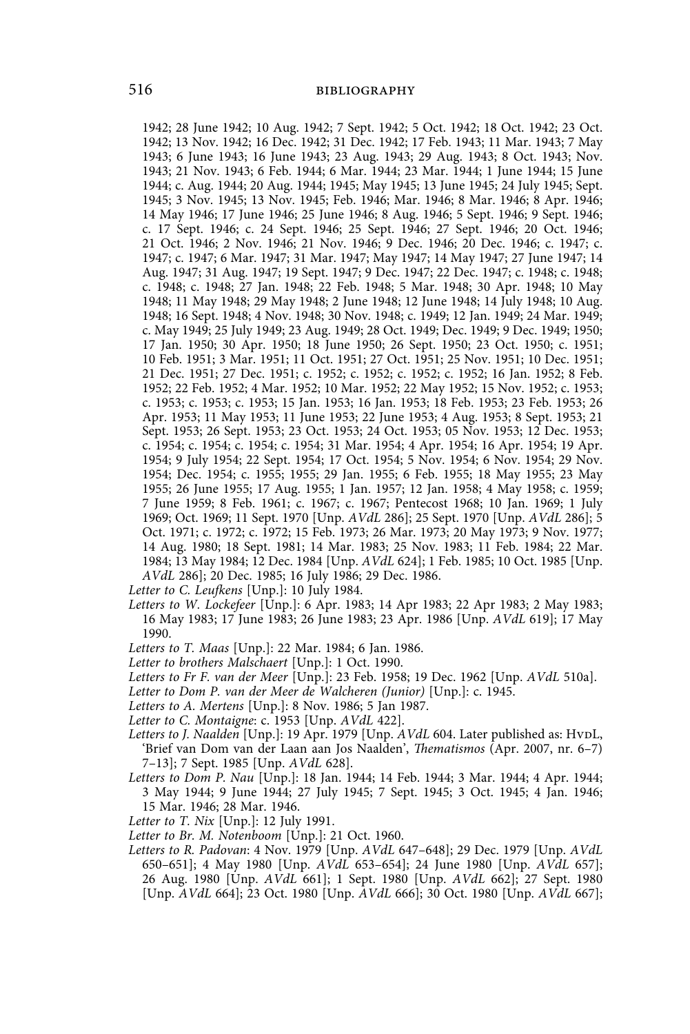1942; 28 June 1942; 10 Aug. 1942; 7 Sept. 1942; 5 Oct. 1942; 18 Oct. 1942; 23 Oct. 1942; 13 Nov. 1942; 16 Dec. 1942; 31 Dec. 1942; 17 Feb. 1943; 11 Mar. 1943; 7 May 1943; 6 June 1943; 16 June 1943; 23 Aug. 1943; 29 Aug. 1943; 8 Oct. 1943; Nov. 1943; 21 Nov. 1943; 6 Feb. 1944; 6 Mar. 1944; 23 Mar. 1944; 1 June 1944; 15 June 1944; c. Aug. 1944; 20 Aug. 1944; 1945; May 1945; 13 June 1945; 24 July 1945; Sept. 1945; 3 Nov. 1945; 13 Nov. 1945; Feb. 1946; Mar. 1946; 8 Mar. 1946; 8 Apr. 1946; 14 May 1946; 17 June 1946; 25 June 1946; 8 Aug. 1946; 5 Sept. 1946; 9 Sept. 1946; c. 17 Sept. 1946; c. 24 Sept. 1946; 25 Sept. 1946; 27 Sept. 1946; 20 Oct. 1946; 21 Oct. 1946; 2 Nov. 1946; 21 Nov. 1946; 9 Dec. 1946; 20 Dec. 1946; c. 1947; c. 1947; c. 1947; 6 Mar. 1947; 31 Mar. 1947; May 1947; 14 May 1947; 27 June 1947; 14 Aug. 1947; 31 Aug. 1947; 19 Sept. 1947; 9 Dec. 1947; 22 Dec. 1947; c. 1948; c. 1948; c. 1948; c. 1948; 27 Jan. 1948; 22 Feb. 1948; 5 Mar. 1948; 30 Apr. 1948; 10 May 1948; 11 May 1948; 29 May 1948; 2 June 1948; 12 June 1948; 14 July 1948; 10 Aug. 1948; 16 Sept. 1948; 4 Nov. 1948; 30 Nov. 1948; c. 1949; 12 Jan. 1949; 24 Mar. 1949; c. May 1949; 25 July 1949; 23 Aug. 1949; 28 Oct. 1949; Dec. 1949; 9 Dec. 1949; 1950; 17 Jan. 1950; 30 Apr. 1950; 18 June 1950; 26 Sept. 1950; 23 Oct. 1950; c. 1951; 10 Feb. 1951; 3 Mar. 1951; 11 Oct. 1951; 27 Oct. 1951; 25 Nov. 1951; 10 Dec. 1951; 21 Dec. 1951; 27 Dec. 1951; c. 1952; c. 1952; c. 1952; c. 1952; 16 Jan. 1952; 8 Feb. 1952; 22 Feb. 1952; 4 Mar. 1952; 10 Mar. 1952; 22 May 1952; 15 Nov. 1952; c. 1953; c. 1953; c. 1953; c. 1953; 15 Jan. 1953; 16 Jan. 1953; 18 Feb. 1953; 23 Feb. 1953; 26 Apr. 1953; 11 May 1953; 11 June 1953; 22 June 1953; 4 Aug. 1953; 8 Sept. 1953; 21 Sept. 1953; 26 Sept. 1953; 23 Oct. 1953; 24 Oct. 1953; 05 Nov. 1953; 12 Dec. 1953; c. 1954; c. 1954; c. 1954; c. 1954; 31 Mar. 1954; 4 Apr. 1954; 16 Apr. 1954; 19 Apr. 1954; 9 July 1954; 22 Sept. 1954; 17 Oct. 1954; 5 Nov. 1954; 6 Nov. 1954; 29 Nov. 1954; Dec. 1954; c. 1955; 1955; 29 Jan. 1955; 6 Feb. 1955; 18 May 1955; 23 May 1955; 26 June 1955; 17 Aug. 1955; 1 Jan. 1957; 12 Jan. 1958; 4 May 1958; c. 1959; 7 June 1959; 8 Feb. 1961; c. 1967; c. 1967; Pentecost 1968; 10 Jan. 1969; 1 July 1969; Oct. 1969; 11 Sept. 1970 [Unp. *AVdL* 286]; 25 Sept. 1970 [Unp. *AVdL* 286]; 5 Oct. 1971; c. 1972; c. 1972; 15 Feb. 1973; 26 Mar. 1973; 20 May 1973; 9 Nov. 1977; 14 Aug. 1980; 18 Sept. 1981; 14 Mar. 1983; 25 Nov. 1983; 11 Feb. 1984; 22 Mar. 1984; 13 May 1984; 12 Dec. 1984 [Unp. *AVdL* 624]; 1 Feb. 1985; 10 Oct. 1985 [Unp. *AVdL* 286]; 20 Dec. 1985; 16 July 1986; 29 Dec. 1986.

*Letter to C. Leufkens* [Unp.]: 10 July 1984.

*Letters to W. Lockefeer* [Unp.]: 6 Apr. 1983; 14 Apr 1983; 22 Apr 1983; 2 May 1983; 16 May 1983; 17 June 1983; 26 June 1983; 23 Apr. 1986 [Unp. *AVdL* 619]; 17 May 1990.

*Letters to T. Maas* [Unp.]: 22 Mar. 1984; 6 Jan. 1986.

*Letter to brothers Malschaert* [Unp.]: 1 Oct. 1990.

*Letters to Fr F. van der Meer* [Unp.]: 23 Feb. 1958; 19 Dec. 1962 [Unp. *AVdL* 510a].

*Letter to Dom P. van der Meer de Walcheren (Junior)* [Unp.]: c. 1945.

*Letters to A. Mertens* [Unp.]: 8 Nov. 1986; 5 Jan 1987.

*Letter to C. Montaigne*: c. 1953 [Unp. *AVdL* 422].

*Letters to J. Naalden* [Unp.]: 19 Apr. 1979 [Unp. *AVdL* 604. Later published as: HvdL, 'Brief van Dom van der Laan aan Jos Naalden', *Thematismos* (Apr. 2007, nr. 6–7) 7–13]; 7 Sept. 1985 [Unp. *AVdL* 628].

*Letters to Dom P. Nau* [Unp.]: 18 Jan. 1944; 14 Feb. 1944; 3 Mar. 1944; 4 Apr. 1944; 3 May 1944; 9 June 1944; 27 July 1945; 7 Sept. 1945; 3 Oct. 1945; 4 Jan. 1946; 15 Mar. 1946; 28 Mar. 1946.

*Letter to T. Nix* [Unp.]: 12 July 1991.

*Letter to Br. M. Notenboom* [Unp.]: 21 Oct. 1960.

*Letters to R. Padovan*: 4 Nov. 1979 [Unp. *AVdL* 647–648]; 29 Dec. 1979 [Unp. *AVdL* 650–651]; 4 May 1980 [Unp. *AVdL* 653–654]; 24 June 1980 [Unp. *AVdL* 657]; 26 Aug. 1980 [Unp. *AVdL* 661]; 1 Sept. 1980 [Unp. *AVdL* 662]; 27 Sept. 1980 [Unp. *AVdL* 664]; 23 Oct. 1980 [Unp. *AVdL* 666]; 30 Oct. 1980 [Unp. *AVdL* 667];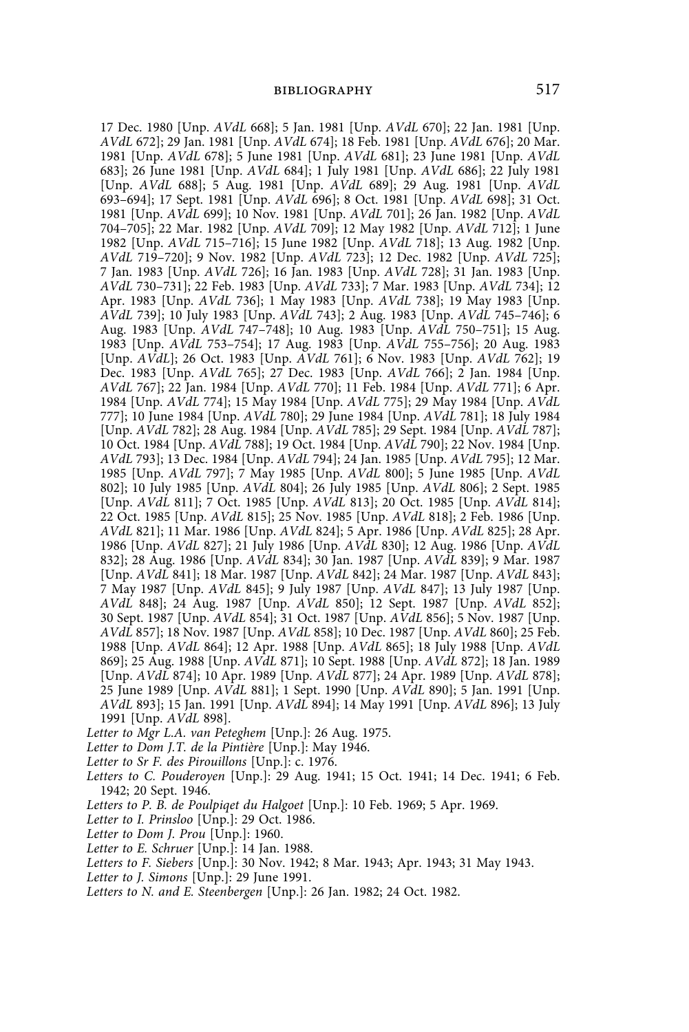17 Dec. 1980 [Unp. *AVdL* 668]; 5 Jan. 1981 [Unp. *AVdL* 670]; 22 Jan. 1981 [Unp. *AVdL* 672]; 29 Jan. 1981 [Unp. *AVdL* 674]; 18 Feb. 1981 [Unp. *AVdL* 676]; 20 Mar. 1981 [Unp. *AVdL* 678]; 5 June 1981 [Unp. *AVdL* 681]; 23 June 1981 [Unp. *AVdL* 683]; 26 June 1981 [Unp. *AVdL* 684]; 1 July 1981 [Unp. *AVdL* 686]; 22 July 1981 [Unp. *AVdL* 688]; 5 Aug. 1981 [Unp. *AVdL* 689]; 29 Aug. 1981 [Unp. *AVdL* 693–694]; 17 Sept. 1981 [Unp. *AVdL* 696]; 8 Oct. 1981 [Unp. *AVdL* 698]; 31 Oct. 1981 [Unp. *AVdL* 699]; 10 Nov. 1981 [Unp. *AVdL* 701]; 26 Jan. 1982 [Unp. *AVdL* 704–705]; 22 Mar. 1982 [Unp. *AVdL* 709]; 12 May 1982 [Unp. *AVdL* 712]; 1 June 1982 [Unp. *AVdL* 715–716]; 15 June 1982 [Unp. *AVdL* 718]; 13 Aug. 1982 [Unp. *AVdL* 719–720]; 9 Nov. 1982 [Unp. *AVdL* 723]; 12 Dec. 1982 [Unp. *AVdL* 725]; 7 Jan. 1983 [Unp. *AVdL* 726]; 16 Jan. 1983 [Unp. *AVdL* 728]; 31 Jan. 1983 [Unp. *AVdL* 730–731]; 22 Feb. 1983 [Unp. *AVdL* 733]; 7 Mar. 1983 [Unp. *AVdL* 734]; 12 Apr. 1983 [Unp. *AVdL* 736]; 1 May 1983 [Unp. *AVdL* 738]; 19 May 1983 [Unp. *AVdL* 739]; 10 July 1983 [Unp. *AVdL* 743]; 2 Aug. 1983 [Unp. *AVdL* 745–746]; 6 Aug. 1983 [Unp. *AVdL* 747–748]; 10 Aug. 1983 [Unp. *AVdL* 750–751]; 15 Aug. 1983 [Unp. *AVdL* 753–754]; 17 Aug. 1983 [Unp. *AVdL* 755–756]; 20 Aug. 1983 [Unp. *AVdL*]; 26 Oct. 1983 [Unp. *AVdL* 761]; 6 Nov. 1983 [Unp. *AVdL* 762]; 19 Dec. 1983 [Unp. *AVdL* 765]; 27 Dec. 1983 [Unp. *AVdL* 766]; 2 Jan. 1984 [Unp. *AVdL* 767]; 22 Jan. 1984 [Unp. *AVdL* 770]; 11 Feb. 1984 [Unp. *AVdL* 771]; 6 Apr. 1984 [Unp. *AVdL* 774]; 15 May 1984 [Unp. *AVdL* 775]; 29 May 1984 [Unp. *AVdL* 777]; 10 June 1984 [Unp. *AVdL* 780]; 29 June 1984 [Unp. *AVdL* 781]; 18 July 1984 [Unp. *AVdL* 782]; 28 Aug. 1984 [Unp. *AVdL* 785]; 29 Sept. 1984 [Unp. *AVdL* 787]; 10 Oct. 1984 [Unp. *AVdL* 788]; 19 Oct. 1984 [Unp. *AVdL* 790]; 22 Nov. 1984 [Unp. *AVdL* 793]; 13 Dec. 1984 [Unp. *AVdL* 794]; 24 Jan. 1985 [Unp. *AVdL* 795]; 12 Mar. 1985 [Unp. *AVdL* 797]; 7 May 1985 [Unp. *AVdL* 800]; 5 June 1985 [Unp. *AVdL* 802]; 10 July 1985 [Unp. *AVdL* 804]; 26 July 1985 [Unp. *AVdL* 806]; 2 Sept. 1985 [Unp. *AVdL* 811]; 7 Oct. 1985 [Unp. *AVdL* 813]; 20 Oct. 1985 [Unp. *AVdL* 814]; 22 Oct. 1985 [Unp. *AVdL* 815]; 25 Nov. 1985 [Unp. *AVdL* 818]; 2 Feb. 1986 [Unp. *AVdL* 821]; 11 Mar. 1986 [Unp. *AVdL* 824]; 5 Apr. 1986 [Unp. *AVdL* 825]; 28 Apr. 1986 [Unp. *AVdL* 827]; 21 July 1986 [Unp. *AVdL* 830]; 12 Aug. 1986 [Unp. *AVdL* 832]; 28 Aug. 1986 [Unp. *AVdL* 834]; 30 Jan. 1987 [Unp. *AVdL* 839]; 9 Mar. 1987 [Unp. *AVdL* 841]; 18 Mar. 1987 [Unp. *AVdL* 842]; 24 Mar. 1987 [Unp. *AVdL* 843]; 7 May 1987 [Unp. *AVdL* 845]; 9 July 1987 [Unp. *AVdL* 847]; 13 July 1987 [Unp. *AVdL* 848]; 24 Aug. 1987 [Unp. *AVdL* 850]; 12 Sept. 1987 [Unp. *AVdL* 852]; 30 Sept. 1987 [Unp. *AVdL* 854]; 31 Oct. 1987 [Unp. *AVdL* 856]; 5 Nov. 1987 [Unp. *AVdL* 857]; 18 Nov. 1987 [Unp. *AVdL* 858]; 10 Dec. 1987 [Unp. *AVdL* 860]; 25 Feb. 1988 [Unp. *AVdL* 864]; 12 Apr. 1988 [Unp. *AVdL* 865]; 18 July 1988 [Unp. *AVdL* 869]; 25 Aug. 1988 [Unp. *AVdL* 871]; 10 Sept. 1988 [Unp. *AVdL* 872]; 18 Jan. 1989 [Unp. *AVdL* 874]; 10 Apr. 1989 [Unp. *AVdL* 877]; 24 Apr. 1989 [Unp. *AVdL* 878]; 25 June 1989 [Unp. *AVdL* 881]; 1 Sept. 1990 [Unp. *AVdL* 890]; 5 Jan. 1991 [Unp. *AVdL* 893]; 15 Jan. 1991 [Unp. *AVdL* 894]; 14 May 1991 [Unp. *AVdL* 896]; 13 July 1991 [Unp. *AVdL* 898].

*Letter to Mgr L.A. van Peteghem* [Unp.]: 26 Aug. 1975.

*Letter to Dom J.T. de la Pintière* [Unp.]: May 1946.

*Letter to Sr F. des Pirouillons* [Unp.]: c. 1976.

*Letters to C. Pouderoyen* [Unp.]: 29 Aug. 1941; 15 Oct. 1941; 14 Dec. 1941; 6 Feb. 1942; 20 Sept. 1946.

*Letters to P. B. de Poulpiqet du Halgoet* [Unp.]: 10 Feb. 1969; 5 Apr. 1969.

*Letter to I. Prinsloo* [Unp.]: 29 Oct. 1986.

*Letter to Dom J. Prou* [Unp.]: 1960.

*Letter to E. Schruer* [Unp.]: 14 Jan. 1988.

*Letters to F. Siebers* [Unp.]: 30 Nov. 1942; 8 Mar. 1943; Apr. 1943; 31 May 1943.

*Letter to J. Simons* [Unp.]: 29 June 1991.

*Letters to N. and E. Steenbergen* [Unp.]: 26 Jan. 1982; 24 Oct. 1982.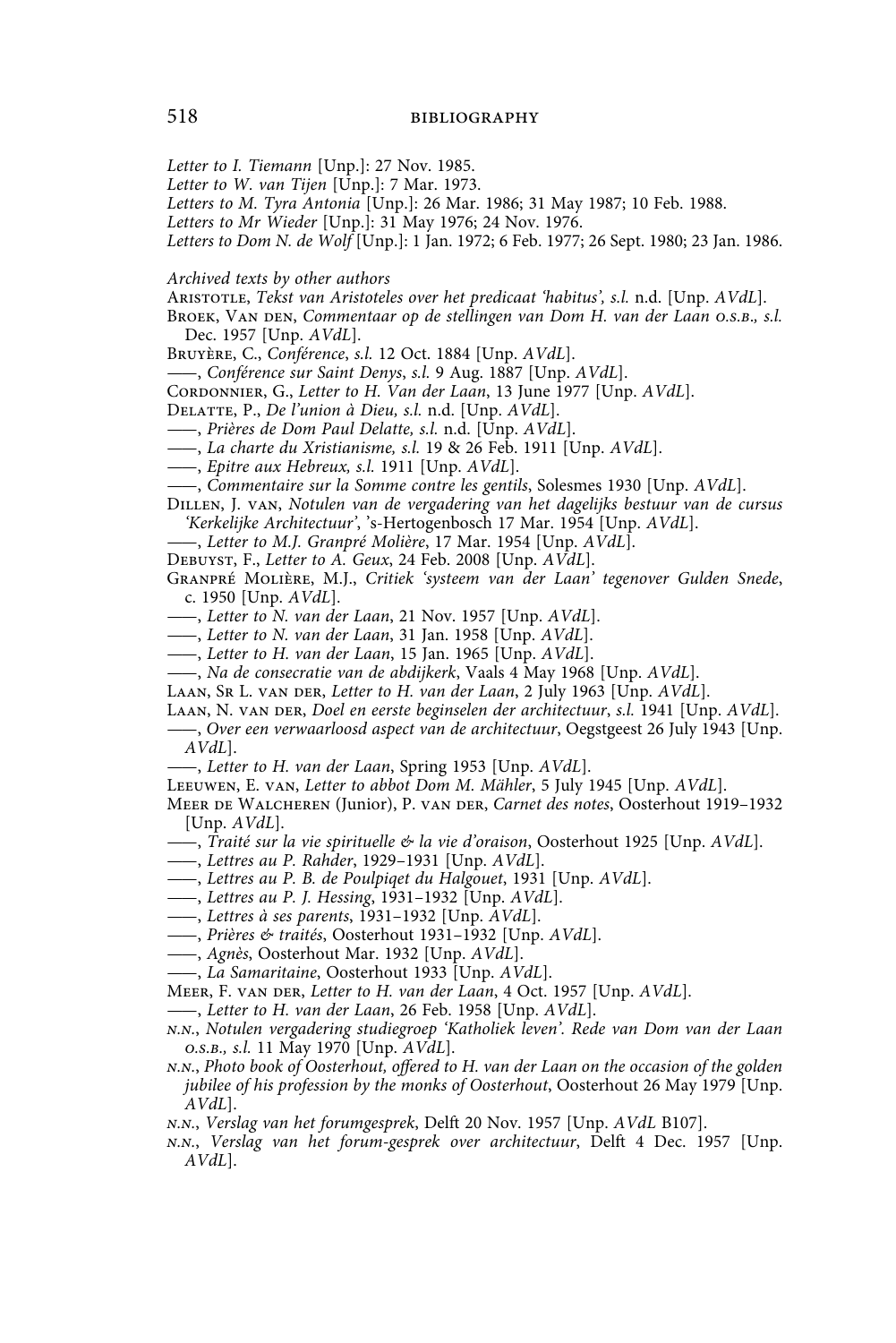*Letter to I. Tiemann* [Unp.]: 27 Nov. 1985.
*Letter to W. van Tijen* [Unp.]: 7 Mar. 1973.
*Letters to M. Tyra Antonia* [Unp.]: 26 Mar. 1986; 31 May 1987; 10 Feb. 1988.
*Letters to Mr Wieder* [Unp.]: 31 May 1976; 24 Nov. 1976.
*Letters to Dom N. de Wolf* [Unp.]: 1 Jan. 1972; 6 Feb. 1977; 26 Sept. 1980; 23 Jan. 1986.

*Archived texts by other authors*

Aristotle, *Tekst van Aristoteles over het predicaat 'habitus', s.l.* n.d. [Unp. *AVdL*].
Broek, Van den, *Commentaar op de stellingen van Dom H. van der Laan o.s.b., s.l.* Dec. 1957 [Unp. *AVdL*].
Bruyère, C., *Conférence, s.l.* 12 Oct. 1884 [Unp. *AVdL*].
——, *Conférence sur Saint Denys, s.l.* 9 Aug. 1887 [Unp. *AVdL*].
Cordonnier, G., *Letter to H. Van der Laan*, 13 June 1977 [Unp. *AVdL*].
Delatte, P., *De l'union à Dieu, s.l.* n.d. [Unp. *AVdL*].
——, *Prières de Dom Paul Delatte, s.l.* n.d. [Unp. *AVdL*].
——, *La charte du Xristianisme, s.l.* 19 & 26 Feb. 1911 [Unp. *AVdL*].
——, *Epitre aux Hebreux, s.l.* 1911 [Unp. *AVdL*].
——, *Commentaire sur la Somme contre les gentils*, Solesmes 1930 [Unp. *AVdL*].
Dillen, J. van, *Notulen van de vergadering van het dagelijks bestuur van de cursus 'Kerkelijke Architectuur'*, 's-Hertogenbosch 17 Mar. 1954 [Unp. *AVdL*].
——, *Letter to M.J. Granpré Molière*, 17 Mar. 1954 [Unp. *AVdL*].
Debuyst, F., *Letter to A. Geux*, 24 Feb. 2008 [Unp. *AVdL*].
Granpré Molière, M.J., *Critiek 'systeem van der Laan' tegenover Gulden Snede*, c. 1950 [Unp. *AVdL*].
——, *Letter to N. van der Laan*, 21 Nov. 1957 [Unp. *AVdL*].
——, *Letter to N. van der Laan*, 31 Jan. 1958 [Unp. *AVdL*].
——, *Letter to H. van der Laan*, 15 Jan. 1965 [Unp. *AVdL*].
——, *Na de consecratie van de abdijkerk*, Vaals 4 May 1968 [Unp. *AVdL*].
Laan, Sr L. van der, *Letter to H. van der Laan*, 2 July 1963 [Unp. *AVdL*].
Laan, N. van der, *Doel en eerste beginselen der architectuur, s.l.* 1941 [Unp. *AVdL*].
——, *Over een verwaarloosd aspect van de architectuur*, Oegstgeest 26 July 1943 [Unp. *AVdL*].
——, *Letter to H. van der Laan*, Spring 1953 [Unp. *AVdL*].
Leeuwen, E. van, *Letter to abbot Dom M. Mähler*, 5 July 1945 [Unp. *AVdL*].
Meer de Walcheren (Junior), P. van der, *Carnet des notes*, Oosterhout 1919–1932 [Unp. *AVdL*].
——, *Traité sur la vie spirituelle & la vie d'oraison*, Oosterhout 1925 [Unp. *AVdL*].
——, *Lettres au P. Rahder*, 1929–1931 [Unp. *AVdL*].
——, *Lettres au P. B. de Poulpiqet du Halgouet*, 1931 [Unp. *AVdL*].
——, *Lettres au P. J. Hessing*, 1931–1932 [Unp. *AVdL*].
——, *Lettres à ses parents*, 1931–1932 [Unp. *AVdL*].
——, *Prières & traités*, Oosterhout 1931–1932 [Unp. *AVdL*].
——, *Agnès*, Oosterhout Mar. 1932 [Unp. *AVdL*].
——, *La Samaritaine*, Oosterhout 1933 [Unp. *AVdL*].
Meer, F. van der, *Letter to H. van der Laan*, 4 Oct. 1957 [Unp. *AVdL*].
——, *Letter to H. van der Laan*, 26 Feb. 1958 [Unp. *AVdL*].
n.n., *Notulen vergadering studiegroep 'Katholiek leven'. Rede van Dom van der Laan o.s.b., s.l.* 11 May 1970 [Unp. *AVdL*].
n.n., *Photo book of Oosterhout, offered to H. van der Laan on the occasion of the golden jubilee of his profession by the monks of Oosterhout*, Oosterhout 26 May 1979 [Unp. *AVdL*].
n.n., *Verslag van het forumgesprek*, Delft 20 Nov. 1957 [Unp. *AVdL* B107].
n.n., *Verslag van het forum-gesprek over architectuur*, Delft 4 Dec. 1957 [Unp. *AVdL*].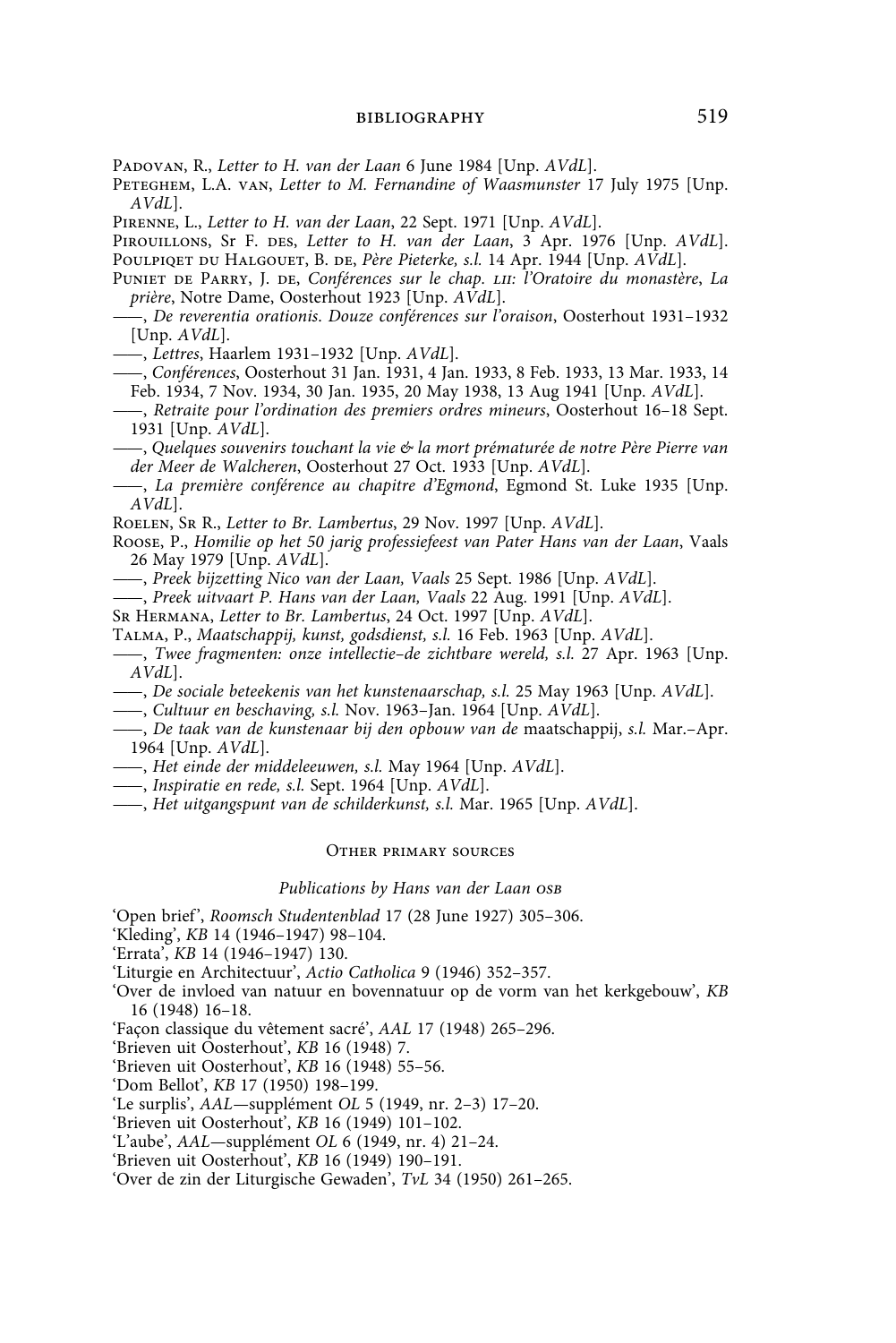Padovan, R., *Letter to H. van der Laan* 6 June 1984 [Unp. *AVdL*].

Peteghem, L.A. van, *Letter to M. Fernandine of Waasmunster* 17 July 1975 [Unp. *AVdL*].

Pirenne, L., *Letter to H. van der Laan*, 22 Sept. 1971 [Unp. *AVdL*].

Pirouillons, Sr F. des, *Letter to H. van der Laan*, 3 Apr. 1976 [Unp. *AVdL*].

Poulpiqet du Halgouet, B. de, *Père Pieterke, s.l.* 14 Apr. 1944 [Unp. *AVdL*].

Puniet de Parry, J. de, *Conférences sur le chap. LII: l'Oratoire du monastère*, *La prière*, Notre Dame, Oosterhout 1923 [Unp. *AVdL*].

——, *De reverentia orationis. Douze conférences sur l'oraison*, Oosterhout 1931–1932 [Unp. *AVdL*].

——, *Lettres*, Haarlem 1931–1932 [Unp. *AVdL*].

——, *Conférences*, Oosterhout 31 Jan. 1931, 4 Jan. 1933, 8 Feb. 1933, 13 Mar. 1933, 14 Feb. 1934, 7 Nov. 1934, 30 Jan. 1935, 20 May 1938, 13 Aug 1941 [Unp. *AVdL*].

——, *Retraite pour l'ordination des premiers ordres mineurs*, Oosterhout 16–18 Sept. 1931 [Unp. *AVdL*].

——, *Quelques souvenirs touchant la vie & la mort prématurée de notre Père Pierre van der Meer de Walcheren*, Oosterhout 27 Oct. 1933 [Unp. *AVdL*].

——, *La première conférence au chapitre d'Egmond*, Egmond St. Luke 1935 [Unp. *AVdL*].

Roelen, Sr R., *Letter to Br. Lambertus*, 29 Nov. 1997 [Unp. *AVdL*].

Roose, P., *Homilie op het 50 jarig professiefeest van Pater Hans van der Laan*, Vaals 26 May 1979 [Unp. *AVdL*].

——, *Preek bijzetting Nico van der Laan, Vaals* 25 Sept. 1986 [Unp. *AVdL*].

——, *Preek uitvaart P. Hans van der Laan, Vaals* 22 Aug. 1991 [Unp. *AVdL*].

Sr Hermana, *Letter to Br. Lambertus*, 24 Oct. 1997 [Unp. *AVdL*].

Talma, P., *Maatschappij, kunst, godsdienst, s.l.* 16 Feb. 1963 [Unp. *AVdL*].

——, *Twee fragmenten: onze intellectie–de zichtbare wereld, s.l.* 27 Apr. 1963 [Unp. *AVdL*].

——, *De sociale beteekenis van het kunstenaarschap, s.l.* 25 May 1963 [Unp. *AVdL*].

——, *Cultuur en beschaving, s.l.* Nov. 1963–Jan. 1964 [Unp. *AVdL*].

——, *De taak van de kunstenaar bij den opbouw van de* maatschappij, *s.l.* Mar.–Apr. 1964 [Unp. *AVdL*].

——, *Het einde der middeleeuwen, s.l.* May 1964 [Unp. *AVdL*].

——, *Inspiratie en rede, s.l.* Sept. 1964 [Unp. *AVdL*].

——, *Het uitgangspunt van de schilderkunst, s.l.* Mar. 1965 [Unp. *AVdL*].

## Other primary sources

### *Publications by Hans van der Laan OSB*

'Open brief', *Roomsch Studentenblad* 17 (28 June 1927) 305–306.

'Kleding', *KB* 14 (1946–1947) 98–104.

'Errata', *KB* 14 (1946–1947) 130.

'Liturgie en Architectuur', *Actio Catholica* 9 (1946) 352–357.

'Over de invloed van natuur en bovennatuur op de vorm van het kerkgebouw', *KB* 16 (1948) 16–18.

'Façon classique du vêtement sacré', *AAL* 17 (1948) 265–296.

'Brieven uit Oosterhout', *KB* 16 (1948) 7.

'Brieven uit Oosterhout', *KB* 16 (1948) 55–56.

'Dom Bellot', *KB* 17 (1950) 198–199.

'Le surplis', *AAL*—supplément *OL* 5 (1949, nr. 2–3) 17–20.

'Brieven uit Oosterhout', *KB* 16 (1949) 101–102.

'L'aube', *AAL*—supplément *OL* 6 (1949, nr. 4) 21–24.

'Brieven uit Oosterhout', *KB* 16 (1949) 190–191.

'Over de zin der Liturgische Gewaden', *TvL* 34 (1950) 261–265.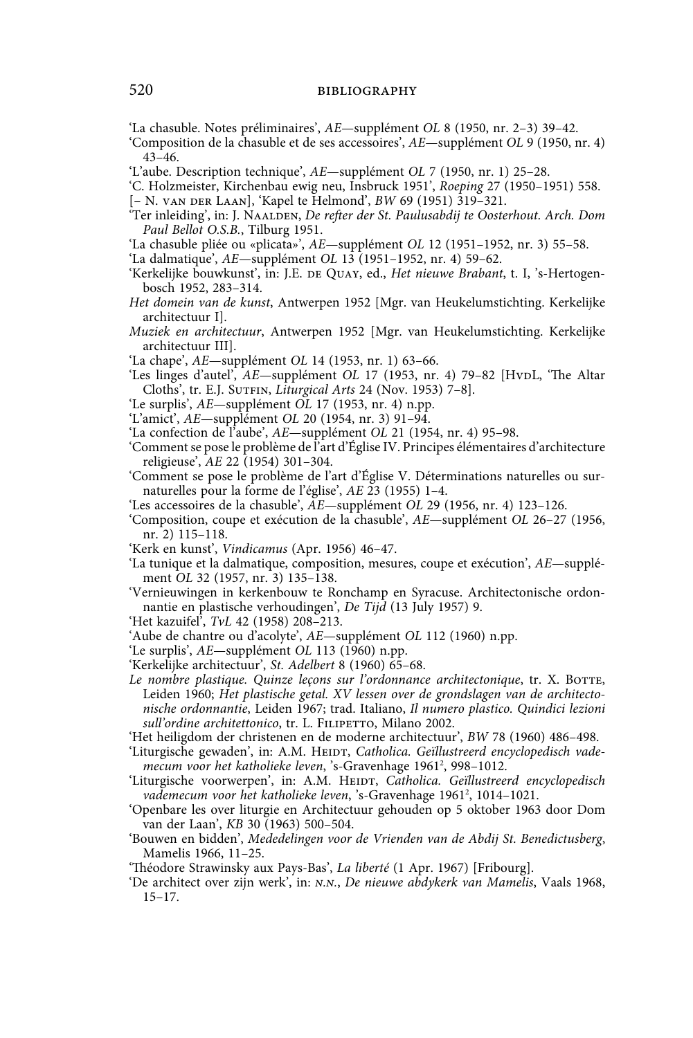'La chasuble. Notes préliminaires', *AE*—supplément *OL* 8 (1950, nr. 2–3) 39–42.

'Composition de la chasuble et de ses accessoires', *AE*—supplément *OL* 9 (1950, nr. 4) 43–46.

'L'aube. Description technique', *AE*—supplément *OL* 7 (1950, nr. 1) 25–28.

'C. Holzmeister, Kirchenbau ewig neu, Insbruck 1951', *Roeping* 27 (1950–1951) 558.

[– N. van der Laan], 'Kapel te Helmond', *BW* 69 (1951) 319–321.

'Ter inleiding', in: J. Naalden, *De refter der St. Paulusabdij te Oosterhout. Arch. Dom Paul Bellot O.S.B.*, Tilburg 1951.

'La chasuble pliée ou «plicata»', *AE*—supplément *OL* 12 (1951–1952, nr. 3) 55–58.

'La dalmatique', *AE*—supplément *OL* 13 (1951–1952, nr. 4) 59–62.

'Kerkelijke bouwkunst', in: J.E. de Quay, ed., *Het nieuwe Brabant*, t. I, 's-Hertogenbosch 1952, 283–314.

*Het domein van de kunst*, Antwerpen 1952 [Mgr. van Heukelumstichting. Kerkelijke architectuur I].

*Muziek en architectuur*, Antwerpen 1952 [Mgr. van Heukelumstichting. Kerkelijke architectuur III].

'La chape', *AE*—supplément *OL* 14 (1953, nr. 1) 63–66.

'Les linges d'autel', *AE*—supplément *OL* 17 (1953, nr. 4) 79–82 [HvdL, 'The Altar Cloths', tr. E.J. Sutfin, *Liturgical Arts* 24 (Nov. 1953) 7–8].

'Le surplis', *AE*—supplément *OL* 17 (1953, nr. 4) n.pp.

'L'amict', *AE*—supplément *OL* 20 (1954, nr. 3) 91–94.

'La confection de l'aube', *AE*—supplément *OL* 21 (1954, nr. 4) 95–98.

'Comment se pose le problème de l'art d'Église IV. Principes élémentaires d'architecture religieuse', *AE* 22 (1954) 301–304.

'Comment se pose le problème de l'art d'Église V. Déterminations naturelles ou surnaturelles pour la forme de l'église', *AE* 23 (1955) 1–4.

'Les accessoires de la chasuble', *AE*—supplément *OL* 29 (1956, nr. 4) 123–126.

'Composition, coupe et exécution de la chasuble', *AE*—supplément *OL* 26–27 (1956, nr. 2) 115–118.

'Kerk en kunst', *Vindicamus* (Apr. 1956) 46–47.

'La tunique et la dalmatique, composition, mesures, coupe et exécution', *AE*—supplément *OL* 32 (1957, nr. 3) 135–138.

'Vernieuwingen in kerkenbouw te Ronchamp en Syracuse. Architectonische ordonnantie en plastische verhoudingen', *De Tijd* (13 July 1957) 9.

'Het kazuifel', *TvL* 42 (1958) 208–213.

'Aube de chantre ou d'acolyte', *AE*—supplément *OL* 112 (1960) n.pp.

'Le surplis', *AE*—supplément *OL* 113 (1960) n.pp.

'Kerkelijke architectuur', *St. Adelbert* 8 (1960) 65–68.

*Le nombre plastique. Quinze leçons sur l'ordonnance architectonique*, tr. X. Botte, Leiden 1960; *Het plastische getal. XV lessen over de grondslagen van de architectonische ordonnantie*, Leiden 1967; trad. Italiano, *Il numero plastico. Quindici lezioni sull'ordine architettonico*, tr. L. Filipetto, Milano 2002.

'Het heiligdom der christenen en de moderne architectuur', *BW* 78 (1960) 486–498.

'Liturgische gewaden', in: A.M. Heidt, *Catholica. Geïllustreerd encyclopedisch vademecum voor het katholieke leven*, 's-Gravenhage 1961², 998–1012.

'Liturgische voorwerpen', in: A.M. Heidt, *Catholica. Geïllustreerd encyclopedisch vademecum voor het katholieke leven*, 's-Gravenhage 1961², 1014–1021.

'Openbare les over liturgie en Architectuur gehouden op 5 oktober 1963 door Dom van der Laan', *KB* 30 (1963) 500–504.

'Bouwen en bidden', *Mededelingen voor de Vrienden van de Abdij St. Benedictusberg*, Mamelis 1966, 11–25.

'Théodore Strawinsky aux Pays-Bas', *La liberté* (1 Apr. 1967) [Fribourg].

'De architect over zijn werk', in: n.n., *De nieuwe abdykerk van Mamelis*, Vaals 1968, 15–17.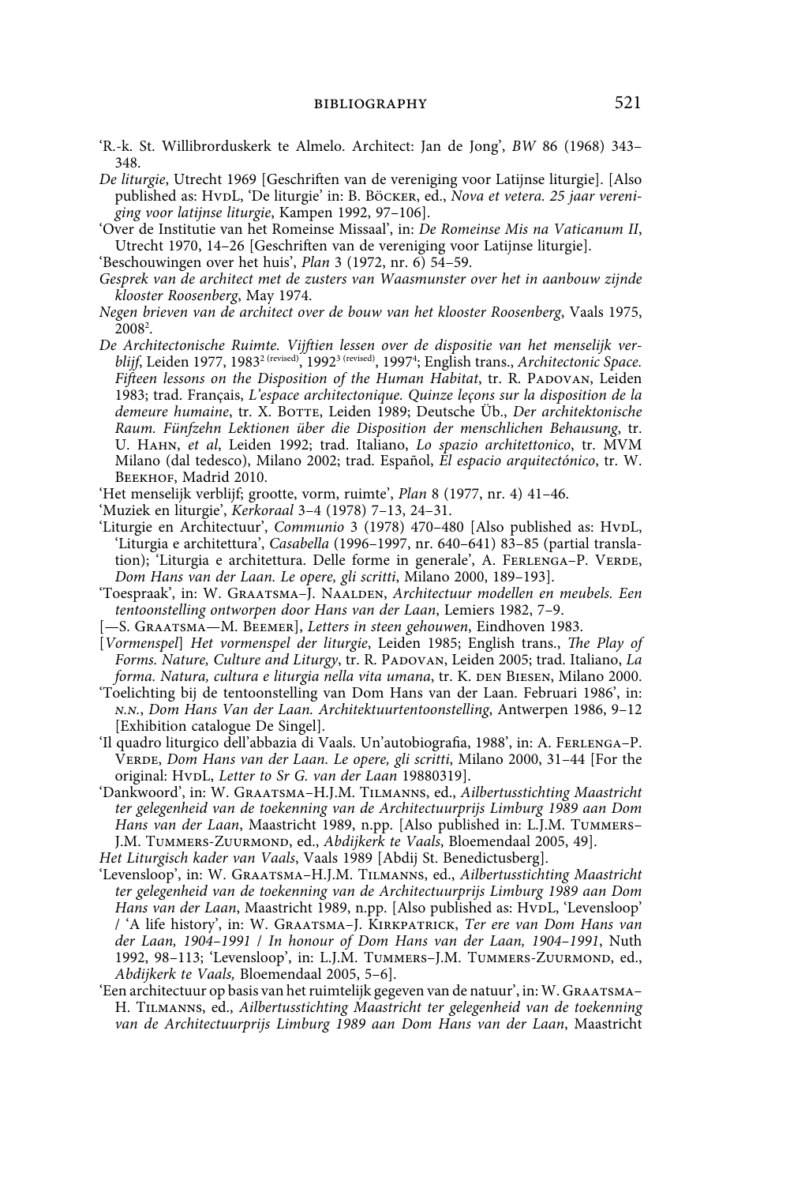'R.-k. St. Willibrorduskerk te Almelo. Architect: Jan de Jong', *BW* 86 (1968) 343–348.

*De liturgie*, Utrecht 1969 [Geschriften van de vereniging voor Latijnse liturgie]. [Also published as: HvdL, 'De liturgie' in: B. Böcker, ed., *Nova et vetera. 25 jaar vereniging voor latijnse liturgie*, Kampen 1992, 97–106].

'Over de Institutie van het Romeinse Missaal', in: *De Romeinse Mis na Vaticanum II*, Utrecht 1970, 14–26 [Geschriften van de vereniging voor Latijnse liturgie].

'Beschouwingen over het huis', *Plan* 3 (1972, nr. 6) 54–59.

*Gesprek van de architect met de zusters van Waasmunster over het in aanbouw zijnde klooster Roosenberg*, May 1974.

*Negen brieven van de architect over de bouw van het klooster Roosenberg*, Vaals 1975, 2008[2].

*De Architectonische Ruimte. Vijftien lessen over de dispositie van het menselijk verblijf*, Leiden 1977, 1983[2 (revised)], 1992[3 (revised)], 1997[4]; English trans., *Architectonic Space. Fifteen lessons on the Disposition of the Human Habitat*, tr. R. Padovan, Leiden 1983; trad. Français, *L'espace architectonique. Quinze leçons sur la disposition de la demeure humaine*, tr. X. Botte, Leiden 1989; Deutsche Üb., *Der architektonische Raum. Fünfzehn Lektionen über die Disposition der menschlichen Behausung*, tr. U. Hahn, *et al*, Leiden 1992; trad. Italiano, *Lo spazio architettonico*, tr. MVM Milano (dal tedesco), Milano 2002; trad. Español, *El espacio arquitectónico*, tr. W. Beekhof, Madrid 2010.

'Het menselijk verblijf; grootte, vorm, ruimte', *Plan* 8 (1977, nr. 4) 41–46.

'Muziek en liturgie', *Kerkoraal* 3–4 (1978) 7–13, 24–31.

'Liturgie en Architectuur', *Communio* 3 (1978) 470–480 [Also published as: HvdL, 'Liturgia e architettura', *Casabella* (1996–1997, nr. 640–641) 83–85 (partial translation); 'Liturgia e architettura. Delle forme in generale', A. Ferlenga–P. Verde, *Dom Hans van der Laan. Le opere, gli scritti*, Milano 2000, 189–193].

'Toespraak', in: W. Graatsma–J. Naalden, *Architectuur modellen en meubels. Een tentoonstelling ontworpen door Hans van der Laan*, Lemiers 1982, 7–9.

[—S. Graatsma—M. Beemer], *Letters in steen gehouwen*, Eindhoven 1983.

[*Vormenspel*] *Het vormenspel der liturgie*, Leiden 1985; English trans., *The Play of Forms. Nature, Culture and Liturgy*, tr. R. Padovan, Leiden 2005; trad. Italiano, *La forma. Natura, cultura e liturgia nella vita umana*, tr. K. den Biesen, Milano 2000.

'Toelichting bij de tentoonstelling van Dom Hans van der Laan. Februari 1986', in: n.n., *Dom Hans Van der Laan. Architektuurtentoonstelling*, Antwerpen 1986, 9–12 [Exhibition catalogue De Singel].

'Il quadro liturgico dell'abbazia di Vaals. Un'autobiografia, 1988', in: A. Ferlenga–P. Verde, *Dom Hans van der Laan. Le opere, gli scritti*, Milano 2000, 31–44 [For the original: HvdL, *Letter to Sr G. van der Laan* 19880319].

'Dankwoord', in: W. Graatsma–H.J.M. Tilmanns, ed., *Ailbertusstichting Maastricht ter gelegenheid van de toekenning van de Architectuurprijs Limburg 1989 aan Dom Hans van der Laan*, Maastricht 1989, n.pp. [Also published in: L.J.M. Tummers–J.M. Tummers-Zuurmond, ed., *Abdijkerk te Vaals*, Bloemendaal 2005, 49].

*Het Liturgisch kader van Vaals*, Vaals 1989 [Abdij St. Benedictusberg].

'Levensloop', in: W. Graatsma–H.J.M. Tilmanns, ed., *Ailbertusstichting Maastricht ter gelegenheid van de toekenning van de Architectuurprijs Limburg 1989 aan Dom Hans van der Laan*, Maastricht 1989, n.pp. [Also published as: HvdL, 'Levensloop' / 'A life history', in: W. Graatsma–J. Kirkpatrick, *Ter ere van Dom Hans van der Laan, 1904–1991 / In honour of Dom Hans van der Laan, 1904–1991*, Nuth 1992, 98–113; 'Levensloop', in: L.J.M. Tummers–J.M. Tummers-Zuurmond, ed., *Abdijkerk te Vaals,* Bloemendaal 2005, 5–6].

'Een architectuur op basis van het ruimtelijk gegeven van de natuur', in: W. Graatsma–H. Tilmanns, ed., *Ailbertusstichting Maastricht ter gelegenheid van de toekenning van de Architectuurprijs Limburg 1989 aan Dom Hans van der Laan*, Maastricht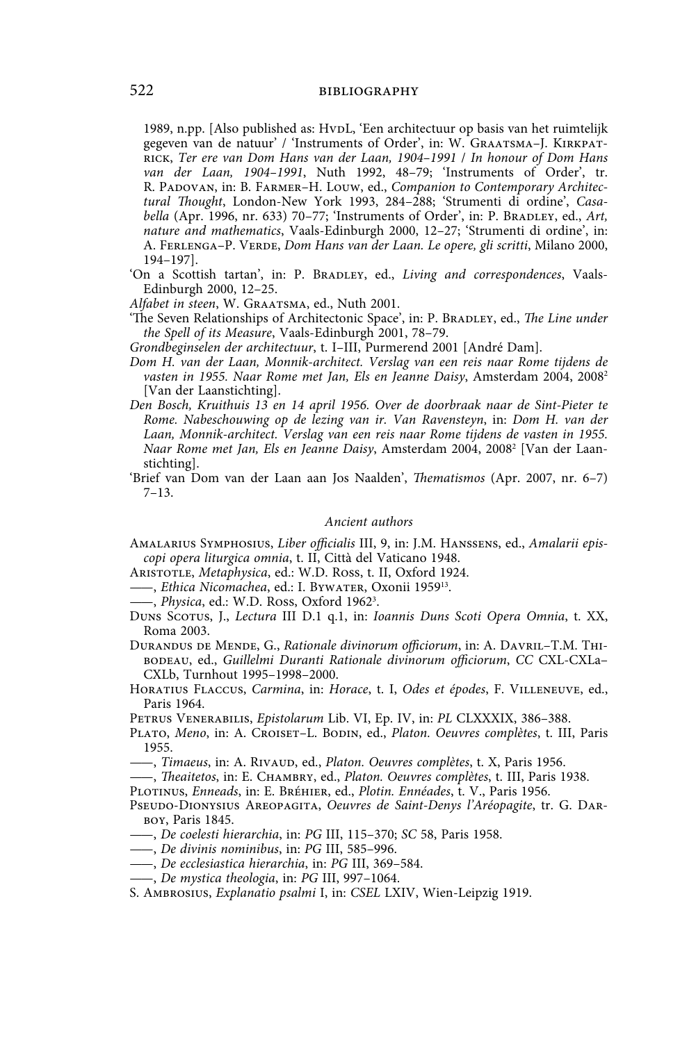1989, n.pp. [Also published as: HvdL, 'Een architectuur op basis van het ruimtelijk gegeven van de natuur' / 'Instruments of Order', in: W. Graatsma–J. Kirkpatrick, *Ter ere van Dom Hans van der Laan, 1904–1991 / In honour of Dom Hans van der Laan, 1904–1991*, Nuth 1992, 48–79; 'Instruments of Order', tr. R. Padovan, in: B. Farmer–H. Louw, ed., *Companion to Contemporary Architectural Thought*, London-New York 1993, 284–288; 'Strumenti di ordine', *Casabella* (Apr. 1996, nr. 633) 70–77; 'Instruments of Order', in: P. Bradley, ed., *Art, nature and mathematics*, Vaals-Edinburgh 2000, 12–27; 'Strumenti di ordine', in: A. Ferlenga–P. Verde, *Dom Hans van der Laan. Le opere, gli scritti*, Milano 2000, 194–197].

'On a Scottish tartan', in: P. Bradley, ed., *Living and correspondences*, Vaals-Edinburgh 2000, 12–25.

*Alfabet in steen*, W. Graatsma, ed., Nuth 2001.

'The Seven Relationships of Architectonic Space', in: P. Bradley, ed., *The Line under the Spell of its Measure*, Vaals-Edinburgh 2001, 78–79.

*Grondbeginselen der architectuur*, t. I–III, Purmerend 2001 [André Dam].

*Dom H. van der Laan, Monnik-architect. Verslag van een reis naar Rome tijdens de vasten in 1955. Naar Rome met Jan, Els en Jeanne Daisy*, Amsterdam 2004, 2008[2] [Van der Laanstichting].

*Den Bosch, Kruithuis 13 en 14 april 1956. Over de doorbraak naar de Sint-Pieter te Rome. Nabeschouwing op de lezing van ir. Van Ravensteyn*, in: *Dom H. van der Laan, Monnik-architect. Verslag van een reis naar Rome tijdens de vasten in 1955. Naar Rome met Jan, Els en Jeanne Daisy*, Amsterdam 2004, 2008[2] [Van der Laanstichting].

'Brief van Dom van der Laan aan Jos Naalden', *Thematismos* (Apr. 2007, nr. 6–7) 7–13.

### *Ancient authors*

Amalarius Symphosius, *Liber officialis* III, 9, in: J.M. Hanssens, ed., *Amalarii episcopi opera liturgica omnia*, t. II, Città del Vaticano 1948.

Aristotle, *Metaphysica*, ed.: W.D. Ross, t. II, Oxford 1924.

——, *Ethica Nicomachea*, ed.: I. Bywater, Oxonii 1959[13].

——, *Physica*, ed.: W.D. Ross, Oxford 1962[3].

Duns Scotus, J., *Lectura* III D.1 q.1, in: *Ioannis Duns Scoti Opera Omnia*, t. XX, Roma 2003.

Durandus de Mende, G., *Rationale divinorum officiorum*, in: A. Davril–T.M. Thibodeau, ed., *Guillelmi Duranti Rationale divinorum officiorum*, *CC* CXL-CXLa–CXLb, Turnhout 1995–1998–2000.

Horatius Flaccus, *Carmina*, in: *Horace*, t. I, *Odes et épodes*, F. Villeneuve, ed., Paris 1964.

Petrus Venerabilis, *Epistolarum* Lib. VI, Ep. IV, in: *PL* CLXXXIX, 386–388.

Plato, *Meno*, in: A. Croiset–L. Bodin, ed., *Platon. Oeuvres complètes*, t. III, Paris 1955.

——, *Timaeus*, in: A. Rivaud, ed., *Platon. Oeuvres complètes*, t. X, Paris 1956.

——, *Theaitetos*, in: E. Chambry, ed., *Platon. Oeuvres complètes*, t. III, Paris 1938.

Plotinus, *Enneads*, in: E. Bréhier, ed., *Plotin. Ennéades*, t. V., Paris 1956.

Pseudo-Dionysius Areopagita, *Oeuvres de Saint-Denys l'Aréopagite*, tr. G. Darboy, Paris 1845.

——, *De coelesti hierarchia*, in: *PG* III, 115–370; *SC* 58, Paris 1958.

——, *De divinis nominibus*, in: *PG* III, 585–996.

——, *De ecclesiastica hierarchia*, in: *PG* III, 369–584.

——, *De mystica theologia*, in: *PG* III, 997–1064.

S. Ambrosius, *Explanatio psalmi* I, in: *CSEL* LXIV, Wien-Leipzig 1919.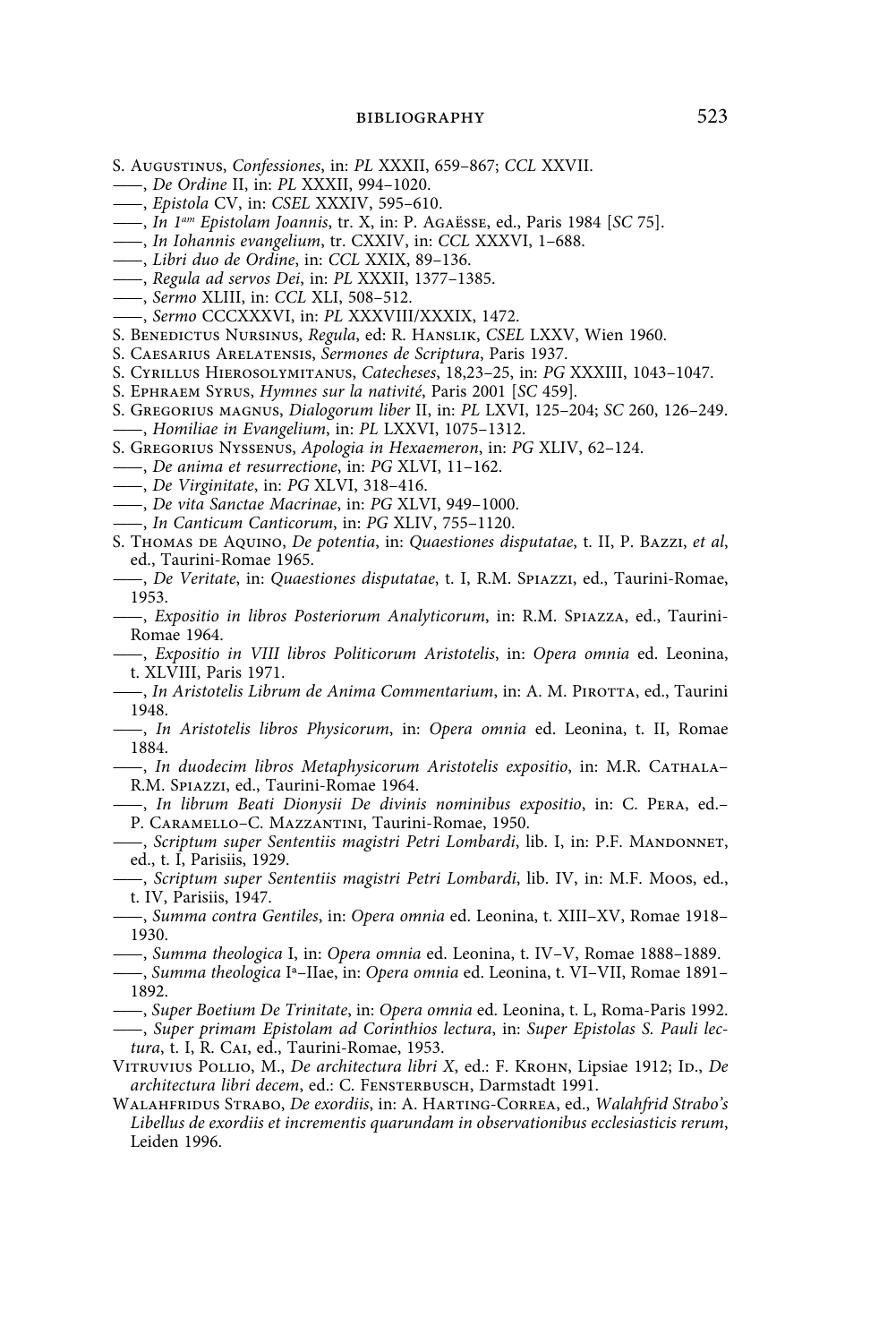S. Augustinus, *Confessiones*, in: *PL* XXXII, 659–867; *CCL* XXVII.

——, *De Ordine* II, in: *PL* XXXII, 994–1020.

——, *Epistola* CV, in: *CSEL* XXXIV, 595–610.

——, *In 1am Epistolam Joannis*, tr. X, in: P. Agaësse, ed., Paris 1984 [*SC* 75].

——, *In Iohannis evangelium*, tr. CXXIV, in: *CCL* XXXVI, 1–688.

——, *Libri duo de Ordine*, in: *CCL* XXIX, 89–136.

——, *Regula ad servos Dei*, in: *PL* XXXII, 1377–1385.

——, *Sermo* XLIII, in: *CCL* XLI, 508–512.

——, *Sermo* CCCXXXVI, in: *PL* XXXVIII/XXXIX, 1472.

S. Benedictus Nursinus, *Regula*, ed: R. Hanslik, *CSEL* LXXV, Wien 1960.

S. Caesarius Arelatensis, *Sermones de Scriptura*, Paris 1937.

S. Cyrillus Hierosolymitanus, *Catecheses*, 18,23–25, in: *PG* XXXIII, 1043–1047.

S. Ephraem Syrus, *Hymnes sur la nativité*, Paris 2001 [*SC* 459].

S. Gregorius magnus, *Dialogorum liber* II, in: *PL* LXVI, 125–204; *SC* 260, 126–249.

——, *Homiliae in Evangelium*, in: *PL* LXXVI, 1075–1312.

S. Gregorius Nyssenus, *Apologia in Hexaemeron*, in: *PG* XLIV, 62–124.

——, *De anima et resurrectione*, in: *PG* XLVI, 11–162.

——, *De Virginitate*, in: *PG* XLVI, 318–416.

——, *De vita Sanctae Macrinae*, in: *PG* XLVI, 949–1000.

——, *In Canticum Canticorum*, in: *PG* XLIV, 755–1120.

S. Thomas de Aquino, *De potentia*, in: *Quaestiones disputatae*, t. II, P. Bazzi, *et al*, ed., Taurini-Romae 1965.

——, *De Veritate*, in: *Quaestiones disputatae*, t. I, R.M. Spiazzi, ed., Taurini-Romae, 1953.

——, *Expositio in libros Posteriorum Analyticorum*, in: R.M. Spiazza, ed., Taurini-Romae 1964.

——, *Expositio in VIII libros Politicorum Aristotelis*, in: *Opera omnia* ed. Leonina, t. XLVIII, Paris 1971.

——, *In Aristotelis Librum de Anima Commentarium*, in: A. M. Pirotta, ed., Taurini 1948.

——, *In Aristotelis libros Physicorum*, in: *Opera omnia* ed. Leonina, t. II, Romae 1884.

——, *In duodecim libros Metaphysicorum Aristotelis expositio*, in: M.R. Cathala–R.M. Spiazzi, ed., Taurini-Romae 1964.

——, *In librum Beati Dionysii De divinis nominibus expositio*, in: C. Pera, ed.–P. Caramello–C. Mazzantini, Taurini-Romae, 1950.

——, *Scriptum super Sententiis magistri Petri Lombardi*, lib. I, in: P.F. Mandonnet, ed., t. I, Parisiis, 1929.

——, *Scriptum super Sententiis magistri Petri Lombardi*, lib. IV, in: M.F. Moos, ed., t. IV, Parisiis, 1947.

——, *Summa contra Gentiles*, in: *Opera omnia* ed. Leonina, t. XIII–XV, Romae 1918–1930.

——, *Summa theologica* I, in: *Opera omnia* ed. Leonina, t. IV–V, Romae 1888–1889.

——, *Summa theologica* Ia–IIae, in: *Opera omnia* ed. Leonina, t. VI–VII, Romae 1891–1892.

——, *Super Boetium De Trinitate*, in: *Opera omnia* ed. Leonina, t. L, Roma-Paris 1992.

——, *Super primam Epistolam ad Corinthios lectura*, in: *Super Epistolas S. Pauli lectura*, t. I, R. Cai, ed., Taurini-Romae, 1953.

Vitruvius Pollio, M., *De architectura libri X*, ed.: F. Krohn, Lipsiae 1912; Id., *De architectura libri decem*, ed.: C. Fensterbusch, Darmstadt 1991.

Walahfridus Strabo, *De exordiis*, in: A. Harting-Correa, ed., *Walahfrid Strabo's Libellus de exordiis et incrementis quarundam in observationibus ecclesiasticis rerum*, Leiden 1996.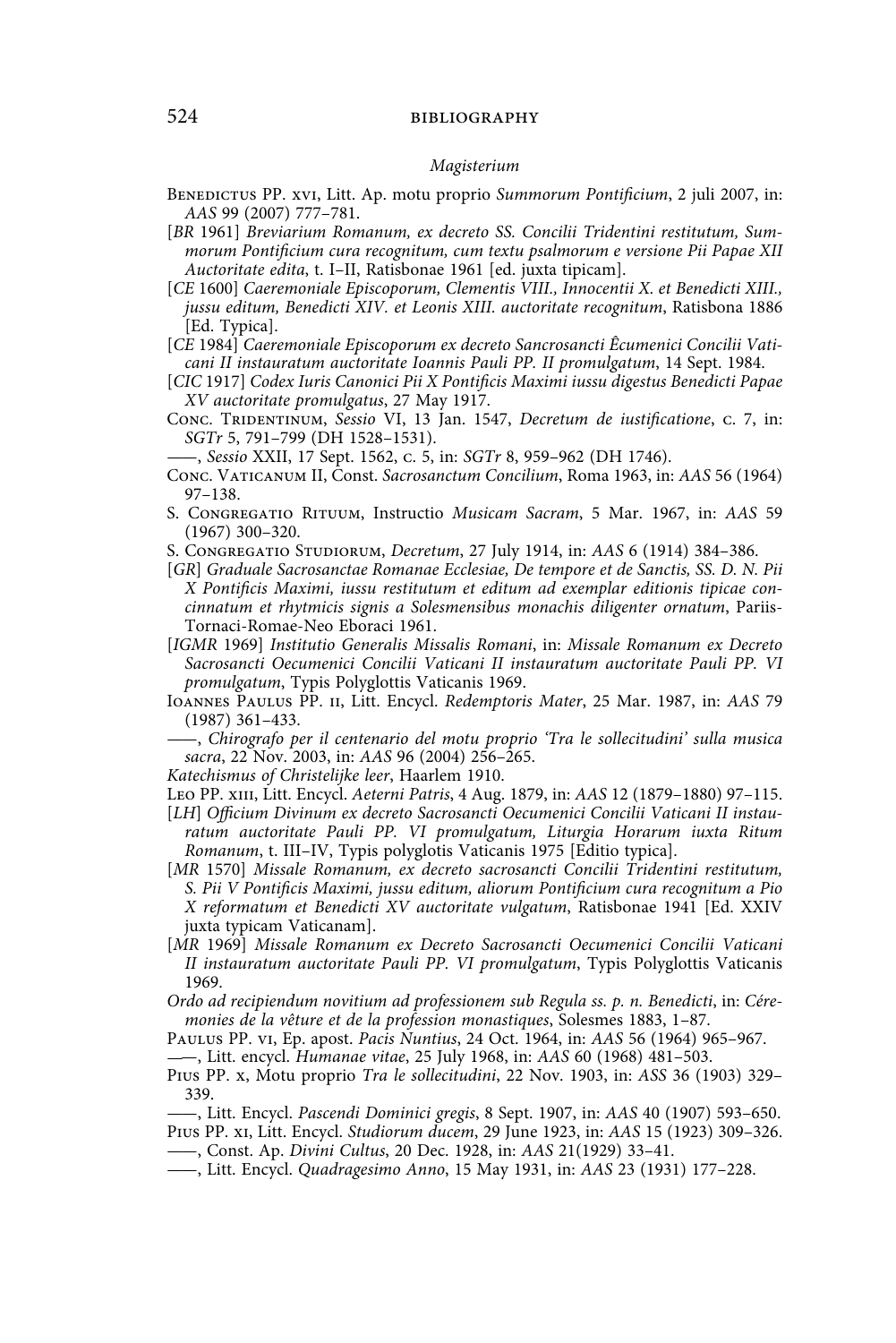*Magisterium*

Benedictus PP. xvi, Litt. Ap. motu proprio *Summorum Pontificium*, 2 juli 2007, in: *AAS* 99 (2007) 777–781.

[*BR* 1961] *Breviarium Romanum, ex decreto SS. Concilii Tridentini restitutum, Summorum Pontificium cura recognitum, cum textu psalmorum e versione Pii Papae XII Auctoritate edita*, t. I–II, Ratisbonae 1961 [ed. juxta tipicam].

[*CE* 1600] *Caeremoniale Episcoporum, Clementis VIII., Innocentii X. et Benedicti XIII., jussu editum, Benedicti XIV. et Leonis XIII. auctoritate recognitum*, Ratisbona 1886 [Ed. Typica].

[*CE* 1984] *Caeremoniale Episcoporum ex decreto Sancrosancti Êcumenici Concilii Vaticani II instauratum auctoritate Ioannis Pauli PP. II promulgatum*, 14 Sept. 1984.

[*CIC* 1917] *Codex Iuris Canonici Pii X Pontificis Maximi iussu digestus Benedicti Papae XV auctoritate promulgatus*, 27 May 1917.

Conc. Tridentinum, *Sessio* VI, 13 Jan. 1547, *Decretum de iustificatione*, c. 7, in: *SGTr* 5, 791–799 (DH 1528–1531).

——, *Sessio* XXII, 17 Sept. 1562, c. 5, in: *SGTr* 8, 959–962 (DH 1746).

Conc. Vaticanum II, Const. *Sacrosanctum Concilium*, Roma 1963, in: *AAS* 56 (1964) 97–138.

S. Congregatio Rituum, Instructio *Musicam Sacram*, 5 Mar. 1967, in: *AAS* 59 (1967) 300–320.

S. Congregatio Studiorum, *Decretum*, 27 July 1914, in: *AAS* 6 (1914) 384–386.

[*GR*] *Graduale Sacrosanctae Romanae Ecclesiae, De tempore et de Sanctis, SS. D. N. Pii X Pontificis Maximi, iussu restitutum et editum ad exemplar editionis tipicae concinnatum et rhytmicis signis a Solesmensibus monachis diligenter ornatum*, Pariis-Tornaci-Romae-Neo Eboraci 1961.

[*IGMR* 1969] *Institutio Generalis Missalis Romani*, in: *Missale Romanum ex Decreto Sacrosancti Oecumenici Concilii Vaticani II instauratum auctoritate Pauli PP. VI promulgatum*, Typis Polyglottis Vaticanis 1969.

Ioannes Paulus PP. ii, Litt. Encycl. *Redemptoris Mater*, 25 Mar. 1987, in: *AAS* 79 (1987) 361–433.

——, *Chirografo per il centenario del motu proprio 'Tra le sollecitudini' sulla musica sacra*, 22 Nov. 2003, in: *AAS* 96 (2004) 256–265.

*Katechismus of Christelijke leer*, Haarlem 1910.

Leo PP. xiii, Litt. Encycl. *Aeterni Patris*, 4 Aug. 1879, in: *AAS* 12 (1879–1880) 97–115.

[*LH*] *Officium Divinum ex decreto Sacrosancti Oecumenici Concilii Vaticani II instauratum auctoritate Pauli PP. VI promulgatum, Liturgia Horarum iuxta Ritum Romanum*, t. III–IV, Typis polyglotis Vaticanis 1975 [Editio typica].

[*MR* 1570] *Missale Romanum, ex decreto sacrosancti Concilii Tridentini restitutum, S. Pii V Pontificis Maximi, jussu editum, aliorum Pontificium cura recognitum a Pio X reformatum et Benedicti XV auctoritate vulgatum*, Ratisbonae 1941 [Ed. XXIV juxta typicam Vaticanam].

[*MR* 1969] *Missale Romanum ex Decreto Sacrosancti Oecumenici Concilii Vaticani II instauratum auctoritate Pauli PP. VI promulgatum*, Typis Polyglottis Vaticanis 1969.

*Ordo ad recipiendum novitium ad professionem sub Regula ss. p. n. Benedicti*, in: *Cérémonies de la vêture et de la profession monastiques*, Solesmes 1883, 1–87.

Paulus PP. vi, Ep. apost. *Pacis Nuntius*, 24 Oct. 1964, in: *AAS* 56 (1964) 965–967.

——, Litt. encycl. *Humanae vitae*, 25 July 1968, in: *AAS* 60 (1968) 481–503.

Pius PP. x, Motu proprio *Tra le sollecitudini*, 22 Nov. 1903, in: *ASS* 36 (1903) 329–339.

——, Litt. Encycl. *Pascendi Dominici gregis*, 8 Sept. 1907, in: *AAS* 40 (1907) 593–650.

Pius PP. xi, Litt. Encycl. *Studiorum ducem*, 29 June 1923, in: *AAS* 15 (1923) 309–326.

——, Const. Ap. *Divini Cultus*, 20 Dec. 1928, in: *AAS* 21(1929) 33–41.

——, Litt. Encycl. *Quadragesimo Anno*, 15 May 1931, in: *AAS* 23 (1931) 177–228.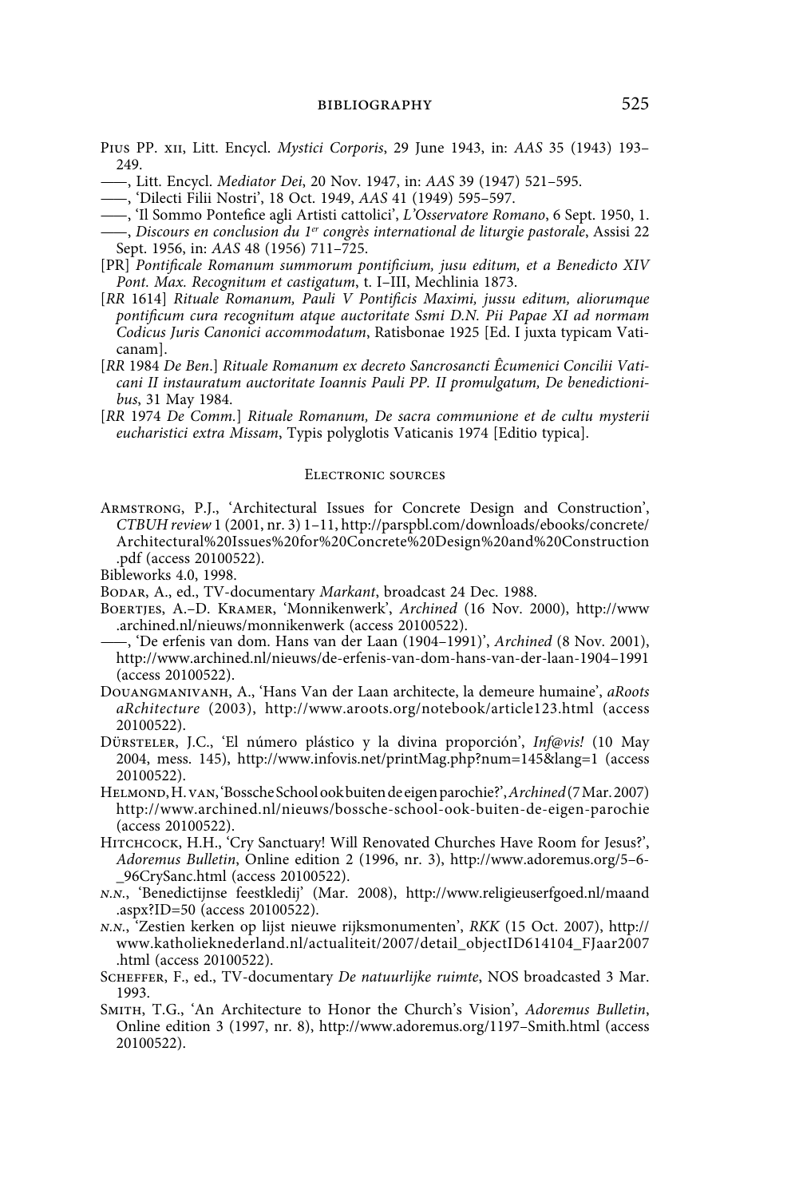Pius PP. xii, Litt. Encycl. *Mystici Corporis*, 29 June 1943, in: *AAS* 35 (1943) 193–249.

——, Litt. Encycl. *Mediator Dei*, 20 Nov. 1947, in: *AAS* 39 (1947) 521–595.

——, 'Dilecti Filii Nostri', 18 Oct. 1949, *AAS* 41 (1949) 595–597.

——, 'Il Sommo Pontefice agli Artisti cattolici', *L'Osservatore Romano*, 6 Sept. 1950, 1.

——, *Discours en conclusion du 1er congrès international de liturgie pastorale*, Assisi 22 Sept. 1956, in: *AAS* 48 (1956) 711–725.

[PR] *Pontificale Romanum summorum pontificium, jusu editum, et a Benedicto XIV Pont. Max. Recognitum et castigatum*, t. I–III, Mechlinia 1873.

[*RR* 1614] *Rituale Romanum, Pauli V Pontificis Maximi, jussu editum, aliorumque pontificum cura recognitum atque auctoritate Ssmi D.N. Pii Papae XI ad normam Codicus Juris Canonici accommodatum*, Ratisbonae 1925 [Ed. I juxta typicam Vaticanam].

[*RR* 1984 *De Ben.*] *Rituale Romanum ex decreto Sacrosancti Êcumenici Concilii Vaticani II instauratum auctoritate Ioannis Pauli PP. II promulgatum, De benedictionibus*, 31 May 1984.

[*RR* 1974 *De Comm.*] *Rituale Romanum, De sacra communione et de cultu mysterii eucharistici extra Missam*, Typis polyglotis Vaticanis 1974 [Editio typica].

## Electronic sources

Armstrong, P.J., 'Architectural Issues for Concrete Design and Construction', *CTBUH review* 1 (2001, nr. 3) 1–11, http://parspbl.com/downloads/ebooks/concrete/Architectural%20Issues%20for%20Concrete%20Design%20and%20Construction.pdf (access 20100522).

Bibleworks 4.0, 1998.

Bodar, A., ed., TV-documentary *Markant*, broadcast 24 Dec. 1988.

Boertjes, A.–D. Kramer, 'Monnikenwerk', *Archined* (16 Nov. 2000), http://www.archined.nl/nieuws/monnikenwerk (access 20100522).

——, 'De erfenis van dom. Hans van der Laan (1904–1991)', *Archined* (8 Nov. 2001), http://www.archined.nl/nieuws/de-erfenis-van-dom-hans-van-der-laan-1904–1991 (access 20100522).

Douangmanivanh, A., 'Hans Van der Laan architecte, la demeure humaine', *aRoots aRchitecture* (2003), http://www.aroots.org/notebook/article123.html (access 20100522).

Dürsteler, J.C., 'El número plástico y la divina proporción', *Inf@vis!* (10 May 2004, mess. 145), http://www.infovis.net/printMag.php?num=145&lang=1 (access 20100522).

Helmond, H. van, 'Bossche School ook buiten de eigen parochie?', *Archined* (7 Mar. 2007) http://www.archined.nl/nieuws/bossche-school-ook-buiten-de-eigen-parochie (access 20100522).

Hitchcock, H.H., 'Cry Sanctuary! Will Renovated Churches Have Room for Jesus?', *Adoremus Bulletin*, Online edition 2 (1996, nr. 3), http://www.adoremus.org/5–6-_96CrySanc.html (access 20100522).

*n.n.*, 'Benedictijnse feestkledij' (Mar. 2008), http://www.religieuserfgoed.nl/maand.aspx?ID=50 (access 20100522).

*n.n.*, 'Zestien kerken op lijst nieuwe rijksmonumenten', *RKK* (15 Oct. 2007), http://www.katholieknederland.nl/actualiteit/2007/detail_objectID614104_FJaar2007.html (access 20100522).

Scheffer, F., ed., TV-documentary *De natuurlijke ruimte*, NOS broadcasted 3 Mar. 1993.

Smith, T.G., 'An Architecture to Honor the Church's Vision', *Adoremus Bulletin*, Online edition 3 (1997, nr. 8), http://www.adoremus.org/1197–Smith.html (access 20100522).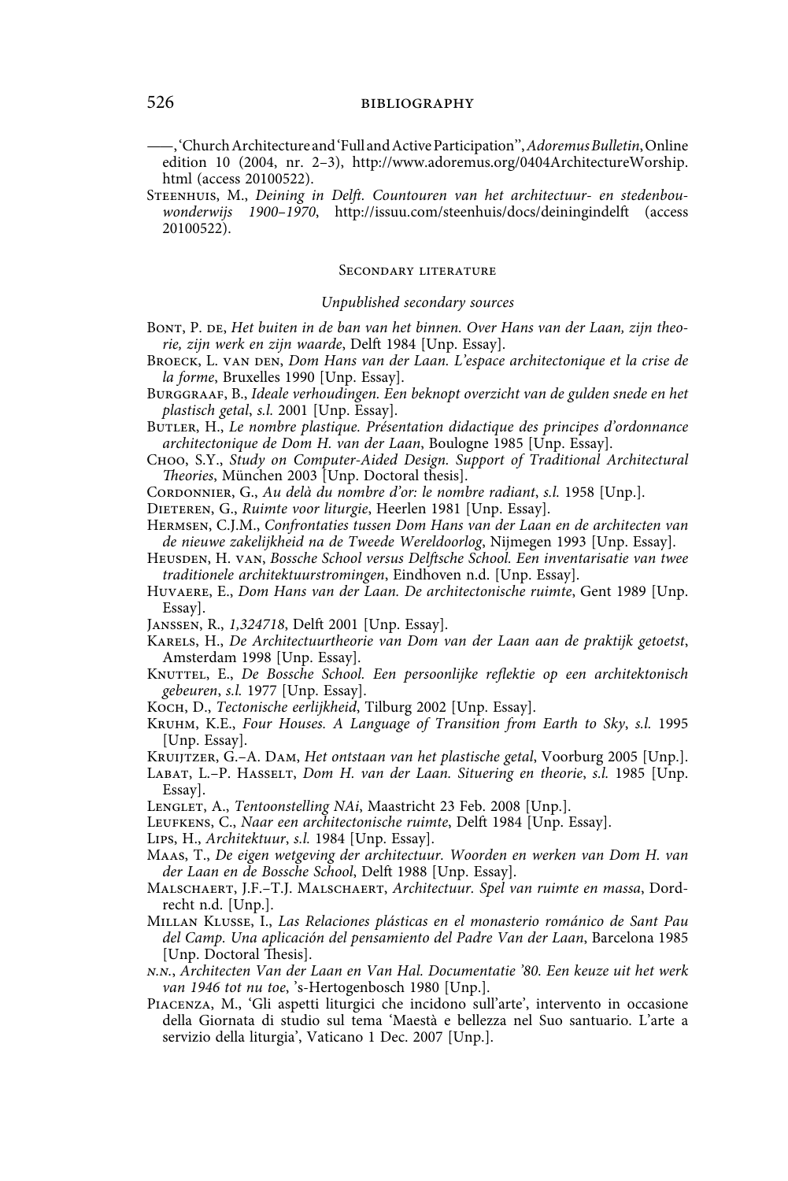——, 'Church Architecture and 'Full and Active Participation'', *Adoremus Bulletin*, Online edition 10 (2004, nr. 2–3), http://www.adoremus.org/0404ArchitectureWorship.html (access 20100522).

Steenhuis, M., *Deining in Delft. Countouren van het architectuur- en stedenbouwonderwijs 1900–1970*, http://issuu.com/steenhuis/docs/deiningindelft (access 20100522).

## Secondary literature

### *Unpublished secondary sources*

Bont, P. de, *Het buiten in de ban van het binnen. Over Hans van der Laan, zijn theorie, zijn werk en zijn waarde*, Delft 1984 [Unp. Essay].

Broeck, L. van den, *Dom Hans van der Laan. L'espace architectonique et la crise de la forme*, Bruxelles 1990 [Unp. Essay].

Burggraaf, B., *Ideale verhoudingen. Een beknopt overzicht van de gulden snede en het plastisch getal*, *s.l.* 2001 [Unp. Essay].

Butler, H., *Le nombre plastique. Présentation didactique des principes d'ordonnance architectonique de Dom H. van der Laan*, Boulogne 1985 [Unp. Essay].

Choo, S.Y., *Study on Computer-Aided Design. Support of Traditional Architectural Theories*, München 2003 [Unp. Doctoral thesis].

Cordonnier, G., *Au delà du nombre d'or: le nombre radiant*, *s.l.* 1958 [Unp.].

Dieteren, G., *Ruimte voor liturgie*, Heerlen 1981 [Unp. Essay].

Hermsen, C.J.M., *Confrontaties tussen Dom Hans van der Laan en de architecten van de nieuwe zakelijkheid na de Tweede Wereldoorlog*, Nijmegen 1993 [Unp. Essay].

Heusden, H. van, *Bossche School versus Delftsche School. Een inventarisatie van twee traditionele architektuurstromingen*, Eindhoven n.d. [Unp. Essay].

Huvaere, E., *Dom Hans van der Laan. De architectonische ruimte*, Gent 1989 [Unp. Essay].

Janssen, R., *1,324718*, Delft 2001 [Unp. Essay].

Karels, H., *De Architectuurtheorie van Dom van der Laan aan de praktijk getoetst*, Amsterdam 1998 [Unp. Essay].

Knuttel, E., *De Bossche School. Een persoonlijke reflektie op een architektonisch gebeuren*, *s.l.* 1977 [Unp. Essay].

Koch, D., *Tectonische eerlijkheid*, Tilburg 2002 [Unp. Essay].

Kruhm, K.E., *Four Houses. A Language of Transition from Earth to Sky*, *s.l.* 1995 [Unp. Essay].

Kruijtzer, G.–A. Dam, *Het ontstaan van het plastische getal*, Voorburg 2005 [Unp.].

Labat, L.–P. Hasselt, *Dom H. van der Laan. Situering en theorie*, *s.l.* 1985 [Unp. Essay].

Lenglet, A., *Tentoonstelling NAi*, Maastricht 23 Feb. 2008 [Unp.].

Leufkens, C., *Naar een architectonische ruimte*, Delft 1984 [Unp. Essay].

Lips, H., *Architektuur*, *s.l.* 1984 [Unp. Essay].

Maas, T., *De eigen wetgeving der architectuur. Woorden en werken van Dom H. van der Laan en de Bossche School*, Delft 1988 [Unp. Essay].

Malschaert, J.F.–T.J. Malschaert, *Architectuur. Spel van ruimte en massa*, Dordrecht n.d. [Unp.].

Millan Klusse, I., *Las Relaciones plásticas en el monasterio románico de Sant Pau del Camp. Una aplicación del pensamiento del Padre Van der Laan*, Barcelona 1985 [Unp. Doctoral Thesis].

*n.n.*, *Architecten Van der Laan en Van Hal. Documentatie '80. Een keuze uit het werk van 1946 tot nu toe*, 's-Hertogenbosch 1980 [Unp.].

Piacenza, M., 'Gli aspetti liturgici che incidono sull'arte', intervento in occasione della Giornata di studio sul tema 'Maestà e bellezza nel Suo santuario. L'arte a servizio della liturgia', Vaticano 1 Dec. 2007 [Unp.].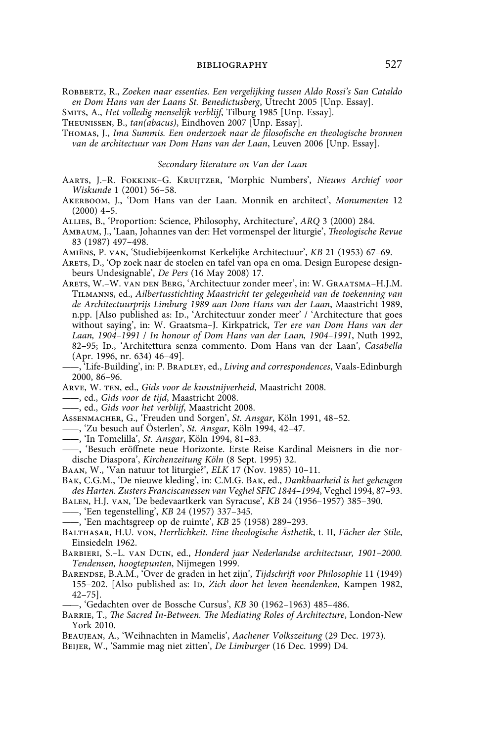Robbertz, R., *Zoeken naar essenties. Een vergelijking tussen Aldo Rossi's San Cataldo en Dom Hans van der Laans St. Benedictusberg*, Utrecht 2005 [Unp. Essay].

Smits, A., *Het volledig menselijk verblijf*, Tilburg 1985 [Unp. Essay].

Theunissen, B., *tan(abacus)*, Eindhoven 2007 [Unp. Essay].

Thomas, J., *Ima Summis. Een onderzoek naar de filosofische en theologische bronnen van de architectuur van Dom Hans van der Laan*, Leuven 2006 [Unp. Essay].

### *Secondary literature on Van der Laan*

Aarts, J.–R. Fokkink–G. Kruijtzer, 'Morphic Numbers', *Nieuws Archief voor Wiskunde* 1 (2001) 56–58.

Akerboom, J., 'Dom Hans van der Laan. Monnik en architect', *Monumenten* 12 (2000) 4–5.

Allies, B., 'Proportion: Science, Philosophy, Architecture', *ARQ* 3 (2000) 284.

Ambaum, J., 'Laan, Johannes van der: Het vormenspel der liturgie', *Theologische Revue* 83 (1987) 497–498.

Amiëns, P. van, 'Studiebijeenkomst Kerkelijke Architectuur', *KB* 21 (1953) 67–69.

Arets, D., 'Op zoek naar de stoelen en tafel van opa en oma. Design Europese designbeurs Undesignable', *De Pers* (16 May 2008) 17.

Arets, W.–W. van den Berg, 'Architectuur zonder meer', in: W. Graatsma–H.J.M. Tilmanns, ed., *Ailbertusstichting Maastricht ter gelegenheid van de toekenning van de Architectuurprijs Limburg 1989 aan Dom Hans van der Laan*, Maastricht 1989, n.pp. [Also published as: Id., 'Architectuur zonder meer' / 'Architecture that goes without saying', in: W. Graatsma–J. Kirkpatrick, *Ter ere van Dom Hans van der Laan, 1904–1991 / In honour of Dom Hans van der Laan, 1904–1991*, Nuth 1992, 82–95; Id., 'Architettura senza commento. Dom Hans van der Laan', *Casabella* (Apr. 1996, nr. 634) 46–49].

——, 'Life-Building', in: P. Bradley, ed., *Living and correspondences*, Vaals-Edinburgh 2000, 86–96.

Arve, W. ten, ed., *Gids voor de kunstnijverheid*, Maastricht 2008.

——, ed., *Gids voor de tijd*, Maastricht 2008.

——, ed., *Gids voor het verblijf*, Maastricht 2008.

Assenmacher, G., 'Freuden und Sorgen', *St. Ansgar*, Köln 1991, 48–52.

——, 'Zu besuch auf Österlen', *St. Ansgar*, Köln 1994, 42–47.

——, 'In Tomelilla', *St. Ansgar*, Köln 1994, 81–83.

——, 'Besuch eröffnete neue Horizonte. Erste Reise Kardinal Meisners in die nordische Diaspora', *Kirchenzeitung Köln* (8 Sept. 1995) 32.

Baan, W., 'Van natuur tot liturgie?', *ELK* 17 (Nov. 1985) 10–11.

Bak, C.G.M., 'De nieuwe kleding', in: C.M.G. Bak, ed., *Dankbaarheid is het geheugen des Harten. Zusters Franciscanessen van Veghel SFIC 1844–1994*, Veghel 1994, 87–93.

Balen, H.J. van, 'De bedevaartkerk van Syracuse', *KB* 24 (1956–1957) 385–390.

——, 'Een tegenstelling', *KB* 24 (1957) 337–345.

——, 'Een machtsgreep op de ruimte', *KB* 25 (1958) 289–293.

Balthasar, H.U. von, *Herrlichkeit. Eine theologische Ästhetik*, t. II, *Fächer der Stile*, Einsiedeln 1962.

Barbieri, S.–L. van Duin, ed., *Honderd jaar Nederlandse architectuur, 1901–2000. Tendensen, hoogtepunten*, Nijmegen 1999.

Barendse, B.A.M., 'Over de graden in het zijn', *Tijdschrift voor Philosophie* 11 (1949) 155–202. [Also published as: Id, *Zich door het leven heendenken*, Kampen 1982, 42–75].

——, 'Gedachten over de Bossche Cursus', *KB* 30 (1962–1963) 485–486.

Barrie, T., *The Sacred In-Between. The Mediating Roles of Architecture*, London-New York 2010.

Beaujean, A., 'Weihnachten in Mamelis', *Aachener Volkszeitung* (29 Dec. 1973).

Beijer, W., 'Sammie mag niet zitten', *De Limburger* (16 Dec. 1999) D4.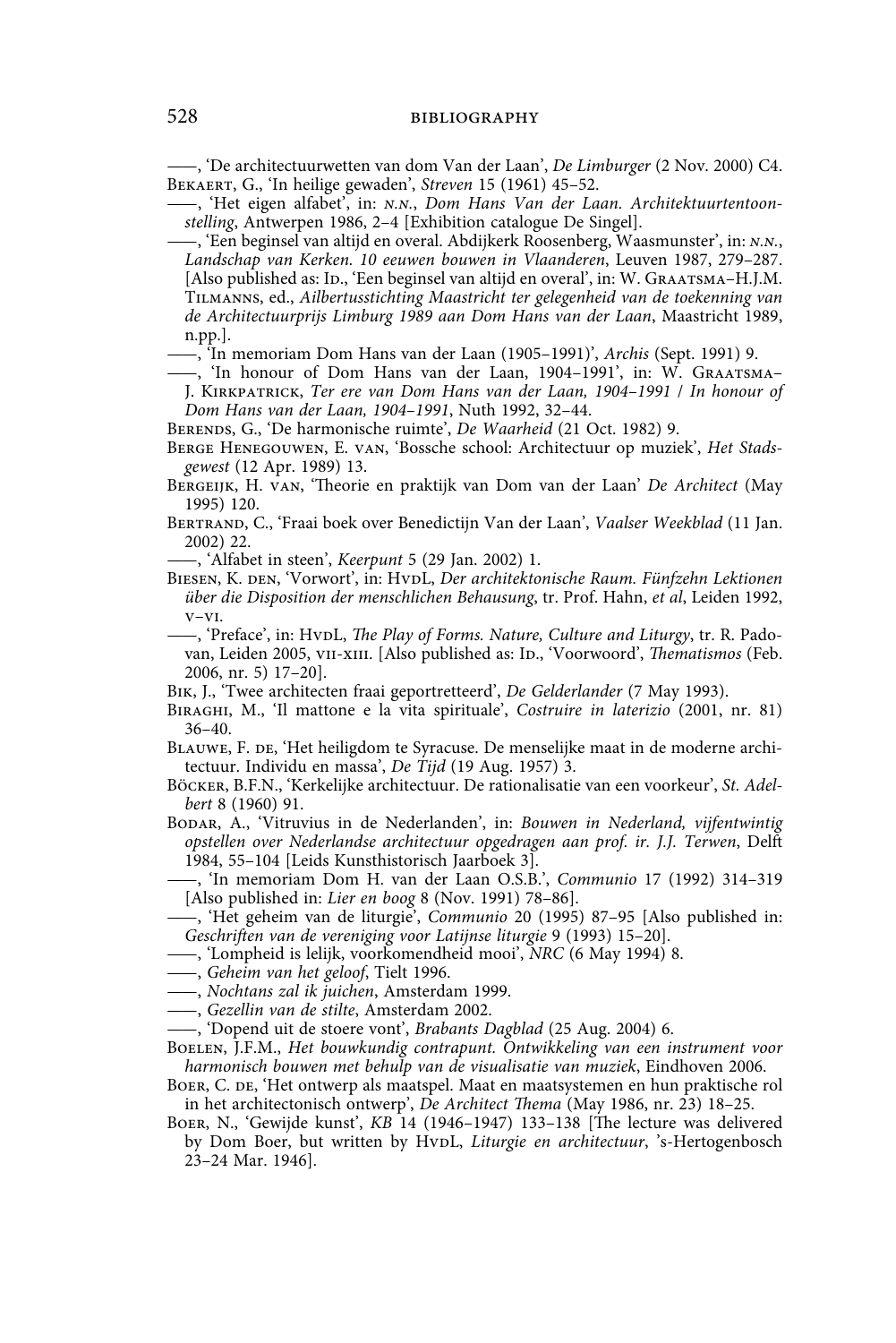——, 'De architectuurwetten van dom Van der Laan', *De Limburger* (2 Nov. 2000) C4.

Bekaert, G., 'In heilige gewaden', *Streven* 15 (1961) 45–52.

——, 'Het eigen alfabet', in: *n.n.*, *Dom Hans Van der Laan. Architektuurtentoonstelling*, Antwerpen 1986, 2–4 [Exhibition catalogue De Singel].

——, 'Een beginsel van altijd en overal. Abdijkerk Roosenberg, Waasmunster', in: *n.n.*, *Landschap van Kerken. 10 eeuwen bouwen in Vlaanderen*, Leuven 1987, 279–287. [Also published as: Id., 'Een beginsel van altijd en overal', in: W. Graatsma–H.J.M. Tilmanns, ed., *Ailbertusstichting Maastricht ter gelegenheid van de toekenning van de Architectuurprijs Limburg 1989 aan Dom Hans van der Laan*, Maastricht 1989, n.pp.].

——, 'In memoriam Dom Hans van der Laan (1905–1991)', *Archis* (Sept. 1991) 9.

——, 'In honour of Dom Hans van der Laan, 1904–1991', in: W. Graatsma–J. Kirkpatrick, *Ter ere van Dom Hans van der Laan, 1904–1991 / In honour of Dom Hans van der Laan, 1904–1991*, Nuth 1992, 32–44.

Berends, G., 'De harmonische ruimte', *De Waarheid* (21 Oct. 1982) 9.

Berge Henegouwen, E. van, 'Bossche school: Architectuur op muziek', *Het Stadsgewest* (12 Apr. 1989) 13.

Bergeijk, H. van, 'Theorie en praktijk van Dom van der Laan' *De Architect* (May 1995) 120.

Bertrand, C., 'Fraai boek over Benedictijn Van der Laan', *Vaalser Weekblad* (11 Jan. 2002) 22.

——, 'Alfabet in steen', *Keerpunt* 5 (29 Jan. 2002) 1.

Biesen, K. den, 'Vorwort', in: HvdL, *Der architektonische Raum. Fünfzehn Lektionen über die Disposition der menschlichen Behausung*, tr. Prof. Hahn, *et al*, Leiden 1992, v–vi.

——, 'Preface', in: HvdL, *The Play of Forms. Nature, Culture and Liturgy*, tr. R. Padovan, Leiden 2005, vii–xiii. [Also published as: Id., 'Voorwoord', *Thematismos* (Feb. 2006, nr. 5) 17–20].

Bik, J., 'Twee architecten fraai geportretteerd', *De Gelderlander* (7 May 1993).

Biraghi, M., 'Il mattone e la vita spirituale', *Costruire in laterizio* (2001, nr. 81) 36–40.

Blauwe, F. de, 'Het heiligdom te Syracuse. De menselijke maat in de moderne architectuur. Individu en massa', *De Tijd* (19 Aug. 1957) 3.

Böcker, B.F.N., 'Kerkelijke architectuur. De rationalisatie van een voorkeur', *St. Adelbert* 8 (1960) 91.

Bodar, A., 'Vitruvius in de Nederlanden', in: *Bouwen in Nederland, vijfentwintig opstellen over Nederlandse architectuur opgedragen aan prof. ir. J.J. Terwen*, Delft 1984, 55–104 [Leids Kunsthistorisch Jaarboek 3].

——, 'In memoriam Dom H. van der Laan O.S.B.', *Communio* 17 (1992) 314–319 [Also published in: *Lier en boog* 8 (Nov. 1991) 78–86].

——, 'Het geheim van de liturgie', *Communio* 20 (1995) 87–95 [Also published in: *Geschriften van de vereniging voor Latijnse liturgie* 9 (1993) 15–20].

——, 'Lompheid is lelijk, voorkomendheid mooi', *NRC* (6 May 1994) 8.

——, *Geheim van het geloof*, Tielt 1996.

——, *Nochtans zal ik juichen*, Amsterdam 1999.

——, *Gezellin van de stilte*, Amsterdam 2002.

——, 'Dopend uit de stoere vont', *Brabants Dagblad* (25 Aug. 2004) 6.

Boelen, J.F.M., *Het bouwkundig contrapunt. Ontwikkeling van een instrument voor harmonisch bouwen met behulp van de visualisatie van muziek*, Eindhoven 2006.

Boer, C. de, 'Het ontwerp als maatspel. Maat en maatsystemen en hun praktische rol in het architectonisch ontwerp', *De Architect Thema* (May 1986, nr. 23) 18–25.

Boer, N., 'Gewijde kunst', *KB* 14 (1946–1947) 133–138 [The lecture was delivered by Dom Boer, but written by HvdL, *Liturgie en architectuur*, 's-Hertogenbosch 23–24 Mar. 1946].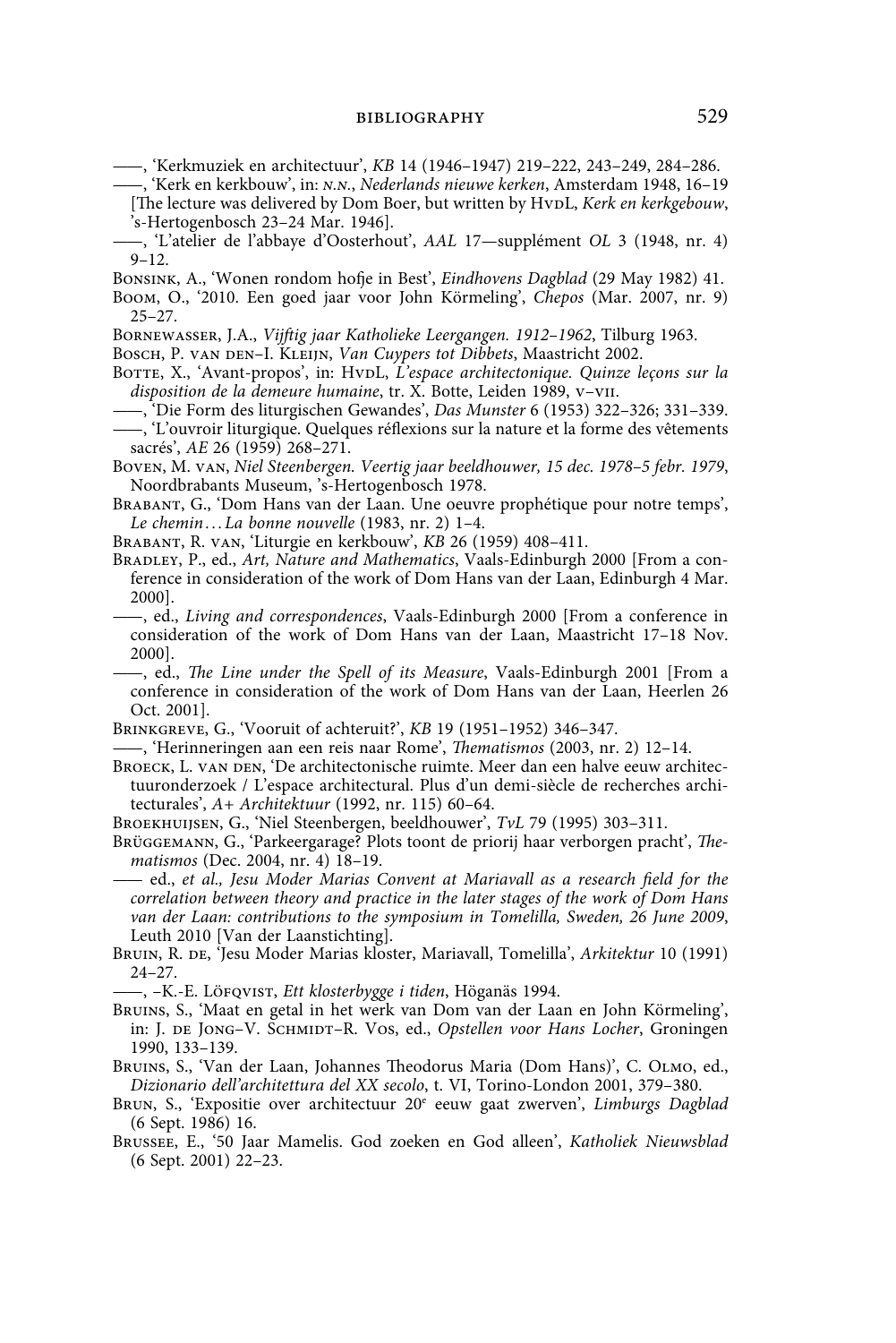——, 'Kerkmuziek en architectuur', *KB* 14 (1946–1947) 219–222, 243–249, 284–286.

——, 'Kerk en kerkbouw', in: N.N., *Nederlands nieuwe kerken*, Amsterdam 1948, 16–19 [The lecture was delivered by Dom Boer, but written by HvdL, *Kerk en kerkgebouw*, 's-Hertogenbosch 23–24 Mar. 1946].

——, 'L'atelier de l'abbaye d'Oosterhout', *AAL* 17—supplément *OL* 3 (1948, nr. 4) 9–12.

Bonsink, A., 'Wonen rondom hofje in Best', *Eindhovens Dagblad* (29 May 1982) 41.

Boom, O., '2010. Een goed jaar voor John Körmeling', *Chepos* (Mar. 2007, nr. 9) 25–27.

Bornewasser, J.A., *Vijftig jaar Katholieke Leergangen. 1912–1962*, Tilburg 1963.

Bosch, P. van den–I. Kleijn, *Van Cuypers tot Dibbets*, Maastricht 2002.

Botte, X., 'Avant-propos', in: HvdL, *L'espace architectonique. Quinze leçons sur la disposition de la demeure humaine*, tr. X. Botte, Leiden 1989, v–vii.

——, 'Die Form des liturgischen Gewandes', *Das Munster* 6 (1953) 322–326; 331–339.

——, 'L'ouvroir liturgique. Quelques réflexions sur la nature et la forme des vêtements sacrés', *AE* 26 (1959) 268–271.

Boven, M. van, *Niel Steenbergen. Veertig jaar beeldhouwer, 15 dec. 1978–5 febr. 1979*, Noordbrabants Museum, 's-Hertogenbosch 1978.

Brabant, G., 'Dom Hans van der Laan. Une oeuvre prophétique pour notre temps', *Le chemin…La bonne nouvelle* (1983, nr. 2) 1–4.

Brabant, R. van, 'Liturgie en kerkbouw', *KB* 26 (1959) 408–411.

Bradley, P., ed., *Art, Nature and Mathematics*, Vaals-Edinburgh 2000 [From a conference in consideration of the work of Dom Hans van der Laan, Edinburgh 4 Mar. 2000].

——, ed., *Living and correspondences*, Vaals-Edinburgh 2000 [From a conference in consideration of the work of Dom Hans van der Laan, Maastricht 17–18 Nov. 2000].

——, ed., *The Line under the Spell of its Measure*, Vaals-Edinburgh 2001 [From a conference in consideration of the work of Dom Hans van der Laan, Heerlen 26 Oct. 2001].

Brinkgreve, G., 'Vooruit of achteruit?', *KB* 19 (1951–1952) 346–347.

——, 'Herinneringen aan een reis naar Rome', *Thematismos* (2003, nr. 2) 12–14.

Broeck, L. van den, 'De architectonische ruimte. Meer dan een halve eeuw architectuuronderzoek / L'espace architectural. Plus d'un demi-siècle de recherches architecturales', *A+ Architektuur* (1992, nr. 115) 60–64.

Broekhuijsen, G., 'Niel Steenbergen, beeldhouwer', *TvL* 79 (1995) 303–311.

Brüggemann, G., 'Parkeergarage? Plots toont de priorij haar verborgen pracht', *Thematismos* (Dec. 2004, nr. 4) 18–19.

—— ed., *et al., Jesu Moder Marias Convent at Mariavall as a research field for the correlation between theory and practice in the later stages of the work of Dom Hans van der Laan: contributions to the symposium in Tomelilla, Sweden, 26 June 2009*, Leuth 2010 [Van der Laanstichting].

Bruin, R. de, 'Jesu Moder Marias kloster, Mariavall, Tomelilla', *Arkitektur* 10 (1991) 24–27.

——, –K.-E. Löfqvist, *Ett klosterbygge i tiden*, Höganäs 1994.

Bruins, S., 'Maat en getal in het werk van Dom van der Laan en John Körmeling', in: J. de Jong–V. Schmidt–R. Vos, ed., *Opstellen voor Hans Locher*, Groningen 1990, 133–139.

Bruins, S., 'Van der Laan, Johannes Theodorus Maria (Dom Hans)', C. Olmo, ed., *Dizionario dell'architettura del XX secolo*, t. VI, Torino-London 2001, 379–380.

Brun, S., 'Expositie over architectuur 20e eeuw gaat zwerven', *Limburgs Dagblad* (6 Sept. 1986) 16.

Brussee, E., '50 Jaar Mamelis. God zoeken en God alleen', *Katholiek Nieuwsblad* (6 Sept. 2001) 22–23.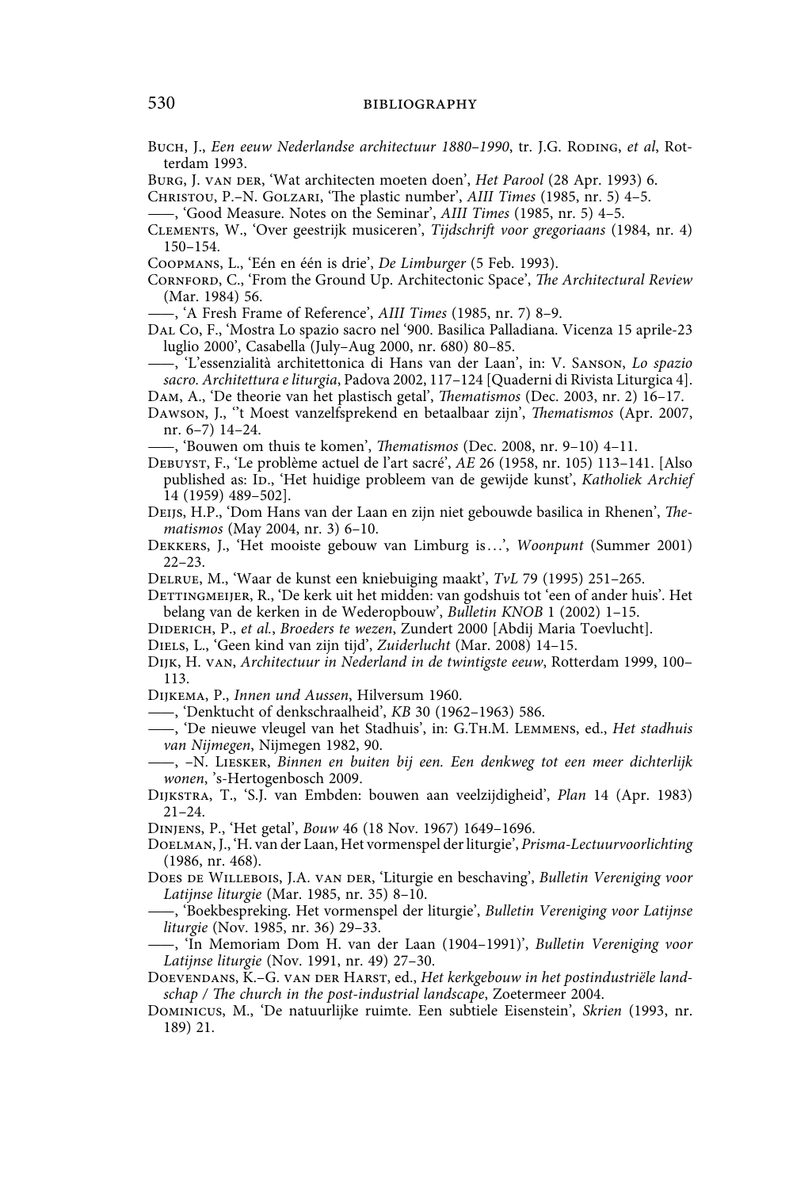Buch, J., *Een eeuw Nederlandse architectuur 1880–1990*, tr. J.G. Roding, *et al*, Rotterdam 1993.

Burg, J. van der, 'Wat architecten moeten doen', *Het Parool* (28 Apr. 1993) 6.

Christou, P.–N. Golzari, 'The plastic number', *AIII Times* (1985, nr. 5) 4–5.

——, 'Good Measure. Notes on the Seminar', *AIII Times* (1985, nr. 5) 4–5.

Clements, W., 'Over geestrijk musiceren', *Tijdschrift voor gregoriaans* (1984, nr. 4) 150–154.

Coopmans, L., 'Eén en één is drie', *De Limburger* (5 Feb. 1993).

Cornford, C., 'From the Ground Up. Architectonic Space', *The Architectural Review* (Mar. 1984) 56.

——, 'A Fresh Frame of Reference', *AIII Times* (1985, nr. 7) 8–9.

Dal Co, F., 'Mostra Lo spazio sacro nel '900. Basilica Palladiana. Vicenza 15 aprile-23 luglio 2000', Casabella (July–Aug 2000, nr. 680) 80–85.

——, 'L'essenzialità architettonica di Hans van der Laan', in: V. Sanson, *Lo spazio sacro. Architettura e liturgia*, Padova 2002, 117–124 [Quaderni di Rivista Liturgica 4].

Dam, A., 'De theorie van het plastisch getal', *Thematismos* (Dec. 2003, nr. 2) 16–17.

Dawson, J., ''t Moest vanzelfsprekend en betaalbaar zijn', *Thematismos* (Apr. 2007, nr. 6–7) 14–24.

——, 'Bouwen om thuis te komen', *Thematismos* (Dec. 2008, nr. 9–10) 4–11.

Debuyst, F., 'Le problème actuel de l'art sacré', *AE* 26 (1958, nr. 105) 113–141. [Also published as: Id., 'Het huidige probleem van de gewijde kunst', *Katholiek Archief* 14 (1959) 489–502].

Deijs, H.P., 'Dom Hans van der Laan en zijn niet gebouwde basilica in Rhenen', *Thematismos* (May 2004, nr. 3) 6–10.

Dekkers, J., 'Het mooiste gebouw van Limburg is…', *Woonpunt* (Summer 2001) 22–23.

Delrue, M., 'Waar de kunst een kniebuiging maakt', *TvL* 79 (1995) 251–265.

Dettingmeijer, R., 'De kerk uit het midden: van godshuis tot 'een of ander huis'. Het belang van de kerken in de Wederopbouw', *Bulletin KNOB* 1 (2002) 1–15.

Diderich, P., *et al.*, *Broeders te wezen*, Zundert 2000 [Abdij Maria Toevlucht].

Diels, L., 'Geen kind van zijn tijd', *Zuiderlucht* (Mar. 2008) 14–15.

Dijk, H. van, *Architectuur in Nederland in de twintigste eeuw*, Rotterdam 1999, 100–113.

Dijkema, P., *Innen und Aussen*, Hilversum 1960.

——, 'Denktucht of denkschraalheid', *KB* 30 (1962–1963) 586.

——, 'De nieuwe vleugel van het Stadhuis', in: G.Th.M. Lemmens, ed., *Het stadhuis van Nijmegen*, Nijmegen 1982, 90.

——, –N. Liesker, *Binnen en buiten bij een. Een denkweg tot een meer dichterlijk wonen*, 's-Hertogenbosch 2009.

Dijkstra, T., 'S.J. van Embden: bouwen aan veelzijdigheid', *Plan* 14 (Apr. 1983) 21–24.

Dinjens, P., 'Het getal', *Bouw* 46 (18 Nov. 1967) 1649–1696.

Doelman, J., 'H. van der Laan, Het vormenspel der liturgie', *Prisma-Lectuurvoorlichting* (1986, nr. 468).

Does de Willebois, J.A. van der, 'Liturgie en beschaving', *Bulletin Vereniging voor Latijnse liturgie* (Mar. 1985, nr. 35) 8–10.

——, 'Boekbespreking. Het vormenspel der liturgie', *Bulletin Vereniging voor Latijnse liturgie* (Nov. 1985, nr. 36) 29–33.

——, 'In Memoriam Dom H. van der Laan (1904–1991)', *Bulletin Vereniging voor Latijnse liturgie* (Nov. 1991, nr. 49) 27–30.

Doevendans, K.–G. van der Harst, ed., *Het kerkgebouw in het postindustriële landschap / The church in the post-industrial landscape*, Zoetermeer 2004.

Dominicus, M., 'De natuurlijke ruimte. Een subtiele Eisenstein', *Skrien* (1993, nr. 189) 21.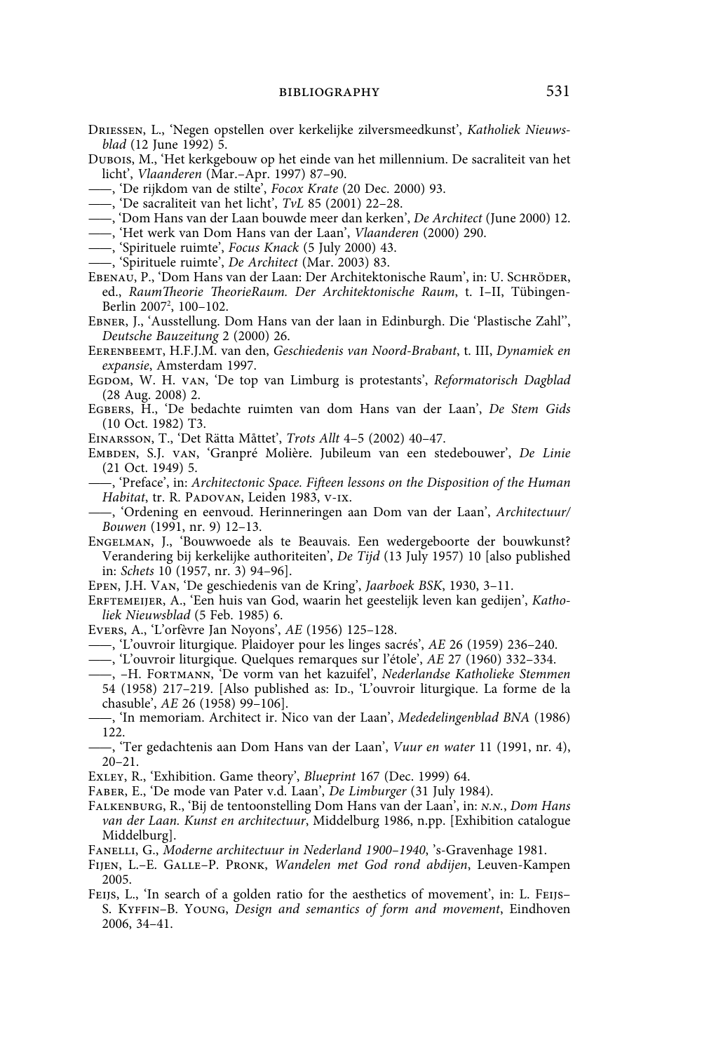Driessen, L., 'Negen opstellen over kerkelijke zilversmeedkunst', *Katholiek Nieuwsblad* (12 June 1992) 5.

Dubois, M., 'Het kerkgebouw op het einde van het millennium. De sacraliteit van het licht', *Vlaanderen* (Mar.–Apr. 1997) 87–90.

——, 'De rijkdom van de stilte', *Focox Krate* (20 Dec. 2000) 93.

——, 'De sacraliteit van het licht', *TvL* 85 (2001) 22–28.

——, 'Dom Hans van der Laan bouwde meer dan kerken', *De Architect* (June 2000) 12.

——, 'Het werk van Dom Hans van der Laan', *Vlaanderen* (2000) 290.

——, 'Spirituele ruimte', *Focus Knack* (5 July 2000) 43.

——, 'Spirituele ruimte', *De Architect* (Mar. 2003) 83.

Ebenau, P., 'Dom Hans van der Laan: Der Architektonische Raum', in: U. Schröder, ed., *RaumTheorie TheorieRaum. Der Architektonische Raum*, t. I–II, Tübingen-Berlin 2007², 100–102.

Ebner, J., 'Ausstellung. Dom Hans van der laan in Edinburgh. Die 'Plastische Zahl'', *Deutsche Bauzeitung* 2 (2000) 26.

Eerenbeemt, H.F.J.M. van den, *Geschiedenis van Noord-Brabant*, t. III, *Dynamiek en expansie*, Amsterdam 1997.

Egdom, W. H. van, 'De top van Limburg is protestants', *Reformatorisch Dagblad* (28 Aug. 2008) 2.

Egbers, H., 'De bedachte ruimten van dom Hans van der Laan', *De Stem Gids* (10 Oct. 1982) T3.

Einarsson, T., 'Det Rätta Måttet', *Trots Allt* 4–5 (2002) 40–47.

Embden, S.J. van, 'Granpré Molière. Jubileum van een stedebouwer', *De Linie* (21 Oct. 1949) 5.

——, 'Preface', in: *Architectonic Space. Fifteen lessons on the Disposition of the Human Habitat*, tr. R. Padovan, Leiden 1983, v-ix.

——, 'Ordening en eenvoud. Herinneringen aan Dom van der Laan', *Architectuur/Bouwen* (1991, nr. 9) 12–13.

Engelman, J., 'Bouwwoede als te Beauvais. Een wedergeboorte der bouwkunst? Verandering bij kerkelijke authoriteiten', *De Tijd* (13 July 1957) 10 [also published in: *Schets* 10 (1957, nr. 3) 94–96].

Epen, J.H. Van, 'De geschiedenis van de Kring', *Jaarboek BSK*, 1930, 3–11.

Erftemeijer, A., 'Een huis van God, waarin het geestelijk leven kan gedijen', *Katholiek Nieuwsblad* (5 Feb. 1985) 6.

Evers, A., 'L'orfèvre Jan Noyons', *AE* (1956) 125–128.

——, 'L'ouvroir liturgique. Plaidoyer pour les linges sacrés', *AE* 26 (1959) 236–240.

——, 'L'ouvroir liturgique. Quelques remarques sur l'étole', *AE* 27 (1960) 332–334.

——, –H. Fortmann, 'De vorm van het kazuifel', *Nederlandse Katholieke Stemmen* 54 (1958) 217–219. [Also published as: Id., 'L'ouvroir liturgique. La forme de la chasuble', *AE* 26 (1958) 99–106].

——, 'In memoriam. Architect ir. Nico van der Laan', *Mededelingenblad BNA* (1986) 122.

——, 'Ter gedachtenis aan Dom Hans van der Laan', *Vuur en water* 11 (1991, nr. 4), 20–21.

Exley, R., 'Exhibition. Game theory', *Blueprint* 167 (Dec. 1999) 64.

Faber, E., 'De mode van Pater v.d. Laan', *De Limburger* (31 July 1984).

Falkenburg, R., 'Bij de tentoonstelling Dom Hans van der Laan', in: *n.n.*, *Dom Hans van der Laan. Kunst en architectuur*, Middelburg 1986, n.pp. [Exhibition catalogue Middelburg].

Fanelli, G., *Moderne architectuur in Nederland 1900–1940*, 's-Gravenhage 1981.

Fijen, L.–E. Galle–P. Pronk, *Wandelen met God rond abdijen*, Leuven-Kampen 2005.

Feijs, L., 'In search of a golden ratio for the aesthetics of movement', in: L. Feijs–S. Kyffin–B. Young, *Design and semantics of form and movement*, Eindhoven 2006, 34–41.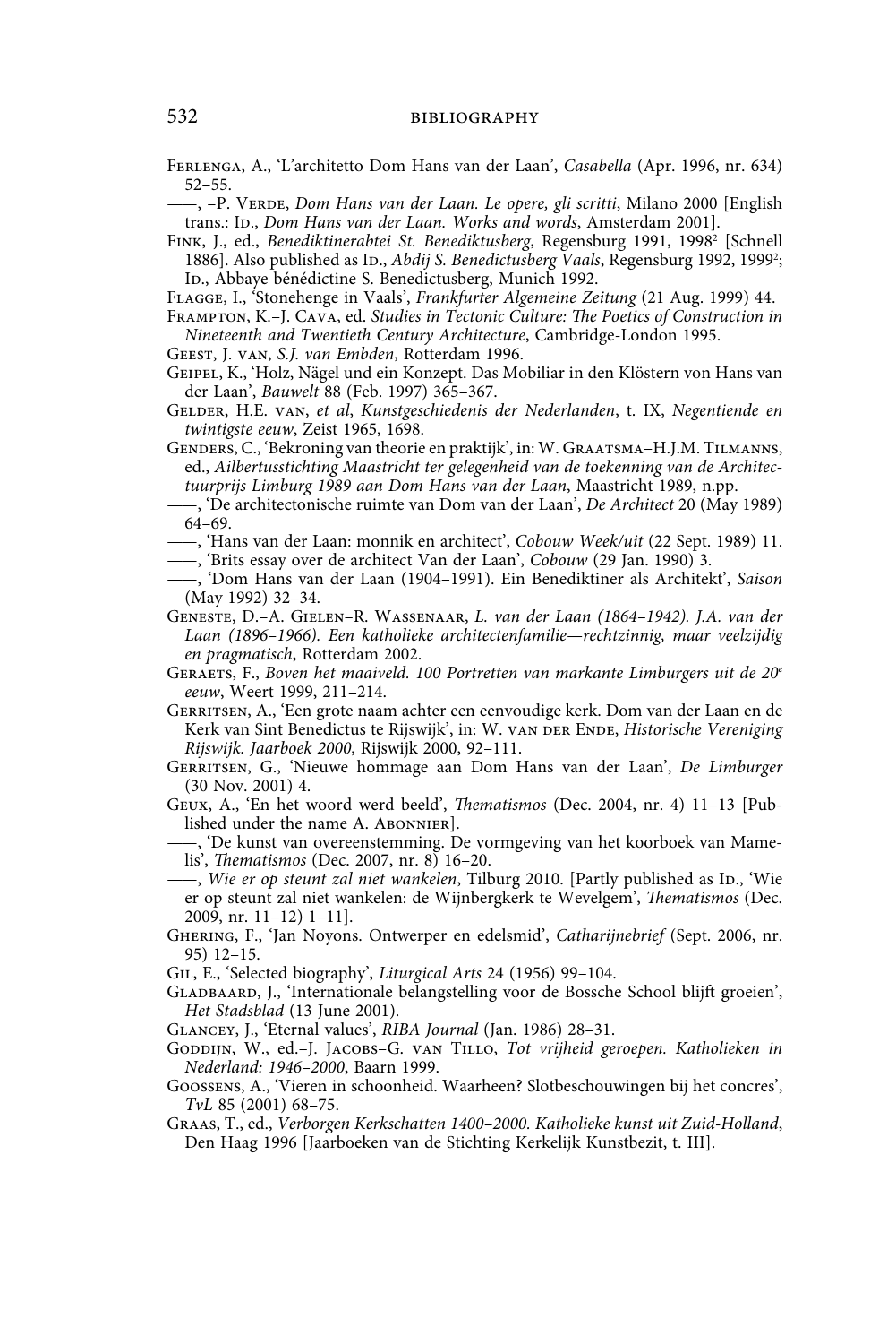Ferlenga, A., 'L'architetto Dom Hans van der Laan', *Casabella* (Apr. 1996, nr. 634) 52–55.

——, –P. Verde, *Dom Hans van der Laan. Le opere, gli scritti*, Milano 2000 [English trans.: Id., *Dom Hans van der Laan. Works and words*, Amsterdam 2001].

Fink, J., ed., *Benediktinerabtei St. Benediktusberg*, Regensburg 1991, 1998[2] [Schnell 1886]. Also published as Id., *Abdij S. Benedictusberg Vaals*, Regensburg 1992, 1999[2]; Id., Abbaye bénédictine S. Benedictusberg, Munich 1992.

Flagge, I., 'Stonehenge in Vaals', *Frankfurter Algemeine Zeitung* (21 Aug. 1999) 44.

Frampton, K.–J. Cava, ed. *Studies in Tectonic Culture: The Poetics of Construction in Nineteenth and Twentieth Century Architecture*, Cambridge-London 1995.

Geest, J. van, *S.J. van Embden*, Rotterdam 1996.

Geipel, K., 'Holz, Nägel und ein Konzept. Das Mobiliar in den Klöstern von Hans van der Laan', *Bauwelt* 88 (Feb. 1997) 365–367.

Gelder, H.E. van, *et al*, *Kunstgeschiedenis der Nederlanden*, t. IX, *Negentiende en twintigste eeuw*, Zeist 1965, 1698.

Genders, C., 'Bekroning van theorie en praktijk', in: W. Graatsma–H.J.M. Tilmanns, ed., *Ailbertusstichting Maastricht ter gelegenheid van de toekenning van de Architectuurprijs Limburg 1989 aan Dom Hans van der Laan*, Maastricht 1989, n.pp.

——, 'De architectonische ruimte van Dom van der Laan', *De Architect* 20 (May 1989) 64–69.

——, 'Hans van der Laan: monnik en architect', *Cobouw Week/uit* (22 Sept. 1989) 11.

——, 'Brits essay over de architect Van der Laan', *Cobouw* (29 Jan. 1990) 3.

——, 'Dom Hans van der Laan (1904–1991). Ein Benediktiner als Architekt', *Saison* (May 1992) 32–34.

Geneste, D.–A. Gielen–R. Wassenaar, *L. van der Laan (1864–1942). J.A. van der Laan (1896–1966). Een katholieke architectenfamilie—rechtzinnig, maar veelzijdig en pragmatisch*, Rotterdam 2002.

Geraets, F., *Boven het maaiveld. 100 Portretten van markante Limburgers uit de 20e eeuw*, Weert 1999, 211–214.

Gerritsen, A., 'Een grote naam achter een eenvoudige kerk. Dom van der Laan en de Kerk van Sint Benedictus te Rijswijk', in: W. van der Ende, *Historische Vereniging Rijswijk. Jaarboek 2000*, Rijswijk 2000, 92–111.

Gerritsen, G., 'Nieuwe hommage aan Dom Hans van der Laan', *De Limburger* (30 Nov. 2001) 4.

Geux, A., 'En het woord werd beeld', *Thematismos* (Dec. 2004, nr. 4) 11–13 [Published under the name A. Abonnier].

——, 'De kunst van overeenstemming. De vormgeving van het koorboek van Mamelis', *Thematismos* (Dec. 2007, nr. 8) 16–20.

——, *Wie er op steunt zal niet wankelen*, Tilburg 2010. [Partly published as Id., 'Wie er op steunt zal niet wankelen: de Wijnbergkerk te Wevelgem', *Thematismos* (Dec. 2009, nr. 11–12) 1–11].

Ghering, F., 'Jan Noyons. Ontwerper en edelsmid', *Catharijnebrief* (Sept. 2006, nr. 95) 12–15.

Gil, E., 'Selected biography', *Liturgical Arts* 24 (1956) 99–104.

Gladbaard, J., 'Internationale belangstelling voor de Bossche School blijft groeien', *Het Stadsblad* (13 June 2001).

Glancey, J., 'Eternal values', *RIBA Journal* (Jan. 1986) 28–31.

Goddijn, W., ed.–J. Jacobs–G. van Tillo, *Tot vrijheid geroepen. Katholieken in Nederland: 1946–2000*, Baarn 1999.

Goossens, A., 'Vieren in schoonheid. Waarheen? Slotbeschouwingen bij het concres', *TvL* 85 (2001) 68–75.

Graas, T., ed., *Verborgen Kerkschatten 1400–2000. Katholieke kunst uit Zuid-Holland*, Den Haag 1996 [Jaarboeken van de Stichting Kerkelijk Kunstbezit, t. III].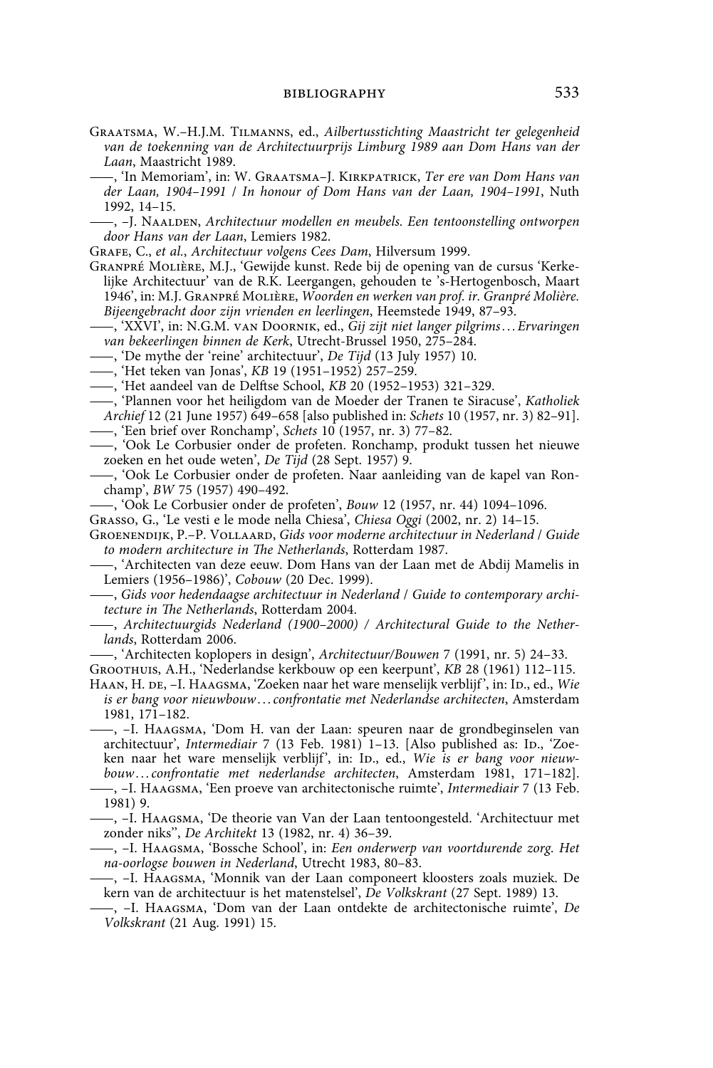Graatsma, W.–H.J.M. Tilmanns, ed., *Ailbertusstichting Maastricht ter gelegenheid van de toekenning van de Architectuurprijs Limburg 1989 aan Dom Hans van der Laan*, Maastricht 1989.

——, 'In Memoriam', in: W. Graatsma–J. Kirkpatrick, *Ter ere van Dom Hans van der Laan, 1904–1991 / In honour of Dom Hans van der Laan, 1904–1991*, Nuth 1992, 14–15.

——, –J. Naalden, *Architectuur modellen en meubels. Een tentoonstelling ontworpen door Hans van der Laan*, Lemiers 1982.

Grafe, C., *et al.*, *Architectuur volgens Cees Dam*, Hilversum 1999.

Granpré Molière, M.J., 'Gewijde kunst. Rede bij de opening van de cursus 'Kerkelijke Architectuur' van de R.K. Leergangen, gehouden te 's-Hertogenbosch, Maart 1946', in: M.J. Granpré Molière, *Woorden en werken van prof. ir. Granpré Molière. Bijeengebracht door zijn vrienden en leerlingen*, Heemstede 1949, 87–93.

——, 'XXVI', in: N.G.M. van Doornik, ed., *Gij zijt niet langer pilgrims… Ervaringen van bekeerlingen binnen de Kerk*, Utrecht-Brussel 1950, 275–284.

——, 'De mythe der 'reine' architectuur', *De Tijd* (13 July 1957) 10.

——, 'Het teken van Jonas', *KB* 19 (1951–1952) 257–259.

——, 'Het aandeel van de Delftse School, *KB* 20 (1952–1953) 321–329.

——, 'Plannen voor het heiligdom van de Moeder der Tranen te Siracuse', *Katholiek Archief* 12 (21 June 1957) 649–658 [also published in: *Schets* 10 (1957, nr. 3) 82–91].

——, 'Een brief over Ronchamp', *Schets* 10 (1957, nr. 3) 77–82.

——, 'Ook Le Corbusier onder de profeten. Ronchamp, produkt tussen het nieuwe zoeken en het oude weten', *De Tijd* (28 Sept. 1957) 9.

——, 'Ook Le Corbusier onder de profeten. Naar aanleiding van de kapel van Ronchamp', *BW* 75 (1957) 490–492.

——, 'Ook Le Corbusier onder de profeten', *Bouw* 12 (1957, nr. 44) 1094–1096.

Grasso, G., 'Le vesti e le mode nella Chiesa', *Chiesa Oggi* (2002, nr. 2) 14–15.

Groenendijk, P.–P. Vollaard, *Gids voor moderne architectuur in Nederland / Guide to modern architecture in The Netherlands*, Rotterdam 1987.

——, 'Architecten van deze eeuw. Dom Hans van der Laan met de Abdij Mamelis in Lemiers (1956–1986)', *Cobouw* (20 Dec. 1999).

——, *Gids voor hedendaagse architectuur in Nederland / Guide to contemporary architecture in The Netherlands*, Rotterdam 2004.

——, *Architectuurgids Nederland (1900–2000) / Architectural Guide to the Netherlands*, Rotterdam 2006.

——, 'Architecten koplopers in design', *Architectuur/Bouwen* 7 (1991, nr. 5) 24–33.

Groothuis, A.H., 'Nederlandse kerkbouw op een keerpunt', *KB* 28 (1961) 112–115.

Haan, H. de, –I. Haagsma, 'Zoeken naar het ware menselijk verblijf', in: Id., ed., *Wie is er bang voor nieuwbouw… confrontatie met Nederlandse architecten*, Amsterdam 1981, 171–182.

——, –I. Haagsma, 'Dom H. van der Laan: speuren naar de grondbeginselen van architectuur', *Intermediair* 7 (13 Feb. 1981) 1–13. [Also published as: Id., 'Zoeken naar het ware menselijk verblijf', in: Id., ed., *Wie is er bang voor nieuwbouw… confrontatie met nederlandse architecten*, Amsterdam 1981, 171–182].

——, –I. Haagsma, 'Een proeve van architectonische ruimte', *Intermediair* 7 (13 Feb. 1981) 9.

——, –I. Haagsma, 'De theorie van Van der Laan tentoongesteld. 'Architectuur met zonder niks'', *De Architekt* 13 (1982, nr. 4) 36–39.

——, –I. Haagsma, 'Bossche School', in: *Een onderwerp van voortdurende zorg. Het na-oorlogse bouwen in Nederland*, Utrecht 1983, 80–83.

——, –I. Haagsma, 'Monnik van der Laan componeert kloosters zoals muziek. De kern van de architectuur is het matenstelsel', *De Volkskrant* (27 Sept. 1989) 13.

——, –I. Haagsma, 'Dom van der Laan ontdekte de architectonische ruimte', *De Volkskrant* (21 Aug. 1991) 15.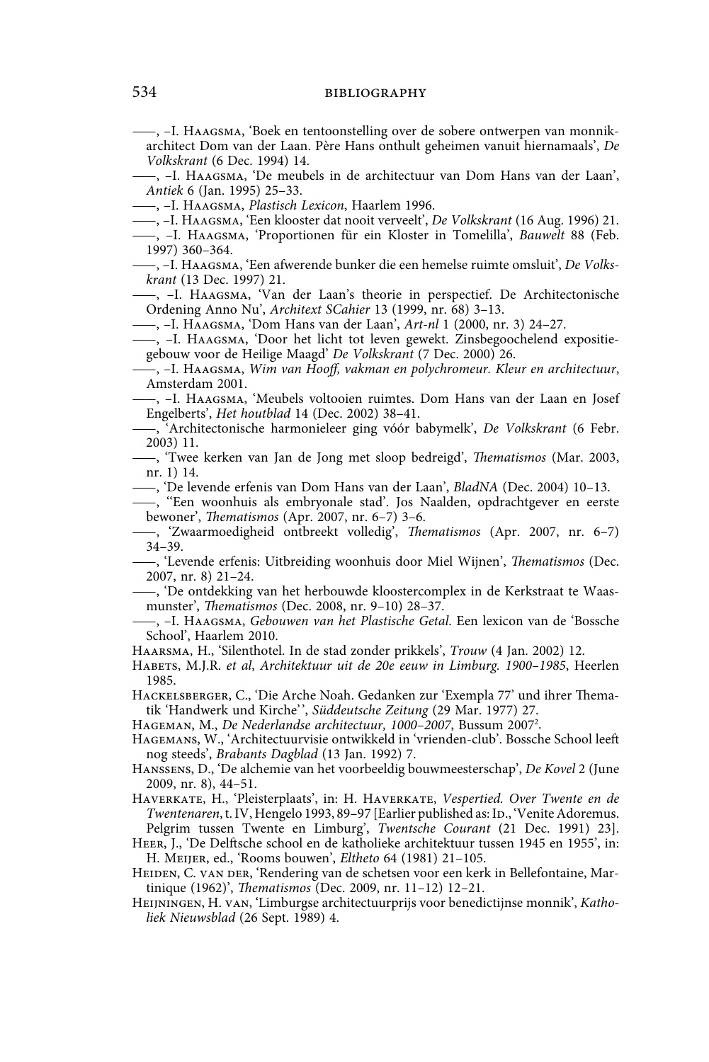——, –I. Haagsma, 'Boek en tentoonstelling over de sobere ontwerpen van monnik-architect Dom van der Laan. Père Hans onthult geheimen vanuit hiernamaals', *De Volkskrant* (6 Dec. 1994) 14.

——, –I. Haagsma, 'De meubels in de architectuur van Dom Hans van der Laan', *Antiek* 6 (Jan. 1995) 25–33.

——, –I. Haagsma, *Plastisch Lexicon*, Haarlem 1996.

——, –I. Haagsma, 'Een klooster dat nooit verveelt', *De Volkskrant* (16 Aug. 1996) 21.

——, –I. Haagsma, 'Proportionen für ein Kloster in Tomelilla', *Bauwelt* 88 (Feb. 1997) 360–364.

——, –I. Haagsma, 'Een afwerende bunker die een hemelse ruimte omsluit', *De Volkskrant* (13 Dec. 1997) 21.

——, –I. Haagsma, 'Van der Laan's theorie in perspectief. De Architectonische Ordening Anno Nu', *Architext SCahier* 13 (1999, nr. 68) 3–13.

——, –I. Haagsma, 'Dom Hans van der Laan', *Art-nl* 1 (2000, nr. 3) 24–27.

——, –I. Haagsma, 'Door het licht tot leven gewekt. Zinsbegoochelend expositiegebouw voor de Heilige Maagd' *De Volkskrant* (7 Dec. 2000) 26.

——, –I. Haagsma, *Wim van Hooff, vakman en polychromeur. Kleur en architectuur*, Amsterdam 2001.

——, –I. Haagsma, 'Meubels voltooien ruimtes. Dom Hans van der Laan en Josef Engelberts', *Het houtblad* 14 (Dec. 2002) 38–41.

——, 'Architectonische harmonieleer ging vóór babymelk', *De Volkskrant* (6 Febr. 2003) 11.

——, 'Twee kerken van Jan de Jong met sloop bedreigd', *Thematismos* (Mar. 2003, nr. 1) 14.

——, 'De levende erfenis van Dom Hans van der Laan', *BladNA* (Dec. 2004) 10–13.

——, ''Een woonhuis als embryonale stad'. Jos Naalden, opdrachtgever en eerste bewoner', *Thematismos* (Apr. 2007, nr. 6–7) 3–6.

——, 'Zwaarmoedigheid ontbreekt volledig', *Thematismos* (Apr. 2007, nr. 6–7) 34–39.

——, 'Levende erfenis: Uitbreiding woonhuis door Miel Wijnen', *Thematismos* (Dec. 2007, nr. 8) 21–24.

——, 'De ontdekking van het herbouwde kloostercomplex in de Kerkstraat te Waasmunster', *Thematismos* (Dec. 2008, nr. 9–10) 28–37.

——, –I. Haagsma, *Gebouwen van het Plastische Getal.* Een lexicon van de 'Bossche School', Haarlem 2010.

Haarsma, H., 'Silenthotel. In de stad zonder prikkels', *Trouw* (4 Jan. 2002) 12.

Habets, M.J.R. *et al*, *Architektuur uit de 20e eeuw in Limburg. 1900–1985*, Heerlen 1985.

Hackelsberger, C., 'Die Arche Noah. Gedanken zur 'Exempla 77' und ihrer Thematik 'Handwerk und Kirche'', *Süddeutsche Zeitung* (29 Mar. 1977) 27.

Hageman, M., *De Nederlandse architectuur, 1000–2007*, Bussum 2007[2].

Hagemans, W., 'Architectuurvisie ontwikkeld in 'vrienden-club'. Bossche School leeft nog steeds', *Brabants Dagblad* (13 Jan. 1992) 7.

Hanssens, D., 'De alchemie van het voorbeeldig bouwmeesterschap', *De Kovel* 2 (June 2009, nr. 8), 44–51.

Haverkate, H., 'Pleisterplaats', in: H. Haverkate, *Vespertied. Over Twente en de Twentenaren*, t. IV, Hengelo 1993, 89–97 [Earlier published as: Id., 'Venite Adoremus. Pelgrim tussen Twente en Limburg', *Twentsche Courant* (21 Dec. 1991) 23].

Heer, J., 'De Delftsche school en de katholieke architektuur tussen 1945 en 1955', in: H. Meijer, ed., 'Rooms bouwen', *Eltheto* 64 (1981) 21–105.

Heiden, C. van der, 'Rendering van de schetsen voor een kerk in Bellefontaine, Martinique (1962)', *Thematismos* (Dec. 2009, nr. 11–12) 12–21.

Heijningen, H. van, 'Limburgse architectuurprijs voor benedictijnse monnik', *Katholiek Nieuwsblad* (26 Sept. 1989) 4.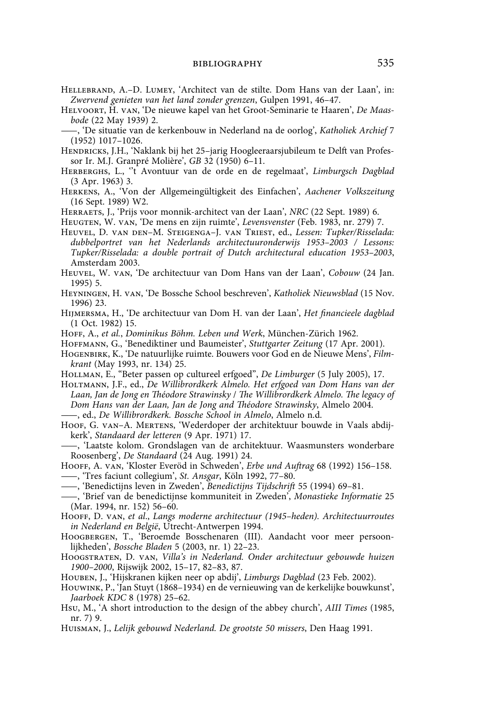Hellebrand, A.–D. Lumey, 'Architect van de stilte. Dom Hans van der Laan', in: *Zwervend genieten van het land zonder grenzen*, Gulpen 1991, 46–47.

Helvoort, H. van, 'De nieuwe kapel van het Groot-Seminarie te Haaren', *De Maasbode* (22 May 1939) 2.

——, 'De situatie van de kerkenbouw in Nederland na de oorlog', *Katholiek Archief* 7 (1952) 1017–1026.

Hendricks, J.H., 'Naklank bij het 25–jarig Hoogleeraarsjubileum te Delft van Professor Ir. M.J. Granpré Molière', *GB* 32 (1950) 6–11.

Herberghs, L., ''t Avontuur van de orde en de regelmaat', *Limburgsch Dagblad* (3 Apr. 1963) 3.

Herkens, A., 'Von der Allgemeingültigkeit des Einfachen', *Aachener Volkszeitung* (16 Sept. 1989) W2.

Herraets, J., 'Prijs voor monnik-architect van der Laan', *NRC* (22 Sept. 1989) 6.

Heugten, W. van, 'De mens en zijn ruimte', *Levensvenster* (Feb. 1983, nr. 279) 7.

Heuvel, D. van den–M. Steigenga–J. van Triest, ed., *Lessen: Tupker/Risselada: dubbelportret van het Nederlands architectuuronderwijs 1953–2003 / Lessons: Tupker/Risselada: a double portrait of Dutch architectural education 1953–2003*, Amsterdam 2003.

Heuvel, W. van, 'De architectuur van Dom Hans van der Laan', *Cobouw* (24 Jan. 1995) 5.

Heyningen, H. van, 'De Bossche School beschreven', *Katholiek Nieuwsblad* (15 Nov. 1996) 23.

Hijmersma, H., 'De architectuur van Dom H. van der Laan', *Het financieele dagblad* (1 Oct. 1982) 15.

Hoff, A., *et al.*, *Dominikus Böhm. Leben und Werk*, München-Zürich 1962.

Hoffmann, G., 'Benediktiner und Baumeister', *Stuttgarter Zeitung* (17 Apr. 2001).

Hogenbirk, K., 'De natuurlijke ruimte. Bouwers voor God en de Nieuwe Mens', *Filmkrant* (May 1993, nr. 134) 25.

Hollman, E., "Beter passen op cultureel erfgoed", *De Limburger* (5 July 2005), 17.

Holtmann, J.F., ed., *De Willibrordkerk Almelo. Het erfgoed van Dom Hans van der Laan, Jan de Jong en Théodore Strawinsky / The Willibrordkerk Almelo. The legacy of Dom Hans van der Laan, Jan de Jong and Théodore Strawinsky*, Almelo 2004.

——, ed., *De Willibrordkerk. Bossche School in Almelo*, Almelo n.d.

Hoof, G. van–A. Mertens, 'Wederdoper der architektuur bouwde in Vaals abdijkerk', *Standaard der letteren* (9 Apr. 1971) 17.

——, 'Laatste kolom. Grondslagen van de architektuur. Waasmunsters wonderbare Roosenberg', *De Standaard* (24 Aug. 1991) 24.

Hooff, A. van, 'Kloster Everöd in Schweden', *Erbe und Auftrag* 68 (1992) 156–158.

——, 'Tres faciunt collegium', *St. Ansgar*, Köln 1992, 77–80.

——, 'Benedictijns leven in Zweden', *Benedictijns Tijdschrift* 55 (1994) 69–81.

——, 'Brief van de benedictijnse kommuniteit in Zweden', *Monastieke Informatie* 25 (Mar. 1994, nr. 152) 56–60.

Hooff, D. van, *et al.*, *Langs moderne architectuur (1945–heden). Architectuurroutes in Nederland en België*, Utrecht-Antwerpen 1994.

Hoogbergen, T., 'Beroemde Bosschenaren (III). Aandacht voor meer persoonlijkheden', *Bossche Bladen* 5 (2003, nr. 1) 22–23.

Hoogstraten, D. van, *Villa's in Nederland. Onder architectuur gebouwde huizen 1900–2000*, Rijswijk 2002, 15–17, 82–83, 87.

Houben, J., 'Hijskranen kijken neer op abdij', *Limburgs Dagblad* (23 Feb. 2002).

Houwink, P., 'Jan Stuyt (1868–1934) en de vernieuwing van de kerkelijke bouwkunst', *Jaarboek KDC* 8 (1978) 25–62.

Hsu, M., 'A short introduction to the design of the abbey church', *AIII Times* (1985, nr. 7) 9.

Huisman, J., *Lelijk gebouwd Nederland. De grootste 50 missers*, Den Haag 1991.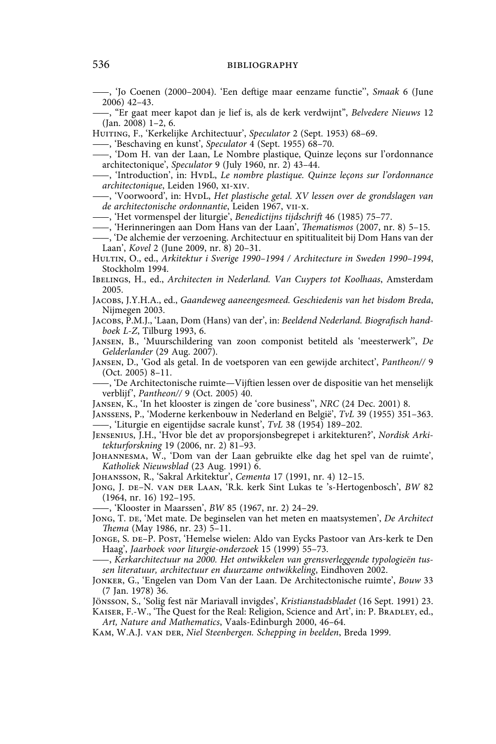——, 'Jo Coenen (2000–2004). 'Een deftige maar eenzame functie'', *Smaak* 6 (June 2006) 42–43.

——, ''Er gaat meer kapot dan je lief is, als de kerk verdwijnt'', *Belvedere Nieuws* 12 (Jan. 2008) 1–2, 6.

Huiting, F., 'Kerkelijke Architectuur', *Speculator* 2 (Sept. 1953) 68–69.

——, 'Beschaving en kunst', *Speculator* 4 (Sept. 1955) 68–70.

——, 'Dom H. van der Laan, Le Nombre plastique, Quinze leçons sur l'ordonnance architectonique', *Speculator* 9 (July 1960, nr. 2) 43–44.

——, 'Introduction', in: HvdL, *Le nombre plastique. Quinze leçons sur l'ordonnance architectonique*, Leiden 1960, xi-xiv.

——, 'Voorwoord', in: HvdL, *Het plastische getal. XV lessen over de grondslagen van de architectonische ordonnantie*, Leiden 1967, vii-x.

——, 'Het vormenspel der liturgie', *Benedictijns tijdschrift* 46 (1985) 75–77.

——, 'Herinneringen aan Dom Hans van der Laan', *Thematismos* (2007, nr. 8) 5–15.

——, 'De alchemie der verzoening. Architectuur en spititualiteit bij Dom Hans van der Laan', *Kovel* 2 (June 2009, nr. 8) 20–31.

Hultin, O., ed., *Arkitektur i Sverige 1990–1994 / Architecture in Sweden 1990–1994*, Stockholm 1994.

Ibelings, H., ed., *Architecten in Nederland. Van Cuypers tot Koolhaas*, Amsterdam 2005.

Jacobs, J.Y.H.A., ed., *Gaandeweg aaneengesmeed. Geschiedenis van het bisdom Breda*, Nijmegen 2003.

Jacobs, P.M.J., 'Laan, Dom (Hans) van der', in: *Beeldend Nederland. Biografisch handboek L-Z*, Tilburg 1993, 6.

Jansen, B., 'Muurschildering van zoon componist betiteld als 'meesterwerk'', *De Gelderlander* (29 Aug. 2007).

Jansen, D., 'God als getal. In de voetsporen van een gewijde architect', *Pantheon//* 9 (Oct. 2005) 8–11.

——, 'De Architectonische ruimte—Vijftien lessen over de dispositie van het menselijk verblijf', *Pantheon//* 9 (Oct. 2005) 40.

Jansen, K., 'In het klooster is zingen de 'core business'', *NRC* (24 Dec. 2001) 8.

Janssens, P., 'Moderne kerkenbouw in Nederland en België', *TvL* 39 (1955) 351–363.

——, 'Liturgie en eigentijdse sacrale kunst', *TvL* 38 (1954) 189–202.

Jensenius, J.H., 'Hvor ble det av proporsjonsbegrepet i arkitekturen?', *Nordisk Arkitekturforskning* 19 (2006, nr. 2) 81–93.

Johannesma, W., 'Dom van der Laan gebruikte elke dag het spel van de ruimte', *Katholiek Nieuwsblad* (23 Aug. 1991) 6.

Johansson, R., 'Sakral Arkitektur', *Cementa* 17 (1991, nr. 4) 12–15.

Jong, J. de–N. van der Laan, 'R.k. kerk Sint Lukas te 's-Hertogenbosch', *BW* 82 (1964, nr. 16) 192–195.

——, 'Klooster in Maarssen', *BW* 85 (1967, nr. 2) 24–29.

Jong, T. de, 'Met mate. De beginselen van het meten en maatsystemen', *De Architect Thema* (May 1986, nr. 23) 5–11.

Jonge, S. de–P. Post, 'Hemelse wielen: Aldo van Eycks Pastoor van Ars-kerk te Den Haag', *Jaarboek voor liturgie-onderzoek* 15 (1999) 55–73.

——, *Kerkarchitectuur na 2000. Het ontwikkelen van grensverleggende typologieën tussen literatuur, architectuur en duurzame ontwikkeling*, Eindhoven 2002.

Jonker, G., 'Engelen van Dom Van der Laan. De Architectonische ruimte', *Bouw* 33 (7 Jan. 1978) 36.

Jönsson, S., 'Solig fest när Mariavall invigdes', *Kristianstadsbladet* (16 Sept. 1991) 23.

Kaiser, F.-W., 'The Quest for the Real: Religion, Science and Art', in: P. Bradley, ed., *Art, Nature and Mathematics*, Vaals-Edinburgh 2000, 46–64.

Kam, W.A.J. van der, *Niel Steenbergen. Schepping in beelden*, Breda 1999.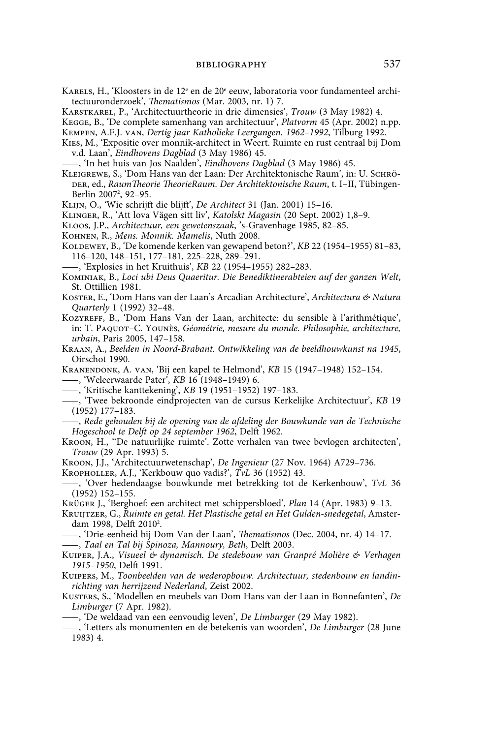Karels, H., 'Kloosters in de 12e en de 20e eeuw, laboratoria voor fundamenteel architectuuronderzoek', *Thematismos* (Mar. 2003, nr. 1) 7.

Karstkarel, P., 'Architectuurtheorie in drie dimensies', *Trouw* (3 May 1982) 4.

Kegge, B., 'De complete samenhang van architectuur', *Platvorm* 45 (Apr. 2002) n.pp.

Kempen, A.F.J. van, *Dertig jaar Katholieke Leergangen. 1962–1992*, Tilburg 1992.

Kies, M., 'Expositie over monnik-architect in Weert. Ruimte en rust centraal bij Dom v.d. Laan', *Eindhovens Dagblad* (3 May 1986) 45.

——, 'In het huis van Jos Naalden', *Eindhovens Dagblad* (3 May 1986) 45.

Kleigrewe, S., 'Dom Hans van der Laan: Der Architektonische Raum', in: U. Schröder, ed., *RaumTheorie TheorieRaum. Der Architektonische Raum*, t. I–II, Tübingen-Berlin 2007², 92–95.

Klijn, O., 'Wie schrijft die blijft', *De Architect* 31 (Jan. 2001) 15–16.

Klinger, R., 'Att lova Vägen sitt liv', *Katolskt Magasin* (20 Sept. 2002) 1,8–9.

Kloos, J.P., *Architectuur, een gewetenszaak*, 's-Gravenhage 1985, 82–85.

Kohnen, R., *Mens. Monnik. Mamelis*, Nuth 2008.

Koldewey, B., 'De komende kerken van gewapend beton?', *KB* 22 (1954–1955) 81–83, 116–120, 148–151, 177–181, 225–228, 289–291.

——, 'Explosies in het Kruithuis', *KB* 22 (1954–1955) 282–283.

Kominiak, B., *Loci ubi Deus Quaeritur. Die Benediktinerabteien auf der ganzen Welt*, St. Ottillien 1981.

Koster, E., 'Dom Hans van der Laan's Arcadian Architecture', *Architectura & Natura Quarterly* 1 (1992) 32–48.

Kozyreff, B., 'Dom Hans Van der Laan, architecte: du sensible à l'arithmétique', in: T. Paquot–C. Younès, *Géométrie, mesure du monde. Philosophie, architecture, urbain*, Paris 2005, 147–158.

Kraan, A., *Beelden in Noord-Brabant. Ontwikkeling van de beeldhouwkunst na 1945*, Oirschot 1990.

Kranendonk, A. van, 'Bij een kapel te Helmond', *KB* 15 (1947–1948) 152–154.

——, 'Weleerwaarde Pater', *KB* 16 (1948–1949) 6.

——, 'Kritische kanttekening', *KB* 19 (1951–1952) 197–183.

——, 'Twee bekroonde eindprojecten van de cursus Kerkelijke Architectuur', *KB* 19 (1952) 177–183.

——, *Rede gehouden bij de opening van de afdeling der Bouwkunde van de Technische Hogeschool te Delft op 24 september 1962*, Delft 1962.

Kroon, H., ''De natuurlijke ruimte'. Zotte verhalen van twee bevlogen architecten', *Trouw* (29 Apr. 1993) 5.

Kroon, J.J., 'Architectuurwetenschap', *De Ingenieur* (27 Nov. 1964) A729–736.

Kropholler, A.J., 'Kerkbouw quo vadis?', *TvL* 36 (1952) 43.

——, 'Over hedendaagse bouwkunde met betrekking tot de Kerkenbouw', *TvL* 36 (1952) 152–155.

Krüger J., 'Berghoef: een architect met schippersbloed', *Plan* 14 (Apr. 1983) 9–13.

Kruijtzer, G., *Ruimte en getal. Het Plastische getal en Het Gulden-snedegetal*, Amsterdam 1998, Delft 2010².

——, 'Drie-eenheid bij Dom Van der Laan', *Thematismos* (Dec. 2004, nr. 4) 14–17.

——, *Taal en Tal bij Spinoza, Mannoury, Beth*, Delft 2003.

Kuiper, J.A., *Visueel & dynamisch. De stedebouw van Granpré Molière & Verhagen 1915–1950*, Delft 1991.

Kuipers, M., *Toonbeelden van de wederopbouw. Architectuur, stedenbouw en landinrichting van herrijzend Nederland*, Zeist 2002.

Kusters, S., 'Modellen en meubels van Dom Hans van der Laan in Bonnefanten', *De Limburger* (7 Apr. 1982).

——, 'De weldaad van een eenvoudig leven', *De Limburger* (29 May 1982).

——, 'Letters als monumenten en de betekenis van woorden', *De Limburger* (28 June 1983) 4.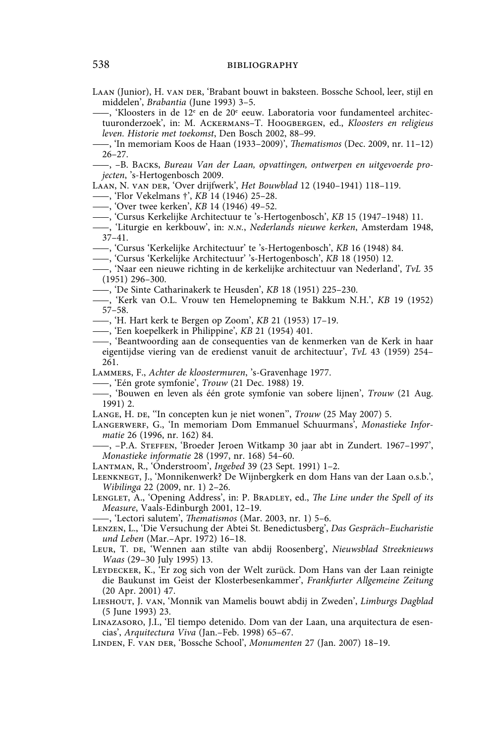Laan (Junior), H. van der, 'Brabant bouwt in baksteen. Bossche School, leer, stijl en middelen', *Brabantia* (June 1993) 3–5.

——, 'Kloosters in de 12[e] en de 20[e] eeuw. Laboratoria voor fundamenteel architectuuronderzoek', in: M. Ackermans–T. Hoogbergen, ed., *Kloosters en religieus leven. Historie met toekomst*, Den Bosch 2002, 88–99.

——, 'In memoriam Koos de Haan (1933–2009)', *Thematismos* (Dec. 2009, nr. 11–12) 26–27.

——, –B. Backs, *Bureau Van der Laan, opvattingen, ontwerpen en uitgevoerde projecten*, 's-Hertogenbosch 2009.

Laan, N. van der, 'Over drijfwerk', *Het Bouwblad* 12 (1940–1941) 118–119.

——, 'Flor Vekelmans †', *KB* 14 (1946) 25–28.

——, 'Over twee kerken', *KB* 14 (1946) 49–52.

——, 'Cursus Kerkelijke Architectuur te 's-Hertogenbosch', *KB* 15 (1947–1948) 11.

——, 'Liturgie en kerkbouw', in: n.n., *Nederlands nieuwe kerken*, Amsterdam 1948, 37–41.

——, 'Cursus 'Kerkelijke Architectuur' te 's-Hertogenbosch', *KB* 16 (1948) 84.

——, 'Cursus 'Kerkelijke Architectuur' 's-Hertogenbosch', *KB* 18 (1950) 12.

——, 'Naar een nieuwe richting in de kerkelijke architectuur van Nederland', *TvL* 35 (1951) 296–300.

——, 'De Sinte Catharinakerk te Heusden', *KB* 18 (1951) 225–230.

——, 'Kerk van O.L. Vrouw ten Hemelopneming te Bakkum N.H.', *KB* 19 (1952) 57–58.

——, 'H. Hart kerk te Bergen op Zoom', *KB* 21 (1953) 17–19.

——, 'Een koepelkerk in Philippine', *KB* 21 (1954) 401.

——, 'Beantwoording aan de consequenties van de kenmerken van de Kerk in haar eigentijdse viering van de eredienst vanuit de architectuur', *TvL* 43 (1959) 254–261.

Lammers, F., *Achter de kloostermuren*, 's-Gravenhage 1977.

——, 'Eén grote symfonie', *Trouw* (21 Dec. 1988) 19.

——, 'Bouwen en leven als één grote symfonie van sobere lijnen', *Trouw* (21 Aug. 1991) 2.

Lange, H. de, ''In concepten kun je niet wonen'', *Trouw* (25 May 2007) 5.

Langerwerf, G., 'In memoriam Dom Emmanuel Schuurmans', *Monastieke Informatie* 26 (1996, nr. 162) 84.

——, –P.A. Steffen, 'Broeder Jeroen Witkamp 30 jaar abt in Zundert. 1967–1997', *Monastieke informatie* 28 (1997, nr. 168) 54–60.

Lantman, R., 'Onderstroom', *Ingebed* 39 (23 Sept. 1991) 1–2.

Leenknegt, J., 'Monnikenwerk? De Wijnbergkerk en dom Hans van der Laan o.s.b.', *Wibilinga* 22 (2009, nr. 1) 2–26.

Lenglet, A., 'Opening Address', in: P. Bradley, ed., *The Line under the Spell of its Measure*, Vaals-Edinburgh 2001, 12–19.

——, 'Lectori salutem', *Thematismos* (Mar. 2003, nr. 1) 5–6.

Lenzen, L., 'Die Versuchung der Abtei St. Benedictusberg', *Das Gespräch–Eucharistie und Leben* (Mar.–Apr. 1972) 16–18.

Leur, T. de, 'Wennen aan stilte van abdij Roosenberg', *Nieuwsblad Streeknieuws Waas* (29–30 July 1995) 13.

Leydecker, K., 'Er zog sich von der Welt zurück. Dom Hans van der Laan reinigte die Baukunst im Geist der Klosterbesenkammer', *Frankfurter Allgemeine Zeitung* (20 Apr. 2001) 47.

Lieshout, J. van, 'Monnik van Mamelis bouwt abdij in Zweden', *Limburgs Dagblad* (5 June 1993) 23.

Linazasoro, J.I., 'El tiempo detenido. Dom van der Laan, una arquitectura de esencias', *Arquitectura Viva* (Jan.–Feb. 1998) 65–67.

Linden, F. van der, 'Bossche School', *Monumenten* 27 (Jan. 2007) 18–19.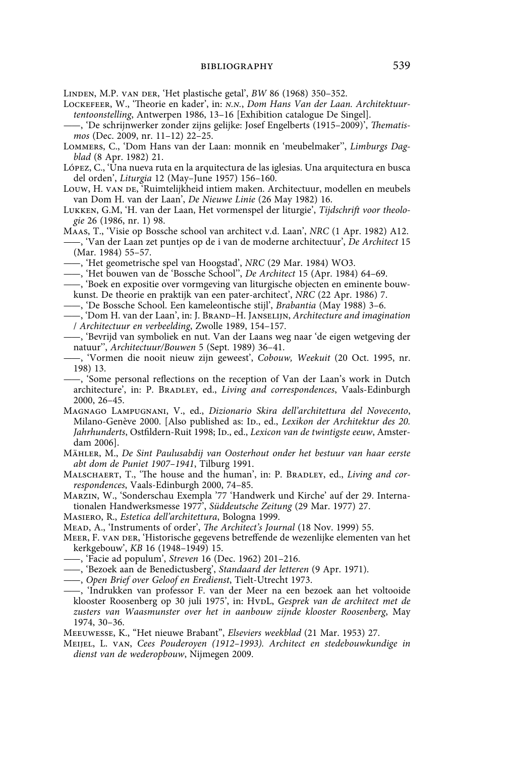Linden, M.P. van der, 'Het plastische getal', *BW* 86 (1968) 350–352.

Lockefeer, W., 'Theorie en kader', in: *n.n.*, *Dom Hans Van der Laan. Architektuurtentoonstelling*, Antwerpen 1986, 13–16 [Exhibition catalogue De Singel].

——, 'De schrijnwerker zonder zijns gelijke: Josef Engelberts (1915–2009)', *Thematismos* (Dec. 2009, nr. 11–12) 22–25.

Lommers, C., 'Dom Hans van der Laan: monnik en 'meubelmaker'', *Limburgs Dagblad* (8 Apr. 1982) 21.

López, C., 'Una nueva ruta en la arquitectura de las iglesias. Una arquitectura en busca del orden', *Liturgia* 12 (May–June 1957) 156–160.

Louw, H. van de, 'Ruimtelijkheid intiem maken. Architectuur, modellen en meubels van Dom H. van der Laan', *De Nieuwe Linie* (26 May 1982) 16.

Lukken, G.M, 'H. van der Laan, Het vormenspel der liturgie', *Tijdschrift voor theologie* 26 (1986, nr. 1) 98.

Maas, T., 'Visie op Bossche school van architect v.d. Laan', *NRC* (1 Apr. 1982) A12.

——, 'Van der Laan zet puntjes op de i van de moderne architectuur', *De Architect* 15 (Mar. 1984) 55–57.

——, 'Het geometrische spel van Hoogstad', *NRC* (29 Mar. 1984) WO3.

——, 'Het bouwen van de 'Bossche School'', *De Architect* 15 (Apr. 1984) 64–69.

——, 'Boek en expositie over vormgeving van liturgische objecten en eminente bouwkunst. De theorie en praktijk van een pater-architect', *NRC* (22 Apr. 1986) 7.

——, 'De Bossche School. Een kameleontische stijl', *Brabantia* (May 1988) 3–6.

——, 'Dom H. van der Laan', in: J. Brand–H. Janselijn, *Architecture and imagination / Architectuur en verbeelding*, Zwolle 1989, 154–157.

——, 'Bevrijd van symboliek en nut. Van der Laans weg naar 'de eigen wetgeving der natuur'', *Architectuur/Bouwen* 5 (Sept. 1989) 36–41.

——, 'Vormen die nooit nieuw zijn geweest', *Cobouw, Weekuit* (20 Oct. 1995, nr. 198) 13.

——, 'Some personal reflections on the reception of Van der Laan's work in Dutch architecture', in: P. Bradley, ed., *Living and correspondences*, Vaals-Edinburgh 2000, 26–45.

Magnago Lampugnani, V., ed., *Dizionario Skira dell'architettura del Novecento*, Milano-Genève 2000. [Also published as: Id., ed., *Lexikon der Architektur des 20. Jahrhunderts*, Ostfildern-Ruit 1998; Id., ed., *Lexicon van de twintigste eeuw*, Amsterdam 2006].

Mähler, M., *De Sint Paulusabdij van Oosterhout onder het bestuur van haar eerste abt dom de Puniet 1907–1941*, Tilburg 1991.

Malschaert, T., 'The house and the human', in: P. Bradley, ed., *Living and correspondences*, Vaals-Edinburgh 2000, 74–85.

Marzin, W., 'Sonderschau Exempla '77 'Handwerk und Kirche' auf der 29. Internationalen Handwerksmesse 1977', *Süddeutsche Zeitung* (29 Mar. 1977) 27.

Masiero, R., *Estetica dell'architettura*, Bologna 1999.

Mead, A., 'Instruments of order', *The Architect's Journal* (18 Nov. 1999) 55.

Meer, F. van der, 'Historische gegevens betreffende de wezenlijke elementen van het kerkgebouw', *KB* 16 (1948–1949) 15.

——, 'Facie ad populum', *Streven* 16 (Dec. 1962) 201–216.

——, 'Bezoek aan de Benedictusberg', *Standaard der letteren* (9 Apr. 1971).

——, *Open Brief over Geloof en Eredienst*, Tielt-Utrecht 1973.

——, 'Indrukken van professor F. van der Meer na een bezoek aan het voltooide klooster Roosenberg op 30 juli 1975', in: HvdL, *Gesprek van de architect met de zusters van Waasmunster over het in aanbouw zijnde klooster Roosenberg*, May 1974, 30–36.

Meeuwesse, K., "Het nieuwe Brabant", *Elseviers weekblad* (21 Mar. 1953) 27.

Meijel, L. van, *Cees Pouderoyen (1912–1993). Architect en stedebouwkundige in dienst van de wederopbouw*, Nijmegen 2009.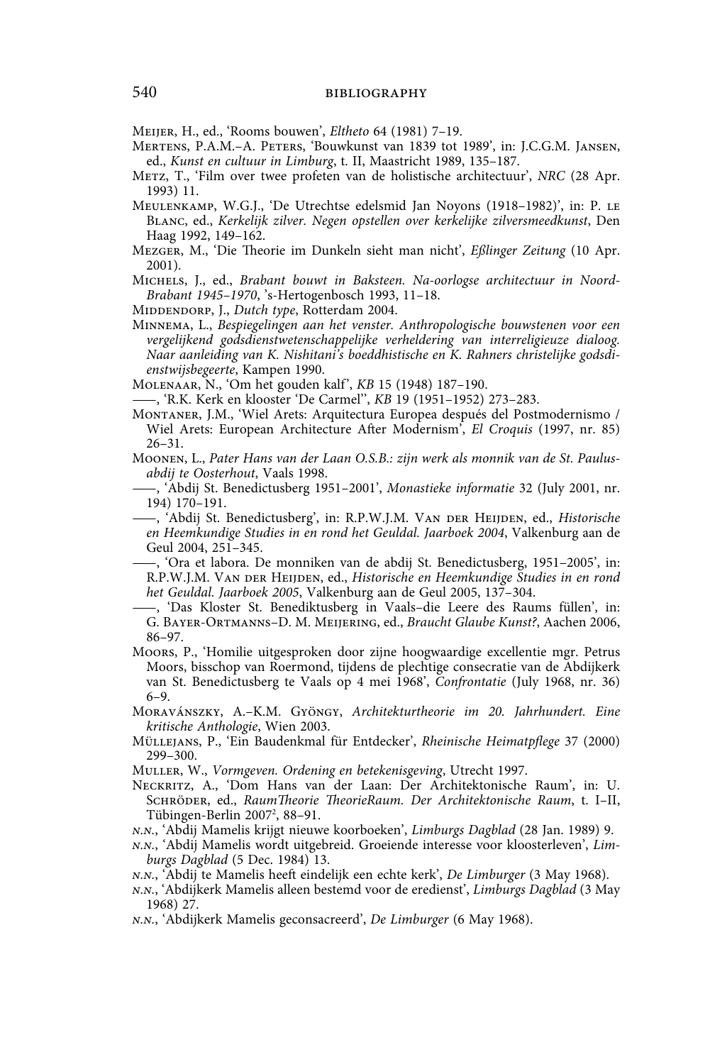Meijer, H., ed., 'Rooms bouwen', *Eltheto* 64 (1981) 7–19.

Mertens, P.A.M.–A. Peters, 'Bouwkunst van 1839 tot 1989', in: J.C.G.M. Jansen, ed., *Kunst en cultuur in Limburg*, t. II, Maastricht 1989, 135–187.

Metz, T., 'Film over twee profeten van de holistische architectuur', *NRC* (28 Apr. 1993) 11.

Meulenkamp, W.G.J., 'De Utrechtse edelsmid Jan Noyons (1918–1982)', in: P. le Blanc, ed., *Kerkelijk zilver. Negen opstellen over kerkelijke zilversmeedkunst*, Den Haag 1992, 149–162.

Mezger, M., 'Die Theorie im Dunkeln sieht man nicht', *Eßlinger Zeitung* (10 Apr. 2001).

Michels, J., ed., *Brabant bouwt in Baksteen. Na-oorlogse architectuur in Noord-Brabant 1945–1970*, 's-Hertogenbosch 1993, 11–18.

Middendorp, J., *Dutch type*, Rotterdam 2004.

Minnema, L., *Bespiegelingen aan het venster. Anthropologische bouwstenen voor een vergelijkend godsdienstwetenschappelijke verheldering van interreligieuze dialoog. Naar aanleiding van K. Nishitani's boeddhistische en K. Rahners christelijke godsdienstwijsbegeerte*, Kampen 1990.

Molenaar, N., 'Om het gouden kalf', *KB* 15 (1948) 187–190.

——, 'R.K. Kerk en klooster 'De Carmel'', *KB* 19 (1951–1952) 273–283.

Montaner, J.M., 'Wiel Arets: Arquitectura Europea después del Postmodernismo / Wiel Arets: European Architecture After Modernism', *El Croquis* (1997, nr. 85) 26–31.

Moonen, L., *Pater Hans van der Laan O.S.B.: zijn werk als monnik van de St. Paulusabdij te Oosterhout*, Vaals 1998.

——, 'Abdij St. Benedictusberg 1951–2001', *Monastieke informatie* 32 (July 2001, nr. 194) 170–191.

——, 'Abdij St. Benedictusberg', in: R.P.W.J.M. Van der Heijden, ed., *Historische en Heemkundige Studies in en rond het Geuldal. Jaarboek 2004*, Valkenburg aan de Geul 2004, 251–345.

——, 'Ora et labora. De monniken van de abdij St. Benedictusberg, 1951–2005', in: R.P.W.J.M. Van der Heijden, ed., *Historische en Heemkundige Studies in en rond het Geuldal. Jaarboek 2005*, Valkenburg aan de Geul 2005, 137–304.

——, 'Das Kloster St. Benediktusberg in Vaals–die Leere des Raums füllen', in: G. Bayer-Ortmanns–D. M. Meijering, ed., *Braucht Glaube Kunst?*, Aachen 2006, 86–97.

Moors, P., 'Homilie uitgesproken door zijne hoogwaardige excellentie mgr. Petrus Moors, bisschop van Roermond, tijdens de plechtige consecratie van de Abdijkerk van St. Benedictusberg te Vaals op 4 mei 1968', *Confrontatie* (July 1968, nr. 36) 6–9.

Moravánszky, A.–K.M. Gyöngy, *Architekturtheorie im 20. Jahrhundert. Eine kritische Anthologie*, Wien 2003.

Müllejans, P., 'Ein Baudenkmal für Entdecker', *Rheinische Heimatpflege* 37 (2000) 299–300.

Muller, W., *Vormgeven. Ordening en betekenisgeving*, Utrecht 1997.

Neckritz, A., 'Dom Hans van der Laan: Der Architektonische Raum', in: U. Schröder, ed., *RaumTheorie TheorieRaum. Der Architektonische Raum*, t. I–II, Tübingen-Berlin 2007[2], 88–91.

*n.n.*, 'Abdij Mamelis krijgt nieuwe koorboeken', *Limburgs Dagblad* (28 Jan. 1989) 9.

*n.n.*, 'Abdij Mamelis wordt uitgebreid. Groeiende interesse voor kloosterleven', *Limburgs Dagblad* (5 Dec. 1984) 13.

*n.n.*, 'Abdij te Mamelis heeft eindelijk een echte kerk', *De Limburger* (3 May 1968).

*n.n.*, 'Abdijkerk Mamelis alleen bestemd voor de eredienst', *Limburgs Dagblad* (3 May 1968) 27.

*n.n.*, 'Abdijkerk Mamelis geconsacreerd', *De Limburger* (6 May 1968).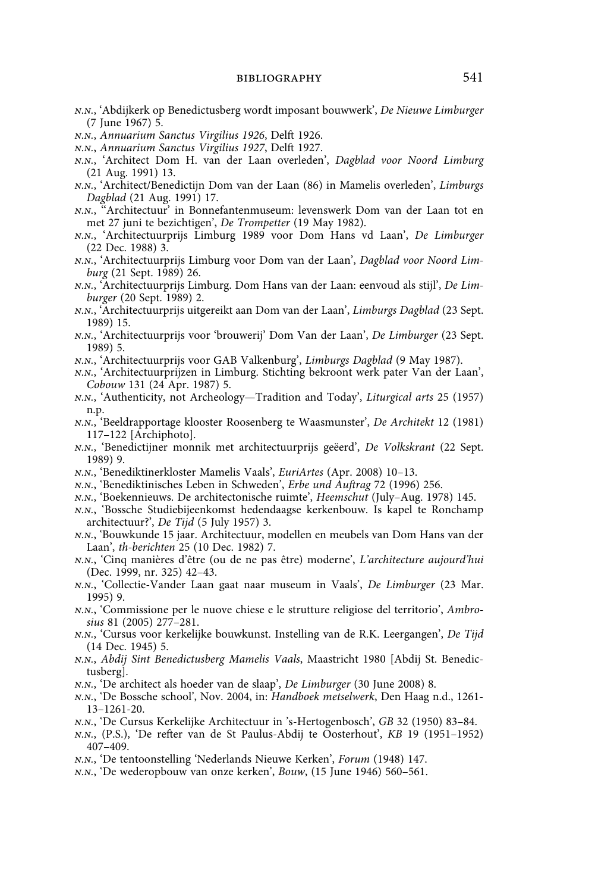N.N., 'Abdijkerk op Benedictusberg wordt imposant bouwwerk', *De Nieuwe Limburger* (7 June 1967) 5.

N.N., *Annuarium Sanctus Virgilius 1926*, Delft 1926.

N.N., *Annuarium Sanctus Virgilius 1927*, Delft 1927.

N.N., 'Architect Dom H. van der Laan overleden', *Dagblad voor Noord Limburg* (21 Aug. 1991) 13.

N.N., 'Architect/Benedictijn Dom van der Laan (86) in Mamelis overleden', *Limburgs Dagblad* (21 Aug. 1991) 17.

N.N., ''Architectuur' in Bonnefantenmuseum: levenswerk Dom van der Laan tot en met 27 juni te bezichtigen', *De Trompetter* (19 May 1982).

N.N., 'Architectuurprijs Limburg 1989 voor Dom Hans vd Laan', *De Limburger* (22 Dec. 1988) 3.

N.N., 'Architectuurprijs Limburg voor Dom van der Laan', *Dagblad voor Noord Limburg* (21 Sept. 1989) 26.

N.N., 'Architectuurprijs Limburg. Dom Hans van der Laan: eenvoud als stijl', *De Limburger* (20 Sept. 1989) 2.

N.N., 'Architectuurprijs uitgereikt aan Dom van der Laan', *Limburgs Dagblad* (23 Sept. 1989) 15.

N.N., 'Architectuurprijs voor 'brouwerij' Dom Van der Laan', *De Limburger* (23 Sept. 1989) 5.

N.N., 'Architectuurprijs voor GAB Valkenburg', *Limburgs Dagblad* (9 May 1987).

N.N., 'Architectuurprijzen in Limburg. Stichting bekroont werk pater Van der Laan', *Cobouw* 131 (24 Apr. 1987) 5.

N.N., 'Authenticity, not Archeology—Tradition and Today', *Liturgical arts* 25 (1957) n.p.

N.N., 'Beeldrapportage klooster Roosenberg te Waasmunster', *De Architekt* 12 (1981) 117–122 [Archiphoto].

N.N., 'Benedictijner monnik met architectuurprijs geëerd', *De Volkskrant* (22 Sept. 1989) 9.

N.N., 'Benediktinerkloster Mamelis Vaals', *EuriArtes* (Apr. 2008) 10–13.

N.N., 'Benediktinisches Leben in Schweden', *Erbe und Auftrag* 72 (1996) 256.

N.N., 'Boekennieuws. De architectonische ruimte', *Heemschut* (July–Aug. 1978) 145.

N.N., 'Bossche Studiebijeenkomst hedendaagse kerkenbouw. Is kapel te Ronchamp architectuur?', *De Tijd* (5 July 1957) 3.

N.N., 'Bouwkunde 15 jaar. Architectuur, modellen en meubels van Dom Hans van der Laan', *th-berichten* 25 (10 Dec. 1982) 7.

N.N., 'Cinq manières d'être (ou de ne pas être) moderne', *L'architecture aujourd'hui* (Dec. 1999, nr. 325) 42–43.

N.N., 'Collectie-Vander Laan gaat naar museum in Vaals', *De Limburger* (23 Mar. 1995) 9.

N.N., 'Commissione per le nuove chiese e le strutture religiose del territorio', *Ambrosius* 81 (2005) 277–281.

N.N., 'Cursus voor kerkelijke bouwkunst. Instelling van de R.K. Leergangen', *De Tijd* (14 Dec. 1945) 5.

N.N., *Abdij Sint Benedictusberg Mamelis Vaals*, Maastricht 1980 [Abdij St. Benedictusberg].

N.N., 'De architect als hoeder van de slaap', *De Limburger* (30 June 2008) 8.

N.N., 'De Bossche school', Nov. 2004, in: *Handboek metselwerk*, Den Haag n.d., 1261-13–1261-20.

N.N., 'De Cursus Kerkelijke Architectuur in 's-Hertogenbosch', *GB* 32 (1950) 83–84.

N.N., (P.S.), 'De refter van de St Paulus-Abdij te Oosterhout', *KB* 19 (1951–1952) 407–409.

N.N., 'De tentoonstelling 'Nederlands Nieuwe Kerken', *Forum* (1948) 147.

N.N., 'De wederopbouw van onze kerken', *Bouw*, (15 June 1946) 560–561.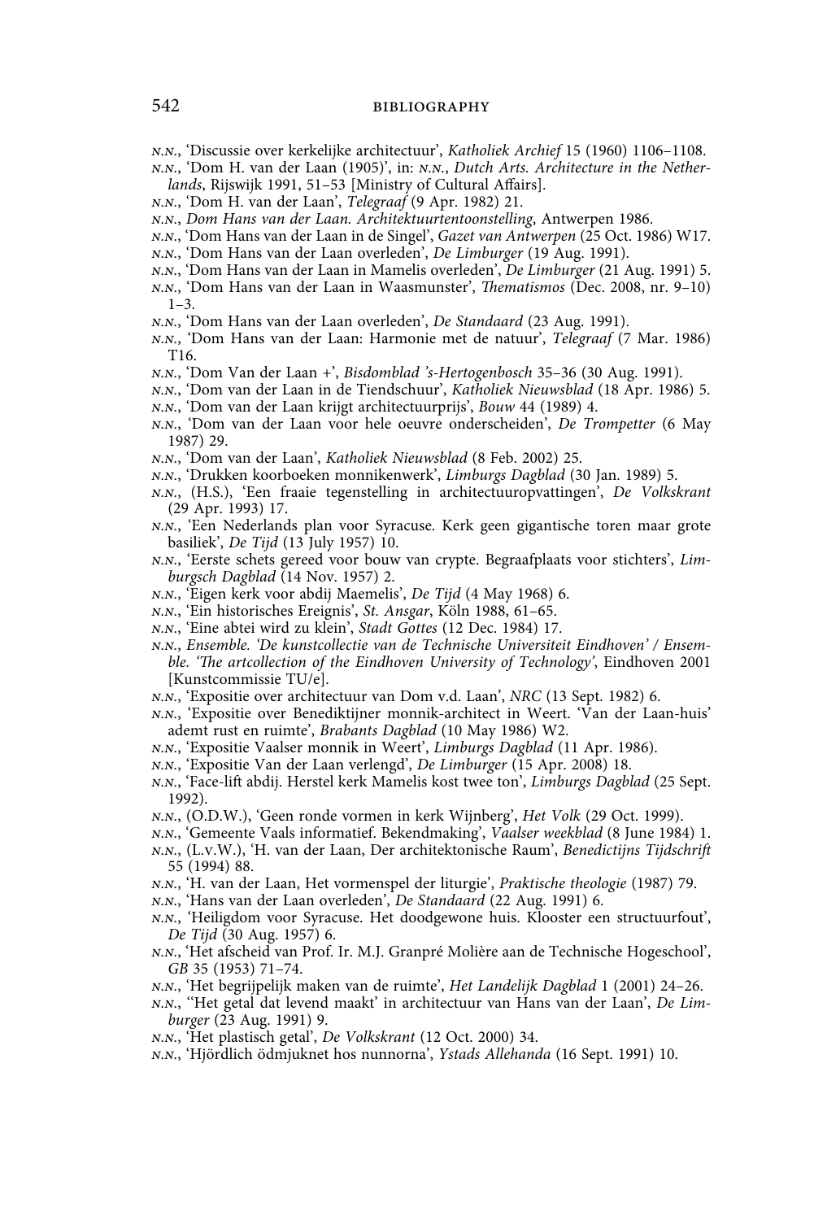N.N., 'Discussie over kerkelijke architectuur', *Katholiek Archief* 15 (1960) 1106–1108.

N.N., 'Dom H. van der Laan (1905)', in: N.N., *Dutch Arts. Architecture in the Netherlands*, Rijswijk 1991, 51–53 [Ministry of Cultural Affairs].

N.N., 'Dom H. van der Laan', *Telegraaf* (9 Apr. 1982) 21.

N.N., *Dom Hans van der Laan. Architektuurtentoonstelling*, Antwerpen 1986.

N.N., 'Dom Hans van der Laan in de Singel', *Gazet van Antwerpen* (25 Oct. 1986) W17.

N.N., 'Dom Hans van der Laan overleden', *De Limburger* (19 Aug. 1991).

N.N., 'Dom Hans van der Laan in Mamelis overleden', *De Limburger* (21 Aug. 1991) 5.

N.N., 'Dom Hans van der Laan in Waasmunster', *Thematismos* (Dec. 2008, nr. 9–10) 1–3.

N.N., 'Dom Hans van der Laan overleden', *De Standaard* (23 Aug. 1991).

N.N., 'Dom Hans van der Laan: Harmonie met de natuur', *Telegraaf* (7 Mar. 1986) T16.

N.N., 'Dom Van der Laan +', *Bisdomblad 's-Hertogenbosch* 35–36 (30 Aug. 1991).

N.N., 'Dom van der Laan in de Tiendschuur', *Katholiek Nieuwsblad* (18 Apr. 1986) 5.

N.N., 'Dom van der Laan krijgt architectuurprijs', *Bouw* 44 (1989) 4.

N.N., 'Dom van der Laan voor hele oeuvre onderscheiden', *De Trompetter* (6 May 1987) 29.

N.N., 'Dom van der Laan', *Katholiek Nieuwsblad* (8 Feb. 2002) 25.

N.N., 'Drukken koorboeken monnikenwerk', *Limburgs Dagblad* (30 Jan. 1989) 5.

N.N., (H.S.), 'Een fraaie tegenstelling in architectuuropvattingen', *De Volkskrant* (29 Apr. 1993) 17.

N.N., 'Een Nederlands plan voor Syracuse. Kerk geen gigantische toren maar grote basiliek', *De Tijd* (13 July 1957) 10.

N.N., 'Eerste schets gereed voor bouw van crypte. Begraafplaats voor stichters', *Limburgsch Dagblad* (14 Nov. 1957) 2.

N.N., 'Eigen kerk voor abdij Maemelis', *De Tijd* (4 May 1968) 6.

N.N., 'Ein historisches Ereignis', *St. Ansgar*, Köln 1988, 61–65.

N.N., 'Eine abtei wird zu klein', *Stadt Gottes* (12 Dec. 1984) 17.

N.N., *Ensemble. 'De kunstcollectie van de Technische Universiteit Eindhoven' / Ensemble. 'The artcollection of the Eindhoven University of Technology'*, Eindhoven 2001 [Kunstcommissie TU/e].

N.N., 'Expositie over architectuur van Dom v.d. Laan', *NRC* (13 Sept. 1982) 6.

N.N., 'Expositie over Benediktijner monnik-architect in Weert. 'Van der Laan-huis' ademt rust en ruimte', *Brabants Dagblad* (10 May 1986) W2.

N.N., 'Expositie Vaalser monnik in Weert', *Limburgs Dagblad* (11 Apr. 1986).

N.N., 'Expositie Van der Laan verlengd', *De Limburger* (15 Apr. 2008) 18.

N.N., 'Face-lift abdij. Herstel kerk Mamelis kost twee ton', *Limburgs Dagblad* (25 Sept. 1992).

N.N., (O.D.W.), 'Geen ronde vormen in kerk Wijnberg', *Het Volk* (29 Oct. 1999).

N.N., 'Gemeente Vaals informatief. Bekendmaking', *Vaalser weekblad* (8 June 1984) 1.

N.N., (L.v.W.), 'H. van der Laan, Der architektonische Raum', *Benedictijns Tijdschrift* 55 (1994) 88.

N.N., 'H. van der Laan, Het vormenspel der liturgie', *Praktische theologie* (1987) 79.

N.N., 'Hans van der Laan overleden', *De Standaard* (22 Aug. 1991) 6.

N.N., 'Heiligdom voor Syracuse. Het doodgewone huis. Klooster een structuurfout', *De Tijd* (30 Aug. 1957) 6.

N.N., 'Het afscheid van Prof. Ir. M.J. Granpré Molière aan de Technische Hogeschool', *GB* 35 (1953) 71–74.

N.N., 'Het begrijpelijk maken van de ruimte', *Het Landelijk Dagblad* 1 (2001) 24–26.

N.N., ''Het getal dat levend maakt' in architectuur van Hans van der Laan', *De Limburger* (23 Aug. 1991) 9.

N.N., 'Het plastisch getal', *De Volkskrant* (12 Oct. 2000) 34.

N.N., 'Hjördlich ödmjuknet hos nunnorna', *Ystads Allehanda* (16 Sept. 1991) 10.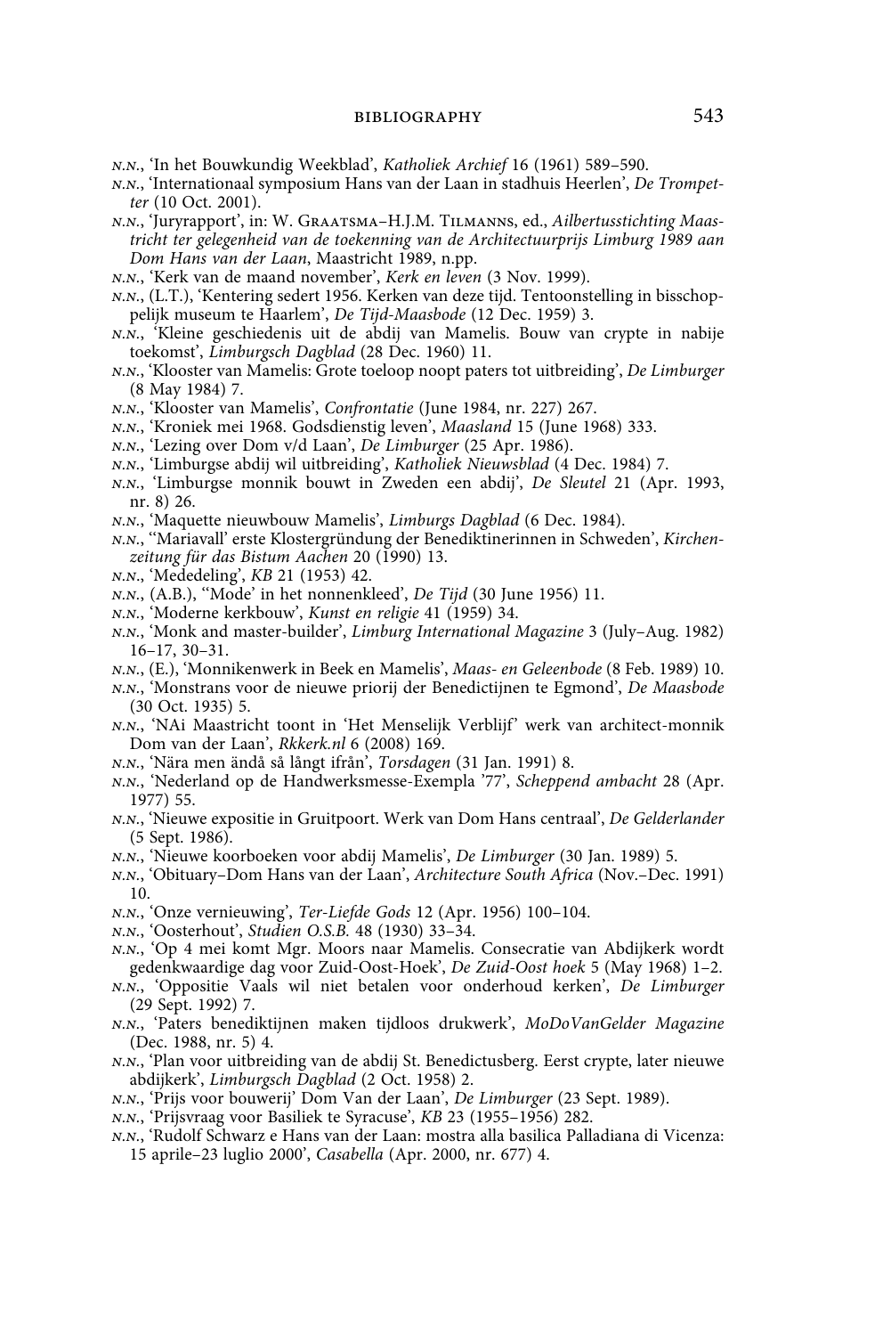*n.n.*, 'In het Bouwkundig Weekblad', *Katholiek Archief* 16 (1961) 589–590.

*n.n.*, 'Internationaal symposium Hans van der Laan in stadhuis Heerlen', *De Trompetter* (10 Oct. 2001).

*n.n.*, 'Juryrapport', in: W. Graatsma–H.J.M. Tilmanns, ed., *Ailbertusstichting Maastricht ter gelegenheid van de toekenning van de Architectuurprijs Limburg 1989 aan Dom Hans van der Laan*, Maastricht 1989, n.pp.

*n.n.*, 'Kerk van de maand november', *Kerk en leven* (3 Nov. 1999).

*n.n.*, (L.T.), 'Kentering sedert 1956. Kerken van deze tijd. Tentoonstelling in bisschoppelijk museum te Haarlem', *De Tijd-Maasbode* (12 Dec. 1959) 3.

*n.n.*, 'Kleine geschiedenis uit de abdij van Mamelis. Bouw van crypte in nabije toekomst', *Limburgsch Dagblad* (28 Dec. 1960) 11.

*n.n.*, 'Klooster van Mamelis: Grote toeloop noopt paters tot uitbreiding', *De Limburger* (8 May 1984) 7.

*n.n.*, 'Klooster van Mamelis', *Confrontatie* (June 1984, nr. 227) 267.

*n.n.*, 'Kroniek mei 1968. Godsdienstig leven', *Maasland* 15 (June 1968) 333.

*n.n.*, 'Lezing over Dom v/d Laan', *De Limburger* (25 Apr. 1986).

*n.n.*, 'Limburgse abdij wil uitbreiding', *Katholiek Nieuwsblad* (4 Dec. 1984) 7.

*n.n.*, 'Limburgse monnik bouwt in Zweden een abdij', *De Sleutel* 21 (Apr. 1993, nr. 8) 26.

*n.n.*, 'Maquette nieuwbouw Mamelis', *Limburgs Dagblad* (6 Dec. 1984).

*n.n.*, ''Mariavall' erste Klostergründung der Benediktinerinnen in Schweden', *Kirchenzeitung für das Bistum Aachen* 20 (1990) 13.

*n.n.*, 'Mededeling', *KB* 21 (1953) 42.

*n.n.*, (A.B.), ''Mode' in het nonnenkleed', *De Tijd* (30 June 1956) 11.

*n.n.*, 'Moderne kerkbouw', *Kunst en religie* 41 (1959) 34.

*n.n.*, 'Monk and master-builder', *Limburg International Magazine* 3 (July–Aug. 1982) 16–17, 30–31.

*n.n.*, (E.), 'Monnikenwerk in Beek en Mamelis', *Maas- en Geleenbode* (8 Feb. 1989) 10.

*n.n.*, 'Monstrans voor de nieuwe priorij der Benedictijnen te Egmond', *De Maasbode* (30 Oct. 1935) 5.

*n.n.*, 'NAi Maastricht toont in 'Het Menselijk Verblijf' werk van architect-monnik Dom van der Laan', *Rkkerk.nl* 6 (2008) 169.

*n.n.*, 'Nära men ändå så långt ifrån', *Torsdagen* (31 Jan. 1991) 8.

*n.n.*, 'Nederland op de Handwerksmesse-Exempla '77', *Scheppend ambacht* 28 (Apr. 1977) 55.

*n.n.*, 'Nieuwe expositie in Gruitpoort. Werk van Dom Hans centraal', *De Gelderlander* (5 Sept. 1986).

*n.n.*, 'Nieuwe koorboeken voor abdij Mamelis', *De Limburger* (30 Jan. 1989) 5.

*n.n.*, 'Obituary–Dom Hans van der Laan', *Architecture South Africa* (Nov.–Dec. 1991) 10.

*n.n.*, 'Onze vernieuwing', *Ter-Liefde Gods* 12 (Apr. 1956) 100–104.

*n.n.*, 'Oosterhout', *Studien O.S.B.* 48 (1930) 33–34.

*n.n.*, 'Op 4 mei komt Mgr. Moors naar Mamelis. Consecratie van Abdijkerk wordt gedenkwaardige dag voor Zuid-Oost-Hoek', *De Zuid-Oost hoek* 5 (May 1968) 1–2.

*n.n.*, 'Oppositie Vaals wil niet betalen voor onderhoud kerken', *De Limburger* (29 Sept. 1992) 7.

*n.n.*, 'Paters benediktijnen maken tijdloos drukwerk', *MoDoVanGelder Magazine* (Dec. 1988, nr. 5) 4.

*n.n.*, 'Plan voor uitbreiding van de abdij St. Benedictusberg. Eerst crypte, later nieuwe abdijkerk', *Limburgsch Dagblad* (2 Oct. 1958) 2.

*n.n.*, 'Prijs voor bouwerij' Dom Van der Laan', *De Limburger* (23 Sept. 1989).

*n.n.*, 'Prijsvraag voor Basiliek te Syracuse', *KB* 23 (1955–1956) 282.

*n.n.*, 'Rudolf Schwarz e Hans van der Laan: mostra alla basilica Palladiana di Vicenza: 15 aprile–23 luglio 2000', *Casabella* (Apr. 2000, nr. 677) 4.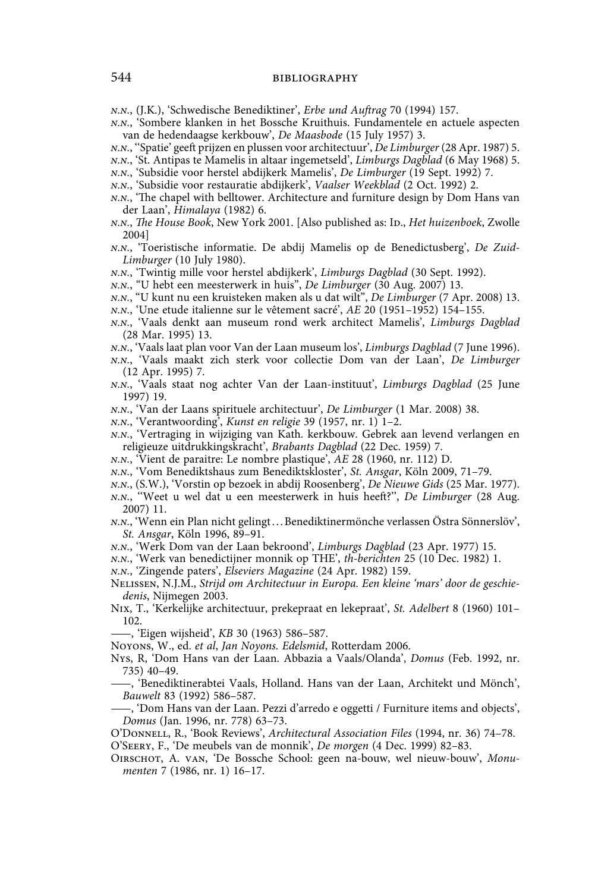*n.n.*, (J.K.), 'Schwedische Benediktiner', *Erbe und Auftrag* 70 (1994) 157.

*n.n.*, 'Sombere klanken in het Bossche Kruithuis. Fundamentele en actuele aspecten van de hedendaagse kerkbouw', *De Maasbode* (15 July 1957) 3.

*n.n.*, ''Spatie' geeft prijzen en plussen voor architectuur', *De Limburger* (28 Apr. 1987) 5.

*n.n.*, 'St. Antipas te Mamelis in altaar ingemetseld', *Limburgs Dagblad* (6 May 1968) 5.

*n.n.*, 'Subsidie voor herstel abdijkerk Mamelis', *De Limburger* (19 Sept. 1992) 7.

*n.n.*, 'Subsidie voor restauratie abdijkerk', *Vaalser Weekblad* (2 Oct. 1992) 2.

*n.n.*, 'The chapel with belltower. Architecture and furniture design by Dom Hans van der Laan', *Himalaya* (1982) 6.

*n.n.*, *The House Book*, New York 2001. [Also published as: Id., *Het huizenboek*, Zwolle 2004]

*n.n.*, 'Toeristische informatie. De abdij Mamelis op de Benedictusberg', *De Zuid-Limburger* (10 July 1980).

*n.n.*, 'Twintig mille voor herstel abdijkerk', *Limburgs Dagblad* (30 Sept. 1992).

*n.n.*, "U hebt een meesterwerk in huis", *De Limburger* (30 Aug. 2007) 13.

*n.n.*, "U kunt nu een kruisteken maken als u dat wilt", *De Limburger* (7 Apr. 2008) 13.

*n.n.*, 'Une etude italienne sur le vêtement sacré', *AE* 20 (1951–1952) 154–155.

*n.n.*, 'Vaals denkt aan museum rond werk architect Mamelis', *Limburgs Dagblad* (28 Mar. 1995) 13.

*n.n.*, 'Vaals laat plan voor Van der Laan museum los', *Limburgs Dagblad* (7 June 1996).

*n.n.*, 'Vaals maakt zich sterk voor collectie Dom van der Laan', *De Limburger* (12 Apr. 1995) 7.

*n.n.*, 'Vaals staat nog achter Van der Laan-instituut', *Limburgs Dagblad* (25 June 1997) 19.

*n.n.*, 'Van der Laans spirituele architectuur', *De Limburger* (1 Mar. 2008) 38.

*n.n.*, 'Verantwoording', *Kunst en religie* 39 (1957, nr. 1) 1–2.

*n.n.*, 'Vertraging in wijziging van Kath. kerkbouw. Gebrek aan levend verlangen en religieuze uitdrukkingskracht', *Brabants Dagblad* (22 Dec. 1959) 7.

*n.n.*, 'Vient de paraitre: Le nombre plastique', *AE* 28 (1960, nr. 112) D.

*n.n.*, 'Vom Benediktshaus zum Benediktskloster', *St. Ansgar*, Köln 2009, 71–79.

*n.n.*, (S.W.), 'Vorstin op bezoek in abdij Roosenberg', *De Nieuwe Gids* (25 Mar. 1977).

*n.n.*, ''Weet u wel dat u een meesterwerk in huis heeft?'', *De Limburger* (28 Aug. 2007) 11.

*n.n.*, 'Wenn ein Plan nicht gelingt . . . Benediktinermönche verlassen Östra Sönnerslöv', *St. Ansgar*, Köln 1996, 89–91.

*n.n.*, 'Werk Dom van der Laan bekroond', *Limburgs Dagblad* (23 Apr. 1977) 15.

*n.n.*, 'Werk van benedictijner monnik op THE', *th-berichten* 25 (10 Dec. 1982) 1.

*n.n.*, 'Zingende paters', *Elseviers Magazine* (24 Apr. 1982) 159.

Nelissen, N.J.M., *Strijd om Architectuur in Europa. Een kleine 'mars' door de geschiedenis*, Nijmegen 2003.

Nix, T., 'Kerkelijke architectuur, prekepraat en lekepraat', *St. Adelbert* 8 (1960) 101–102.

——, 'Eigen wijsheid', *KB* 30 (1963) 586–587.

Noyons, W., ed. *et al*, *Jan Noyons. Edelsmid*, Rotterdam 2006.

Nys, R, 'Dom Hans van der Laan. Abbazia a Vaals/Olanda', *Domus* (Feb. 1992, nr. 735) 40–49.

——, 'Benediktinerabtei Vaals, Holland. Hans van der Laan, Architekt und Mönch', *Bauwelt* 83 (1992) 586–587.

——, 'Dom Hans van der Laan. Pezzi d'arredo e oggetti / Furniture items and objects', *Domus* (Jan. 1996, nr. 778) 63–73.

O'Donnell, R., 'Book Reviews', *Architectural Association Files* (1994, nr. 36) 74–78.

O'Seery, F., 'De meubels van de monnik', *De morgen* (4 Dec. 1999) 82–83.

Oirschot, A. van, 'De Bossche School: geen na-bouw, wel nieuw-bouw', *Monumenten* 7 (1986, nr. 1) 16–17.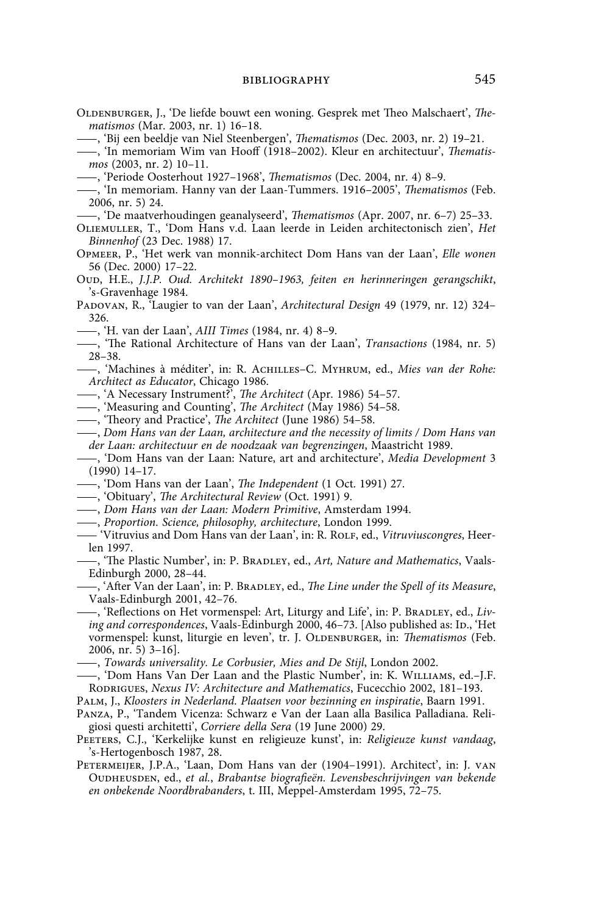Oldenburger, J., 'De liefde bouwt een woning. Gesprek met Theo Malschaert', *Thematismos* (Mar. 2003, nr. 1) 16–18.

——, 'Bij een beeldje van Niel Steenbergen', *Thematismos* (Dec. 2003, nr. 2) 19–21.

——, 'In memoriam Wim van Hooff (1918–2002). Kleur en architectuur', *Thematismos* (2003, nr. 2) 10–11.

——, 'Periode Oosterhout 1927–1968', *Thematismos* (Dec. 2004, nr. 4) 8–9.

——, 'In memoriam. Hanny van der Laan-Tummers. 1916–2005', *Thematismos* (Feb. 2006, nr. 5) 24.

——, 'De maatverhoudingen geanalyseerd', *Thematismos* (Apr. 2007, nr. 6–7) 25–33.

Oliemuller, T., 'Dom Hans v.d. Laan leerde in Leiden architectonisch zien', *Het Binnenhof* (23 Dec. 1988) 17.

Opmeer, P., 'Het werk van monnik-architect Dom Hans van der Laan', *Elle wonen* 56 (Dec. 2000) 17–22.

Oud, H.E., *J.J.P. Oud. Architekt 1890–1963, feiten en herinneringen gerangschikt*, 's-Gravenhage 1984.

Padovan, R., 'Laugier to van der Laan', *Architectural Design* 49 (1979, nr. 12) 324–326.

——, 'H. van der Laan', *AIII Times* (1984, nr. 4) 8–9.

——, 'The Rational Architecture of Hans van der Laan', *Transactions* (1984, nr. 5) 28–38.

——, 'Machines à méditer', in: R. Achilles–C. Myhrum, ed., *Mies van der Rohe: Architect as Educator*, Chicago 1986.

——, 'A Necessary Instrument?', *The Architect* (Apr. 1986) 54–57.

——, 'Measuring and Counting', *The Architect* (May 1986) 54–58.

——, 'Theory and Practice', *The Architect* (June 1986) 54–58.

——, *Dom Hans van der Laan, architecture and the necessity of limits / Dom Hans van der Laan: architectuur en de noodzaak van begrenzingen*, Maastricht 1989.

——, 'Dom Hans van der Laan: Nature, art and architecture', *Media Development* 3 (1990) 14–17.

——, 'Dom Hans van der Laan', *The Independent* (1 Oct. 1991) 27.

——, 'Obituary', *The Architectural Review* (Oct. 1991) 9.

——, *Dom Hans van der Laan: Modern Primitive*, Amsterdam 1994.

——, *Proportion. Science, philosophy, architecture*, London 1999.

—— 'Vitruvius and Dom Hans van der Laan', in: R. Rolf, ed., *Vitruviuscongres*, Heerlen 1997.

——, 'The Plastic Number', in: P. Bradley, ed., *Art, Nature and Mathematics*, Vaals-Edinburgh 2000, 28–44.

——, 'After Van der Laan', in: P. Bradley, ed., *The Line under the Spell of its Measure*, Vaals-Edinburgh 2001, 42–76.

——, 'Reflections on Het vormenspel: Art, Liturgy and Life', in: P. Bradley, ed., *Living and correspondences*, Vaals-Edinburgh 2000, 46–73. [Also published as: Id., 'Het vormenspel: kunst, liturgie en leven', tr. J. Oldenburger, in: *Thematismos* (Feb. 2006, nr. 5) 3–16].

——, *Towards universality. Le Corbusier, Mies and De Stijl*, London 2002.

——, 'Dom Hans Van Der Laan and the Plastic Number', in: K. Williams, ed.–J.F. Rodrigues, *Nexus IV: Architecture and Mathematics*, Fucecchio 2002, 181–193.

Palm, J., *Kloosters in Nederland. Plaatsen voor bezinning en inspiratie*, Baarn 1991.

Panza, P., 'Tandem Vicenza: Schwarz e Van der Laan alla Basilica Palladiana. Religiosi questi architetti', *Corriere della Sera* (19 June 2000) 29.

Peeters, C.J., 'Kerkelijke kunst en religieuze kunst', in: *Religieuze kunst vandaag*, 's-Hertogenbosch 1987, 28.

Petermeijer, J.P.A., 'Laan, Dom Hans van der (1904–1991). Architect', in: J. van Oudheusden, ed., *et al.*, *Brabantse biografieën. Levensbeschrijvingen van bekende en onbekende Noordbrabanders*, t. III, Meppel-Amsterdam 1995, 72–75.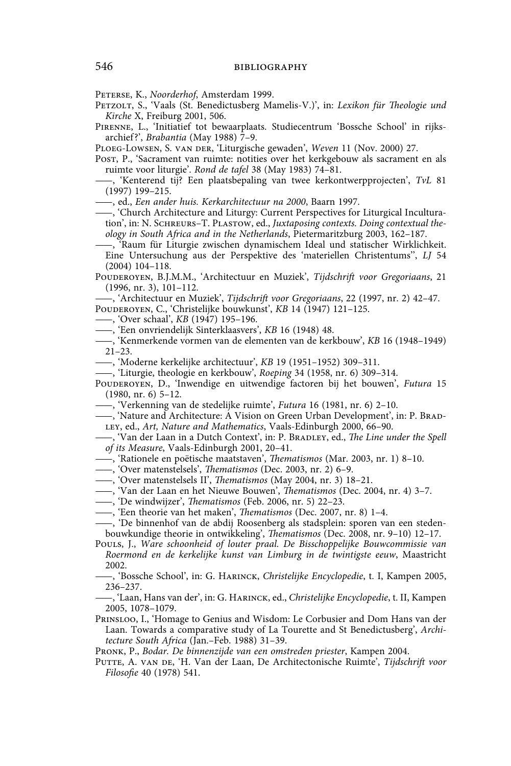Peterse, K., *Noorderhof*, Amsterdam 1999.

Petzolt, S., 'Vaals (St. Benedictusberg Mamelis-V.)', in: *Lexikon für Theologie und Kirche* X, Freiburg 2001, 506.

Pirenne, L., 'Initiatief tot bewaarplaats. Studiecentrum 'Bossche School' in rijksarchief?', *Brabantia* (May 1988) 7–9.

Ploeg-Lowsen, S. van der, 'Liturgische gewaden', *Weven* 11 (Nov. 2000) 27.

Post, P., 'Sacrament van ruimte: notities over het kerkgebouw als sacrament en als ruimte voor liturgie'. *Rond de tafel* 38 (May 1983) 74–81.

——, 'Kenterend tij? Een plaatsbepaling van twee kerkontwerpprojecten', *TvL* 81 (1997) 199–215.

——, ed., *Een ander huis. Kerkarchitectuur na 2000*, Baarn 1997.

——, 'Church Architecture and Liturgy: Current Perspectives for Liturgical Inculturation', in: N. Schreurs–T. Plastow, ed., *Juxtaposing contexts. Doing contextual theology in South Africa and in the Netherlands*, Pietermaritzburg 2003, 162–187.

——, 'Raum für Liturgie zwischen dynamischem Ideal und statischer Wirklichkeit. Eine Untersuchung aus der Perspektive des 'materiellen Christentums'', *LJ* 54 (2004) 104–118.

Pouderoyen, B.J.M.M., 'Architectuur en Muziek', *Tijdschrift voor Gregoriaans*, 21 (1996, nr. 3), 101–112.

——, 'Architectuur en Muziek', *Tijdschrift voor Gregoriaans*, 22 (1997, nr. 2) 42–47.

Pouderoyen, C., 'Christelijke bouwkunst', *KB* 14 (1947) 121–125.

——, 'Over schaal', *KB* (1947) 195–196.

——, 'Een onvriendelijk Sinterklaasvers', *KB* 16 (1948) 48.

——, 'Kenmerkende vormen van de elementen van de kerkbouw', *KB* 16 (1948–1949) 21–23.

——, 'Moderne kerkelijke architectuur', *KB* 19 (1951–1952) 309–311.

——, 'Liturgie, theologie en kerkbouw', *Roeping* 34 (1958, nr. 6) 309–314.

Pouderoyen, D., 'Inwendige en uitwendige factoren bij het bouwen', *Futura* 15 (1980, nr. 6) 5–12.

——, 'Verkenning van de stedelijke ruimte', *Futura* 16 (1981, nr. 6) 2–10.

——, 'Nature and Architecture: A Vision on Green Urban Development', in: P. Bradley, ed., *Art, Nature and Mathematics*, Vaals-Edinburgh 2000, 66–90.

——, 'Van der Laan in a Dutch Context', in: P. Bradley, ed., *The Line under the Spell of its Measure*, Vaals-Edinburgh 2001, 20–41.

——, 'Rationele en poëtische maatstaven', *Thematismos* (Mar. 2003, nr. 1) 8–10.

——, 'Over matenstelsels', *Thematismos* (Dec. 2003, nr. 2) 6–9.

——, 'Over matenstelsels II', *Thematismos* (May 2004, nr. 3) 18–21.

——, 'Van der Laan en het Nieuwe Bouwen', *Thematismos* (Dec. 2004, nr. 4) 3–7.

——, 'De windwijzer', *Thematismos* (Feb. 2006, nr. 5) 22–23.

——, 'Een theorie van het maken', *Thematismos* (Dec. 2007, nr. 8) 1–4.

——, 'De binnenhof van de abdij Roosenberg als stadsplein: sporen van een stedenbouwkundige theorie in ontwikkeling', *Thematismos* (Dec. 2008, nr. 9–10) 12–17.

Pouls, J., *Ware schoonheid of louter praal. De Bisschoppelijke Bouwcommissie van Roermond en de kerkelijke kunst van Limburg in de twintigste eeuw*, Maastricht 2002.

——, 'Bossche School', in: G. Harinck, *Christelijke Encyclopedie*, t. I, Kampen 2005, 236–237.

——, 'Laan, Hans van der', in: G. Harinck, ed., *Christelijke Encyclopedie*, t. II, Kampen 2005, 1078–1079.

Prinsloo, I., 'Homage to Genius and Wisdom: Le Corbusier and Dom Hans van der Laan. Towards a comparative study of La Tourette and St Benedictusberg', *Architecture South Africa* (Jan.–Feb. 1988) 31–39.

Pronk, P., *Bodar. De binnenzijde van een omstreden priester*, Kampen 2004.

Putte, A. van de, 'H. Van der Laan, De Architectonische Ruimte', *Tijdschrift voor Filosofie* 40 (1978) 541.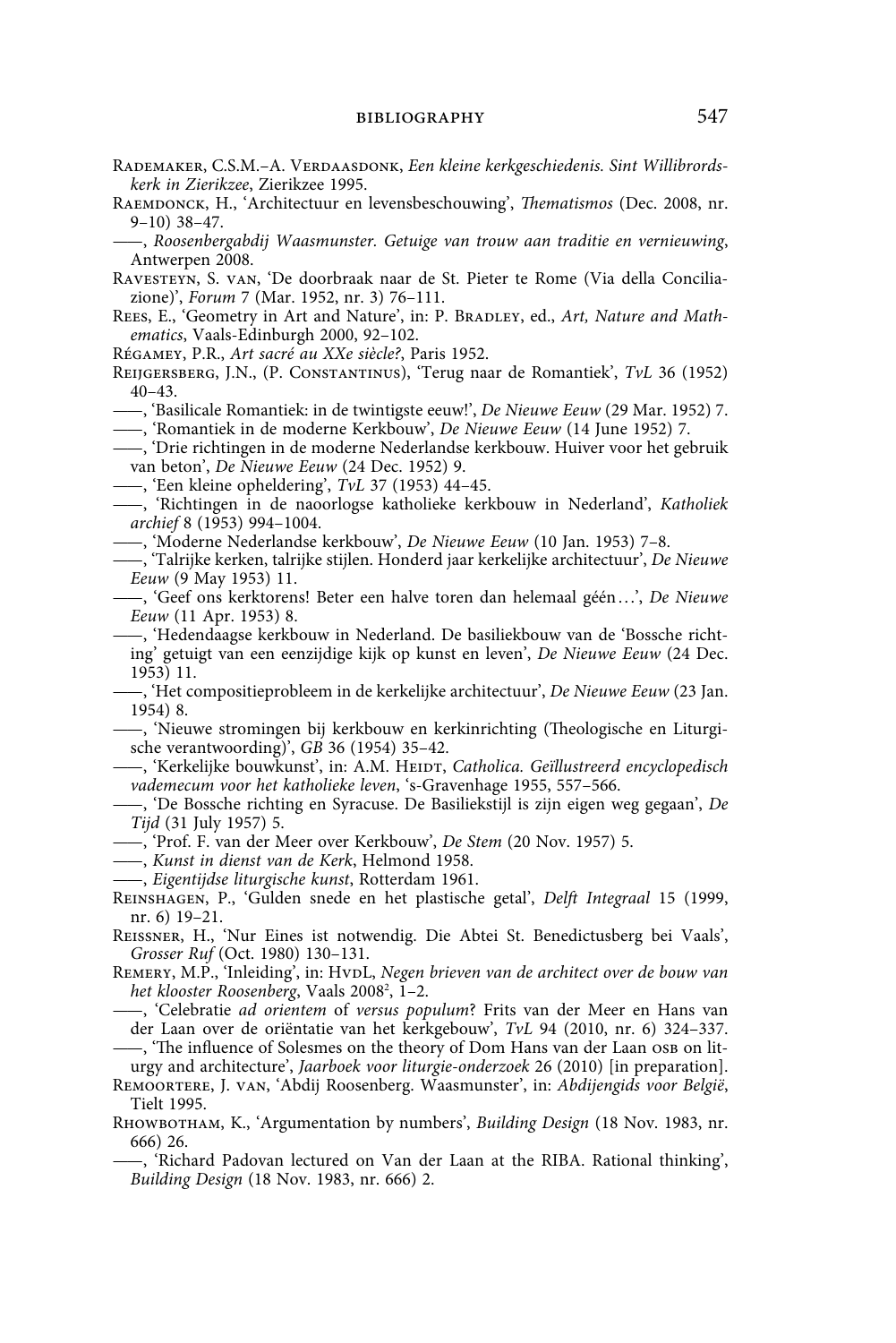Rademaker, C.S.M.–A. Verdaasdonk, *Een kleine kerkgeschiedenis. Sint Willibrordskerk in Zierikzee*, Zierikzee 1995.

Raemdonck, H., 'Architectuur en levensbeschouwing', *Thematismos* (Dec. 2008, nr. 9–10) 38–47.

——, *Roosenbergabdij Waasmunster. Getuige van trouw aan traditie en vernieuwing*, Antwerpen 2008.

Ravesteyn, S. van, 'De doorbraak naar de St. Pieter te Rome (Via della Conciliazione)', *Forum* 7 (Mar. 1952, nr. 3) 76–111.

Rees, E., 'Geometry in Art and Nature', in: P. Bradley, ed., *Art, Nature and Mathematics*, Vaals-Edinburgh 2000, 92–102.

Régamey, P.R., *Art sacré au XXe siècle?*, Paris 1952.

Reijgersberg, J.N., (P. Constantinus), 'Terug naar de Romantiek', *TvL* 36 (1952) 40–43.

——, 'Basilicale Romantiek: in de twintigste eeuw!', *De Nieuwe Eeuw* (29 Mar. 1952) 7.

——, 'Romantiek in de moderne Kerkbouw', *De Nieuwe Eeuw* (14 June 1952) 7.

——, 'Drie richtingen in de moderne Nederlandse kerkbouw. Huiver voor het gebruik van beton', *De Nieuwe Eeuw* (24 Dec. 1952) 9.

——, 'Een kleine opheldering', *TvL* 37 (1953) 44–45.

——, 'Richtingen in de naoorlogse katholieke kerkbouw in Nederland', *Katholiek archief* 8 (1953) 994–1004.

——, 'Moderne Nederlandse kerkbouw', *De Nieuwe Eeuw* (10 Jan. 1953) 7–8.

——, 'Talrijke kerken, talrijke stijlen. Honderd jaar kerkelijke architectuur', *De Nieuwe Eeuw* (9 May 1953) 11.

——, 'Geef ons kerktorens! Beter een halve toren dan helemaal géén…', *De Nieuwe Eeuw* (11 Apr. 1953) 8.

——, 'Hedendaagse kerkbouw in Nederland. De basiliekbouw van de 'Bossche richting' getuigt van een eenzijdige kijk op kunst en leven', *De Nieuwe Eeuw* (24 Dec. 1953) 11.

——, 'Het compositieprobleem in de kerkelijke architectuur', *De Nieuwe Eeuw* (23 Jan. 1954) 8.

——, 'Nieuwe stromingen bij kerkbouw en kerkinrichting (Theologische en Liturgische verantwoording)', *GB* 36 (1954) 35–42.

——, 'Kerkelijke bouwkunst', in: A.M. Heidt, *Catholica. Geïllustreerd encyclopedisch vademecum voor het katholieke leven*, 's-Gravenhage 1955, 557–566.

——, 'De Bossche richting en Syracuse. De Basiliekstijl is zijn eigen weg gegaan', *De Tijd* (31 July 1957) 5.

——, 'Prof. F. van der Meer over Kerkbouw', *De Stem* (20 Nov. 1957) 5.

——, *Kunst in dienst van de Kerk*, Helmond 1958.

——, *Eigentijdse liturgische kunst*, Rotterdam 1961.

Reinshagen, P., 'Gulden snede en het plastische getal', *Delft Integraal* 15 (1999, nr. 6) 19–21.

Reissner, H., 'Nur Eines ist notwendig. Die Abtei St. Benedictusberg bei Vaals', *Grosser Ruf* (Oct. 1980) 130–131.

Remery, M.P., 'Inleiding', in: HvdL, *Negen brieven van de architect over de bouw van het klooster Roosenberg*, Vaals 2008[2], 1–2.

——, 'Celebratie *ad orientem* of *versus populum*? Frits van der Meer en Hans van der Laan over de oriëntatie van het kerkgebouw', *TvL* 94 (2010, nr. 6) 324–337.

——, 'The influence of Solesmes on the theory of Dom Hans van der Laan osb on liturgy and architecture', *Jaarboek voor liturgie-onderzoek* 26 (2010) [in preparation].

Remoortere, J. van, 'Abdij Roosenberg. Waasmunster', in: *Abdijengids voor België*, Tielt 1995.

Rhowbotham, K., 'Argumentation by numbers', *Building Design* (18 Nov. 1983, nr. 666) 26.

——, 'Richard Padovan lectured on Van der Laan at the RIBA. Rational thinking', *Building Design* (18 Nov. 1983, nr. 666) 2.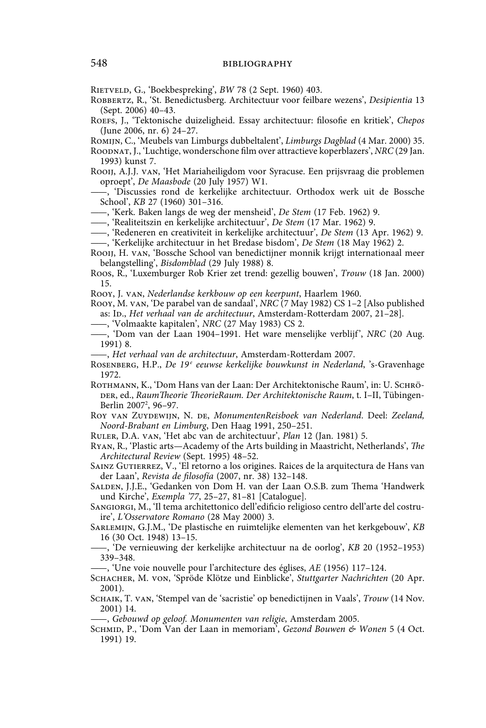Rietveld, G., 'Boekbespreking', *BW* 78 (2 Sept. 1960) 403.

Robbertz, R., 'St. Benedictusberg. Architectuur voor feilbare wezens', *Desipientia* 13 (Sept. 2006) 40–43.

Roefs, J., 'Tektonische duizeligheid. Essay architectuur: filosofie en kritiek', *Chepos* (June 2006, nr. 6) 24–27.

Romijn, C., 'Meubels van Limburgs dubbeltalent', *Limburgs Dagblad* (4 Mar. 2000) 35.

Roodnat, J., 'Luchtige, wonderschone film over attractieve koperblazers', *NRC* (29 Jan. 1993) kunst 7.

Rooij, A.J.J. van, 'Het Mariaheiligdom voor Syracuse. Een prijsvraag die problemen oproept', *De Maasbode* (20 July 1957) W1.

——, 'Discussies rond de kerkelijke architectuur. Orthodox werk uit de Bossche School', *KB* 27 (1960) 301–316.

——, 'Kerk. Baken langs de weg der mensheid', *De Stem* (17 Feb. 1962) 9.

——, 'Realiteitszin en kerkelijke architectuur', *De Stem* (17 Mar. 1962) 9.

——, 'Redeneren en creativiteit in kerkelijke architectuur', *De Stem* (13 Apr. 1962) 9.

——, 'Kerkelijke architectuur in het Bredase bisdom', *De Stem* (18 May 1962) 2.

Rooij, H. van, 'Bossche School van benedictijner monnik krijgt internationaal meer belangstelling', *Bisdomblad* (29 July 1988) 8.

Roos, R., 'Luxemburger Rob Krier zet trend: gezellig bouwen', *Trouw* (18 Jan. 2000) 15.

Rooy, J. van, *Nederlandse kerkbouw op een keerpunt*, Haarlem 1960.

Rooy, M. van, 'De parabel van de sandaal', *NRC* (7 May 1982) CS 1–2 [Also published as: Id., *Het verhaal van de architectuur*, Amsterdam-Rotterdam 2007, 21–28].

——, 'Volmaakte kapitalen', *NRC* (27 May 1983) CS 2.

——, 'Dom van der Laan 1904–1991. Het ware menselijke verblijf', *NRC* (20 Aug. 1991) 8.

——, *Het verhaal van de architectuur*, Amsterdam-Rotterdam 2007.

Rosenberg, H.P., *De 19e eeuwse kerkelijke bouwkunst in Nederland*, 's-Gravenhage 1972.

Rothmann, K., 'Dom Hans van der Laan: Der Architektonische Raum', in: U. Schröder, ed., *RaumTheorie TheorieRaum. Der Architektonische Raum*, t. I–II, Tübingen-Berlin 2007², 96–97.

Roy van Zuydewijn, N. de, *MonumentenReisboek van Nederland*. Deel: *Zeeland, Noord-Brabant en Limburg*, Den Haag 1991, 250–251.

Ruler, D.A. van, 'Het abc van de architectuur', *Plan* 12 (Jan. 1981) 5.

Ryan, R., 'Plastic arts—Academy of the Arts building in Maastricht, Netherlands', *The Architectural Review* (Sept. 1995) 48–52.

Sainz Gutierrez, V., 'El retorno a los origines. Raices de la arquitectura de Hans van der Laan', *Revista de filosofía* (2007, nr. 38) 132–148.

Salden, J.J.E., 'Gedanken von Dom H. van der Laan O.S.B. zum Thema 'Handwerk und Kirche', *Exempla '77*, 25–27, 81–81 [Catalogue].

Sangiorgi, M., 'Il tema architettonico dell'edificio religioso centro dell'arte del costruire', *L'Osservatore Romano* (28 May 2000) 3.

Sarlemijn, G.J.M., 'De plastische en ruimtelijke elementen van het kerkgebouw', *KB* 16 (30 Oct. 1948) 13–15.

——, 'De vernieuwing der kerkelijke architectuur na de oorlog', *KB* 20 (1952–1953) 339–348.

——, 'Une voie nouvelle pour l'architecture des églises, *AE* (1956) 117–124.

Schacher, M. von, 'Spröde Klötze und Einblicke', *Stuttgarter Nachrichten* (20 Apr. 2001).

Schaik, T. van, 'Stempel van de 'sacristie' op benedictijnen in Vaals', *Trouw* (14 Nov. 2001) 14.

——, *Gebouwd op geloof. Monumenten van religie*, Amsterdam 2005.

Schmid, P., 'Dom Van der Laan in memoriam', *Gezond Bouwen & Wonen* 5 (4 Oct. 1991) 19.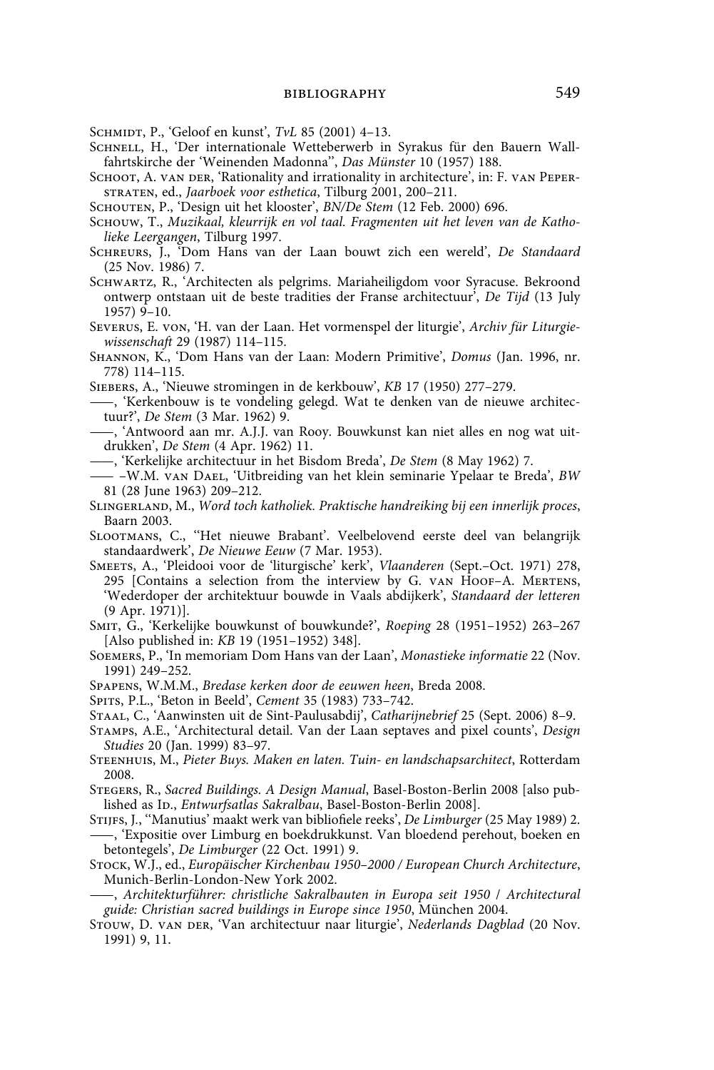Schmidt, P., 'Geloof en kunst', *TvL* 85 (2001) 4–13.

Schnell, H., 'Der internationale Wetteberwerb in Syrakus für den Bauern Wallfahrtskirche der 'Weinenden Madonna'', *Das Münster* 10 (1957) 188.

Schoot, A. van der, 'Rationality and irrationality in architecture', in: F. van Peperstraten, ed., *Jaarboek voor esthetica*, Tilburg 2001, 200–211.

Schouten, P., 'Design uit het klooster', *BN/De Stem* (12 Feb. 2000) 696.

Schouw, T., *Muzikaal, kleurrijk en vol taal. Fragmenten uit het leven van de Katholieke Leergangen*, Tilburg 1997.

Schreurs, J., 'Dom Hans van der Laan bouwt zich een wereld', *De Standaard* (25 Nov. 1986) 7.

Schwartz, R., 'Architecten als pelgrims. Mariaheiligdom voor Syracuse. Bekroond ontwerp ontstaan uit de beste tradities der Franse architectuur', *De Tijd* (13 July 1957) 9–10.

Severus, E. von, 'H. van der Laan. Het vormenspel der liturgie', *Archiv für Liturgiewissenschaft* 29 (1987) 114–115.

Shannon, K., 'Dom Hans van der Laan: Modern Primitive', *Domus* (Jan. 1996, nr. 778) 114–115.

Siebers, A., 'Nieuwe stromingen in de kerkbouw', *KB* 17 (1950) 277–279.

——, 'Kerkenbouw is te vondeling gelegd. Wat te denken van de nieuwe architectuur?', *De Stem* (3 Mar. 1962) 9.

——, 'Antwoord aan mr. A.J.J. van Rooy. Bouwkunst kan niet alles en nog wat uitdrukken', *De Stem* (4 Apr. 1962) 11.

——, 'Kerkelijke architectuur in het Bisdom Breda', *De Stem* (8 May 1962) 7.

—— –W.M. van Dael, 'Uitbreiding van het klein seminarie Ypelaar te Breda', *BW* 81 (28 June 1963) 209–212.

Slingerland, M., *Word toch katholiek. Praktische handreiking bij een innerlijk proces*, Baarn 2003.

Slootmans, C., ''Het nieuwe Brabant'. Veelbelovend eerste deel van belangrijk standaardwerk', *De Nieuwe Eeuw* (7 Mar. 1953).

Smeets, A., 'Pleidooi voor de 'liturgische' kerk', *Vlaanderen* (Sept.–Oct. 1971) 278, 295 [Contains a selection from the interview by G. van Hoof–A. Mertens, 'Wederdoper der architektuur bouwde in Vaals abdijkerk', *Standaard der letteren* (9 Apr. 1971)].

Smit, G., 'Kerkelijke bouwkunst of bouwkunde?', *Roeping* 28 (1951–1952) 263–267 [Also published in: *KB* 19 (1951–1952) 348].

Soemers, P., 'In memoriam Dom Hans van der Laan', *Monastieke informatie* 22 (Nov. 1991) 249–252.

Spapens, W.M.M., *Bredase kerken door de eeuwen heen*, Breda 2008.

Spits, P.L., 'Beton in Beeld', *Cement* 35 (1983) 733–742.

Staal, C., 'Aanwinsten uit de Sint-Paulusabdij', *Catharijnebrief* 25 (Sept. 2006) 8–9.

Stamps, A.E., 'Architectural detail. Van der Laan septaves and pixel counts', *Design Studies* 20 (Jan. 1999) 83–97.

Steenhuis, M., *Pieter Buys. Maken en laten. Tuin- en landschapsarchitect*, Rotterdam 2008.

Stegers, R., *Sacred Buildings. A Design Manual*, Basel-Boston-Berlin 2008 [also published as Id., *Entwurfsatlas Sakralbau*, Basel-Boston-Berlin 2008].

Stijfs, J., ''Manutius' maakt werk van bibliofiele reeks', *De Limburger* (25 May 1989) 2.

——, 'Expositie over Limburg en boekdrukkunst. Van bloedend perehout, boeken en betontegels', *De Limburger* (22 Oct. 1991) 9.

Stock, W.J., ed., *Europäischer Kirchenbau 1950–2000 / European Church Architecture*, Munich-Berlin-London-New York 2002.

——, *Architekturführer: christliche Sakralbauten in Europa seit 1950 / Architectural guide: Christian sacred buildings in Europe since 1950*, München 2004.

Stouw, D. van der, 'Van architectuur naar liturgie', *Nederlands Dagblad* (20 Nov. 1991) 9, 11.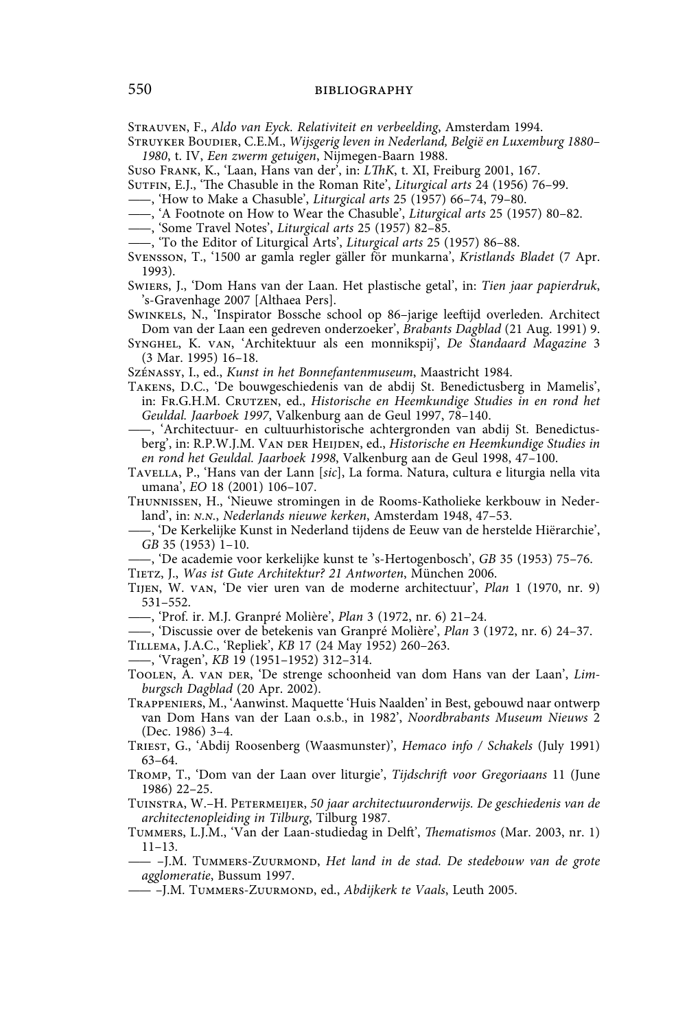Strauven, F., *Aldo van Eyck. Relativiteit en verbeelding*, Amsterdam 1994.

Struyker Boudier, C.E.M., *Wijsgerig leven in Nederland, België en Luxemburg 1880–1980*, t. IV, *Een zwerm getuigen*, Nijmegen-Baarn 1988.

Suso Frank, K., 'Laan, Hans van der', in: *LThK*, t. XI, Freiburg 2001, 167.

Sutfin, E.J., 'The Chasuble in the Roman Rite', *Liturgical arts* 24 (1956) 76–99.

——, 'How to Make a Chasuble', *Liturgical arts* 25 (1957) 66–74, 79–80.

——, 'A Footnote on How to Wear the Chasuble', *Liturgical arts* 25 (1957) 80–82.

——, 'Some Travel Notes', *Liturgical arts* 25 (1957) 82–85.

——, 'To the Editor of Liturgical Arts', *Liturgical arts* 25 (1957) 86–88.

Svensson, T., '1500 ar gamla regler gäller för munkarna', *Kristlands Bladet* (7 Apr. 1993).

Swiers, J., 'Dom Hans van der Laan. Het plastische getal', in: *Tien jaar papierdruk*, 's-Gravenhage 2007 [Althaea Pers].

Swinkels, N., 'Inspirator Bossche school op 86–jarige leeftijd overleden. Architect Dom van der Laan een gedreven onderzoeker', *Brabants Dagblad* (21 Aug. 1991) 9.

Synghel, K. van, 'Architektuur als een monnikspij', *De Standaard Magazine* 3 (3 Mar. 1995) 16–18.

Szénassy, I., ed., *Kunst in het Bonnefantenmuseum*, Maastricht 1984.

Takens, D.C., 'De bouwgeschiedenis van de abdij St. Benedictusberg in Mamelis', in: Fr.G.H.M. Crutzen, ed., *Historische en Heemkundige Studies in en rond het Geuldal. Jaarboek 1997*, Valkenburg aan de Geul 1997, 78–140.

——, 'Architectuur- en cultuurhistorische achtergronden van abdij St. Benedictusberg', in: R.P.W.J.M. Van der Heijden, ed., *Historische en Heemkundige Studies in en rond het Geuldal. Jaarboek 1998*, Valkenburg aan de Geul 1998, 47–100.

Tavella, P., 'Hans van der Lann [*sic*], La forma. Natura, cultura e liturgia nella vita umana', *EO* 18 (2001) 106–107.

Thunnissen, H., 'Nieuwe stromingen in de Rooms-Katholieke kerkbouw in Nederland', in: *n.n.*, *Nederlands nieuwe kerken*, Amsterdam 1948, 47–53.

——, 'De Kerkelijke Kunst in Nederland tijdens de Eeuw van de herstelde Hiërarchie', *GB* 35 (1953) 1–10.

——, 'De academie voor kerkelijke kunst te 's-Hertogenbosch', *GB* 35 (1953) 75–76.

Tietz, J., *Was ist Gute Architektur? 21 Antworten*, München 2006.

Tijen, W. van, 'De vier uren van de moderne architectuur', *Plan* 1 (1970, nr. 9) 531–552.

——, 'Prof. ir. M.J. Granpré Molière', *Plan* 3 (1972, nr. 6) 21–24.

——, 'Discussie over de betekenis van Granpré Molière', *Plan* 3 (1972, nr. 6) 24–37.

Tillema, J.A.C., 'Repliek', *KB* 17 (24 May 1952) 260–263.

——, 'Vragen', *KB* 19 (1951–1952) 312–314.

Toolen, A. van der, 'De strenge schoonheid van dom Hans van der Laan', *Limburgsch Dagblad* (20 Apr. 2002).

Trappeniers, M., 'Aanwinst. Maquette 'Huis Naalden' in Best, gebouwd naar ontwerp van Dom Hans van der Laan o.s.b., in 1982', *Noordbrabants Museum Nieuws* 2 (Dec. 1986) 3–4.

Triest, G., 'Abdij Roosenberg (Waasmunster)', *Hemaco info / Schakels* (July 1991) 63–64.

Tromp, T., 'Dom van der Laan over liturgie', *Tijdschrift voor Gregoriaans* 11 (June 1986) 22–25.

Tuinstra, W.–H. Petermeijer, *50 jaar architectuuronderwijs. De geschiedenis van de architectenopleiding in Tilburg*, Tilburg 1987.

Tummers, L.J.M., 'Van der Laan-studiedag in Delft', *Thematismos* (Mar. 2003, nr. 1) 11–13.

—— –J.M. Tummers-Zuurmond, *Het land in de stad. De stedebouw van de grote agglomeratie*, Bussum 1997.

—— –J.M. Tummers-Zuurmond, ed., *Abdijkerk te Vaals*, Leuth 2005.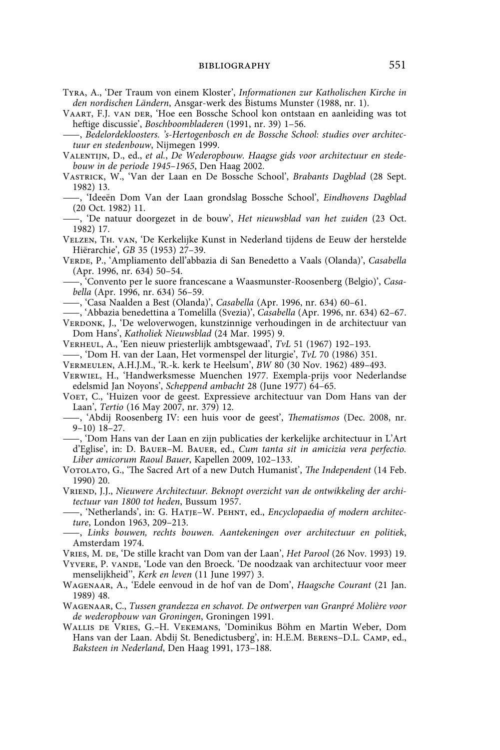Tyra, A., 'Der Traum von einem Kloster', *Informationen zur Katholischen Kirche in den nordischen Ländern*, Ansgar-werk des Bistums Munster (1988, nr. 1).

Vaart, F.J. van der, 'Hoe een Bossche School kon ontstaan en aanleiding was tot heftige discussie', *Boschboombladeren* (1991, nr. 39) 1–56.

——, *Bedelordekloosters. 's-Hertogenbosch en de Bossche School: studies over architectuur en stedenbouw*, Nijmegen 1999.

Valentijn, D., ed., *et al.*, *De Wederopbouw. Haagse gids voor architectuur en stedebouw in de periode 1945–1965*, Den Haag 2002.

Vastrick, W., 'Van der Laan en De Bossche School', *Brabants Dagblad* (28 Sept. 1982) 13.

——, 'Ideeën Dom Van der Laan grondslag Bossche School', *Eindhovens Dagblad* (20 Oct. 1982) 11.

——, 'De natuur doorgezet in de bouw', *Het nieuwsblad van het zuiden* (23 Oct. 1982) 17.

Velzen, Th. van, 'De Kerkelijke Kunst in Nederland tijdens de Eeuw der herstelde Hiërarchie', *GB* 35 (1953) 27–39.

Verde, P., 'Ampliamento dell'abbazia di San Benedetto a Vaals (Olanda)', *Casabella* (Apr. 1996, nr. 634) 50–54.

——, 'Convento per le suore francescane a Waasmunster-Roosenberg (Belgio)', *Casabella* (Apr. 1996, nr. 634) 56–59.

——, 'Casa Naalden a Best (Olanda)', *Casabella* (Apr. 1996, nr. 634) 60–61.

——, 'Abbazia benedettina a Tomelilla (Svezia)', *Casabella* (Apr. 1996, nr. 634) 62–67.

Verdonk, J., 'De weloverwogen, kunstzinnige verhoudingen in de architectuur van Dom Hans', *Katholiek Nieuwsblad* (24 Mar. 1995) 9.

Verheul, A., 'Een nieuw priesterlijk ambtsgewaad', *TvL* 51 (1967) 192–193.

——, 'Dom H. van der Laan, Het vormenspel der liturgie', *TvL* 70 (1986) 351.

Vermeulen, A.H.J.M., 'R.-k. kerk te Heelsum', *BW* 80 (30 Nov. 1962) 489–493.

Verwiel, H., 'Handwerksmesse Muenchen 1977. Exempla-prijs voor Nederlandse edelsmid Jan Noyons', *Scheppend ambacht* 28 (June 1977) 64–65.

Voet, C., 'Huizen voor de geest. Expressieve architectuur van Dom Hans van der Laan', *Tertio* (16 May 2007, nr. 379) 12.

——, 'Abdij Roosenberg IV: een huis voor de geest', *Thematismos* (Dec. 2008, nr. 9–10) 18–27.

——, 'Dom Hans van der Laan en zijn publicaties der kerkelijke architectuur in L'Art d'Eglise', in: D. Bauer–M. Bauer, ed., *Cum tanta sit in amicizia vera perfectio. Liber amicorum Raoul Bauer*, Kapellen 2009, 102–133.

Votolato, G., 'The Sacred Art of a new Dutch Humanist', *The Independent* (14 Feb. 1990) 20.

Vriend, J.J., *Nieuwere Architectuur. Beknopt overzicht van de ontwikkeling der architectuur van 1800 tot heden*, Bussum 1957.

——, 'Netherlands', in: G. Hatje–W. Pehnt, ed., *Encyclopaedia of modern architecture*, London 1963, 209–213.

——, *Links bouwen, rechts bouwen. Aantekeningen over architectuur en politiek*, Amsterdam 1974.

Vries, M. de, 'De stille kracht van Dom van der Laan', *Het Parool* (26 Nov. 1993) 19.

Vyvere, P. vande, 'Lode van den Broeck. 'De noodzaak van architectuur voor meer menselijkheid'', *Kerk en leven* (11 June 1997) 3.

Wagenaar, A., 'Edele eenvoud in de hof van de Dom', *Haagsche Courant* (21 Jan. 1989) 48.

Wagenaar, C., *Tussen grandezza en schavot. De ontwerpen van Granpré Molière voor de wederopbouw van Groningen*, Groningen 1991.

Wallis de Vries, G.–H. Vekemans, 'Dominikus Böhm en Martin Weber, Dom Hans van der Laan. Abdij St. Benedictusberg', in: H.E.M. Berens–D.L. Camp, ed., *Baksteen in Nederland*, Den Haag 1991, 173–188.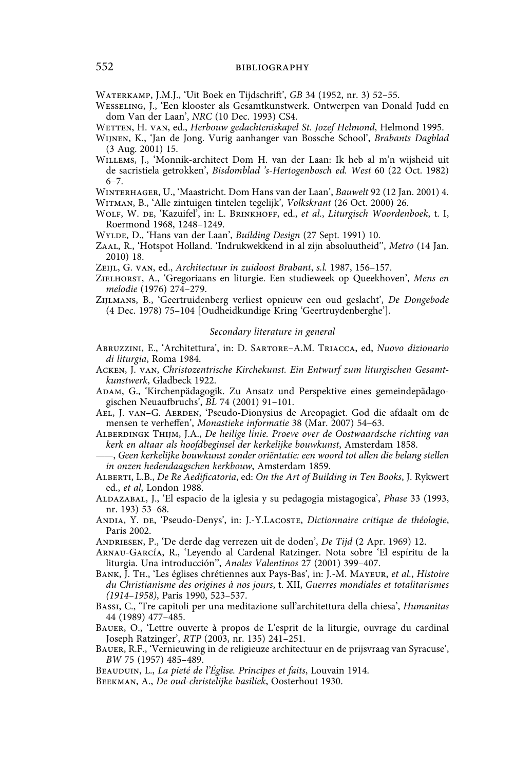Waterkamp, J.M.J., 'Uit Boek en Tijdschrift', *GB* 34 (1952, nr. 3) 52–55.

Wesseling, J., 'Een klooster als Gesamtkunstwerk. Ontwerpen van Donald Judd en dom Van der Laan', *NRC* (10 Dec. 1993) CS4.

Wetten, H. van, ed., *Herbouw gedachteniskapel St. Jozef Helmond*, Helmond 1995.

Wijnen, K., 'Jan de Jong. Vurig aanhanger van Bossche School', *Brabants Dagblad* (3 Aug. 2001) 15.

Willems, J., 'Monnik-architect Dom H. van der Laan: Ik heb al m'n wijsheid uit de sacristiela getrokken', *Bisdomblad 's-Hertogenbosch ed. West* 60 (22 Oct. 1982) 6–7.

Winterhager, U., 'Maastricht. Dom Hans van der Laan', *Bauwelt* 92 (12 Jan. 2001) 4.

Witman, B., 'Alle zintuigen tintelen tegelijk', *Volkskrant* (26 Oct. 2000) 26.

Wolf, W. de, 'Kazuifel', in: L. Brinkhoff, ed., *et al.*, *Liturgisch Woordenboek*, t. I, Roermond 1968, 1248–1249.

Wylde, D., 'Hans van der Laan', *Building Design* (27 Sept. 1991) 10.

Zaal, R., 'Hotspot Holland. 'Indrukwekkend in al zijn absoluutheid'', *Metro* (14 Jan. 2010) 18.

Zeijl, G. van, ed., *Architectuur in zuidoost Brabant*, *s.l.* 1987, 156–157.

Zielhorst, A., 'Gregoriaans en liturgie. Een studieweek op Queekhoven', *Mens en melodie* (1976) 274–279.

Zijlmans, B., 'Geertruidenberg verliest opnieuw een oud geslacht', *De Dongebode* (4 Dec. 1978) 75–104 [Oudheidkundige Kring 'Geertruydenberghe'].

### *Secondary literature in general*

Abruzzini, E., 'Architettura', in: D. Sartore–A.M. Triacca, ed, *Nuovo dizionario di liturgia*, Roma 1984.

Acken, J. van, *Christozentrische Kirchekunst. Ein Entwurf zum liturgischen Gesamtkunstwerk*, Gladbeck 1922.

Adam, G., 'Kirchenpädagogik. Zu Ansatz und Perspektive eines gemeindepädagogischen Neuaufbruchs', *BL* 74 (2001) 91–101.

Ael, J. van–G. Aerden, 'Pseudo-Dionysius de Areopagiet. God die afdaalt om de mensen te verheffen', *Monastieke informatie* 38 (Mar. 2007) 54–63.

Alberdingk Thijm, J.A., *De heilige linie. Proeve over de Oostwaardsche richting van kerk en altaar als hoofdbeginsel der kerkelijke bouwkunst*, Amsterdam 1858.

——, *Geen kerkelijke bouwkunst zonder oriëntatie: een woord tot allen die belang stellen in onzen hedendaagschen kerkbouw*, Amsterdam 1859.

Alberti, L.B., *De Re Aedificatoria*, ed: *On the Art of Building in Ten Books*, J. Rykwert ed., *et al*, London 1988.

Aldazabal, J., 'El espacio de la iglesia y su pedagogia mistagogica', *Phase* 33 (1993, nr. 193) 53–68.

Andia, Y. de, 'Pseudo-Denys', in: J.-Y.Lacoste, *Dictionnaire critique de théologie*, Paris 2002.

Andriesen, P., 'De derde dag verrezen uit de doden', *De Tijd* (2 Apr. 1969) 12.

Arnau-García, R., 'Leyendo al Cardenal Ratzinger. Nota sobre 'El espíritu de la liturgia. Una introducción'', *Anales Valentinos* 27 (2001) 399–407.

Bank, J. Th., 'Les églises chrétiennes aux Pays-Bas', in: J.-M. Mayeur, *et al.*, *Histoire du Christianisme des origines à nos jours*, t. XII, *Guerres mondiales et totalitarismes (1914–1958)*, Paris 1990, 523–537.

Bassi, C., 'Tre capitoli per una meditazione sull'architettura della chiesa', *Humanitas* 44 (1989) 477–485.

Bauer, O., 'Lettre ouverte à propos de L'esprit de la liturgie, ouvrage du cardinal Joseph Ratzinger', *RTP* (2003, nr. 135) 241–251.

Bauer, R.F., 'Vernieuwing in de religieuze architectuur en de prijsvraag van Syracuse', *BW* 75 (1957) 485–489.

Beauduin, L., *La pieté de l'Église. Principes et faits*, Louvain 1914.

Beekman, A., *De oud-christelijke basiliek*, Oosterhout 1930.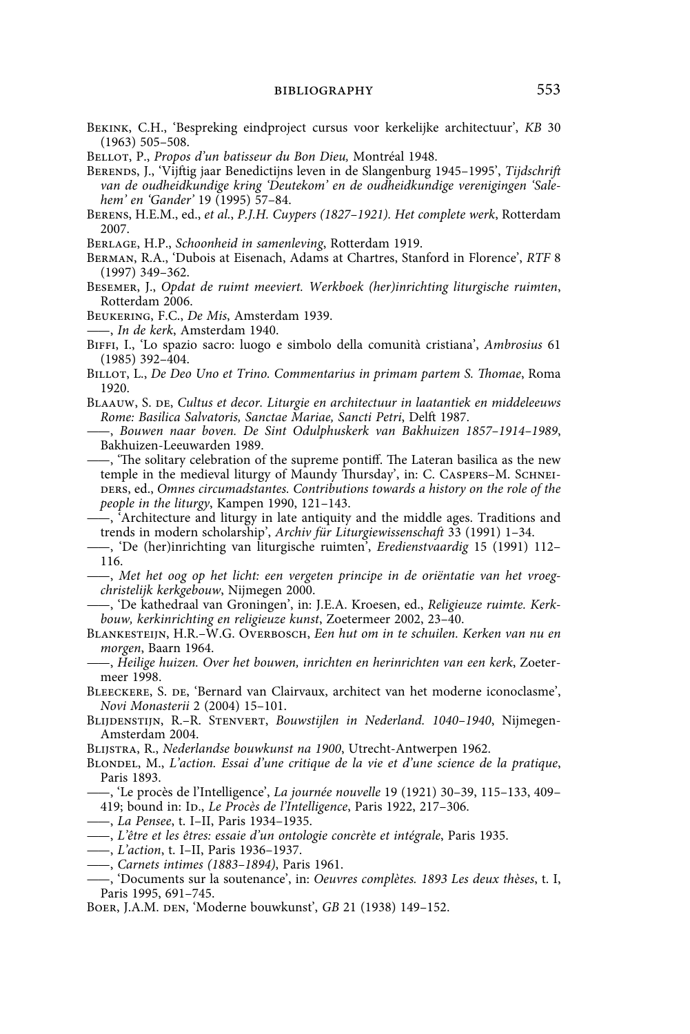Bekink, C.H., 'Bespreking eindproject cursus voor kerkelijke architectuur', *KB* 30 (1963) 505–508.

Bellot, P., *Propos d'un batisseur du Bon Dieu,* Montréal 1948.

Berends, J., 'Vijftig jaar Benedictijns leven in de Slangenburg 1945–1995', *Tijdschrift van de oudheidkundige kring 'Deutekom' en de oudheidkundige verenigingen 'Salehem' en 'Gander'* 19 (1995) 57–84.

Berens, H.E.M., ed., *et al.*, *P.J.H. Cuypers (1827–1921). Het complete werk*, Rotterdam 2007.

Berlage, H.P., *Schoonheid in samenleving*, Rotterdam 1919.

Berman, R.A., 'Dubois at Eisenach, Adams at Chartres, Stanford in Florence', *RTF* 8 (1997) 349–362.

Besemer, J., *Opdat de ruimt meeviert. Werkboek (her)inrichting liturgische ruimten*, Rotterdam 2006.

Beukering, F.C., *De Mis*, Amsterdam 1939.

——, *In de kerk*, Amsterdam 1940.

Biffi, I., 'Lo spazio sacro: luogo e simbolo della comunità cristiana', *Ambrosius* 61 (1985) 392–404.

Billot, L., *De Deo Uno et Trino. Commentarius in primam partem S. Thomae*, Roma 1920.

Blaauw, S. de, *Cultus et decor. Liturgie en architectuur in laatantiek en middeleeuws Rome: Basilica Salvatoris, Sanctae Mariae, Sancti Petri*, Delft 1987.

——, *Bouwen naar boven. De Sint Odulphuskerk van Bakhuizen 1857–1914–1989*, Bakhuizen-Leeuwarden 1989.

——, 'The solitary celebration of the supreme pontiff. The Lateran basilica as the new temple in the medieval liturgy of Maundy Thursday', in: C. Caspers–M. Schneiders, ed., *Omnes circumadstantes. Contributions towards a history on the role of the people in the liturgy*, Kampen 1990, 121–143.

——, 'Architecture and liturgy in late antiquity and the middle ages. Traditions and trends in modern scholarship', *Archiv für Liturgiewissenschaft* 33 (1991) 1–34.

——, 'De (her)inrichting van liturgische ruimten', *Eredienstvaardig* 15 (1991) 112–116.

——, *Met het oog op het licht: een vergeten principe in de oriëntatie van het vroegchristelijk kerkgebouw*, Nijmegen 2000.

——, 'De kathedraal van Groningen', in: J.E.A. Kroesen, ed., *Religieuze ruimte. Kerkbouw, kerkinrichting en religieuze kunst*, Zoetermeer 2002, 23–40.

Blankesteijn, H.R.–W.G. Overbosch, *Een hut om in te schuilen. Kerken van nu en morgen*, Baarn 1964.

——, *Heilige huizen. Over het bouwen, inrichten en herinrichten van een kerk*, Zoetermeer 1998.

Bleeckere, S. de, 'Bernard van Clairvaux, architect van het moderne iconoclasme', *Novi Monasterii* 2 (2004) 15–101.

Blijdenstijn, R.–R. Stenvert, *Bouwstijlen in Nederland. 1040–1940*, Nijmegen-Amsterdam 2004.

Blijstra, R., *Nederlandse bouwkunst na 1900*, Utrecht-Antwerpen 1962.

Blondel, M., *L'action. Essai d'une critique de la vie et d'une science de la pratique*, Paris 1893.

——, 'Le procès de l'Intelligence', *La journée nouvelle* 19 (1921) 30–39, 115–133, 409–419; bound in: Id., *Le Procès de l'Intelligence*, Paris 1922, 217–306.

——, *La Pensee*, t. I–II, Paris 1934–1935.

——, *L'être et les êtres: essaie d'un ontologie concrète et intégrale*, Paris 1935.

——, *L'action*, t. I–II, Paris 1936–1937.

——, *Carnets intimes (1883–1894)*, Paris 1961.

——, 'Documents sur la soutenance', in: *Oeuvres complètes. 1893 Les deux thèses*, t. I, Paris 1995, 691–745.

Boer, J.A.M. den, 'Moderne bouwkunst', *GB* 21 (1938) 149–152.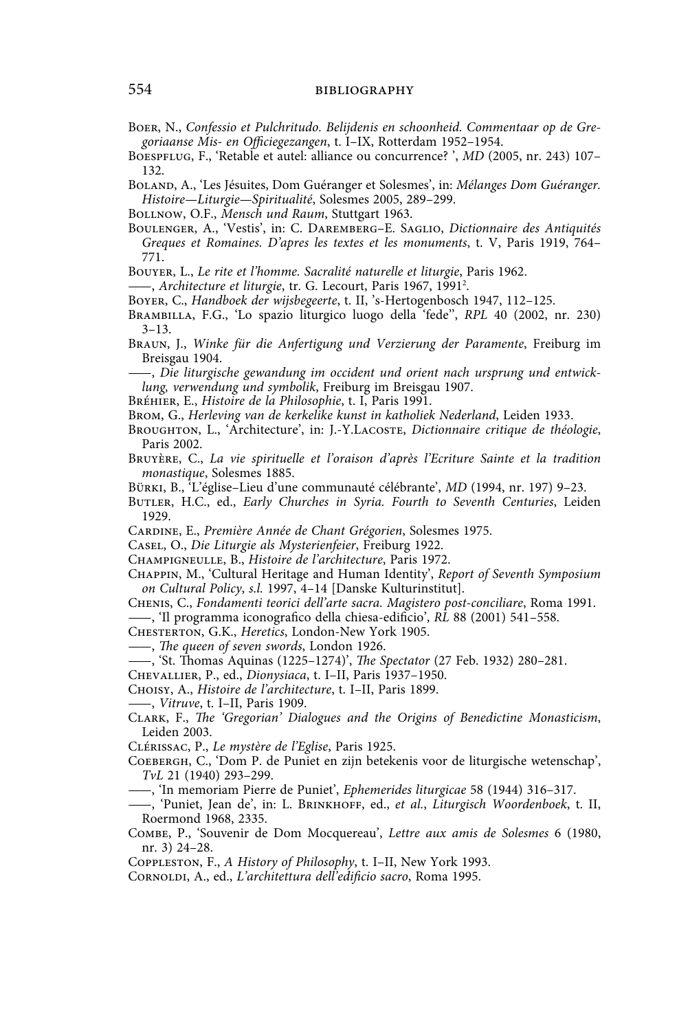Boer, N., *Confessio et Pulchritudo. Belijdenis en schoonheid. Commentaar op de Gregoriaanse Mis- en Officiegezangen*, t. I–IX, Rotterdam 1952–1954.

Boespflug, F., 'Retable et autel: alliance ou concurrence? ', *MD* (2005, nr. 243) 107–132.

Boland, A., 'Les Jésuites, Dom Guéranger et Solesmes', in: *Mélanges Dom Guéranger. Histoire—Liturgie—Spiritualité*, Solesmes 2005, 289–299.

Bollnow, O.F., *Mensch und Raum*, Stuttgart 1963.

Boulenger, A., 'Vestis', in: C. Daremberg–E. Saglio, *Dictionnaire des Antiquités Greques et Romaines. D'apres les textes et les monuments*, t. V, Paris 1919, 764–771.

Bouyer, L., *Le rite et l'homme. Sacralité naturelle et liturgie*, Paris 1962.

——, *Architecture et liturgie*, tr. G. Lecourt, Paris 1967, 1991[2].

Boyer, C., *Handboek der wijsbegeerte*, t. II, 's-Hertogenbosch 1947, 112–125.

Brambilla, F.G., 'Lo spazio liturgico luogo della 'fede'', *RPL* 40 (2002, nr. 230) 3–13.

Braun, J., *Winke für die Anfertigung und Verzierung der Paramente*, Freiburg im Breisgau 1904.

——, *Die liturgische gewandung im occident und orient nach ursprung und entwicklung, verwendung und symbolik*, Freiburg im Breisgau 1907.

Bréhier, E., *Histoire de la Philosophie*, t. I, Paris 1991.

Brom, G., *Herleving van de kerkelike kunst in katholiek Nederland*, Leiden 1933.

Broughton, L., 'Architecture', in: J.-Y.Lacoste, *Dictionnaire critique de théologie*, Paris 2002.

Bruyère, C., *La vie spirituelle et l'oraison d'après l'Ecriture Sainte et la tradition monastique*, Solesmes 1885.

Bürki, B., 'L'église–Lieu d'une communauté célébrante', *MD* (1994, nr. 197) 9–23.

Butler, H.C., ed., *Early Churches in Syria. Fourth to Seventh Centuries*, Leiden 1929.

Cardine, E., *Première Année de Chant Grégorien*, Solesmes 1975.

Casel, O., *Die Liturgie als Mysterienfeier*, Freiburg 1922.

Champigneulle, B., *Histoire de l'architecture*, Paris 1972.

Chappin, M., 'Cultural Heritage and Human Identity', *Report of Seventh Symposium on Cultural Policy*, *s.l.* 1997, 4–14 [Danske Kulturinstitut].

Chenis, C., *Fondamenti teorici dell'arte sacra. Magistero post-conciliare*, Roma 1991.

——, 'Il programma iconografico della chiesa-edificio', *RL* 88 (2001) 541–558.

Chesterton, G.K., *Heretics*, London-New York 1905.

——, *The queen of seven swords*, London 1926.

——, 'St. Thomas Aquinas (1225–1274)', *The Spectator* (27 Feb. 1932) 280–281.

Chevallier, P., ed., *Dionysiaca*, t. I–II, Paris 1937–1950.

Choisy, A., *Histoire de l'architecture*, t. I–II, Paris 1899.

——, *Vitruve*, t. I–II, Paris 1909.

Clark, F., *The 'Gregorian' Dialogues and the Origins of Benedictine Monasticism*, Leiden 2003.

Clérissac, P., *Le mystère de l'Eglise*, Paris 1925.

Coebergh, C., 'Dom P. de Puniet en zijn betekenis voor de liturgische wetenschap', *TvL* 21 (1940) 293–299.

——, 'In memoriam Pierre de Puniet', *Ephemerides liturgicae* 58 (1944) 316–317.

——, 'Puniet, Jean de', in: L. Brinkhoff, ed., *et al.*, *Liturgisch Woordenboek*, t. II, Roermond 1968, 2335.

Combe, P., 'Souvenir de Dom Mocquereau', *Lettre aux amis de Solesmes* 6 (1980, nr. 3) 24–28.

Coppleston, F., *A History of Philosophy*, t. I–II, New York 1993.

Cornoldi, A., ed., *L'architettura dell'edificio sacro*, Roma 1995.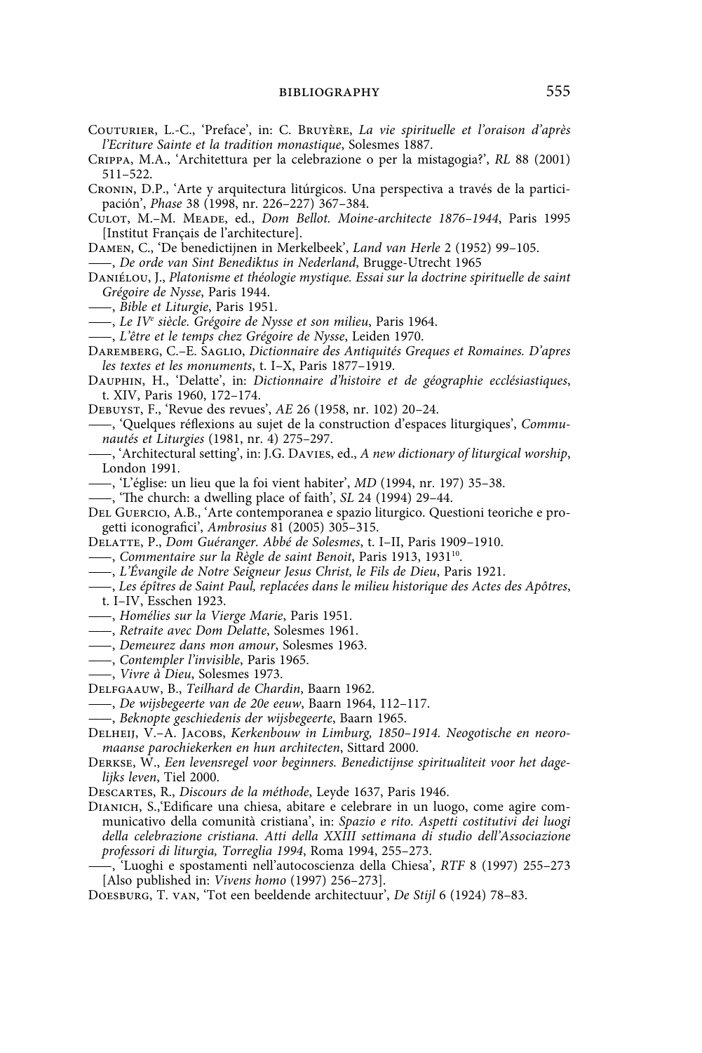Couturier, L.-C., 'Preface', in: C. Bruyère, *La vie spirituelle et l'oraison d'après l'Ecriture Sainte et la tradition monastique*, Solesmes 1887.

Crippa, M.A., 'Architettura per la celebrazione o per la mistagogia?', *RL* 88 (2001) 511–522.

Cronin, D.P., 'Arte y arquitectura litúrgicos. Una perspectiva a través de la participación', *Phase* 38 (1998, nr. 226–227) 367–384.

Culot, M.–M. Meade, ed., *Dom Bellot. Moine-architecte 1876–1944*, Paris 1995 [Institut Français de l'architecture].

Damen, C., 'De benedictijnen in Merkelbeek', *Land van Herle* 2 (1952) 99–105.

——, *De orde van Sint Benediktus in Nederland*, Brugge-Utrecht 1965

Daniélou, J., *Platonisme et théologie mystique. Essai sur la doctrine spirituelle de saint Grégoire de Nysse*, Paris 1944.

——, *Bible et Liturgie*, Paris 1951.

——, *Le IV$^{e}$ siècle. Grégoire de Nysse et son milieu*, Paris 1964.

——, *L'être et le temps chez Grégoire de Nysse*, Leiden 1970.

Daremberg, C.–E. Saglio, *Dictionnaire des Antiquités Greques et Romaines. D'apres les textes et les monuments*, t. I–X, Paris 1877–1919.

Dauphin, H., 'Delatte', in: *Dictionnaire d'histoire et de géographie ecclésiastiques*, t. XIV, Paris 1960, 172–174.

Debuyst, F., 'Revue des revues', *AE* 26 (1958, nr. 102) 20–24.

——, 'Quelques réflexions au sujet de la construction d'espaces liturgiques', *Communautés et Liturgies* (1981, nr. 4) 275–297.

——, 'Architectural setting', in: J.G. Davies, ed., *A new dictionary of liturgical worship*, London 1991.

——, 'L'église: un lieu que la foi vient habiter', *MD* (1994, nr. 197) 35–38.

——, 'The church: a dwelling place of faith', *SL* 24 (1994) 29–44.

Del Guercio, A.B., 'Arte contemporanea e spazio liturgico. Questioni teoriche e progetti iconografici', *Ambrosius* 81 (2005) 305–315.

Delatte, P., *Dom Guéranger. Abbé de Solesmes*, t. I–II, Paris 1909–1910.

——, *Commentaire sur la Règle de saint Benoit*, Paris 1913, 1931$^{10}$.

——, *L'Évangile de Notre Seigneur Jesus Christ, le Fils de Dieu*, Paris 1921.

——, *Les épîtres de Saint Paul, replacées dans le milieu historique des Actes des Apôtres*, t. I–IV, Esschen 1923.

——, *Homélies sur la Vierge Marie*, Paris 1951.

——, *Retraite avec Dom Delatte*, Solesmes 1961.

——, *Demeurez dans mon amour*, Solesmes 1963.

——, *Contempler l'invisible*, Paris 1965.

——, *Vivre à Dieu*, Solesmes 1973.

Delfgaauw, B., *Teilhard de Chardin*, Baarn 1962.

——, *De wijsbegeerte van de 20e eeuw*, Baarn 1964, 112–117.

——, *Beknopte geschiedenis der wijsbegeerte*, Baarn 1965.

Delheij, V.–A. Jacobs, *Kerkenbouw in Limburg, 1850–1914. Neogotische en neoromaanse parochiekerken en hun architecten*, Sittard 2000.

Derkse, W., *Een levensregel voor beginners. Benedictijnse spiritualiteit voor het dagelijks leven*, Tiel 2000.

Descartes, R., *Discours de la méthode*, Leyde 1637, Paris 1946.

Dianich, S.,'Edificare una chiesa, abitare e celebrare in un luogo, come agire communicativo della comunità cristiana', in: *Spazio e rito. Aspetti costitutivi dei luogi della celebrazione cristiana. Atti della XXIII settimana di studio dell'Associazione professori di liturgia, Torreglia 1994*, Roma 1994, 255–273.

——, 'Luoghi e spostamenti nell'autocoscienza della Chiesa', *RTF* 8 (1997) 255–273 [Also published in: *Vivens homo* (1997) 256–273].

Doesburg, T. van, 'Tot een beeldende architectuur', *De Stijl* 6 (1924) 78–83.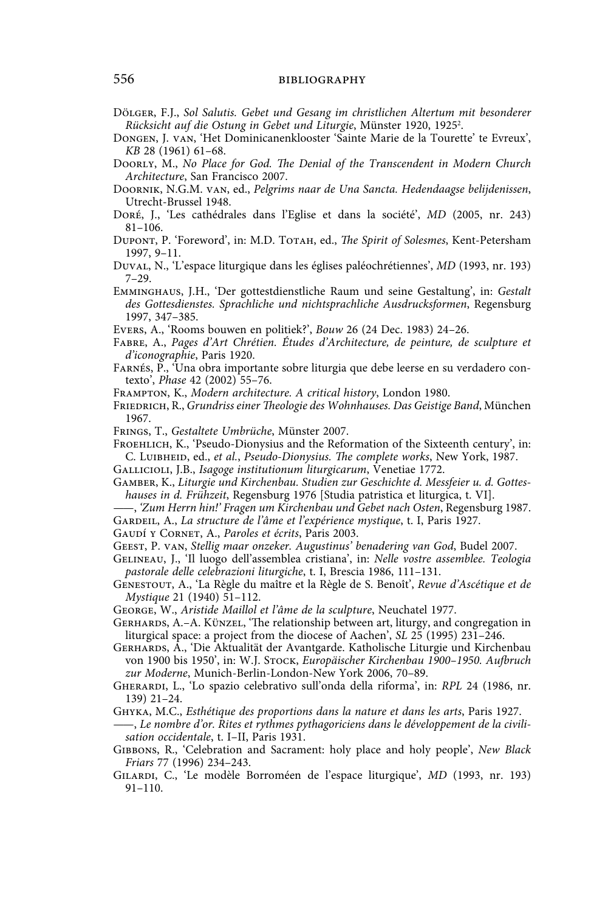Dölger, F.J., *Sol Salutis. Gebet und Gesang im christlichen Altertum mit besonderer Rücksicht auf die Ostung in Gebet und Liturgie*, Münster 1920, 1925[2].

Dongen, J. van, 'Het Dominicanenklooster 'Sainte Marie de la Tourette' te Evreux', *KB* 28 (1961) 61–68.

Doorly, M., *No Place for God. The Denial of the Transcendent in Modern Church Architecture*, San Francisco 2007.

Doornik, N.G.M. van, ed., *Pelgrims naar de Una Sancta. Hedendaagse belijdenissen*, Utrecht-Brussel 1948.

Doré, J., 'Les cathédrales dans l'Eglise et dans la société', *MD* (2005, nr. 243) 81–106.

Dupont, P. 'Foreword', in: M.D. Totah, ed., *The Spirit of Solesmes*, Kent-Petersham 1997, 9–11.

Duval, N., 'L'espace liturgique dans les églises paléochrétiennes', *MD* (1993, nr. 193) 7–29.

Emminghaus, J.H., 'Der gottestdienstliche Raum und seine Gestaltung', in: *Gestalt des Gottesdienstes. Sprachliche und nichtsprachliche Ausdrucksformen*, Regensburg 1997, 347–385.

Evers, A., 'Rooms bouwen en politiek?', *Bouw* 26 (24 Dec. 1983) 24–26.

Fabre, A., *Pages d'Art Chrétien. Études d'Architecture, de peinture, de sculpture et d'iconographie*, Paris 1920.

Farnés, P., 'Una obra importante sobre liturgia que debe leerse en su verdadero contexto', *Phase* 42 (2002) 55–76.

Frampton, K., *Modern architecture. A critical history*, London 1980.

Friedrich, R., *Grundriss einer Theologie des Wohnhauses. Das Geistige Band*, München 1967.

Frings, T., *Gestaltete Umbrüche*, Münster 2007.

Froehlich, K., 'Pseudo-Dionysius and the Reformation of the Sixteenth century', in: C. Luibheid, ed., *et al.*, *Pseudo-Dionysius. The complete works*, New York, 1987.

Gallicioli, J.B., *Isagoge institutionum liturgicarum*, Venetiae 1772.

Gamber, K., *Liturgie und Kirchenbau. Studien zur Geschichte d. Messfeier u. d. Gotteshauses in d. Frühzeit*, Regensburg 1976 [Studia patristica et liturgica, t. VI].

——, *'Zum Herrn hin!' Fragen um Kirchenbau und Gebet nach Osten*, Regensburg 1987.

Gardeil, A., *La structure de l'âme et l'expérience mystique*, t. I, Paris 1927.

Gaudí y Cornet, A., *Paroles et écrits*, Paris 2003.

Geest, P. van, *Stellig maar onzeker. Augustinus' benadering van God*, Budel 2007.

Gelineau, J., 'Il luogo dell'assemblea cristiana', in: *Nelle vostre assemblee. Teologia pastorale delle celebrazioni liturgiche*, t. I, Brescia 1986, 111–131.

Genestout, A., 'La Règle du maître et la Règle de S. Benoît', *Revue d'Ascétique et de Mystique* 21 (1940) 51–112.

George, W., *Aristide Maillol et l'âme de la sculpture*, Neuchatel 1977.

Gerhards, A.–A. Künzel, 'The relationship between art, liturgy, and congregation in liturgical space: a project from the diocese of Aachen', *SL* 25 (1995) 231–246.

Gerhards, A., 'Die Aktualität der Avantgarde. Katholische Liturgie und Kirchenbau von 1900 bis 1950', in: W.J. Stock, *Europäischer Kirchenbau 1900–1950. Aufbruch zur Moderne*, Munich-Berlin-London-New York 2006, 70–89.

Gherardi, L., 'Lo spazio celebrativo sull'onda della riforma', in: *RPL* 24 (1986, nr. 139) 21–24.

Ghyka, M.C., *Esthétique des proportions dans la nature et dans les arts*, Paris 1927.

——, *Le nombre d'or. Rites et rythmes pythagoriciens dans le développement de la civilisation occidentale*, t. I–II, Paris 1931.

Gibbons, R., 'Celebration and Sacrament: holy place and holy people', *New Black Friars* 77 (1996) 234–243.

Gilardi, C., 'Le modèle Borroméen de l'espace liturgique', *MD* (1993, nr. 193) 91–110.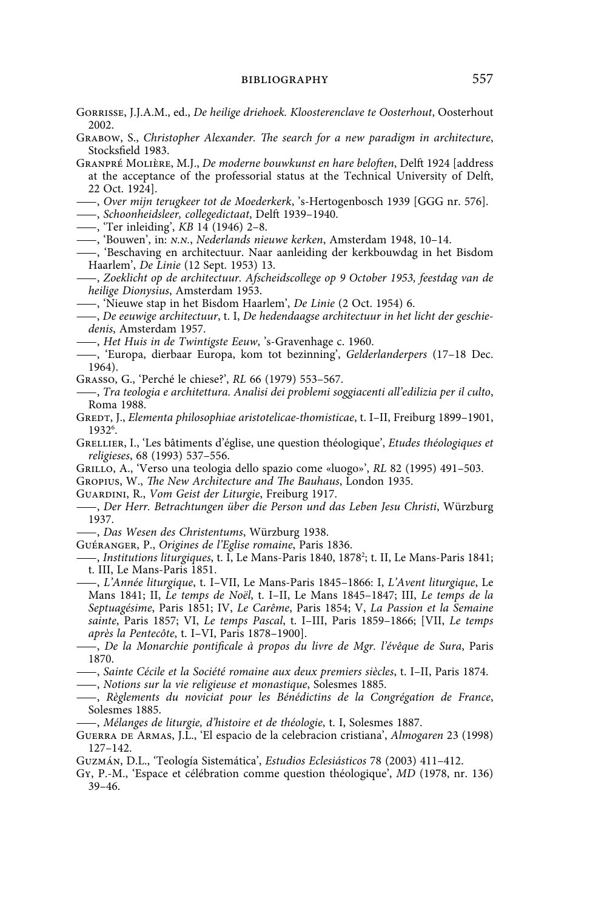Gorrisse, J.J.A.M., ed., *De heilige driehoek. Kloosterenclave te Oosterhout*, Oosterhout 2002.

Grabow, S., *Christopher Alexander. The search for a new paradigm in architecture*, Stocksfield 1983.

Granpré Molière, M.J., *De moderne bouwkunst en hare beloften*, Delft 1924 [address at the acceptance of the professorial status at the Technical University of Delft, 22 Oct. 1924].

——, *Over mijn terugkeer tot de Moederkerk*, 's-Hertogenbosch 1939 [GGG nr. 576].

——, *Schoonheidsleer, collegedictaat*, Delft 1939–1940.

——, 'Ter inleiding', *KB* 14 (1946) 2–8.

——, 'Bouwen', in: N.N., *Nederlands nieuwe kerken*, Amsterdam 1948, 10–14.

——, 'Beschaving en architectuur. Naar aanleiding der kerkbouwdag in het Bisdom Haarlem', *De Linie* (12 Sept. 1953) 13.

——, *Zoeklicht op de architectuur. Afscheidscollege op 9 October 1953, feestdag van de heilige Dionysius*, Amsterdam 1953.

——, 'Nieuwe stap in het Bisdom Haarlem', *De Linie* (2 Oct. 1954) 6.

——, *De eeuwige architectuur*, t. I, *De hedendaagse architectuur in het licht der geschiedenis*, Amsterdam 1957.

——, *Het Huis in de Twintigste Eeuw*, 's-Gravenhage c. 1960.

——, 'Europa, dierbaar Europa, kom tot bezinning', *Gelderlanderpers* (17–18 Dec. 1964).

Grasso, G., 'Perché le chiese?', *RL* 66 (1979) 553–567.

——, *Tra teologia e architettura. Analisi dei problemi soggiacenti all'edilizia per il culto*, Roma 1988.

Gredt, J., *Elementa philosophiae aristotelicae-thomisticae*, t. I–II, Freiburg 1899–1901, 1932[6].

Grellier, I., 'Les bâtiments d'église, une question théologique', *Etudes théologiques et religieses*, 68 (1993) 537–556.

Grillo, A., 'Verso una teologia dello spazio come «luogo»', *RL* 82 (1995) 491–503.

Gropius, W., *The New Architecture and The Bauhaus*, London 1935.

Guardini, R., *Vom Geist der Liturgie*, Freiburg 1917.

——, *Der Herr. Betrachtungen über die Person und das Leben Jesu Christi*, Würzburg 1937.

——, *Das Wesen des Christentums*, Würzburg 1938.

Guéranger, P., *Origines de l'Eglise romaine*, Paris 1836.

——, *Institutions liturgiques*, t. I, Le Mans-Paris 1840, 1878[2]; t. II, Le Mans-Paris 1841; t. III, Le Mans-Paris 1851.

——, *L'Année liturgique*, t. I–VII, Le Mans-Paris 1845–1866: I, *L'Avent liturgique*, Le Mans 1841; II, *Le temps de Noël*, t. I–II, Le Mans 1845–1847; III, *Le temps de la Septuagésime*, Paris 1851; IV, *Le Carême*, Paris 1854; V, *La Passion et la Semaine sainte*, Paris 1857; VI, *Le temps Pascal*, t. I–III, Paris 1859–1866; [VII, *Le temps après la Pentecôte*, t. I–VI, Paris 1878–1900].

——, *De la Monarchie pontificale à propos du livre de Mgr. l'évêque de Sura*, Paris 1870.

——, *Sainte Cécile et la Société romaine aux deux premiers siècles*, t. I–II, Paris 1874.

——, *Notions sur la vie religieuse et monastique*, Solesmes 1885.

——, *Règlements du noviciat pour les Bénédictins de la Congrégation de France*, Solesmes 1885.

——, *Mélanges de liturgie, d'histoire et de théologie*, t. I, Solesmes 1887.

Guerra de Armas, J.L., 'El espacio de la celebracion cristiana', *Almogaren* 23 (1998) 127–142.

Guzmán, D.L., 'Teología Sistemática', *Estudios Eclesiásticos* 78 (2003) 411–412.

Gy, P.-M., 'Espace et célébration comme question théologique', *MD* (1978, nr. 136) 39–46.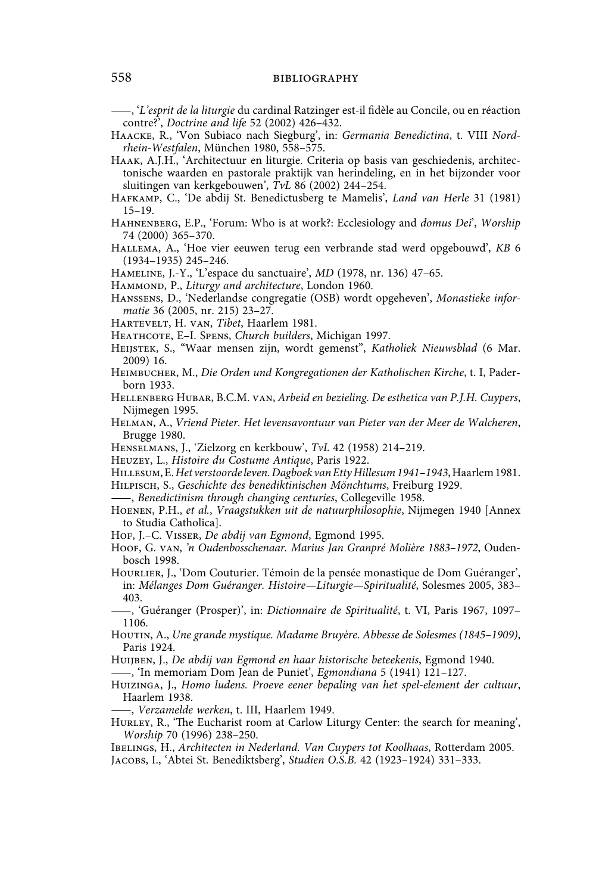——, '*L'esprit de la liturgie* du cardinal Ratzinger est-il fidèle au Concile, ou en réaction contre?', *Doctrine and life* 52 (2002) 426–432.

Haacke, R., 'Von Subiaco nach Siegburg', in: *Germania Benedictina*, t. VIII *Nordrhein-Westfalen*, München 1980, 558–575.

Haak, A.J.H., 'Architectuur en liturgie. Criteria op basis van geschiedenis, architectonische waarden en pastorale praktijk van herindeling, en in het bijzonder voor sluitingen van kerkgebouwen', *TvL* 86 (2002) 244–254.

Hafkamp, C., 'De abdij St. Benedictusberg te Mamelis', *Land van Herle* 31 (1981) 15–19.

Hahnenberg, E.P., 'Forum: Who is at work?: Ecclesiology and *domus Dei*', *Worship* 74 (2000) 365–370.

Hallema, A., 'Hoe vier eeuwen terug een verbrande stad werd opgebouwd', *KB* 6 (1934–1935) 245–246.

Hameline, J.-Y., 'L'espace du sanctuaire', *MD* (1978, nr. 136) 47–65.

Hammond, P., *Liturgy and architecture*, London 1960.

Hanssens, D., 'Nederlandse congregatie (OSB) wordt opgeheven', *Monastieke informatie* 36 (2005, nr. 215) 23–27.

Hartevelt, H. van, *Tibet*, Haarlem 1981.

Heathcote, E–I. Spens, *Church builders*, Michigan 1997.

Heijstek, S., "Waar mensen zijn, wordt gemenst", *Katholiek Nieuwsblad* (6 Mar. 2009) 16.

Heimbucher, M., *Die Orden und Kongregationen der Katholischen Kirche*, t. I, Paderborn 1933.

Hellenberg Hubar, B.C.M. van, *Arbeid en bezieling. De esthetica van P.J.H. Cuypers*, Nijmegen 1995.

Helman, A., *Vriend Pieter. Het levensavontuur van Pieter van der Meer de Walcheren*, Brugge 1980.

Henselmans, J., 'Zielzorg en kerkbouw', *TvL* 42 (1958) 214–219.

Heuzey, L., *Histoire du Costume Antique*, Paris 1922.

Hillesum, E. *Het verstoorde leven. Dagboek van Etty Hillesum 1941–1943*, Haarlem 1981.

Hilpisch, S., *Geschichte des benediktinischen Mönchtums*, Freiburg 1929.

——, *Benedictinism through changing centuries*, Collegeville 1958.

Hoenen, P.H., *et al.*, *Vraagstukken uit de natuurphilosophie*, Nijmegen 1940 [Annex to Studia Catholica].

Hof, J.–C. Visser, *De abdij van Egmond*, Egmond 1995.

Hoof, G. van, *'n Oudenbosschenaar. Marius Jan Granpré Molière 1883–1972*, Oudenbosch 1998.

Hourlier, J., 'Dom Couturier. Témoin de la pensée monastique de Dom Guéranger', in: *Mélanges Dom Guéranger. Histoire—Liturgie—Spiritualité*, Solesmes 2005, 383–403.

——, 'Guéranger (Prosper)', in: *Dictionnaire de Spiritualité*, t. VI, Paris 1967, 1097–1106.

Houtin, A., *Une grande mystique. Madame Bruyère. Abbesse de Solesmes (1845–1909)*, Paris 1924.

Huijben, J., *De abdij van Egmond en haar historische beteekenis*, Egmond 1940.

——, 'In memoriam Dom Jean de Puniet', *Egmondiana* 5 (1941) 121–127.

Huizinga, J., *Homo ludens. Proeve eener bepaling van het spel-element der cultuur*, Haarlem 1938.

——, *Verzamelde werken*, t. III, Haarlem 1949.

Hurley, R., 'The Eucharist room at Carlow Liturgy Center: the search for meaning', *Worship* 70 (1996) 238–250.

Ibelings, H., *Architecten in Nederland. Van Cuypers tot Koolhaas*, Rotterdam 2005.

Jacobs, I., 'Abtei St. Benediktsberg', *Studien O.S.B.* 42 (1923–1924) 331–333.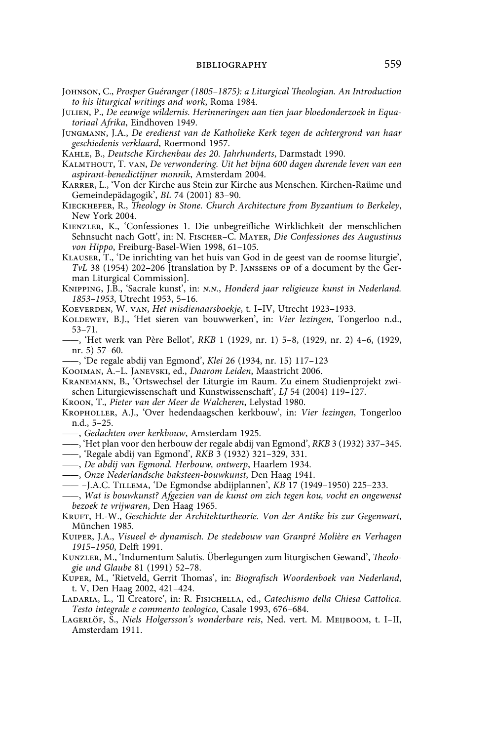Johnson, C., *Prosper Guéranger (1805–1875): a Liturgical Theologian. An Introduction to his liturgical writings and work*, Roma 1984.

Julien, P., *De eeuwige wildernis. Herinneringen aan tien jaar bloedonderzoek in Equatoriaal Afrika*, Eindhoven 1949.

Jungmann, J.A., *De eredienst van de Katholieke Kerk tegen de achtergrond van haar geschiedenis verklaard*, Roermond 1957.

Kahle, B., *Deutsche Kirchenbau des 20. Jahrhunderts*, Darmstadt 1990.

Kalmthout, T. van, *De verwondering. Uit het bijna 600 dagen durende leven van een aspirant-benedictijner monnik*, Amsterdam 2004.

Karrer, L., 'Von der Kirche aus Stein zur Kirche aus Menschen. Kirchen-Raüme und Gemeindepädagogik', *BL* 74 (2001) 83–90.

Kieckhefer, R., *Theology in Stone. Church Architecture from Byzantium to Berkeley*, New York 2004.

Kienzler, K., 'Confessiones 1. Die unbegreifliche Wirklichkeit der menschlichen Sehnsucht nach Gott', in: N. Fischer–C. Mayer, *Die Confessiones des Augustinus von Hippo*, Freiburg-Basel-Wien 1998, 61–105.

Klauser, T., 'De inrichting van het huis van God in de geest van de roomse liturgie', *TvL* 38 (1954) 202–206 [translation by P. Janssens op of a document by the German Liturgical Commission].

Knipping, J.B., 'Sacrale kunst', in: n.n., *Honderd jaar religieuze kunst in Nederland. 1853–1953*, Utrecht 1953, 5–16.

Koeverden, W. van, *Het misdienaarsboekje*, t. I–IV, Utrecht 1923–1933.

Koldewey, B.J., 'Het sieren van bouwwerken', in: *Vier lezingen*, Tongerloo n.d., 53–71.

——, 'Het werk van Père Bellot', *RKB* 1 (1929, nr. 1) 5–8, (1929, nr. 2) 4–6, (1929, nr. 5) 57–60.

——, 'De regale abdij van Egmond', *Klei* 26 (1934, nr. 15) 117–123

Kooiman, A.–L. Janevski, ed., *Daarom Leiden*, Maastricht 2006.

Kranemann, B., 'Ortswechsel der Liturgie im Raum. Zu einem Studienprojekt zwischen Liturgiewissenschaft und Kunstwissenschaft', *LJ* 54 (2004) 119–127.

Kroon, T., *Pieter van der Meer de Walcheren*, Lelystad 1980.

Kropholler, A.J., 'Over hedendaagschen kerkbouw', in: *Vier lezingen*, Tongerloo n.d., 5–25.

——, *Gedachten over kerkbouw*, Amsterdam 1925.

——, 'Het plan voor den herbouw der regale abdij van Egmond', *RKB* 3 (1932) 337–345.

——, 'Regale abdij van Egmond', *RKB* 3 (1932) 321–329, 331.

——, *De abdij van Egmond. Herbouw, ontwerp*, Haarlem 1934.

——, *Onze Nederlandsche baksteen-bouwkunst*, Den Haag 1941.

—— –J.A.C. Tillema, 'De Egmondse abdijplannen', *KB* 17 (1949–1950) 225–233.

——, *Wat is bouwkunst? Afgezien van de kunst om zich tegen kou, vocht en ongewenst bezoek te vrijwaren*, Den Haag 1965.

Kruft, H.-W., *Geschichte der Architekturtheorie. Von der Antike bis zur Gegenwart*, München 1985.

Kuiper, J.A., *Visueel & dynamisch. De stedebouw van Granpré Molière en Verhagen 1915–1950*, Delft 1991.

Kunzler, M., 'Indumentum Salutis. Überlegungen zum liturgischen Gewand', *Theologie und Glaube* 81 (1991) 52–78.

Kuper, M., 'Rietveld, Gerrit Thomas', in: *Biografisch Woordenboek van Nederland*, t. V, Den Haag 2002, 421–424.

Ladaria, L., 'Il Creatore', in: R. Fisichella, ed., *Catechismo della Chiesa Cattolica. Testo integrale e commento teologico*, Casale 1993, 676–684.

Lagerlöf, S., *Niels Holgersson's wonderbare reis*, Ned. vert. M. Meijboom, t. I–II, Amsterdam 1911.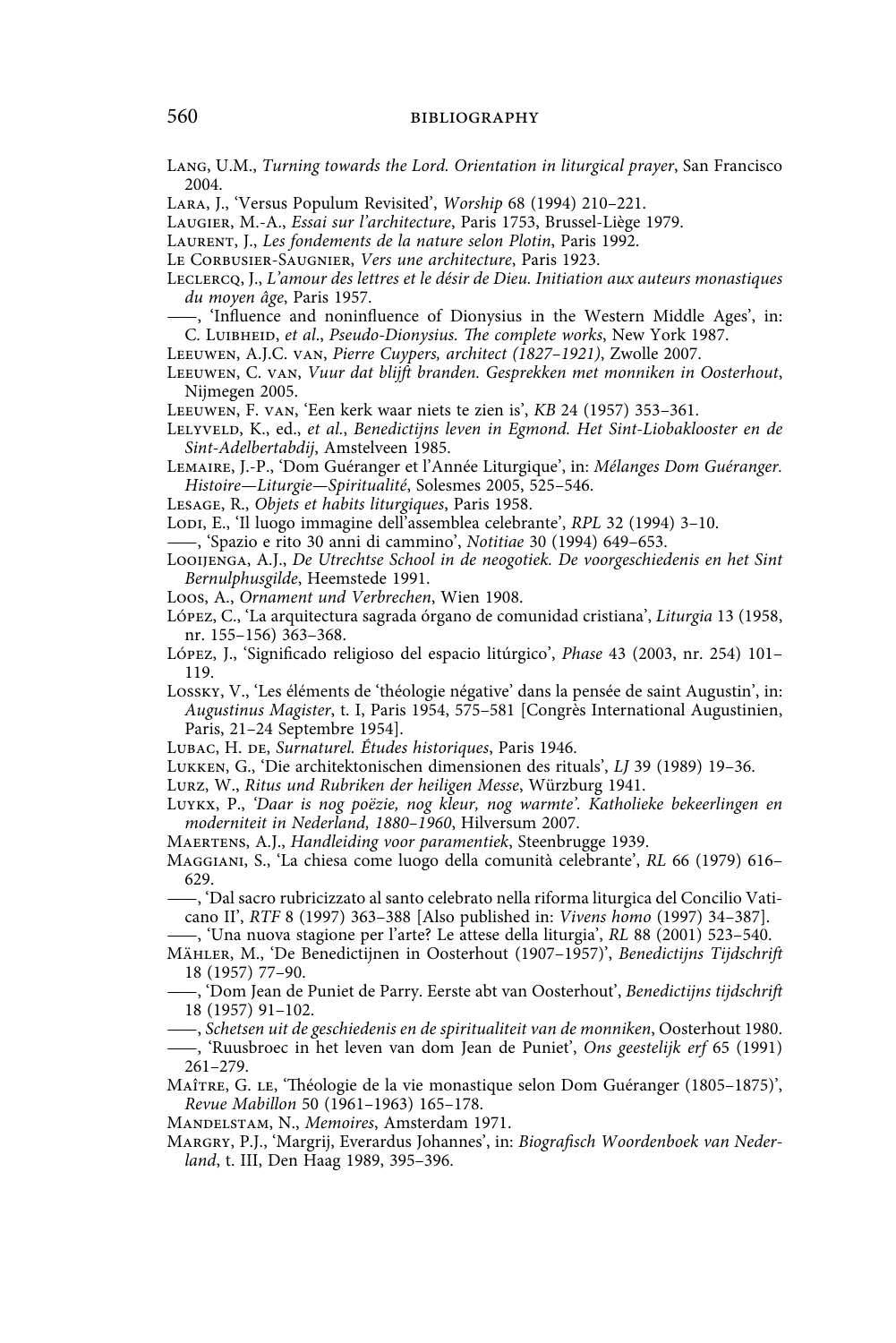Lang, U.M., *Turning towards the Lord. Orientation in liturgical prayer*, San Francisco 2004.

Lara, J., 'Versus Populum Revisited', *Worship* 68 (1994) 210–221.

Laugier, M.-A., *Essai sur l'architecture*, Paris 1753, Brussel-Liège 1979.

Laurent, J., *Les fondements de la nature selon Plotin*, Paris 1992.

Le Corbusier-Saugnier, *Vers une architecture*, Paris 1923.

Leclercq, J., *L'amour des lettres et le désir de Dieu. Initiation aux auteurs monastiques du moyen âge*, Paris 1957.

——, 'Influence and noninfluence of Dionysius in the Western Middle Ages', in: C. Luibheid, *et al.*, *Pseudo-Dionysius. The complete works*, New York 1987.

Leeuwen, A.J.C. van, *Pierre Cuypers, architect (1827–1921)*, Zwolle 2007.

Leeuwen, C. van, *Vuur dat blijft branden. Gesprekken met monniken in Oosterhout*, Nijmegen 2005.

Leeuwen, F. van, 'Een kerk waar niets te zien is', *KB* 24 (1957) 353–361.

Lelyveld, K., ed., *et al.*, *Benedictijns leven in Egmond. Het Sint-Liobaklooster en de Sint-Adelbertabdij*, Amstelveen 1985.

Lemaire, J.-P., 'Dom Guéranger et l'Année Liturgique', in: *Mélanges Dom Guéranger. Histoire—Liturgie—Spiritualité*, Solesmes 2005, 525–546.

Lesage, R., *Objets et habits liturgiques*, Paris 1958.

Lodi, E., 'Il luogo immagine dell'assemblea celebrante', *RPL* 32 (1994) 3–10.

——, 'Spazio e rito 30 anni di cammino', *Notitiae* 30 (1994) 649–653.

Looijenga, A.J., *De Utrechtse School in de neogotiek. De voorgeschiedenis en het Sint Bernulphusgilde*, Heemstede 1991.

Loos, A., *Ornament und Verbrechen*, Wien 1908.

López, C., 'La arquitectura sagrada órgano de comunidad cristiana', *Liturgia* 13 (1958, nr. 155–156) 363–368.

López, J., 'Significado religioso del espacio litúrgico', *Phase* 43 (2003, nr. 254) 101–119.

Lossky, V., 'Les éléments de 'théologie négative' dans la pensée de saint Augustin', in: *Augustinus Magister*, t. I, Paris 1954, 575–581 [Congrès International Augustinien, Paris, 21–24 Septembre 1954].

Lubac, H. de, *Surnaturel. Études historiques*, Paris 1946.

Lukken, G., 'Die architektonischen dimensionen des rituals', *LJ* 39 (1989) 19–36.

Lurz, W., *Ritus und Rubriken der heiligen Messe*, Würzburg 1941.

Luykx, P., *'Daar is nog poëzie, nog kleur, nog warmte'. Katholieke bekeerlingen en moderniteit in Nederland, 1880–1960*, Hilversum 2007.

Maertens, A.J., *Handleiding voor paramentiek*, Steenbrugge 1939.

Maggiani, S., 'La chiesa come luogo della comunità celebrante', *RL* 66 (1979) 616–629.

——, 'Dal sacro rubricizzato al santo celebrato nella riforma liturgica del Concilio Vaticano II', *RTF* 8 (1997) 363–388 [Also published in: *Vivens homo* (1997) 34–387].

——, 'Una nuova stagione per l'arte? Le attese della liturgia', *RL* 88 (2001) 523–540.

Mähler, M., 'De Benedictijnen in Oosterhout (1907–1957)', *Benedictijns Tijdschrift* 18 (1957) 77–90.

——, 'Dom Jean de Puniet de Parry. Eerste abt van Oosterhout', *Benedictijns tijdschrift* 18 (1957) 91–102.

——, *Schetsen uit de geschiedenis en de spiritualiteit van de monniken*, Oosterhout 1980.

——, 'Ruusbroec in het leven van dom Jean de Puniet', *Ons geestelijk erf* 65 (1991) 261–279.

Maître, G. le, 'Théologie de la vie monastique selon Dom Guéranger (1805–1875)', *Revue Mabillon* 50 (1961–1963) 165–178.

Mandelstam, N., *Memoires*, Amsterdam 1971.

Margry, P.J., 'Margrij, Everardus Johannes', in: *Biografisch Woordenboek van Nederland*, t. III, Den Haag 1989, 395–396.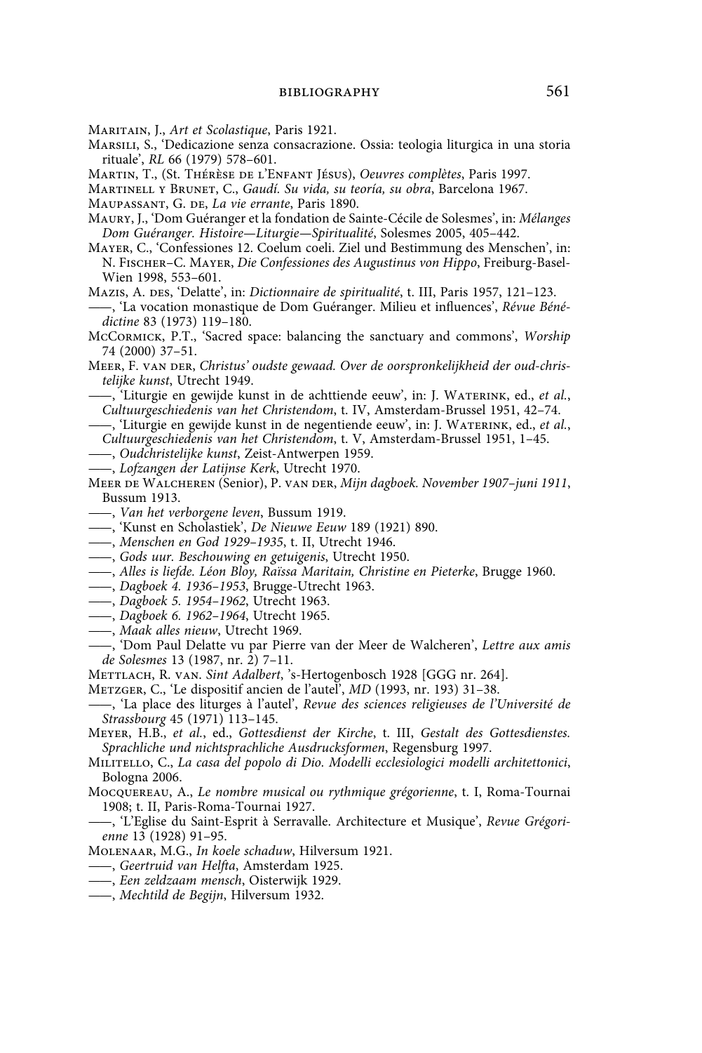Maritain, J., *Art et Scolastique*, Paris 1921.

Marsili, S., 'Dedicazione senza consacrazione. Ossia: teologia liturgica in una storia rituale', *RL* 66 (1979) 578–601.

Martin, T., (St. Thérèse de l'Enfant Jésus), *Oeuvres complètes*, Paris 1997.

Martinell y Brunet, C., *Gaudí. Su vida, su teoría, su obra*, Barcelona 1967.

Maupassant, G. de, *La vie errante*, Paris 1890.

Maury, J., 'Dom Guéranger et la fondation de Sainte-Cécile de Solesmes', in: *Mélanges Dom Guéranger. Histoire—Liturgie—Spiritualité*, Solesmes 2005, 405–442.

Mayer, C., 'Confessiones 12. Coelum coeli. Ziel und Bestimmung des Menschen', in: N. Fischer–C. Mayer, *Die Confessiones des Augustinus von Hippo*, Freiburg-Basel-Wien 1998, 553–601.

Mazis, A. des, 'Delatte', in: *Dictionnaire de spiritualité*, t. III, Paris 1957, 121–123.

——, 'La vocation monastique de Dom Guéranger. Milieu et influences', *Révue Bénédictine* 83 (1973) 119–180.

McCormick, P.T., 'Sacred space: balancing the sanctuary and commons', *Worship* 74 (2000) 37–51.

Meer, F. van der, *Christus' oudste gewaad. Over de oorspronkelijkheid der oud-christelijke kunst*, Utrecht 1949.

——, 'Liturgie en gewijde kunst in de achttiende eeuw', in: J. Waterink, ed., *et al.*, *Cultuurgeschiedenis van het Christendom*, t. IV, Amsterdam-Brussel 1951, 42–74.

——, 'Liturgie en gewijde kunst in de negentiende eeuw', in: J. Waterink, ed., *et al.*, *Cultuurgeschiedenis van het Christendom*, t. V, Amsterdam-Brussel 1951, 1–45.

——, *Oudchristelijke kunst*, Zeist-Antwerpen 1959.

——, *Lofzangen der Latijnse Kerk*, Utrecht 1970.

Meer de Walcheren (Senior), P. van der, *Mijn dagboek. November 1907–juni 1911*, Bussum 1913.

——, *Van het verborgene leven*, Bussum 1919.

——, 'Kunst en Scholastiek', *De Nieuwe Eeuw* 189 (1921) 890.

——, *Menschen en God 1929–1935*, t. II, Utrecht 1946.

——, *Gods uur. Beschouwing en getuigenis*, Utrecht 1950.

——, *Alles is liefde. Léon Bloy, Raïssa Maritain, Christine en Pieterke*, Brugge 1960.

——, *Dagboek 4. 1936–1953*, Brugge-Utrecht 1963.

——, *Dagboek 5. 1954–1962*, Utrecht 1963.

——, *Dagboek 6. 1962–1964*, Utrecht 1965.

——, *Maak alles nieuw*, Utrecht 1969.

——, 'Dom Paul Delatte vu par Pierre van der Meer de Walcheren', *Lettre aux amis de Solesmes* 13 (1987, nr. 2) 7–11.

Mettlach, R. van. *Sint Adalbert*, 's-Hertogenbosch 1928 [GGG nr. 264].

Metzger, C., 'Le dispositif ancien de l'autel', *MD* (1993, nr. 193) 31–38.

——, 'La place des liturges à l'autel', *Revue des sciences religieuses de l'Université de Strassbourg* 45 (1971) 113–145.

Meyer, H.B., *et al.*, ed., *Gottesdienst der Kirche*, t. III, *Gestalt des Gottesdienstes. Sprachliche und nichtsprachliche Ausdrucksformen*, Regensburg 1997.

Militello, C., *La casa del popolo di Dio. Modelli ecclesiologici modelli architettonici*, Bologna 2006.

Mocquereau, A., *Le nombre musical ou rythmique grégorienne*, t. I, Roma-Tournai 1908; t. II, Paris-Roma-Tournai 1927.

——, 'L'Eglise du Saint-Esprit à Serravalle. Architecture et Musique', *Revue Grégorienne* 13 (1928) 91–95.

Molenaar, M.G., *In koele schaduw*, Hilversum 1921.

——, *Geertruid van Helfta*, Amsterdam 1925.

——, *Een zeldzaam mensch*, Oisterwijk 1929.

——, *Mechtild de Begijn*, Hilversum 1932.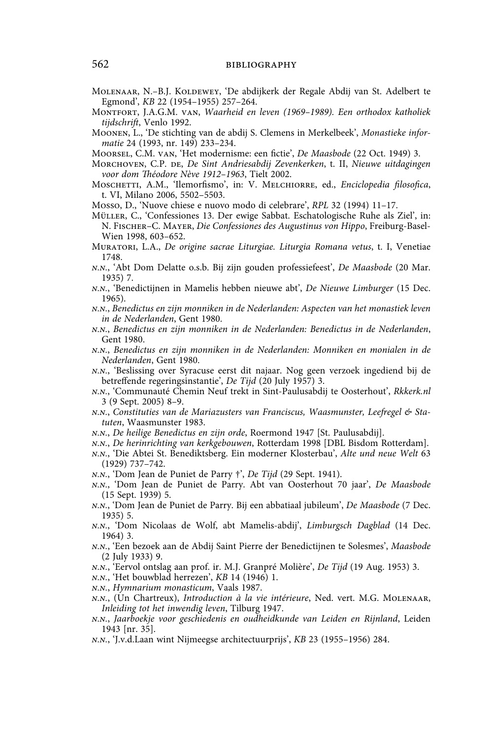Molenaar, N.–B.J. Koldewey, 'De abdijkerk der Regale Abdij van St. Adelbert te Egmond', *KB* 22 (1954–1955) 257–264.

Montfort, J.A.G.M. van, *Waarheid en leven (1969–1989). Een orthodox katholiek tijdschrift*, Venlo 1992.

Moonen, L., 'De stichting van de abdij S. Clemens in Merkelbeek', *Monastieke informatie* 24 (1993, nr. 149) 233–234.

Moorsel, C.M. van, 'Het modernisme: een fictie', *De Maasbode* (22 Oct. 1949) 3.

Morchoven, C.P. de, *De Sint Andriesabdij Zevenkerken*, t. II, *Nieuwe uitdagingen voor dom Théodore Nève 1912–1963*, Tielt 2002.

Moschetti, A.M., 'Ilemorfismo', in: V. Melchiorre, ed., *Enciclopedia filosofica*, t. VI, Milano 2006, 5502–5503.

Mosso, D., 'Nuove chiese e nuovo modo di celebrare', *RPL* 32 (1994) 11–17.

Müller, C., 'Confessiones 13. Der ewige Sabbat. Eschatologische Ruhe als Ziel', in: N. Fischer–C. Mayer, *Die Confessiones des Augustinus von Hippo*, Freiburg-Basel-Wien 1998, 603–652.

Muratori, L.A., *De origine sacrae Liturgiae. Liturgia Romana vetus*, t. I, Venetiae 1748.

*n.n.*, 'Abt Dom Delatte o.s.b. Bij zijn gouden professiefeest', *De Maasbode* (20 Mar. 1935) 7.

*n.n.*, 'Benedictijnen in Mamelis hebben nieuwe abt', *De Nieuwe Limburger* (15 Dec. 1965).

*n.n.*, *Benedictus en zijn monniken in de Nederlanden: Aspecten van het monastiek leven in de Nederlanden*, Gent 1980.

*n.n.*, *Benedictus en zijn monniken in de Nederlanden: Benedictus in de Nederlanden*, Gent 1980.

*n.n.*, *Benedictus en zijn monniken in de Nederlanden: Monniken en monialen in de Nederlanden*, Gent 1980.

*n.n.*, 'Beslissing over Syracuse eerst dit najaar. Nog geen verzoek ingediend bij de betreffende regeringsinstantie', *De Tijd* (20 July 1957) 3.

*n.n.*, 'Communauté Chemin Neuf trekt in Sint-Paulusabdij te Oosterhout', *Rkkerk.nl* 3 (9 Sept. 2005) 8–9.

*n.n.*, *Constituties van de Mariazusters van Franciscus, Waasmunster, Leefregel & Statuten*, Waasmunster 1983.

*n.n.*, *De heilige Benedictus en zijn orde*, Roermond 1947 [St. Paulusabdij].

*n.n.*, *De herinrichting van kerkgebouwen*, Rotterdam 1998 [DBL Bisdom Rotterdam].

*n.n.*, 'Die Abtei St. Benediktsberg. Ein moderner Klosterbau', *Alte und neue Welt* 63 (1929) 737–742.

*n.n.*, 'Dom Jean de Puniet de Parry †', *De Tijd* (29 Sept. 1941).

*n.n.*, 'Dom Jean de Puniet de Parry. Abt van Oosterhout 70 jaar', *De Maasbode* (15 Sept. 1939) 5.

*n.n.*, 'Dom Jean de Puniet de Parry. Bij een abbatiaal jubileum', *De Maasbode* (7 Dec. 1935) 5.

*n.n.*, 'Dom Nicolaas de Wolf, abt Mamelis-abdij', *Limburgsch Dagblad* (14 Dec. 1964) 3.

*n.n.*, 'Een bezoek aan de Abdij Saint Pierre der Benedictijnen te Solesmes', *Maasbode* (2 July 1933) 9.

*n.n.*, 'Eervol ontslag aan prof. ir. M.J. Granpré Molière', *De Tijd* (19 Aug. 1953) 3.

*n.n.*, 'Het bouwblad herrezen', *KB* 14 (1946) 1.

*n.n.*, *Hymnarium monasticum*, Vaals 1987.

*n.n.*, (Un Chartreux), *Introduction à la vie intérieure*, Ned. vert. M.G. Molenaar, *Inleiding tot het inwendig leven*, Tilburg 1947.

*n.n.*, *Jaarboekje voor geschiedenis en oudheidkunde van Leiden en Rijnland*, Leiden 1943 [nr. 35].

*n.n.*, 'J.v.d.Laan wint Nijmeegse architectuurprijs', *KB* 23 (1955–1956) 284.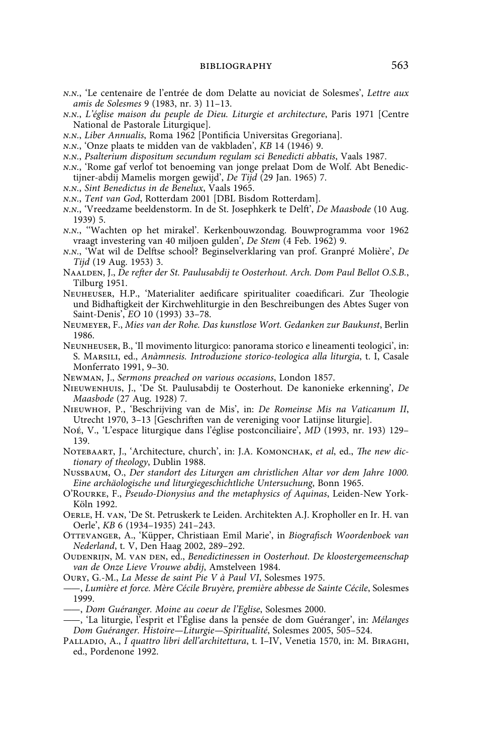N.N., 'Le centenaire de l'entrée de dom Delatte au noviciat de Solesmes', *Lettre aux amis de Solesmes* 9 (1983, nr. 3) 11–13.

N.N., *L'église maison du peuple de Dieu. Liturgie et architecture*, Paris 1971 [Centre National de Pastorale Liturgique].

N.N., *Liber Annualis*, Roma 1962 [Pontificia Universitas Gregoriana].

N.N., 'Onze plaats te midden van de vakbladen', *KB* 14 (1946) 9.

N.N., *Psalterium dispositum secundum regulam sci Benedicti abbatis*, Vaals 1987.

N.N., 'Rome gaf verlof tot benoeming van jonge prelaat Dom de Wolf. Abt Benedictijner-abdij Mamelis morgen gewijd', *De Tijd* (29 Jan. 1965) 7.

N.N., *Sint Benedictus in de Benelux*, Vaals 1965.

N.N., *Tent van God*, Rotterdam 2001 [DBL Bisdom Rotterdam].

N.N., 'Vreedzame beeldenstorm. In de St. Josephkerk te Delft', *De Maasbode* (10 Aug. 1939) 5.

N.N., ''Wachten op het mirakel'. Kerkenbouwzondag. Bouwprogramma voor 1962 vraagt investering van 40 miljoen gulden', *De Stem* (4 Feb. 1962) 9.

N.N., 'Wat wil de Delftse school? Beginselverklaring van prof. Granpré Molière', *De Tijd* (19 Aug. 1953) 3.

Naalden, J., *De refter der St. Paulusabdij te Oosterhout. Arch. Dom Paul Bellot O.S.B.*, Tilburg 1951.

Neuheuser, H.P., 'Materialiter aedificare spiritualiter coaedificari. Zur Theologie und Bidhaftigkeit der Kirchwehliturgie in den Beschreibungen des Abtes Suger von Saint-Denis', *EO* 10 (1993) 33–78.

Neumeyer, F., *Mies van der Rohe. Das kunstlose Wort. Gedanken zur Baukunst*, Berlin 1986.

Neunheuser, B., 'Il movimento liturgico: panorama storico e lineamenti teologici', in: S. Marsili, ed., *Anàmnesis. Introduzione storico-teologica alla liturgia*, t. I, Casale Monferrato 1991, 9–30.

Newman, J., *Sermons preached on various occasions*, London 1857.

Nieuwenhuis, J., 'De St. Paulusabdij te Oosterhout. De kanonieke erkenning', *De Maasbode* (27 Aug. 1928) 7.

Nieuwhof, P., 'Beschrijving van de Mis', in: *De Romeinse Mis na Vaticanum II*, Utrecht 1970, 3–13 [Geschriften van de vereniging voor Latijnse liturgie].

Noé, V., 'L'espace liturgique dans l'église postconciliaire', *MD* (1993, nr. 193) 129–139.

Notebaart, J., 'Architecture, church', in: J.A. Komonchak, *et al*, ed., *The new dictionary of theology*, Dublin 1988.

Nussbaum, O., *Der standort des Liturgen am christlichen Altar vor dem Jahre 1000. Eine archäologische und liturgiegeschichtliche Untersuchung*, Bonn 1965.

O'Rourke, F., *Pseudo-Dionysius and the metaphysics of Aquinas*, Leiden-New York-Köln 1992.

Oerle, H. van, 'De St. Petruskerk te Leiden. Architekten A.J. Kropholler en Ir. H. van Oerle', *KB* 6 (1934–1935) 241–243.

Ottevanger, A., 'Küpper, Christiaan Emil Marie', in *Biografisch Woordenboek van Nederland*, t. V, Den Haag 2002, 289–292.

Oudenrijn, M. van den, ed., *Benedictinessen in Oosterhout. De kloostergemeenschap van de Onze Lieve Vrouwe abdij*, Amstelveen 1984.

Oury, G.-M., *La Messe de saint Pie V à Paul VI*, Solesmes 1975.

——, *Lumière et force. Mère Cécile Bruyère, première abbesse de Sainte Cécile*, Solesmes 1999.

——, *Dom Guéranger. Moine au coeur de l'Eglise*, Solesmes 2000.

——, 'La liturgie, l'esprit et l'Église dans la pensée de dom Guéranger', in: *Mélanges Dom Guéranger. Histoire—Liturgie—Spiritualité*, Solesmes 2005, 505–524.

Palladio, A., *I quattro libri dell'architettura*, t. I–IV, Venetia 1570, in: M. Biraghi, ed., Pordenone 1992.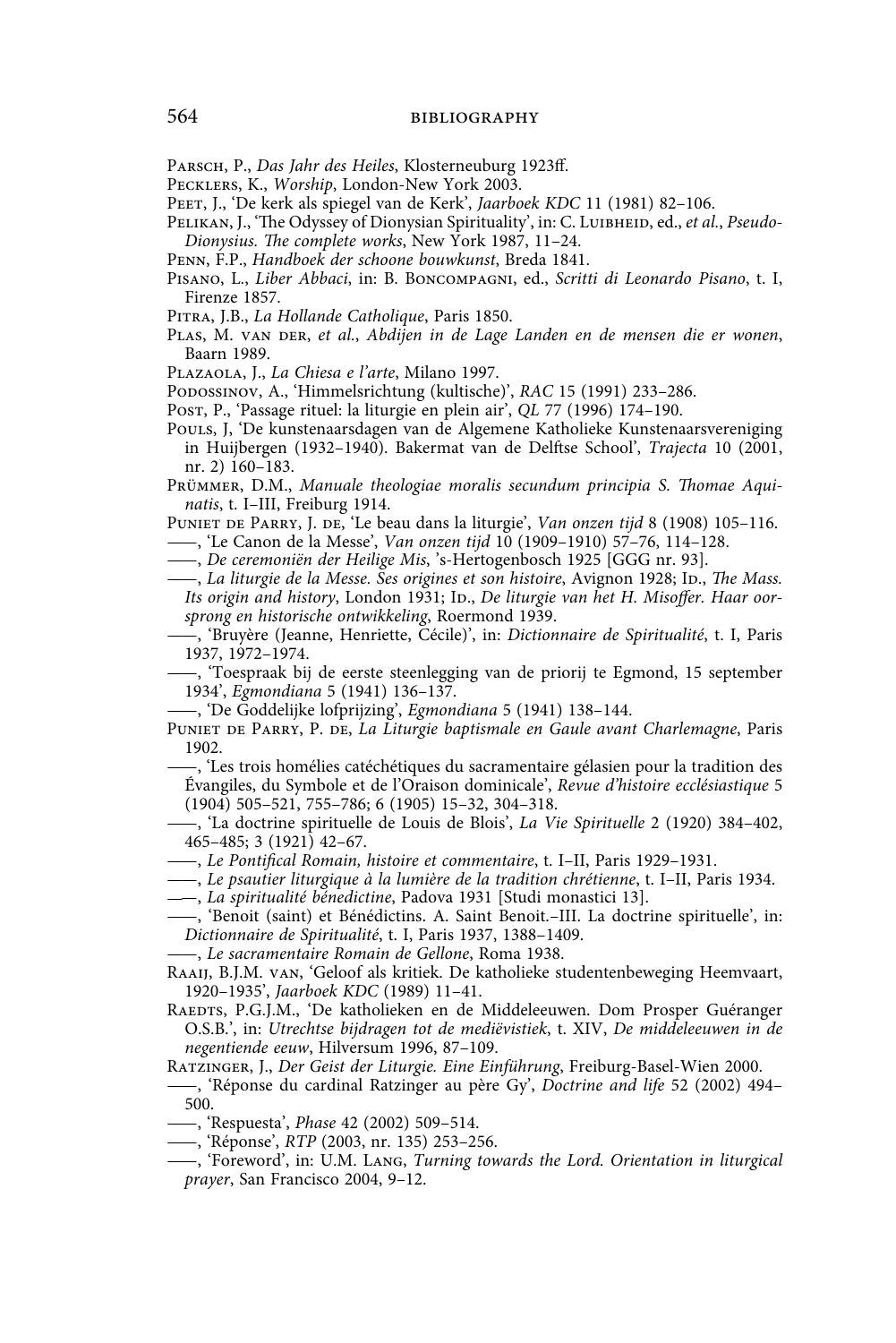Parsch, P., *Das Jahr des Heiles*, Klosterneuburg 1923ff.

Pecklers, K., *Worship*, London-New York 2003.

Peet, J., 'De kerk als spiegel van de Kerk', *Jaarboek KDC* 11 (1981) 82–106.

Pelikan, J., 'The Odyssey of Dionysian Spirituality', in: C. Luibheid, ed., *et al.*, *Pseudo-Dionysius. The complete works*, New York 1987, 11–24.

Penn, F.P., *Handboek der schoone bouwkunst*, Breda 1841.

Pisano, L., *Liber Abbaci*, in: B. Boncompagni, ed., *Scritti di Leonardo Pisano*, t. I, Firenze 1857.

Pitra, J.B., *La Hollande Catholique*, Paris 1850.

Plas, M. van der, *et al.*, *Abdijen in de Lage Landen en de mensen die er wonen*, Baarn 1989.

Plazaola, J., *La Chiesa e l'arte*, Milano 1997.

Podossinov, A., 'Himmelsrichtung (kultische)', *RAC* 15 (1991) 233–286.

Post, P., 'Passage rituel: la liturgie en plein air', *QL* 77 (1996) 174–190.

Pouls, J, 'De kunstenaarsdagen van de Algemene Katholieke Kunstenaarsvereniging in Huijbergen (1932–1940). Bakermat van de Delftse School', *Trajecta* 10 (2001, nr. 2) 160–183.

Prümmer, D.M., *Manuale theologiae moralis secundum principia S. Thomae Aquinatis*, t. I–III, Freiburg 1914.

Puniet de Parry, J. de, 'Le beau dans la liturgie', *Van onzen tijd* 8 (1908) 105–116.

——, 'Le Canon de la Messe', *Van onzen tijd* 10 (1909–1910) 57–76, 114–128.

——, *De ceremoniën der Heilige Mis*, 's-Hertogenbosch 1925 [GGG nr. 93].

——, *La liturgie de la Messe. Ses origines et son histoire*, Avignon 1928; Id., *The Mass. Its origin and history*, London 1931; Id., *De liturgie van het H. Misoffer. Haar oorsprong en historische ontwikkeling*, Roermond 1939.

——, 'Bruyère (Jeanne, Henriette, Cécile)', in: *Dictionnaire de Spiritualité*, t. I, Paris 1937, 1972–1974.

——, 'Toespraak bij de eerste steenlegging van de priorij te Egmond, 15 september 1934', *Egmondiana* 5 (1941) 136–137.

——, 'De Goddelijke lofprijzing', *Egmondiana* 5 (1941) 138–144.

Puniet de Parry, P. de, *La Liturgie baptismale en Gaule avant Charlemagne*, Paris 1902.

——, 'Les trois homélies catéchétiques du sacramentaire gélasien pour la tradition des Évangiles, du Symbole et de l'Oraison dominicale', *Revue d'histoire ecclésiastique* 5 (1904) 505–521, 755–786; 6 (1905) 15–32, 304–318.

——, 'La doctrine spirituelle de Louis de Blois', *La Vie Spirituelle* 2 (1920) 384–402, 465–485; 3 (1921) 42–67.

——, *Le Pontifical Romain, histoire et commentaire*, t. I–II, Paris 1929–1931.

——, *Le psautier liturgique à la lumière de la tradition chrétienne*, t. I–II, Paris 1934.

——, *La spiritualité bénedictine*, Padova 1931 [Studi monastici 13].

——, 'Benoit (saint) et Bénédictins. A. Saint Benoit.–III. La doctrine spirituelle', in: *Dictionnaire de Spiritualité*, t. I, Paris 1937, 1388–1409.

——, *Le sacramentaire Romain de Gellone*, Roma 1938.

Raaij, B.J.M. van, 'Geloof als kritiek. De katholieke studentenbeweging Heemvaart, 1920–1935', *Jaarboek KDC* (1989) 11–41.

Raedts, P.G.J.M., 'De katholieken en de Middeleeuwen. Dom Prosper Guéranger O.S.B.', in: *Utrechtse bijdragen tot de mediëvistiek*, t. XIV, *De middeleeuwen in de negentiende eeuw*, Hilversum 1996, 87–109.

Ratzinger, J., *Der Geist der Liturgie. Eine Einführung*, Freiburg-Basel-Wien 2000.

——, 'Réponse du cardinal Ratzinger au père Gy', *Doctrine and life* 52 (2002) 494–500.

——, 'Respuesta', *Phase* 42 (2002) 509–514.

——, 'Réponse', *RTP* (2003, nr. 135) 253–256.

——, 'Foreword', in: U.M. Lang, *Turning towards the Lord. Orientation in liturgical prayer*, San Francisco 2004, 9–12.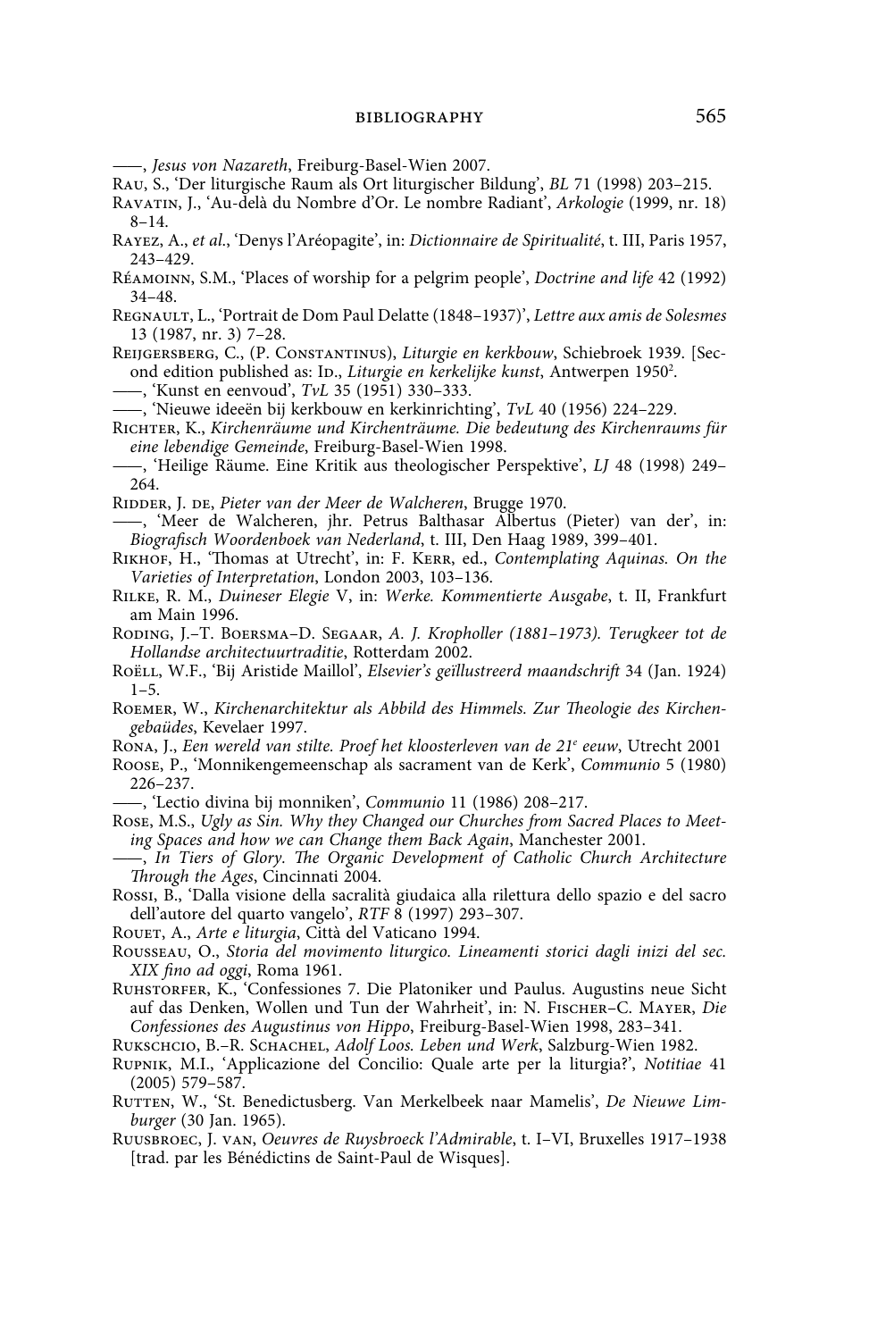——, *Jesus von Nazareth*, Freiburg-Basel-Wien 2007.

Rau, S., 'Der liturgische Raum als Ort liturgischer Bildung', *BL* 71 (1998) 203–215.

Ravatin, J., 'Au-delà du Nombre d'Or. Le nombre Radiant', *Arkologie* (1999, nr. 18) 8–14.

Rayez, A., *et al.*, 'Denys l'Aréopagite', in: *Dictionnaire de Spiritualité*, t. III, Paris 1957, 243–429.

Réamoinn, S.M., 'Places of worship for a pelgrim people', *Doctrine and life* 42 (1992) 34–48.

Regnault, L., 'Portrait de Dom Paul Delatte (1848–1937)', *Lettre aux amis de Solesmes* 13 (1987, nr. 3) 7–28.

Reijgersberg, C., (P. Constantinus), *Liturgie en kerkbouw*, Schiebroek 1939. [Second edition published as: Id., *Liturgie en kerkelijke kunst*, Antwerpen 1950².

——, 'Kunst en eenvoud', *TvL* 35 (1951) 330–333.

——, 'Nieuwe ideeën bij kerkbouw en kerkinrichting', *TvL* 40 (1956) 224–229.

Richter, K., *Kirchenräume und Kirchenträume. Die bedeutung des Kirchenraums für eine lebendige Gemeinde*, Freiburg-Basel-Wien 1998.

——, 'Heilige Räume. Eine Kritik aus theologischer Perspektive', *LJ* 48 (1998) 249–264.

Ridder, J. de, *Pieter van der Meer de Walcheren*, Brugge 1970.

——, 'Meer de Walcheren, jhr. Petrus Balthasar Albertus (Pieter) van der', in: *Biografisch Woordenboek van Nederland*, t. III, Den Haag 1989, 399–401.

Rikhof, H., 'Thomas at Utrecht', in: F. Kerr, ed., *Contemplating Aquinas. On the Varieties of Interpretation*, London 2003, 103–136.

Rilke, R. M., *Duineser Elegie* V, in: *Werke. Kommentierte Ausgabe*, t. II, Frankfurt am Main 1996.

Roding, J.–T. Boersma–D. Segaar, *A. J. Kropholler (1881–1973). Terugkeer tot de Hollandse architectuurtraditie*, Rotterdam 2002.

Roëll, W.F., 'Bij Aristide Maillol', *Elsevier's geïllustreerd maandschrift* 34 (Jan. 1924) 1–5.

Roemer, W., *Kirchenarchitektur als Abbild des Himmels. Zur Theologie des Kirchengebaüdes*, Kevelaer 1997.

Rona, J., *Een wereld van stilte. Proef het kloosterleven van de 21ᵉ eeuw*, Utrecht 2001

Roose, P., 'Monnikengemeenschap als sacrament van de Kerk', *Communio* 5 (1980) 226–237.

——, 'Lectio divina bij monniken', *Communio* 11 (1986) 208–217.

Rose, M.S., *Ugly as Sin. Why they Changed our Churches from Sacred Places to Meeting Spaces and how we can Change them Back Again*, Manchester 2001.

——, *In Tiers of Glory. The Organic Development of Catholic Church Architecture Through the Ages*, Cincinnati 2004.

Rossi, B., 'Dalla visione della sacralità giudaica alla rilettura dello spazio e del sacro dell'autore del quarto vangelo', *RTF* 8 (1997) 293–307.

Rouet, A., *Arte e liturgia*, Città del Vaticano 1994.

Rousseau, O., *Storia del movimento liturgico. Lineamenti storici dagli inizi del sec. XIX fino ad oggi*, Roma 1961.

Ruhstorfer, K., 'Confessiones 7. Die Platoniker und Paulus. Augustins neue Sicht auf das Denken, Wollen und Tun der Wahrheit', in: N. Fischer–C. Mayer, *Die Confessiones des Augustinus von Hippo*, Freiburg-Basel-Wien 1998, 283–341.

Rukschcio, B.–R. Schachel, *Adolf Loos. Leben und Werk*, Salzburg-Wien 1982.

Rupnik, M.I., 'Applicazione del Concilio: Quale arte per la liturgia?', *Notitiae* 41 (2005) 579–587.

Rutten, W., 'St. Benedictusberg. Van Merkelbeek naar Mamelis', *De Nieuwe Limburger* (30 Jan. 1965).

Ruusbroec, J. van, *Oeuvres de Ruysbroeck l'Admirable*, t. I–VI, Bruxelles 1917–1938 [trad. par les Bénédictins de Saint-Paul de Wisques].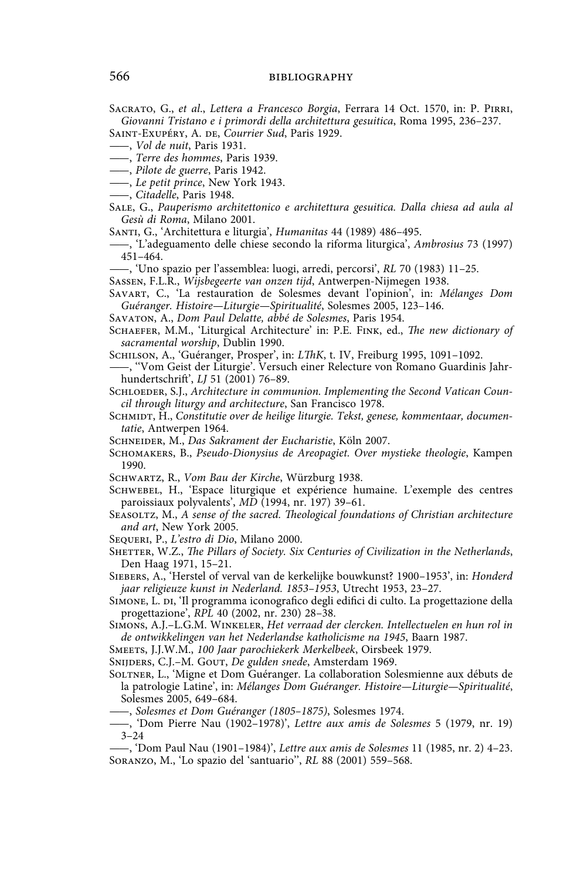Sacrato, G., *et al.*, *Lettera a Francesco Borgia*, Ferrara 14 Oct. 1570, in: P. Pirri, *Giovanni Tristano e i primordi della architettura gesuitica*, Roma 1995, 236–237.

Saint-Exupéry, A. de, *Courrier Sud*, Paris 1929.

——, *Vol de nuit*, Paris 1931.

——, *Terre des hommes*, Paris 1939.

——, *Pilote de guerre*, Paris 1942.

——, *Le petit prince*, New York 1943.

——, *Citadelle*, Paris 1948.

Sale, G., *Pauperismo architettonico e architettura gesuitica. Dalla chiesa ad aula al Gesù di Roma*, Milano 2001.

Santi, G., 'Architettura e liturgia', *Humanitas* 44 (1989) 486–495.

——, 'L'adeguamento delle chiese secondo la riforma liturgica', *Ambrosius* 73 (1997) 451–464.

——, 'Uno spazio per l'assemblea: luoghi, arredi, percorsi', *RL* 70 (1983) 11–25.

Sassen, F.L.R., *Wijsbegeerte van onzen tijd*, Antwerpen-Nijmegen 1938.

Savart, C., 'La restauration de Solesmes devant l'opinion', in: *Mélanges Dom Guéranger. Histoire—Liturgie—Spiritualité*, Solesmes 2005, 123–146.

Savaton, A., *Dom Paul Delatte, abbé de Solesmes*, Paris 1954.

Schaefer, M.M., 'Liturgical Architecture' in: P.E. Fink, ed., *The new dictionary of sacramental worship*, Dublin 1990.

Schilson, A., 'Guéranger, Prosper', in: *LThK*, t. IV, Freiburg 1995, 1091–1092.

——, ''Vom Geist der Liturgie'. Versuch einer Relecture von Romano Guardinis Jahrhundertschrift', *LJ* 51 (2001) 76–89.

Schloeder, S.J., *Architecture in communion. Implementing the Second Vatican Council through liturgy and architecture*, San Francisco 1978.

Schmidt, H., *Constitutie over de heilige liturgie. Tekst, genese, kommentaar, documentatie*, Antwerpen 1964.

Schneider, M., *Das Sakrament der Eucharistie*, Köln 2007.

Schomakers, B., *Pseudo-Dionysius de Areopagiet. Over mystieke theologie*, Kampen 1990.

Schwartz, R., *Vom Bau der Kirche*, Würzburg 1938.

Schwebel, H., 'Espace liturgique et expérience humaine. L'exemple des centres paroissiaux polyvalents', *MD* (1994, nr. 197) 39–61.

Seasoltz, M., *A sense of the sacred. Theological foundations of Christian architecture and art*, New York 2005.

Sequeri, P., *L'estro di Dio*, Milano 2000.

Shetter, W.Z., *The Pillars of Society. Six Centuries of Civilization in the Netherlands*, Den Haag 1971, 15–21.

Siebers, A., 'Herstel of verval van de kerkelijke bouwkunst? 1900–1953', in: *Honderd jaar religieuze kunst in Nederland. 1853–1953*, Utrecht 1953, 23–27.

Simone, L. di, 'Il programma iconografico degli edifici di culto. La progettazione della progettazione', *RPL* 40 (2002, nr. 230) 28–38.

Simons, A.J.–L.G.M. Winkeler, *Het verraad der clercken. Intellectuelen en hun rol in de ontwikkelingen van het Nederlandse katholicisme na 1945*, Baarn 1987.

Smeets, J.J.W.M., *100 Jaar parochiekerk Merkelbeek*, Oirsbeek 1979.

Snijders, C.J.–M. Gout, *De gulden snede*, Amsterdam 1969.

Soltner, L., 'Migne et Dom Guéranger. La collaboration Solesmienne aux débuts de la patrologie Latine', in: *Mélanges Dom Guéranger. Histoire—Liturgie—Spiritualité*, Solesmes 2005, 649–684.

——, *Solesmes et Dom Guéranger (1805–1875)*, Solesmes 1974.

——, 'Dom Pierre Nau (1902–1978)', *Lettre aux amis de Solesmes* 5 (1979, nr. 19) 3–24

——, 'Dom Paul Nau (1901–1984)', *Lettre aux amis de Solesmes* 11 (1985, nr. 2) 4–23.

Soranzo, M., 'Lo spazio del 'santuario'', *RL* 88 (2001) 559–568.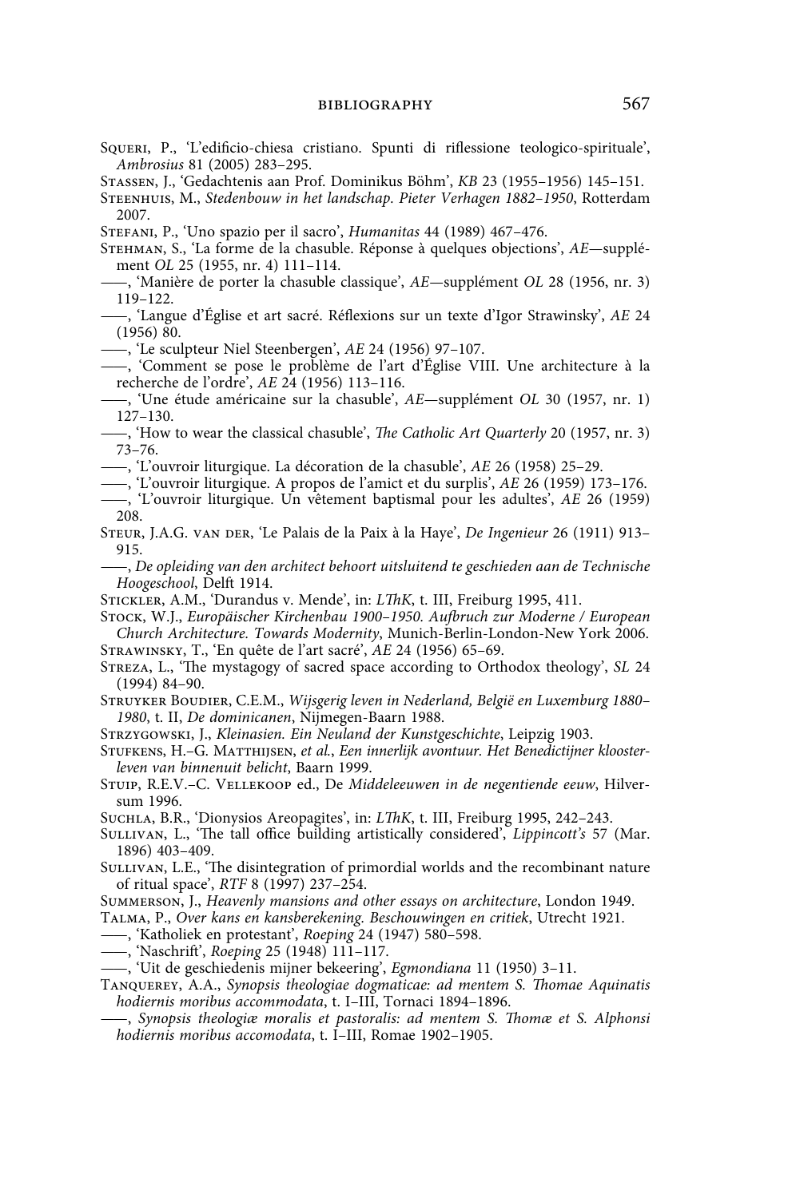Squeri, P., 'L'edificio-chiesa cristiano. Spunti di riflessione teologico-spirituale', *Ambrosius* 81 (2005) 283–295.

Stassen, J., 'Gedachtenis aan Prof. Dominikus Böhm', *KB* 23 (1955–1956) 145–151.

Steenhuis, M., *Stedenbouw in het landschap. Pieter Verhagen 1882–1950*, Rotterdam 2007.

Stefani, P., 'Uno spazio per il sacro', *Humanitas* 44 (1989) 467–476.

Stehman, S., 'La forme de la chasuble. Réponse à quelques objections', *AE*—supplément *OL* 25 (1955, nr. 4) 111–114.

——, 'Manière de porter la chasuble classique', *AE*—supplément *OL* 28 (1956, nr. 3) 119–122.

——, 'Langue d'Église et art sacré. Réflexions sur un texte d'Igor Strawinsky', *AE* 24 (1956) 80.

——, 'Le sculpteur Niel Steenbergen', *AE* 24 (1956) 97–107.

——, 'Comment se pose le problème de l'art d'Église VIII. Une architecture à la recherche de l'ordre', *AE* 24 (1956) 113–116.

——, 'Une étude américaine sur la chasuble', *AE*—supplément *OL* 30 (1957, nr. 1) 127–130.

——, 'How to wear the classical chasuble', *The Catholic Art Quarterly* 20 (1957, nr. 3) 73–76.

——, 'L'ouvroir liturgique. La décoration de la chasuble', *AE* 26 (1958) 25–29.

——, 'L'ouvroir liturgique. A propos de l'amict et du surplis', *AE* 26 (1959) 173–176.

——, 'L'ouvroir liturgique. Un vêtement baptismal pour les adultes', *AE* 26 (1959) 208.

Steur, J.A.G. van der, 'Le Palais de la Paix à la Haye', *De Ingenieur* 26 (1911) 913–915.

——, *De opleiding van den architect behoort uitsluitend te geschieden aan de Technische Hoogeschool*, Delft 1914.

Stickler, A.M., 'Durandus v. Mende', in: *LThK*, t. III, Freiburg 1995, 411.

Stock, W.J., *Europäischer Kirchenbau 1900–1950. Aufbruch zur Moderne / European Church Architecture. Towards Modernity*, Munich-Berlin-London-New York 2006.

Strawinsky, T., 'En quête de l'art sacré', *AE* 24 (1956) 65–69.

Streza, L., 'The mystagogy of sacred space according to Orthodox theology', *SL* 24 (1994) 84–90.

Struyker Boudier, C.E.M., *Wijsgerig leven in Nederland, België en Luxemburg 1880–1980*, t. II, *De dominicanen*, Nijmegen-Baarn 1988.

Strzygowski, J., *Kleinasien. Ein Neuland der Kunstgeschichte*, Leipzig 1903.

Stufkens, H.–G. Matthijsen, *et al.*, *Een innerlijk avontuur. Het Benedictijner kloosterleven van binnenuit belicht*, Baarn 1999.

Stuip, R.E.V.–C. Vellekoop ed., De *Middeleeuwen in de negentiende eeuw*, Hilversum 1996.

Suchla, B.R., 'Dionysios Areopagites', in: *LThK*, t. III, Freiburg 1995, 242–243.

Sullivan, L., 'The tall office building artistically considered', *Lippincott's* 57 (Mar. 1896) 403–409.

Sullivan, L.E., 'The disintegration of primordial worlds and the recombinant nature of ritual space', *RTF* 8 (1997) 237–254.

Summerson, J., *Heavenly mansions and other essays on architecture*, London 1949.

Talma, P., *Over kans en kansberekening. Beschouwingen en critiek*, Utrecht 1921.

——, 'Katholiek en protestant', *Roeping* 24 (1947) 580–598.

——, 'Naschrift', *Roeping* 25 (1948) 111–117.

——, 'Uit de geschiedenis mijner bekeering', *Egmondiana* 11 (1950) 3–11.

Tanquerey, A.A., *Synopsis theologiae dogmaticae: ad mentem S. Thomae Aquinatis hodiernis moribus accommodata*, t. I–III, Tornaci 1894–1896.

——, *Synopsis theologiæ moralis et pastoralis: ad mentem S. Thomæ et S. Alphonsi hodiernis moribus accomodata*, t. I–III, Romae 1902–1905.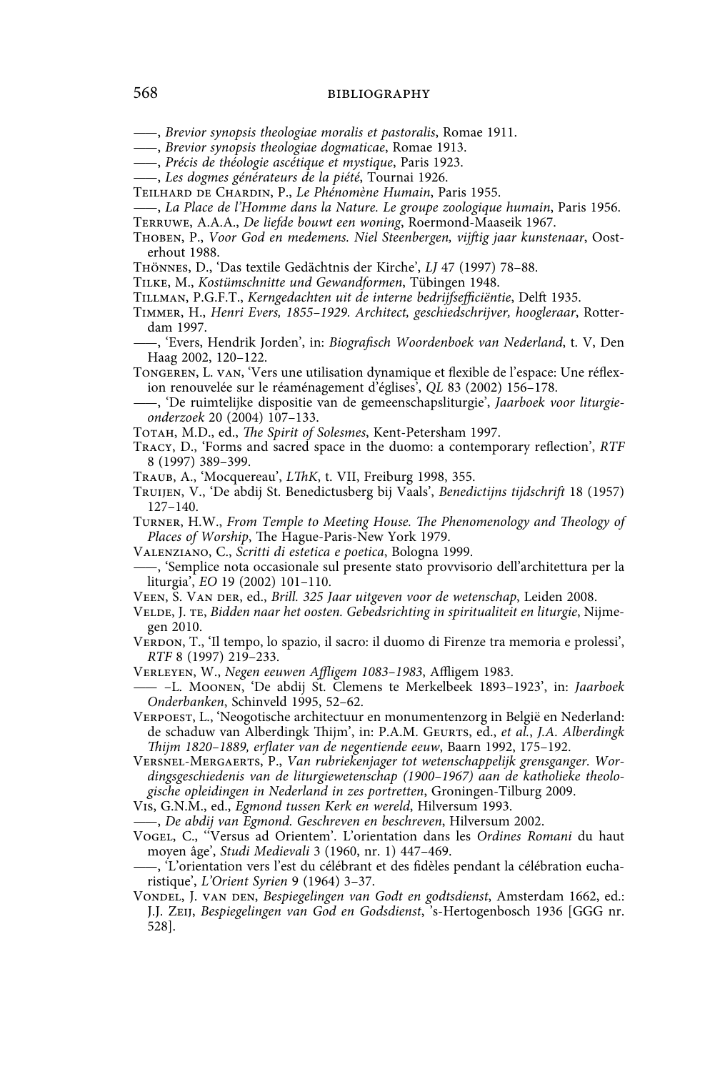——, *Brevior synopsis theologiae moralis et pastoralis*, Romae 1911.

——, *Brevior synopsis theologiae dogmaticae*, Romae 1913.

——, *Précis de théologie ascétique et mystique*, Paris 1923.

——, *Les dogmes générateurs de la piété*, Tournai 1926.

Teilhard de Chardin, P., *Le Phénomène Humain*, Paris 1955.

——, *La Place de l'Homme dans la Nature. Le groupe zoologique humain*, Paris 1956.

Terruwe, A.A.A., *De liefde bouwt een woning*, Roermond-Maaseik 1967.

Thoben, P., *Voor God en medemens. Niel Steenbergen, vijftig jaar kunstenaar*, Oosterhout 1988.

Thönnes, D., 'Das textile Gedächtnis der Kirche', *LJ* 47 (1997) 78–88.

Tilke, M., *Kostümschnitte und Gewandformen*, Tübingen 1948.

Tillman, P.G.F.T., *Kerngedachten uit de interne bedrijfsefficiëntie*, Delft 1935.

Timmer, H., *Henri Evers, 1855–1929. Architect, geschiedschrijver, hoogleraar*, Rotterdam 1997.

——, 'Evers, Hendrik Jorden', in: *Biografisch Woordenboek van Nederland*, t. V, Den Haag 2002, 120–122.

Tongeren, L. van, 'Vers une utilisation dynamique et flexible de l'espace: Une réflexion renouvelée sur le réaménagement d'églises', *QL* 83 (2002) 156–178.

——, 'De ruimtelijke dispositie van de gemeenschapsliturgie', *Jaarboek voor liturgieonderzoek* 20 (2004) 107–133.

Totah, M.D., ed., *The Spirit of Solesmes*, Kent-Petersham 1997.

Tracy, D., 'Forms and sacred space in the duomo: a contemporary reflection', *RTF* 8 (1997) 389–399.

Traub, A., 'Mocquereau', *LThK*, t. VII, Freiburg 1998, 355.

Truijen, V., 'De abdij St. Benedictusberg bij Vaals', *Benedictijns tijdschrift* 18 (1957) 127–140.

Turner, H.W., *From Temple to Meeting House. The Phenomenology and Theology of Places of Worship*, The Hague-Paris-New York 1979.

Valenziano, C., *Scritti di estetica e poetica*, Bologna 1999.

——, 'Semplice nota occasionale sul presente stato provvisorio dell'architettura per la liturgia', *EO* 19 (2002) 101–110.

Veen, S. Van der, ed., *Brill. 325 Jaar uitgeven voor de wetenschap*, Leiden 2008.

Velde, J. te, *Bidden naar het oosten. Gebedsrichting in spiritualiteit en liturgie*, Nijmegen 2010.

Verdon, T., 'Il tempo, lo spazio, il sacro: il duomo di Firenze tra memoria e prolessi', *RTF* 8 (1997) 219–233.

Verleyen, W., *Negen eeuwen Affligem 1083–1983*, Affligem 1983.

—— –L. Moonen, 'De abdij St. Clemens te Merkelbeek 1893–1923', in: *Jaarboek Onderbanken*, Schinveld 1995, 52–62.

Verpoest, L., 'Neogotische architectuur en monumentenzorg in België en Nederland: de schaduw van Alberdingk Thijm', in: P.A.M. Geurts, ed., *et al.*, *J.A. Alberdingk Thijm 1820–1889, erflater van de negentiende eeuw*, Baarn 1992, 175–192.

Versnel-Mergaerts, P., *Van rubriekenjager tot wetenschappelijk grensganger. Wordingsgeschiedenis van de liturgiewetenschap (1900–1967) aan de katholieke theologische opleidingen in Nederland in zes portretten*, Groningen-Tilburg 2009.

Vis, G.N.M., ed., *Egmond tussen Kerk en wereld*, Hilversum 1993.

——, *De abdij van Egmond. Geschreven en beschreven*, Hilversum 2002.

Vogel, C., ''Versus ad Orientem'. L'orientation dans les *Ordines Romani* du haut moyen âge', *Studi Medievali* 3 (1960, nr. 1) 447–469.

——, 'L'orientation vers l'est du célébrant et des fidèles pendant la célébration eucharistique', *L'Orient Syrien* 9 (1964) 3–37.

Vondel, J. van den, *Bespiegelingen van Godt en godtsdienst*, Amsterdam 1662, ed.: J.J. Zeij, *Bespiegelingen van God en Godsdienst*, 's-Hertogenbosch 1936 [GGG nr. 528].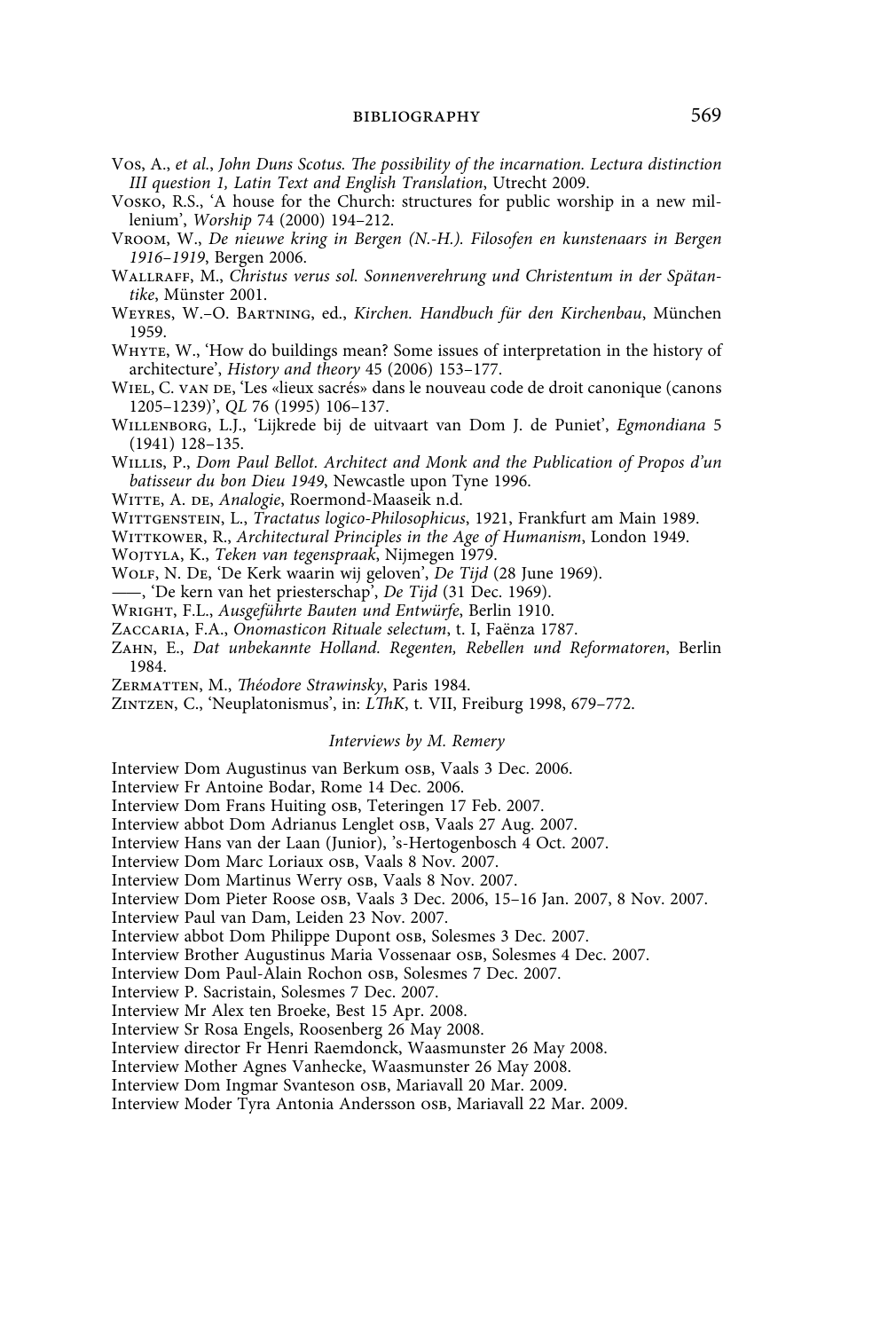Vos, A., *et al.*, *John Duns Scotus. The possibility of the incarnation. Lectura distinction III question 1, Latin Text and English Translation*, Utrecht 2009.

Vosko, R.S., 'A house for the Church: structures for public worship in a new millenium', *Worship* 74 (2000) 194–212.

Vroom, W., *De nieuwe kring in Bergen (N.-H.). Filosofen en kunstenaars in Bergen 1916–1919*, Bergen 2006.

Wallraff, M., *Christus verus sol. Sonnenverehrung und Christentum in der Spätantike*, Münster 2001.

Weyres, W.–O. Bartning, ed., *Kirchen. Handbuch für den Kirchenbau*, München 1959.

Whyte, W., 'How do buildings mean? Some issues of interpretation in the history of architecture', *History and theory* 45 (2006) 153–177.

Wiel, C. van de, 'Les «lieux sacrés» dans le nouveau code de droit canonique (canons 1205–1239)', *QL* 76 (1995) 106–137.

Willenborg, L.J., 'Lijkrede bij de uitvaart van Dom J. de Puniet', *Egmondiana* 5 (1941) 128–135.

Willis, P., *Dom Paul Bellot. Architect and Monk and the Publication of Propos d'un batisseur du bon Dieu 1949*, Newcastle upon Tyne 1996.

Witte, A. de, *Analogie*, Roermond-Maaseik n.d.

Wittgenstein, L., *Tractatus logico-Philosophicus*, 1921, Frankfurt am Main 1989.

Wittkower, R., *Architectural Principles in the Age of Humanism*, London 1949.

Wojtyla, K., *Teken van tegenspraak*, Nijmegen 1979.

Wolf, N. De, 'De Kerk waarin wij geloven', *De Tijd* (28 June 1969).

——, 'De kern van het priesterschap', *De Tijd* (31 Dec. 1969).

Wright, F.L., *Ausgeführte Bauten und Entwürfe*, Berlin 1910.

Zaccaria, F.A., *Onomasticon Rituale selectum*, t. I, Faënza 1787.

Zahn, E., *Dat unbekannte Holland. Regenten, Rebellen und Reformatoren*, Berlin 1984.

Zermatten, M., *Théodore Strawinsky*, Paris 1984.

Zintzen, C., 'Neuplatonismus', in: *LThK*, t. VII, Freiburg 1998, 679–772.

## *Interviews by M. Remery*

Interview Dom Augustinus van Berkum osb, Vaals 3 Dec. 2006.

Interview Fr Antoine Bodar, Rome 14 Dec. 2006.

Interview Dom Frans Huiting osb, Teteringen 17 Feb. 2007.

Interview abbot Dom Adrianus Lenglet osb, Vaals 27 Aug. 2007.

Interview Hans van der Laan (Junior), 's-Hertogenbosch 4 Oct. 2007.

Interview Dom Marc Loriaux osb, Vaals 8 Nov. 2007.

Interview Dom Martinus Werry osb, Vaals 8 Nov. 2007.

Interview Dom Pieter Roose osb, Vaals 3 Dec. 2006, 15–16 Jan. 2007, 8 Nov. 2007.

Interview Paul van Dam, Leiden 23 Nov. 2007.

Interview abbot Dom Philippe Dupont osb, Solesmes 3 Dec. 2007.

Interview Brother Augustinus Maria Vossenaar osb, Solesmes 4 Dec. 2007.

Interview Dom Paul-Alain Rochon osb, Solesmes 7 Dec. 2007.

Interview P. Sacristain, Solesmes 7 Dec. 2007.

Interview Mr Alex ten Broeke, Best 15 Apr. 2008.

Interview Sr Rosa Engels, Roosenberg 26 May 2008.

Interview director Fr Henri Raemdonck, Waasmunster 26 May 2008.

Interview Mother Agnes Vanhecke, Waasmunster 26 May 2008.

Interview Dom Ingmar Svanteson osb, Mariavall 20 Mar. 2009.

Interview Moder Tyra Antonia Andersson osb, Mariavall 22 Mar. 2009.